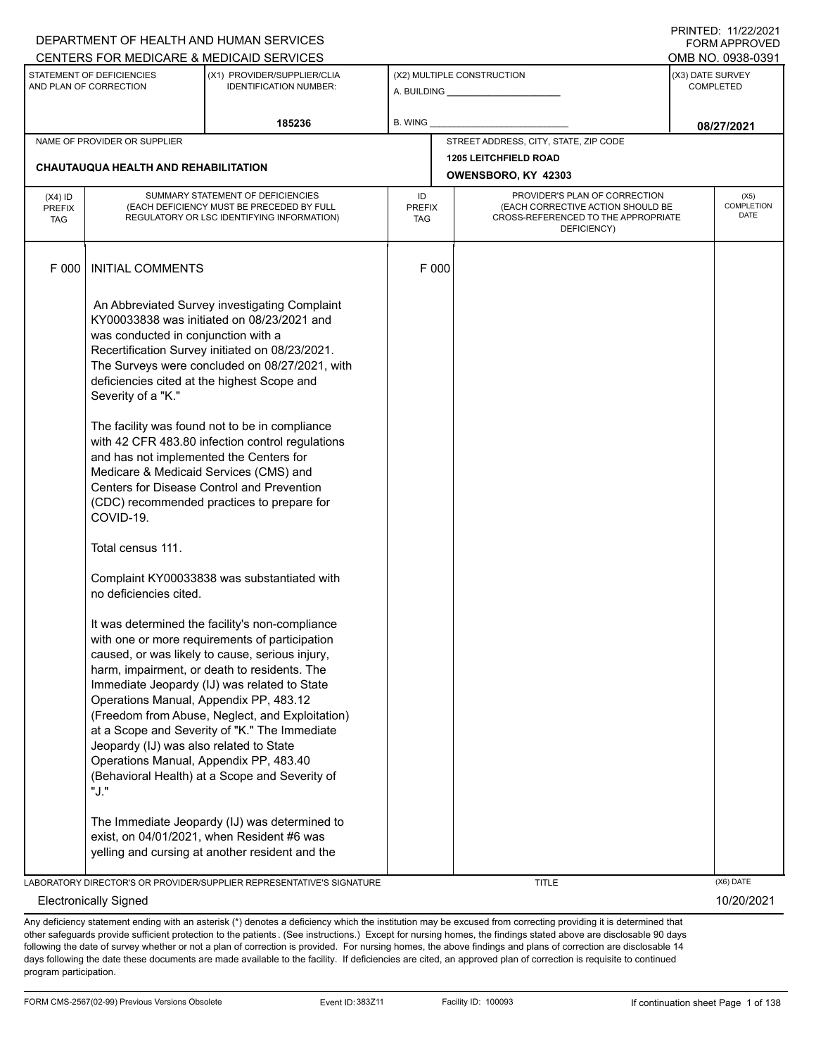DEPARTMENT OF HEALTH AND HUMAN SERVICES
CENTERS FOR MEDICARE & MEDICAID SERVICES

PRINTED: 11/22/2021
FORM APPROVED
OMB NO. 0938-0391

| STATEMENT OF DEFICIENCIES AND PLAN OF CORRECTION | (X1) PROVIDER/SUPPLIER/CLIA IDENTIFICATION NUMBER: | (X2) MULTIPLE CONSTRUCTION | (X3) DATE SURVEY COMPLETED |
|---|---|---|---|
| | 185236 | A. BUILDING ______ B. WING ______ | 08/27/2021 |

| NAME OF PROVIDER OR SUPPLIER | STREET ADDRESS, CITY, STATE, ZIP CODE |
|---|---|
| CHAUTAUQUA HEALTH AND REHABILITATION | 1205 LEITCHFIELD ROAD OWENSBORO, KY 42303 |

| (X4) ID PREFIX TAG | SUMMARY STATEMENT OF DEFICIENCIES (EACH DEFICIENCY MUST BE PRECEDED BY FULL REGULATORY OR LSC IDENTIFYING INFORMATION) | ID PREFIX TAG | PROVIDER'S PLAN OF CORRECTION (EACH CORRECTIVE ACTION SHOULD BE CROSS-REFERENCED TO THE APPROPRIATE DEFICIENCY) | (X5) COMPLETION DATE |
|---|---|---|---|---|
| F 000 | INITIAL COMMENTS | F 000 | | |

An Abbreviated Survey investigating Complaint KY00033838 was initiated on 08/23/2021 and was conducted in conjunction with a Recertification Survey initiated on 08/23/2021. The Surveys were concluded on 08/27/2021, with deficiencies cited at the highest Scope and Severity of a "K."

The facility was found not to be in compliance with 42 CFR 483.80 infection control regulations and has not implemented the Centers for Medicare & Medicaid Services (CMS) and Centers for Disease Control and Prevention (CDC) recommended practices to prepare for COVID-19.

Total census 111.

Complaint KY00033838 was substantiated with no deficiencies cited.

It was determined the facility's non-compliance with one or more requirements of participation caused, or was likely to cause, serious injury, harm, impairment, or death to residents. The Immediate Jeopardy (IJ) was related to State Operations Manual, Appendix PP, 483.12 (Freedom from Abuse, Neglect, and Exploitation) at a Scope and Severity of "K." The Immediate Jeopardy (IJ) was also related to State Operations Manual, Appendix PP, 483.40 (Behavioral Health) at a Scope and Severity of "J."

The Immediate Jeopardy (IJ) was determined to exist, on 04/01/2021, when Resident #6 was yelling and cursing at another resident and the

LABORATORY DIRECTOR'S OR PROVIDER/SUPPLIER REPRESENTATIVE'S SIGNATURE: Electronically Signed
TITLE
(X6) DATE: 10/20/2021

Any deficiency statement ending with an asterisk (*) denotes a deficiency which the institution may be excused from correcting providing it is determined that other safeguards provide sufficient protection to the patients. (See instructions.) Except for nursing homes, the findings stated above are disclosable 90 days following the date of survey whether or not a plan of correction is provided. For nursing homes, the above findings and plans of correction are disclosable 14 days following the date these documents are made available to the facility. If deficiencies are cited, an approved plan of correction is requisite to continued program participation.

FORM CMS-2567(02-99) Previous Versions Obsolete Event ID: 383Z11 Facility ID: 100093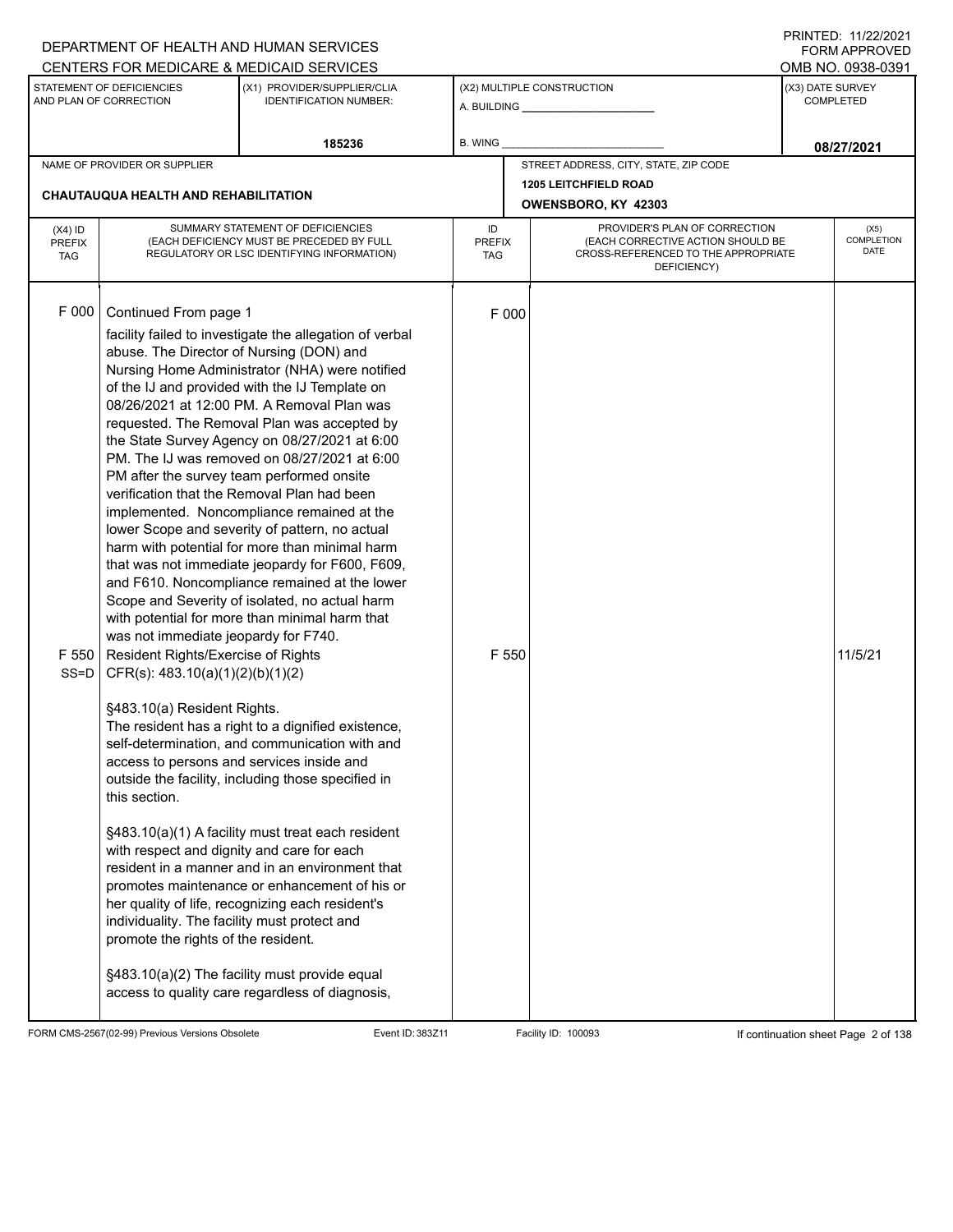DEPARTMENT OF HEALTH AND HUMAN SERVICES
CENTERS FOR MEDICARE & MEDICAID SERVICES

PRINTED: 11/22/2021
FORM APPROVED
OMB NO. 0938-0391

| STATEMENT OF DEFICIENCIES AND PLAN OF CORRECTION | (X1) PROVIDER/SUPPLIER/CLIA IDENTIFICATION NUMBER: | (X2) MULTIPLE CONSTRUCTION | (X3) DATE SURVEY COMPLETED |
|---|---|---|---|
| | 185236 | A. BUILDING ______ B. WING ______ | 08/27/2021 |

NAME OF PROVIDER OR SUPPLIER: CHAUTAUQUA HEALTH AND REHABILITATION

STREET ADDRESS, CITY, STATE, ZIP CODE: 1205 LEITCHFIELD ROAD, OWENSBORO, KY 42303

| (X4) ID PREFIX TAG | SUMMARY STATEMENT OF DEFICIENCIES (EACH DEFICIENCY MUST BE PRECEDED BY FULL REGULATORY OR LSC IDENTIFYING INFORMATION) | ID PREFIX TAG | PROVIDER'S PLAN OF CORRECTION (EACH CORRECTIVE ACTION SHOULD BE CROSS-REFERENCED TO THE APPROPRIATE DEFICIENCY) | (X5) COMPLETION DATE |
|---|---|---|---|---|
| F 000 | Continued From page 1<br>facility failed to investigate the allegation of verbal abuse. The Director of Nursing (DON) and Nursing Home Administrator (NHA) were notified of the IJ and provided with the IJ Template on 08/26/2021 at 12:00 PM. A Removal Plan was requested. The Removal Plan was accepted by the State Survey Agency on 08/27/2021 at 6:00 PM. The IJ was removed on 08/27/2021 at 6:00 PM after the survey team performed onsite verification that the Removal Plan had been implemented. Noncompliance remained at the lower Scope and severity of pattern, no actual harm with potential for more than minimal harm that was not immediate jeopardy for F600, F609, and F610. Noncompliance remained at the lower Scope and Severity of isolated, no actual harm with potential for more than minimal harm that was not immediate jeopardy for F740. | F 000 | | |
| F 550<br>SS=D | Resident Rights/Exercise of Rights<br>CFR(s): 483.10(a)(1)(2)(b)(1)(2)<br><br>§483.10(a) Resident Rights.<br>The resident has a right to a dignified existence, self-determination, and communication with and access to persons and services inside and outside the facility, including those specified in this section.<br><br>§483.10(a)(1) A facility must treat each resident with respect and dignity and care for each resident in a manner and in an environment that promotes maintenance or enhancement of his or her quality of life, recognizing each resident's individuality. The facility must protect and promote the rights of the resident.<br><br>§483.10(a)(2) The facility must provide equal access to quality care regardless of diagnosis, | F 550 | | 11/5/21 |

FORM CMS-2567(02-99) Previous Versions Obsolete Event ID: 383Z11 Facility ID: 100093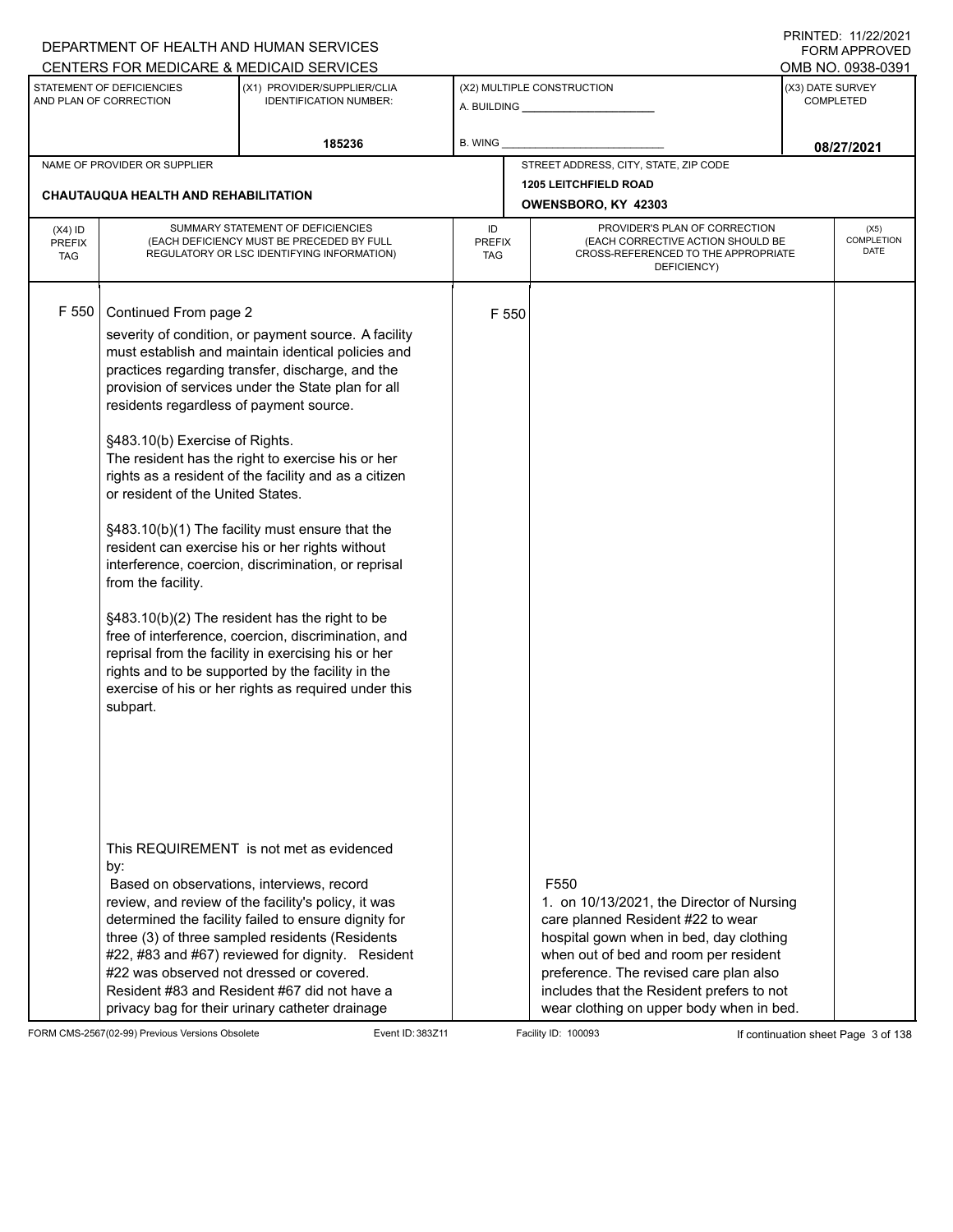DEPARTMENT OF HEALTH AND HUMAN SERVICES
CENTERS FOR MEDICARE & MEDICAID SERVICES

PRINTED: 11/22/2021
FORM APPROVED
OMB NO. 0938-0391

| STATEMENT OF DEFICIENCIES AND PLAN OF CORRECTION | (X1) PROVIDER/SUPPLIER/CLIA IDENTIFICATION NUMBER: | (X2) MULTIPLE CONSTRUCTION | (X3) DATE SURVEY COMPLETED |
|---|---|---|---|
| | 185236 | A. BUILDING ______ B. WING ______ | 08/27/2021 |

| NAME OF PROVIDER OR SUPPLIER | STREET ADDRESS, CITY, STATE, ZIP CODE |
|---|---|
| CHAUTAUQUA HEALTH AND REHABILITATION | 1205 LEITCHFIELD ROAD OWENSBORO, KY 42303 |

| (X4) ID PREFIX TAG | SUMMARY STATEMENT OF DEFICIENCIES (EACH DEFICIENCY MUST BE PRECEDED BY FULL REGULATORY OR LSC IDENTIFYING INFORMATION) | ID PREFIX TAG | PROVIDER'S PLAN OF CORRECTION (EACH CORRECTIVE ACTION SHOULD BE CROSS-REFERENCED TO THE APPROPRIATE DEFICIENCY) | (X5) COMPLETION DATE |
|---|---|---|---|---|
| F 550 | Continued From page 2<br>severity of condition, or payment source. A facility must establish and maintain identical policies and practices regarding transfer, discharge, and the provision of services under the State plan for all residents regardless of payment source.<br><br>§483.10(b) Exercise of Rights.<br>The resident has the right to exercise his or her rights as a resident of the facility and as a citizen or resident of the United States.<br><br>§483.10(b)(1) The facility must ensure that the resident can exercise his or her rights without interference, coercion, discrimination, or reprisal from the facility.<br><br>§483.10(b)(2) The resident has the right to be free of interference, coercion, discrimination, and reprisal from the facility in exercising his or her rights and to be supported by the facility in the exercise of his or her rights as required under this subpart.<br><br>This REQUIREMENT is not met as evidenced by:<br>Based on observations, interviews, record review, and review of the facility's policy, it was determined the facility failed to ensure dignity for three (3) of three sampled residents (Residents #22, #83 and #67) reviewed for dignity. Resident #22 was observed not dressed or covered. Resident #83 and Resident #67 did not have a privacy bag for their urinary catheter drainage | F 550 | F550<br>1. on 10/13/2021, the Director of Nursing care planned Resident #22 to wear hospital gown when in bed, day clothing when out of bed and room per resident preference. The revised care plan also includes that the Resident prefers to not wear clothing on upper body when in bed. | |

FORM CMS-2567(02-99) Previous Versions Obsolete Event ID: 383Z11 Facility ID: 100093 If continuation sheet Page 3 of 138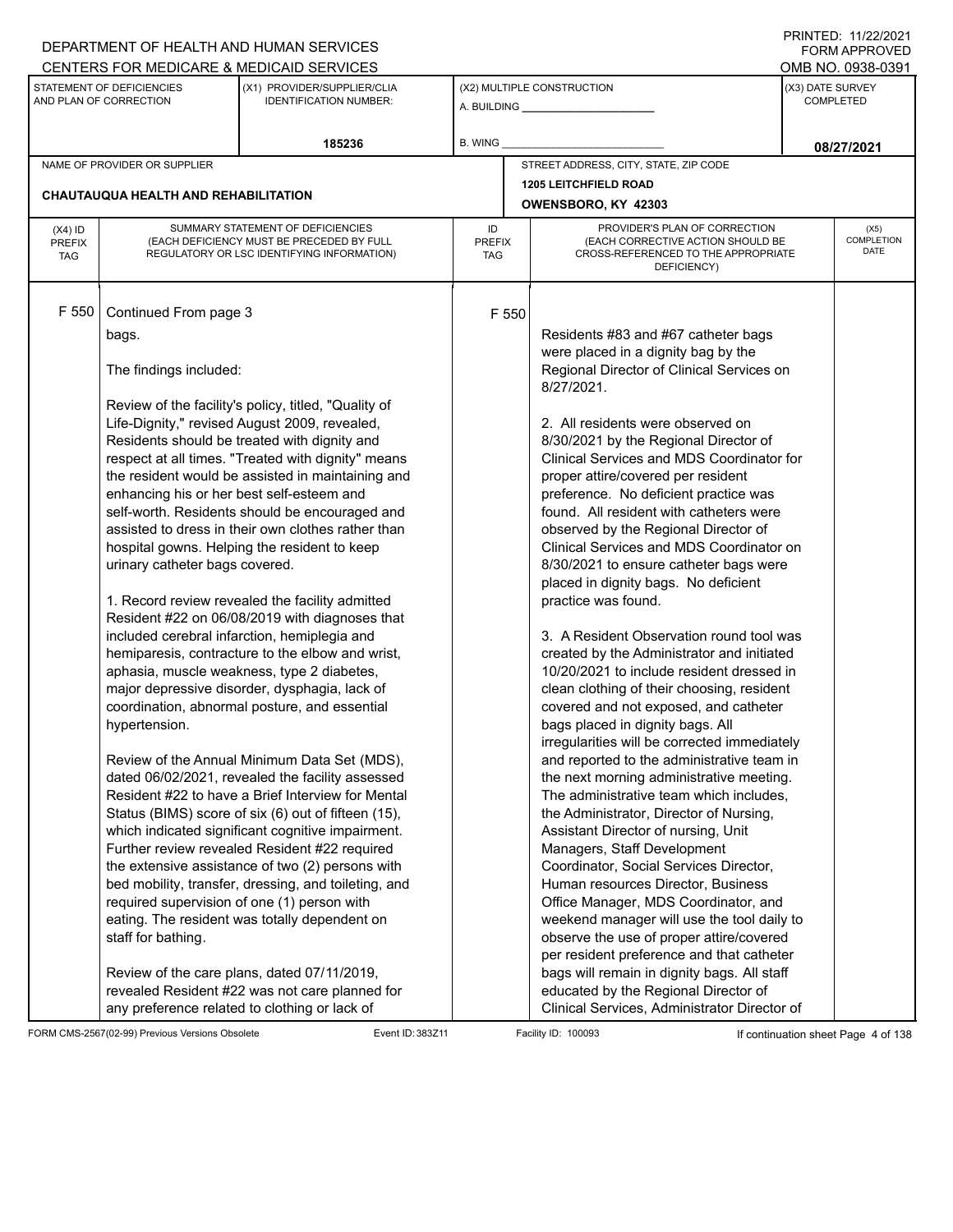DEPARTMENT OF HEALTH AND HUMAN SERVICES
CENTERS FOR MEDICARE & MEDICAID SERVICES

PRINTED: 11/22/2021
FORM APPROVED
OMB NO. 0938-0391

| STATEMENT OF DEFICIENCIES AND PLAN OF CORRECTION | (X1) PROVIDER/SUPPLIER/CLIA IDENTIFICATION NUMBER: | (X2) MULTIPLE CONSTRUCTION | (X3) DATE SURVEY COMPLETED |
|---|---|---|---|
| | 185236 | A. BUILDING ______ B. WING ______ | 08/27/2021 |

| NAME OF PROVIDER OR SUPPLIER | STREET ADDRESS, CITY, STATE, ZIP CODE |
|---|---|
| CHAUTAUQUA HEALTH AND REHABILITATION | 1205 LEITCHFIELD ROAD OWENSBORO, KY 42303 |

| (X4) ID PREFIX TAG | SUMMARY STATEMENT OF DEFICIENCIES (EACH DEFICIENCY MUST BE PRECEDED BY FULL REGULATORY OR LSC IDENTIFYING INFORMATION) | ID PREFIX TAG | PROVIDER'S PLAN OF CORRECTION (EACH CORRECTIVE ACTION SHOULD BE CROSS-REFERENCED TO THE APPROPRIATE DEFICIENCY) | (X5) COMPLETION DATE |
|---|---|---|---|---|
| F 550 | Continued From page 3<br>bags.<br><br>The findings included:<br><br>Review of the facility's policy, titled, "Quality of Life-Dignity," revised August 2009, revealed, Residents should be treated with dignity and respect at all times. "Treated with dignity" means the resident would be assisted in maintaining and enhancing his or her best self-esteem and self-worth. Residents should be encouraged and assisted to dress in their own clothes rather than hospital gowns. Helping the resident to keep urinary catheter bags covered.<br><br>1. Record review revealed the facility admitted Resident #22 on 06/08/2019 with diagnoses that included cerebral infarction, hemiplegia and hemiparesis, contracture to the elbow and wrist, aphasia, muscle weakness, type 2 diabetes, major depressive disorder, dysphagia, lack of coordination, abnormal posture, and essential hypertension.<br><br>Review of the Annual Minimum Data Set (MDS), dated 06/02/2021, revealed the facility assessed Resident #22 to have a Brief Interview for Mental Status (BIMS) score of six (6) out of fifteen (15), which indicated significant cognitive impairment. Further review revealed Resident #22 required the extensive assistance of two (2) persons with bed mobility, transfer, dressing, and toileting, and required supervision of one (1) person with eating. The resident was totally dependent on staff for bathing.<br><br>Review of the care plans, dated 07/11/2019, revealed Resident #22 was not care planned for any preference related to clothing or lack of | F 550 | Residents #83 and #67 catheter bags were placed in a dignity bag by the Regional Director of Clinical Services on 8/27/2021.<br><br>2. All residents were observed on 8/30/2021 by the Regional Director of Clinical Services and MDS Coordinator for proper attire/covered per resident preference. No deficient practice was found. All resident with catheters were observed by the Regional Director of Clinical Services and MDS Coordinator on 8/30/2021 to ensure catheter bags were placed in dignity bags. No deficient practice was found.<br><br>3. A Resident Observation round tool was created by the Administrator and initiated 10/20/2021 to include resident dressed in clean clothing of their choosing, resident covered and not exposed, and catheter bags placed in dignity bags. All irregularities will be corrected immediately and reported to the administrative team in the next morning administrative meeting. The administrative team which includes, the Administrator, Director of Nursing, Assistant Director of nursing, Unit Managers, Staff Development Coordinator, Social Services Director, Human resources Director, Business Office Manager, MDS Coordinator, and weekend manager will use the tool daily to observe the use of proper attire/covered per resident preference and that catheter bags will remain in dignity bags. All staff educated by the Regional Director of Clinical Services, Administrator Director of | |

FORM CMS-2567(02-99) Previous Versions Obsolete Event ID: 383Z11 Facility ID: 100093 If continuation sheet Page 4 of 138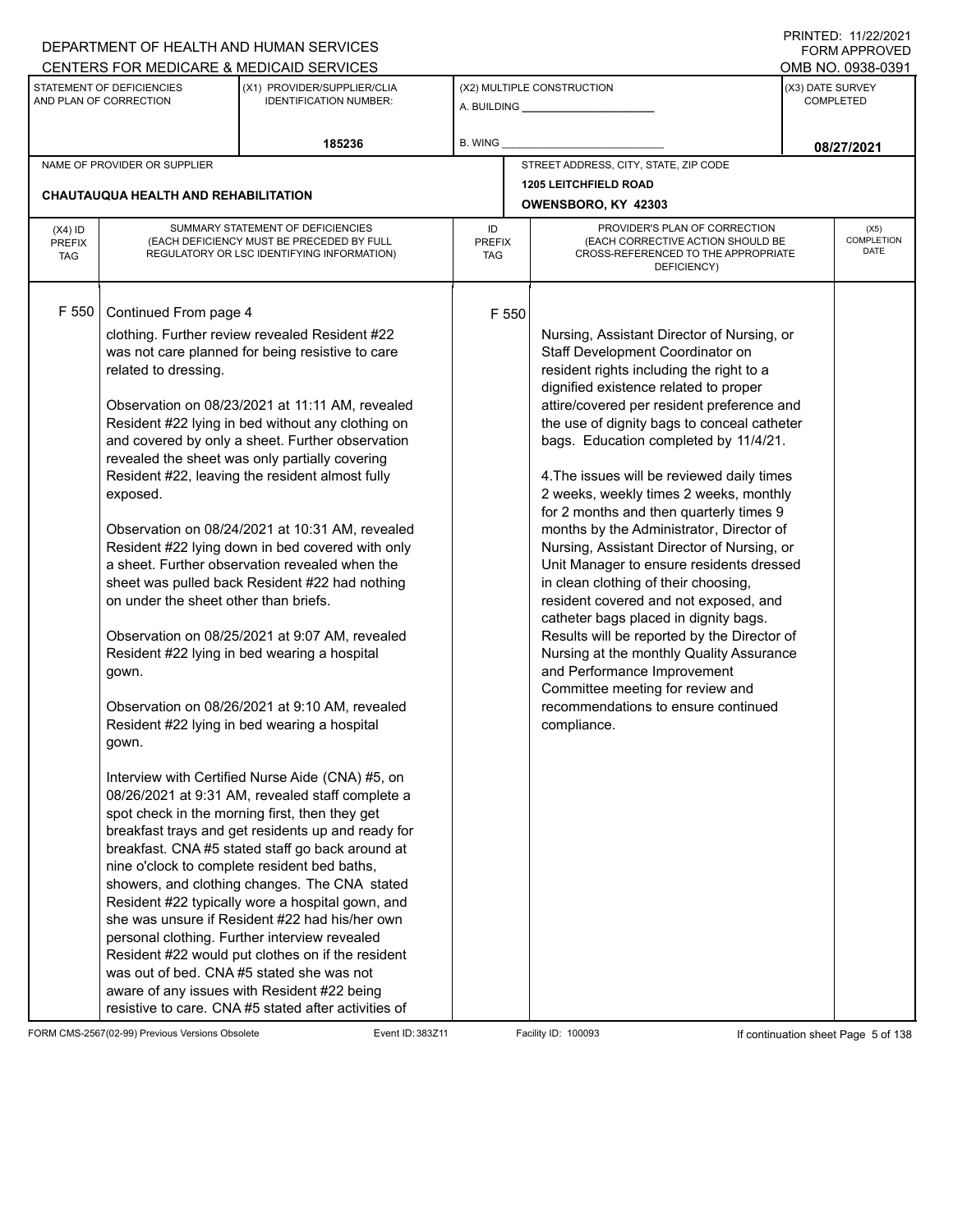DEPARTMENT OF HEALTH AND HUMAN SERVICES
CENTERS FOR MEDICARE & MEDICAID SERVICES

PRINTED: 11/22/2021
FORM APPROVED
OMB NO. 0938-0391

| STATEMENT OF DEFICIENCIES AND PLAN OF CORRECTION | (X1) PROVIDER/SUPPLIER/CLIA IDENTIFICATION NUMBER: | (X2) MULTIPLE CONSTRUCTION | (X3) DATE SURVEY COMPLETED |
|---|---|---|---|
| | 185236 | A. BUILDING ___ B. WING ___ | 08/27/2021 |

| NAME OF PROVIDER OR SUPPLIER | STREET ADDRESS, CITY, STATE, ZIP CODE |
|---|---|
| CHAUTAUQUA HEALTH AND REHABILITATION | 1205 LEITCHFIELD ROAD OWENSBORO, KY 42303 |

| (X4) ID PREFIX TAG | SUMMARY STATEMENT OF DEFICIENCIES (EACH DEFICIENCY MUST BE PRECEDED BY FULL REGULATORY OR LSC IDENTIFYING INFORMATION) | ID PREFIX TAG | PROVIDER'S PLAN OF CORRECTION (EACH CORRECTIVE ACTION SHOULD BE CROSS-REFERENCED TO THE APPROPRIATE DEFICIENCY) | (X5) COMPLETION DATE |
|---|---|---|---|---|
| F 550 | Continued From page 4<br>clothing. Further review revealed Resident #22 was not care planned for being resistive to care related to dressing.<br><br>Observation on 08/23/2021 at 11:11 AM, revealed Resident #22 lying in bed without any clothing on and covered by only a sheet. Further observation revealed the sheet was only partially covering Resident #22, leaving the resident almost fully exposed.<br><br>Observation on 08/24/2021 at 10:31 AM, revealed Resident #22 lying down in bed covered with only a sheet. Further observation revealed when the sheet was pulled back Resident #22 had nothing on under the sheet other than briefs.<br><br>Observation on 08/25/2021 at 9:07 AM, revealed Resident #22 lying in bed wearing a hospital gown.<br><br>Observation on 08/26/2021 at 9:10 AM, revealed Resident #22 lying in bed wearing a hospital gown.<br><br>Interview with Certified Nurse Aide (CNA) #5, on 08/26/2021 at 9:31 AM, revealed staff complete a spot check in the morning first, then they get breakfast trays and get residents up and ready for breakfast. CNA #5 stated staff go back around at nine o'clock to complete resident bed baths, showers, and clothing changes. The CNA stated Resident #22 typically wore a hospital gown, and she was unsure if Resident #22 had his/her own personal clothing. Further interview revealed Resident #22 would put clothes on if the resident was out of bed. CNA #5 stated she was not aware of any issues with Resident #22 being resistive to care. CNA #5 stated after activities of | F 550 | Nursing, Assistant Director of Nursing, or Staff Development Coordinator on resident rights including the right to a dignified existence related to proper attire/covered per resident preference and the use of dignity bags to conceal catheter bags. Education completed by 11/4/21.<br><br>4.The issues will be reviewed daily times 2 weeks, weekly times 2 weeks, monthly for 2 months and then quarterly times 9 months by the Administrator, Director of Nursing, Assistant Director of Nursing, or Unit Manager to ensure residents dressed in clean clothing of their choosing, resident covered and not exposed, and catheter bags placed in dignity bags. Results will be reported by the Director of Nursing at the monthly Quality Assurance and Performance Improvement Committee meeting for review and recommendations to ensure continued compliance. | |

FORM CMS-2567(02-99) Previous Versions Obsolete Event ID: 383Z11 Facility ID: 100093 If continuation sheet Page 5 of 138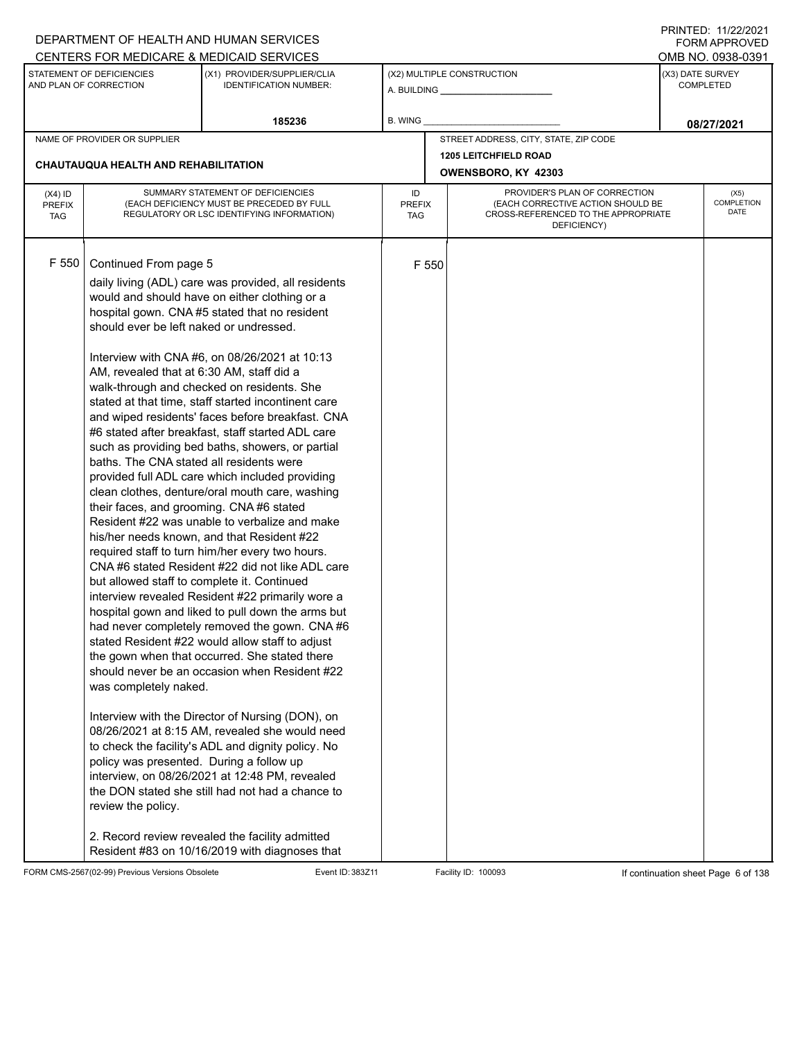DEPARTMENT OF HEALTH AND HUMAN SERVICES
CENTERS FOR MEDICARE & MEDICAID SERVICES

PRINTED: 11/22/2021
FORM APPROVED
OMB NO. 0938-0391

| STATEMENT OF DEFICIENCIES AND PLAN OF CORRECTION | (X1) PROVIDER/SUPPLIER/CLIA IDENTIFICATION NUMBER: | (X2) MULTIPLE CONSTRUCTION | (X3) DATE SURVEY COMPLETED |
|---|---|---|---|
| | 185236 | A. BUILDING _______ B. WING _______ | 08/27/2021 |

| NAME OF PROVIDER OR SUPPLIER | STREET ADDRESS, CITY, STATE, ZIP CODE |
|---|---|
| CHAUTAUQUA HEALTH AND REHABILITATION | 1205 LEITCHFIELD ROAD OWENSBORO, KY 42303 |

| (X4) ID PREFIX TAG | SUMMARY STATEMENT OF DEFICIENCIES (EACH DEFICIENCY MUST BE PRECEDED BY FULL REGULATORY OR LSC IDENTIFYING INFORMATION) | ID PREFIX TAG | PROVIDER'S PLAN OF CORRECTION (EACH CORRECTIVE ACTION SHOULD BE CROSS-REFERENCED TO THE APPROPRIATE DEFICIENCY) | (X5) COMPLETION DATE |
|---|---|---|---|---|
| F 550 | Continued From page 5 | F 550 | | |

daily living (ADL) care was provided, all residents would and should have on either clothing or a hospital gown. CNA #5 stated that no resident should ever be left naked or undressed.

Interview with CNA #6, on 08/26/2021 at 10:13 AM, revealed that at 6:30 AM, staff did a walk-through and checked on residents. She stated at that time, staff started incontinent care and wiped residents' faces before breakfast. CNA #6 stated after breakfast, staff started ADL care such as providing bed baths, showers, or partial baths. The CNA stated all residents were provided full ADL care which included providing clean clothes, denture/oral mouth care, washing their faces, and grooming. CNA #6 stated Resident #22 was unable to verbalize and make his/her needs known, and that Resident #22 required staff to turn him/her every two hours. CNA #6 stated Resident #22 did not like ADL care but allowed staff to complete it. Continued interview revealed Resident #22 primarily wore a hospital gown and liked to pull down the arms but had never completely removed the gown. CNA #6 stated Resident #22 would allow staff to adjust the gown when that occurred. She stated there should never be an occasion when Resident #22 was completely naked.

Interview with the Director of Nursing (DON), on 08/26/2021 at 8:15 AM, revealed she would need to check the facility's ADL and dignity policy. No policy was presented. During a follow up interview, on 08/26/2021 at 12:48 PM, revealed the DON stated she still had not had a chance to review the policy.

2. Record review revealed the facility admitted Resident #83 on 10/16/2019 with diagnoses that

FORM CMS-2567(02-99) Previous Versions Obsolete Event ID: 383Z11 Facility ID: 100093 If continuation sheet Page 6 of 138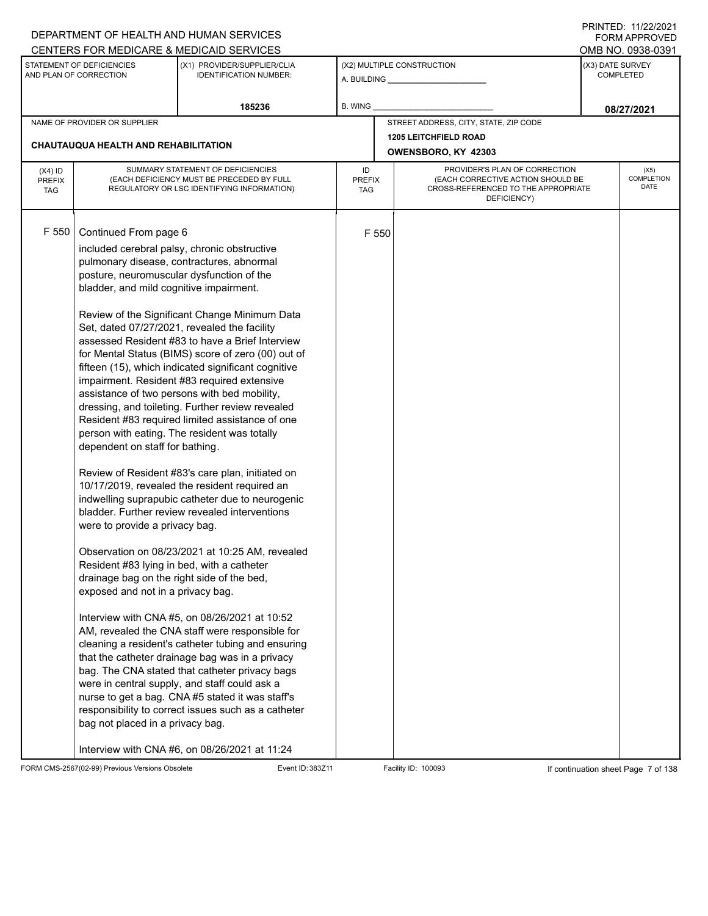DEPARTMENT OF HEALTH AND HUMAN SERVICES
CENTERS FOR MEDICARE & MEDICAID SERVICES

PRINTED: 11/22/2021
FORM APPROVED
OMB NO. 0938-0391

| STATEMENT OF DEFICIENCIES AND PLAN OF CORRECTION | (X1) PROVIDER/SUPPLIER/CLIA IDENTIFICATION NUMBER: | (X2) MULTIPLE CONSTRUCTION | (X3) DATE SURVEY COMPLETED |
|---|---|---|---|
| | 185236 | A. BUILDING ______ B. WING ______ | 08/27/2021 |

| NAME OF PROVIDER OR SUPPLIER | STREET ADDRESS, CITY, STATE, ZIP CODE |
|---|---|
| CHAUTAUQUA HEALTH AND REHABILITATION | 1205 LEITCHFIELD ROAD OWENSBORO, KY 42303 |

| (X4) ID PREFIX TAG | SUMMARY STATEMENT OF DEFICIENCIES (EACH DEFICIENCY MUST BE PRECEDED BY FULL REGULATORY OR LSC IDENTIFYING INFORMATION) | ID PREFIX TAG | PROVIDER'S PLAN OF CORRECTION (EACH CORRECTIVE ACTION SHOULD BE CROSS-REFERENCED TO THE APPROPRIATE DEFICIENCY) | (X5) COMPLETION DATE |
|---|---|---|---|---|
| F 550 | Continued From page 6 | F 550 | | |

included cerebral palsy, chronic obstructive pulmonary disease, contractures, abnormal posture, neuromuscular dysfunction of the bladder, and mild cognitive impairment.

Review of the Significant Change Minimum Data Set, dated 07/27/2021, revealed the facility assessed Resident #83 to have a Brief Interview for Mental Status (BIMS) score of zero (00) out of fifteen (15), which indicated significant cognitive impairment. Resident #83 required extensive assistance of two persons with bed mobility, dressing, and toileting. Further review revealed Resident #83 required limited assistance of one person with eating. The resident was totally dependent on staff for bathing.

Review of Resident #83's care plan, initiated on 10/17/2019, revealed the resident required an indwelling suprapubic catheter due to neurogenic bladder. Further review revealed interventions were to provide a privacy bag.

Observation on 08/23/2021 at 10:25 AM, revealed Resident #83 lying in bed, with a catheter drainage bag on the right side of the bed, exposed and not in a privacy bag.

Interview with CNA #5, on 08/26/2021 at 10:52 AM, revealed the CNA staff were responsible for cleaning a resident's catheter tubing and ensuring that the catheter drainage bag was in a privacy bag. The CNA stated that catheter privacy bags were in central supply, and staff could ask a nurse to get a bag. CNA #5 stated it was staff's responsibility to correct issues such as a catheter bag not placed in a privacy bag.

Interview with CNA #6, on 08/26/2021 at 11:24

FORM CMS-2567(02-99) Previous Versions Obsolete Event ID: 383Z11 Facility ID: 100093 If continuation sheet Page 7 of 138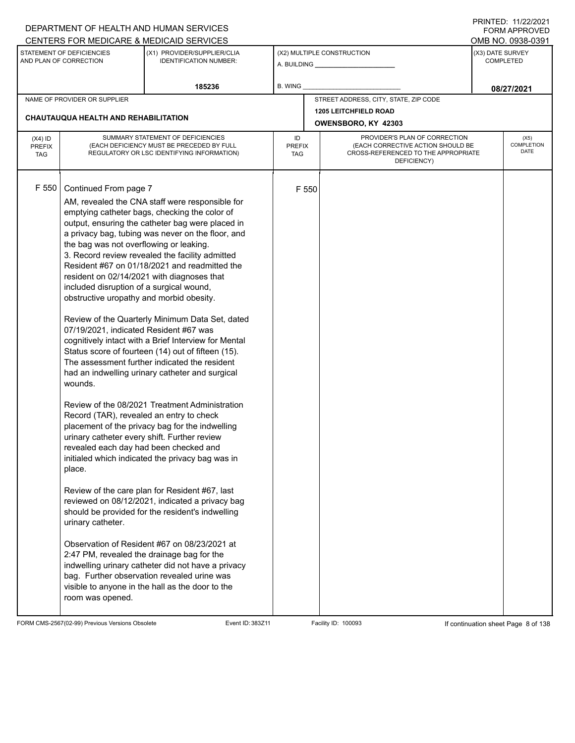DEPARTMENT OF HEALTH AND HUMAN SERVICES
CENTERS FOR MEDICARE & MEDICAID SERVICES

PRINTED: 11/22/2021
FORM APPROVED
OMB NO. 0938-0391

| STATEMENT OF DEFICIENCIES AND PLAN OF CORRECTION | (X1) PROVIDER/SUPPLIER/CLIA IDENTIFICATION NUMBER: | (X2) MULTIPLE CONSTRUCTION | (X3) DATE SURVEY COMPLETED |
|---|---|---|---|
| | 185236 | A. BUILDING ______ B. WING ______ | 08/27/2021 |

| NAME OF PROVIDER OR SUPPLIER | STREET ADDRESS, CITY, STATE, ZIP CODE |
|---|---|
| CHAUTAUQUA HEALTH AND REHABILITATION | 1205 LEITCHFIELD ROAD OWENSBORO, KY 42303 |

| (X4) ID PREFIX TAG | SUMMARY STATEMENT OF DEFICIENCIES (EACH DEFICIENCY MUST BE PRECEDED BY FULL REGULATORY OR LSC IDENTIFYING INFORMATION) | ID PREFIX TAG | PROVIDER'S PLAN OF CORRECTION (EACH CORRECTIVE ACTION SHOULD BE CROSS-REFERENCED TO THE APPROPRIATE DEFICIENCY) | (X5) COMPLETION DATE |
|---|---|---|---|---|
| F 550 | Continued From page 7 | F 550 | | |

AM, revealed the CNA staff were responsible for emptying catheter bags, checking the color of output, ensuring the catheter bag were placed in a privacy bag, tubing was never on the floor, and the bag was not overflowing or leaking.

3. Record review revealed the facility admitted Resident #67 on 01/18/2021 and readmitted the resident on 02/14/2021 with diagnoses that included disruption of a surgical wound, obstructive uropathy and morbid obesity.

Review of the Quarterly Minimum Data Set, dated 07/19/2021, indicated Resident #67 was cognitively intact with a Brief Interview for Mental Status score of fourteen (14) out of fifteen (15). The assessment further indicated the resident had an indwelling urinary catheter and surgical wounds.

Review of the 08/2021 Treatment Administration Record (TAR), revealed an entry to check placement of the privacy bag for the indwelling urinary catheter every shift. Further review revealed each day had been checked and initialed which indicated the privacy bag was in place.

Review of the care plan for Resident #67, last reviewed on 08/12/2021, indicated a privacy bag should be provided for the resident's indwelling urinary catheter.

Observation of Resident #67 on 08/23/2021 at 2:47 PM, revealed the drainage bag for the indwelling urinary catheter did not have a privacy bag. Further observation revealed urine was visible to anyone in the hall as the door to the room was opened.

FORM CMS-2567(02-99) Previous Versions Obsolete Event ID: 383Z11 Facility ID: 100093 If continuation sheet Page 8 of 138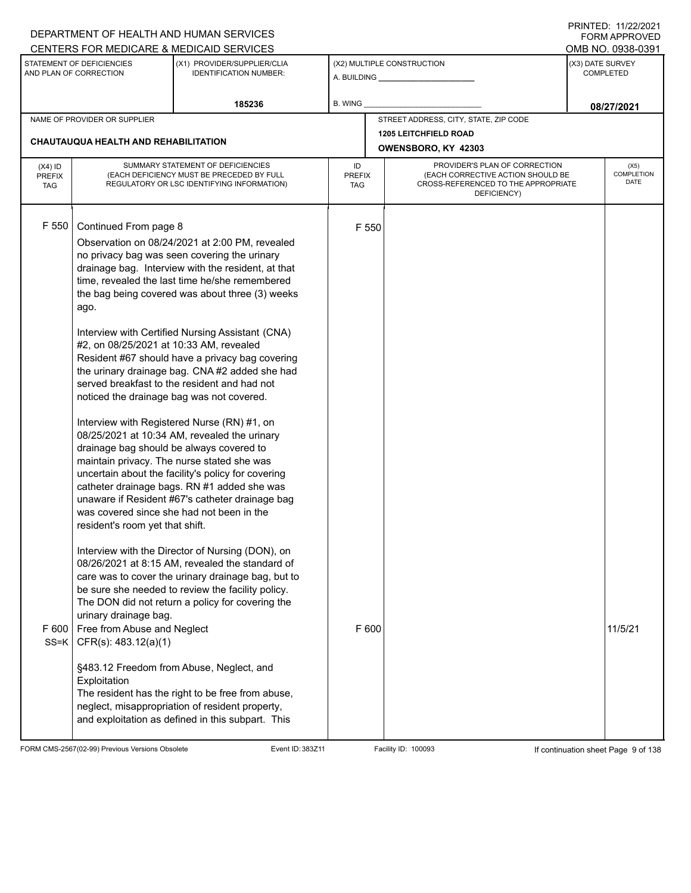DEPARTMENT OF HEALTH AND HUMAN SERVICES
CENTERS FOR MEDICARE & MEDICAID SERVICES

PRINTED: 11/22/2021
FORM APPROVED
OMB NO. 0938-0391

| STATEMENT OF DEFICIENCIES AND PLAN OF CORRECTION | (X1) PROVIDER/SUPPLIER/CLIA IDENTIFICATION NUMBER: | (X2) MULTIPLE CONSTRUCTION | (X3) DATE SURVEY COMPLETED |
|---|---|---|---|
| | 185236 | A. BUILDING ___ B. WING ___ | 08/27/2021 |

| NAME OF PROVIDER OR SUPPLIER | STREET ADDRESS, CITY, STATE, ZIP CODE |
|---|---|
| CHAUTAUQUA HEALTH AND REHABILITATION | 1205 LEITCHFIELD ROAD OWENSBORO, KY 42303 |

| (X4) ID PREFIX TAG | SUMMARY STATEMENT OF DEFICIENCIES (EACH DEFICIENCY MUST BE PRECEDED BY FULL REGULATORY OR LSC IDENTIFYING INFORMATION) | ID PREFIX TAG | PROVIDER'S PLAN OF CORRECTION (EACH CORRECTIVE ACTION SHOULD BE CROSS-REFERENCED TO THE APPROPRIATE DEFICIENCY) | (X5) COMPLETION DATE |
|---|---|---|---|---|
| F 550 | Continued From page 8<br><br>Observation on 08/24/2021 at 2:00 PM, revealed no privacy bag was seen covering the urinary drainage bag. Interview with the resident, at that time, revealed the last time he/she remembered the bag being covered was about three (3) weeks ago.<br><br>Interview with Certified Nursing Assistant (CNA) #2, on 08/25/2021 at 10:33 AM, revealed Resident #67 should have a privacy bag covering the urinary drainage bag. CNA #2 added she had served breakfast to the resident and had not noticed the drainage bag was not covered.<br><br>Interview with Registered Nurse (RN) #1, on 08/25/2021 at 10:34 AM, revealed the urinary drainage bag should be always covered to maintain privacy. The nurse stated she was uncertain about the facility's policy for covering catheter drainage bags. RN #1 added she was unaware if Resident #67's catheter drainage bag was covered since she had not been in the resident's room yet that shift.<br><br>Interview with the Director of Nursing (DON), on 08/26/2021 at 8:15 AM, revealed the standard of care was to cover the urinary drainage bag, but to be sure she needed to review the facility policy. The DON did not return a policy for covering the urinary drainage bag. | F 550 | | |
| F 600 SS=K | Free from Abuse and Neglect<br>CFR(s): 483.12(a)(1)<br><br>§483.12 Freedom from Abuse, Neglect, and Exploitation<br>The resident has the right to be free from abuse, neglect, misappropriation of resident property, and exploitation as defined in this subpart. This | F 600 | | 11/5/21 |

FORM CMS-2567(02-99) Previous Versions Obsolete Event ID: 383Z11 Facility ID: 100093 If continuation sheet Page 9 of 138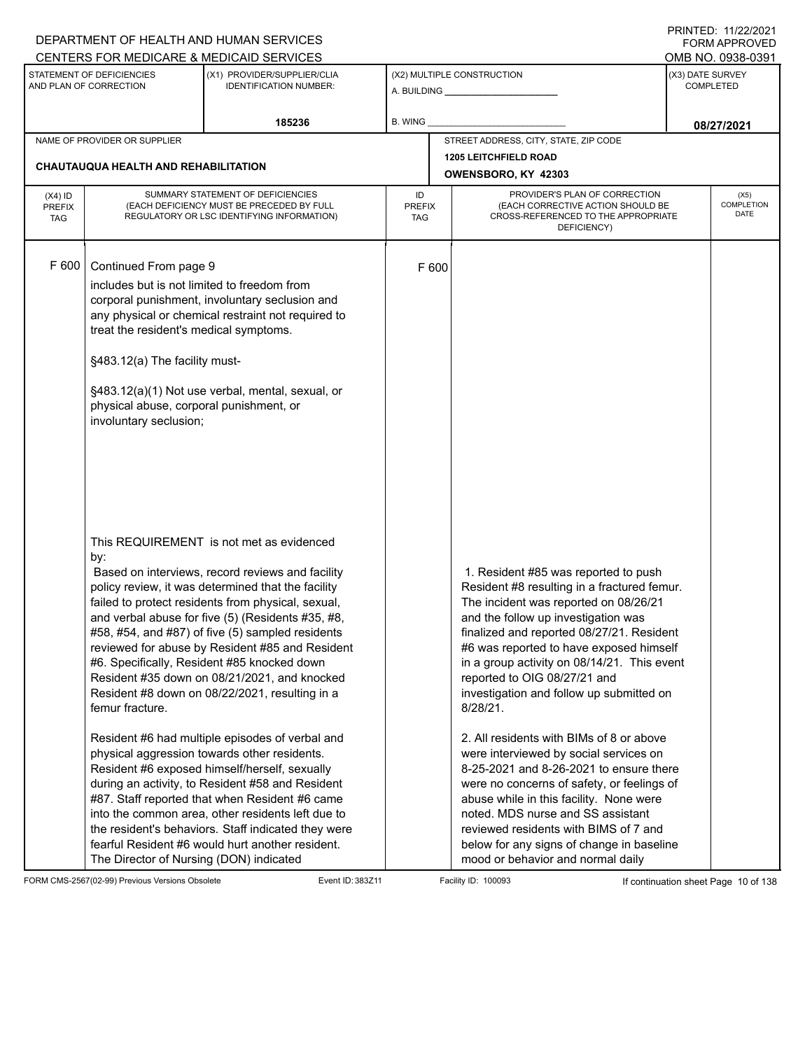DEPARTMENT OF HEALTH AND HUMAN SERVICES
CENTERS FOR MEDICARE & MEDICAID SERVICES

PRINTED: 11/22/2021
FORM APPROVED
OMB NO. 0938-0391

| STATEMENT OF DEFICIENCIES AND PLAN OF CORRECTION | (X1) PROVIDER/SUPPLIER/CLIA IDENTIFICATION NUMBER: | (X2) MULTIPLE CONSTRUCTION | (X3) DATE SURVEY COMPLETED |
|---|---|---|---|
| | 185236 | A. BUILDING ______ B. WING ______ | 08/27/2021 |

| NAME OF PROVIDER OR SUPPLIER | STREET ADDRESS, CITY, STATE, ZIP CODE |
|---|---|
| CHAUTAUQUA HEALTH AND REHABILITATION | 1205 LEITCHFIELD ROAD OWENSBORO, KY 42303 |

| (X4) ID PREFIX TAG | SUMMARY STATEMENT OF DEFICIENCIES (EACH DEFICIENCY MUST BE PRECEDED BY FULL REGULATORY OR LSC IDENTIFYING INFORMATION) | ID PREFIX TAG | PROVIDER'S PLAN OF CORRECTION (EACH CORRECTIVE ACTION SHOULD BE CROSS-REFERENCED TO THE APPROPRIATE DEFICIENCY) | (X5) COMPLETION DATE |
|---|---|---|---|---|
| F 600 | Continued From page 9<br>includes but is not limited to freedom from corporal punishment, involuntary seclusion and any physical or chemical restraint not required to treat the resident's medical symptoms.<br><br>§483.12(a) The facility must-<br><br>§483.12(a)(1) Not use verbal, mental, sexual, or physical abuse, corporal punishment, or involuntary seclusion; | F 600 | | |
| | This REQUIREMENT is not met as evidenced by:<br>Based on interviews, record reviews and facility policy review, it was determined that the facility failed to protect residents from physical, sexual, and verbal abuse for five (5) (Residents #35, #8, #58, #54, and #87) of five (5) sampled residents reviewed for abuse by Resident #85 and Resident #6. Specifically, Resident #85 knocked down Resident #35 down on 08/21/2021, and knocked Resident #8 down on 08/22/2021, resulting in a femur fracture.<br><br>Resident #6 had multiple episodes of verbal and physical aggression towards other residents. Resident #6 exposed himself/herself, sexually during an activity, to Resident #58 and Resident #87. Staff reported that when Resident #6 came into the common area, other residents left due to the resident's behaviors. Staff indicated they were fearful Resident #6 would hurt another resident. The Director of Nursing (DON) indicated | | 1. Resident #85 was reported to push Resident #8 resulting in a fractured femur. The incident was reported on 08/26/21 and the follow up investigation was finalized and reported 08/27/21. Resident #6 was reported to have exposed himself in a group activity on 08/14/21. This event reported to OIG 08/27/21 and investigation and follow up submitted on 8/28/21.<br><br>2. All residents with BIMs of 8 or above were interviewed by social services on 8-25-2021 and 8-26-2021 to ensure there were no concerns of safety, or feelings of abuse while in this facility. None were noted. MDS nurse and SS assistant reviewed residents with BIMS of 7 and below for any signs of change in baseline mood or behavior and normal daily | |

FORM CMS-2567(02-99) Previous Versions Obsolete Event ID: 383Z11 Facility ID: 100093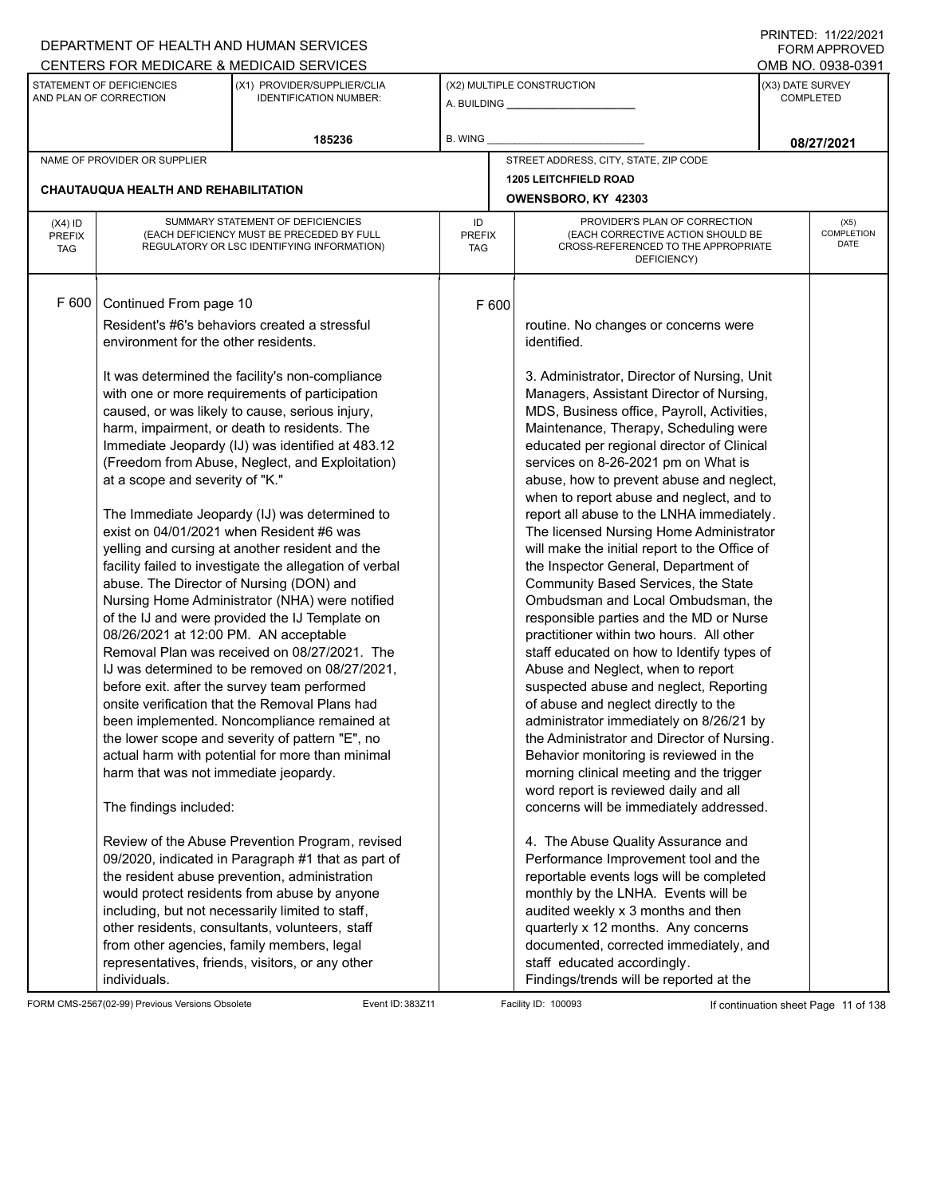DEPARTMENT OF HEALTH AND HUMAN SERVICES
CENTERS FOR MEDICARE & MEDICAID SERVICES

PRINTED: 11/22/2021
FORM APPROVED
OMB NO. 0938-0391

| STATEMENT OF DEFICIENCIES AND PLAN OF CORRECTION | (X1) PROVIDER/SUPPLIER/CLIA IDENTIFICATION NUMBER: | (X2) MULTIPLE CONSTRUCTION | (X3) DATE SURVEY COMPLETED |
|---|---|---|---|
| | 185236 | A. BUILDING ______ B. WING ______ | 08/27/2021 |

| NAME OF PROVIDER OR SUPPLIER | STREET ADDRESS, CITY, STATE, ZIP CODE |
|---|---|
| CHAUTAUQUA HEALTH AND REHABILITATION | 1205 LEITCHFIELD ROAD OWENSBORO, KY 42303 |

| (X4) ID PREFIX TAG | SUMMARY STATEMENT OF DEFICIENCIES (EACH DEFICIENCY MUST BE PRECEDED BY FULL REGULATORY OR LSC IDENTIFYING INFORMATION) | ID PREFIX TAG | PROVIDER'S PLAN OF CORRECTION (EACH CORRECTIVE ACTION SHOULD BE CROSS-REFERENCED TO THE APPROPRIATE DEFICIENCY) | (X5) COMPLETION DATE |
|---|---|---|---|---|
| F 600 | Continued From page 10<br><br>Resident's #6's behaviors created a stressful environment for the other residents.<br><br>It was determined the facility's non-compliance with one or more requirements of participation caused, or was likely to cause, serious injury, harm, impairment, or death to residents. The Immediate Jeopardy (IJ) was identified at 483.12 (Freedom from Abuse, Neglect, and Exploitation) at a scope and severity of "K."<br><br>The Immediate Jeopardy (IJ) was determined to exist on 04/01/2021 when Resident #6 was yelling and cursing at another resident and the facility failed to investigate the allegation of verbal abuse. The Director of Nursing (DON) and Nursing Home Administrator (NHA) were notified of the IJ and were provided the IJ Template on 08/26/2021 at 12:00 PM. AN acceptable Removal Plan was received on 08/27/2021. The IJ was determined to be removed on 08/27/2021, before exit. after the survey team performed onsite verification that the Removal Plans had been implemented. Noncompliance remained at the lower scope and severity of pattern "E", no actual harm with potential for more than minimal harm that was not immediate jeopardy.<br><br>The findings included:<br><br>Review of the Abuse Prevention Program, revised 09/2020, indicated in Paragraph #1 that as part of the resident abuse prevention, administration would protect residents from abuse by anyone including, but not necessarily limited to staff, other residents, consultants, volunteers, staff from other agencies, family members, legal representatives, friends, visitors, or any other individuals. | F 600 | routine. No changes or concerns were identified.<br><br>3. Administrator, Director of Nursing, Unit Managers, Assistant Director of Nursing, MDS, Business office, Payroll, Activities, Maintenance, Therapy, Scheduling were educated per regional director of Clinical services on 8-26-2021 pm on What is abuse, how to prevent abuse and neglect, when to report abuse and neglect, and to report all abuse to the LNHA immediately. The licensed Nursing Home Administrator will make the initial report to the Office of the Inspector General, Department of Community Based Services, the State Ombudsman and Local Ombudsman, the responsible parties and the MD or Nurse practitioner within two hours. All other staff educated on how to Identify types of Abuse and Neglect, when to report suspected abuse and neglect, Reporting of abuse and neglect directly to the administrator immediately on 8/26/21 by the Administrator and Director of Nursing. Behavior monitoring is reviewed in the morning clinical meeting and the trigger word report is reviewed daily and all concerns will be immediately addressed.<br><br>4. The Abuse Quality Assurance and Performance Improvement tool and the reportable events logs will be completed monthly by the LNHA. Events will be audited weekly x 3 months and then quarterly x 12 months. Any concerns documented, corrected immediately, and staff educated accordingly. Findings/trends will be reported at the | |

FORM CMS-2567(02-99) Previous Versions Obsolete Event ID: 383Z11 Facility ID: 100093 If continuation sheet Page 11 of 138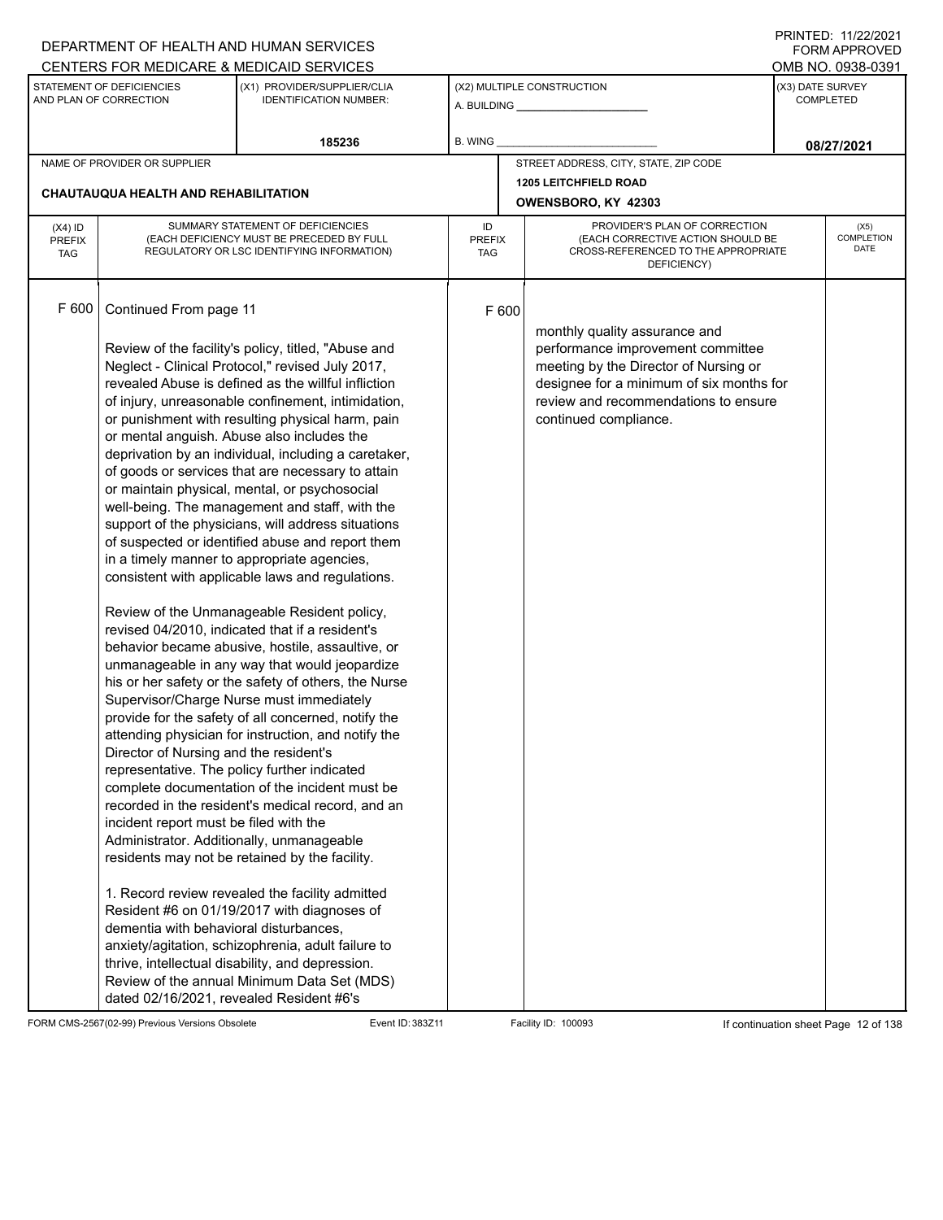DEPARTMENT OF HEALTH AND HUMAN SERVICES
CENTERS FOR MEDICARE & MEDICAID SERVICES

PRINTED: 11/22/2021
FORM APPROVED
OMB NO. 0938-0391

| STATEMENT OF DEFICIENCIES AND PLAN OF CORRECTION | (X1) PROVIDER/SUPPLIER/CLIA IDENTIFICATION NUMBER: | (X2) MULTIPLE CONSTRUCTION | (X3) DATE SURVEY COMPLETED |
|---|---|---|---|
| | 185236 | A. BUILDING ______ B. WING ______ | 08/27/2021 |

| NAME OF PROVIDER OR SUPPLIER | STREET ADDRESS, CITY, STATE, ZIP CODE |
|---|---|
| CHAUTAUQUA HEALTH AND REHABILITATION | 1205 LEITCHFIELD ROAD OWENSBORO, KY 42303 |

| (X4) ID PREFIX TAG | SUMMARY STATEMENT OF DEFICIENCIES (EACH DEFICIENCY MUST BE PRECEDED BY FULL REGULATORY OR LSC IDENTIFYING INFORMATION) | ID PREFIX TAG | PROVIDER'S PLAN OF CORRECTION (EACH CORRECTIVE ACTION SHOULD BE CROSS-REFERENCED TO THE APPROPRIATE DEFICIENCY) | (X5) COMPLETION DATE |
|---|---|---|---|---|
| F 600 | Continued From page 11<br><br>Review of the facility's policy, titled, "Abuse and Neglect - Clinical Protocol," revised July 2017, revealed Abuse is defined as the willful infliction of injury, unreasonable confinement, intimidation, or punishment with resulting physical harm, pain or mental anguish. Abuse also includes the deprivation by an individual, including a caretaker, of goods or services that are necessary to attain or maintain physical, mental, or psychosocial well-being. The management and staff, with the support of the physicians, will address situations of suspected or identified abuse and report them in a timely manner to appropriate agencies, consistent with applicable laws and regulations.<br><br>Review of the Unmanageable Resident policy, revised 04/2010, indicated that if a resident's behavior became abusive, hostile, assaultive, or unmanageable in any way that would jeopardize his or her safety or the safety of others, the Nurse Supervisor/Charge Nurse must immediately provide for the safety of all concerned, notify the attending physician for instruction, and notify the Director of Nursing and the resident's representative. The policy further indicated complete documentation of the incident must be recorded in the resident's medical record, and an incident report must be filed with the Administrator. Additionally, unmanageable residents may not be retained by the facility.<br><br>1. Record review revealed the facility admitted Resident #6 on 01/19/2017 with diagnoses of dementia with behavioral disturbances, anxiety/agitation, schizophrenia, adult failure to thrive, intellectual disability, and depression. Review of the annual Minimum Data Set (MDS) dated 02/16/2021, revealed Resident #6's | F 600 | monthly quality assurance and performance improvement committee meeting by the Director of Nursing or designee for a minimum of six months for review and recommendations to ensure continued compliance. | |

FORM CMS-2567(02-99) Previous Versions Obsolete Event ID: 383Z11 Facility ID: 100093 If continuation sheet Page 12 of 138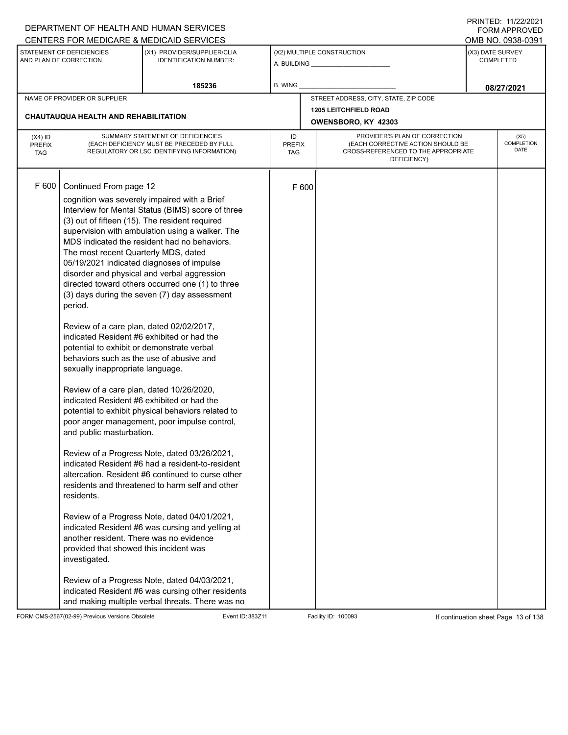DEPARTMENT OF HEALTH AND HUMAN SERVICES
CENTERS FOR MEDICARE & MEDICAID SERVICES

PRINTED: 11/22/2021
FORM APPROVED
OMB NO. 0938-0391

| STATEMENT OF DEFICIENCIES AND PLAN OF CORRECTION | (X1) PROVIDER/SUPPLIER/CLIA IDENTIFICATION NUMBER: | (X2) MULTIPLE CONSTRUCTION | (X3) DATE SURVEY COMPLETED |
|---|---|---|---|
| | 185236 | A. BUILDING _______ B. WING _______ | 08/27/2021 |

| NAME OF PROVIDER OR SUPPLIER | STREET ADDRESS, CITY, STATE, ZIP CODE |
|---|---|
| CHAUTAUQUA HEALTH AND REHABILITATION | 1205 LEITCHFIELD ROAD OWENSBORO, KY 42303 |

| (X4) ID PREFIX TAG | SUMMARY STATEMENT OF DEFICIENCIES (EACH DEFICIENCY MUST BE PRECEDED BY FULL REGULATORY OR LSC IDENTIFYING INFORMATION) | ID PREFIX TAG | PROVIDER'S PLAN OF CORRECTION (EACH CORRECTIVE ACTION SHOULD BE CROSS-REFERENCED TO THE APPROPRIATE DEFICIENCY) | (X5) COMPLETION DATE |
|---|---|---|---|---|
| F 600 | Continued From page 12<br><br>cognition was severely impaired with a Brief Interview for Mental Status (BIMS) score of three (3) out of fifteen (15). The resident required supervision with ambulation using a walker. The MDS indicated the resident had no behaviors. The most recent Quarterly MDS, dated 05/19/2021 indicated diagnoses of impulse disorder and physical and verbal aggression directed toward others occurred one (1) to three (3) days during the seven (7) day assessment period.<br><br>Review of a care plan, dated 02/02/2017, indicated Resident #6 exhibited or had the potential to exhibit or demonstrate verbal behaviors such as the use of abusive and sexually inappropriate language.<br><br>Review of a care plan, dated 10/26/2020, indicated Resident #6 exhibited or had the potential to exhibit physical behaviors related to poor anger management, poor impulse control, and public masturbation.<br><br>Review of a Progress Note, dated 03/26/2021, indicated Resident #6 had a resident-to-resident altercation. Resident #6 continued to curse other residents and threatened to harm self and other residents.<br><br>Review of a Progress Note, dated 04/01/2021, indicated Resident #6 was cursing and yelling at another resident. There was no evidence provided that showed this incident was investigated.<br><br>Review of a Progress Note, dated 04/03/2021, indicated Resident #6 was cursing other residents and making multiple verbal threats. There was no | F 600 | | |

FORM CMS-2567(02-99) Previous Versions Obsolete Event ID: 383Z11 Facility ID: 100093 If continuation sheet Page 13 of 138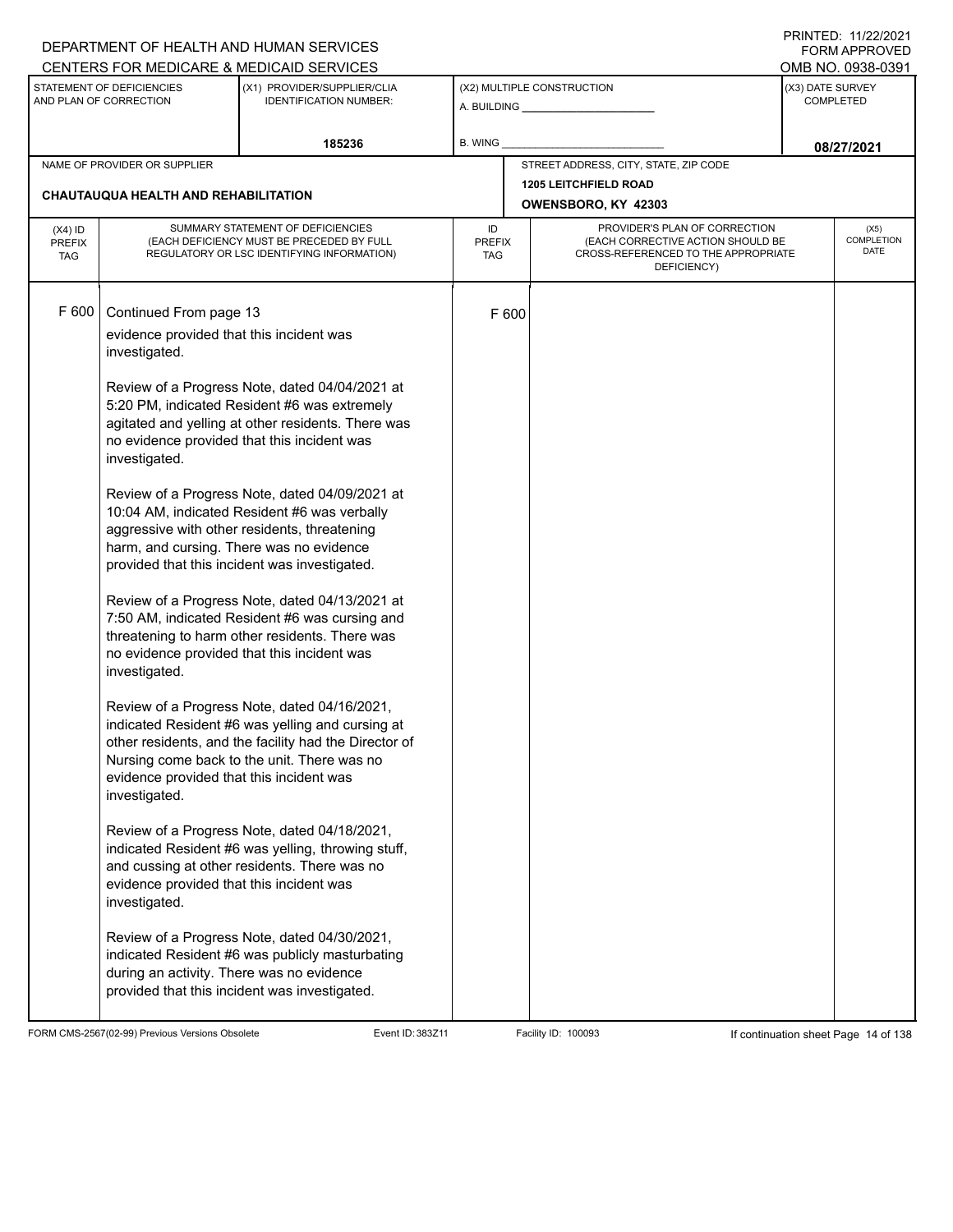DEPARTMENT OF HEALTH AND HUMAN SERVICES
CENTERS FOR MEDICARE & MEDICAID SERVICES

PRINTED: 11/22/2021
FORM APPROVED
OMB NO. 0938-0391

| STATEMENT OF DEFICIENCIES AND PLAN OF CORRECTION | (X1) PROVIDER/SUPPLIER/CLIA IDENTIFICATION NUMBER: | (X2) MULTIPLE CONSTRUCTION | (X3) DATE SURVEY COMPLETED |
|---|---|---|---|
| | 185236 | A. BUILDING ______ B. WING ______ | 08/27/2021 |

| NAME OF PROVIDER OR SUPPLIER | STREET ADDRESS, CITY, STATE, ZIP CODE |
|---|---|
| CHAUTAUQUA HEALTH AND REHABILITATION | 1205 LEITCHFIELD ROAD OWENSBORO, KY 42303 |

| (X4) ID PREFIX TAG | SUMMARY STATEMENT OF DEFICIENCIES (EACH DEFICIENCY MUST BE PRECEDED BY FULL REGULATORY OR LSC IDENTIFYING INFORMATION) | ID PREFIX TAG | PROVIDER'S PLAN OF CORRECTION (EACH CORRECTIVE ACTION SHOULD BE CROSS-REFERENCED TO THE APPROPRIATE DEFICIENCY) | (X5) COMPLETION DATE |
|---|---|---|---|---|
| F 600 | Continued From page 13 | F 600 | | |

evidence provided that this incident was investigated.

Review of a Progress Note, dated 04/04/2021 at 5:20 PM, indicated Resident #6 was extremely agitated and yelling at other residents. There was no evidence provided that this incident was investigated.

Review of a Progress Note, dated 04/09/2021 at 10:04 AM, indicated Resident #6 was verbally aggressive with other residents, threatening harm, and cursing. There was no evidence provided that this incident was investigated.

Review of a Progress Note, dated 04/13/2021 at 7:50 AM, indicated Resident #6 was cursing and threatening to harm other residents. There was no evidence provided that this incident was investigated.

Review of a Progress Note, dated 04/16/2021, indicated Resident #6 was yelling and cursing at other residents, and the facility had the Director of Nursing come back to the unit. There was no evidence provided that this incident was investigated.

Review of a Progress Note, dated 04/18/2021, indicated Resident #6 was yelling, throwing stuff, and cussing at other residents. There was no evidence provided that this incident was investigated.

Review of a Progress Note, dated 04/30/2021, indicated Resident #6 was publicly masturbating during an activity. There was no evidence provided that this incident was investigated.

FORM CMS-2567(02-99) Previous Versions Obsolete Event ID: 383Z11 Facility ID: 100093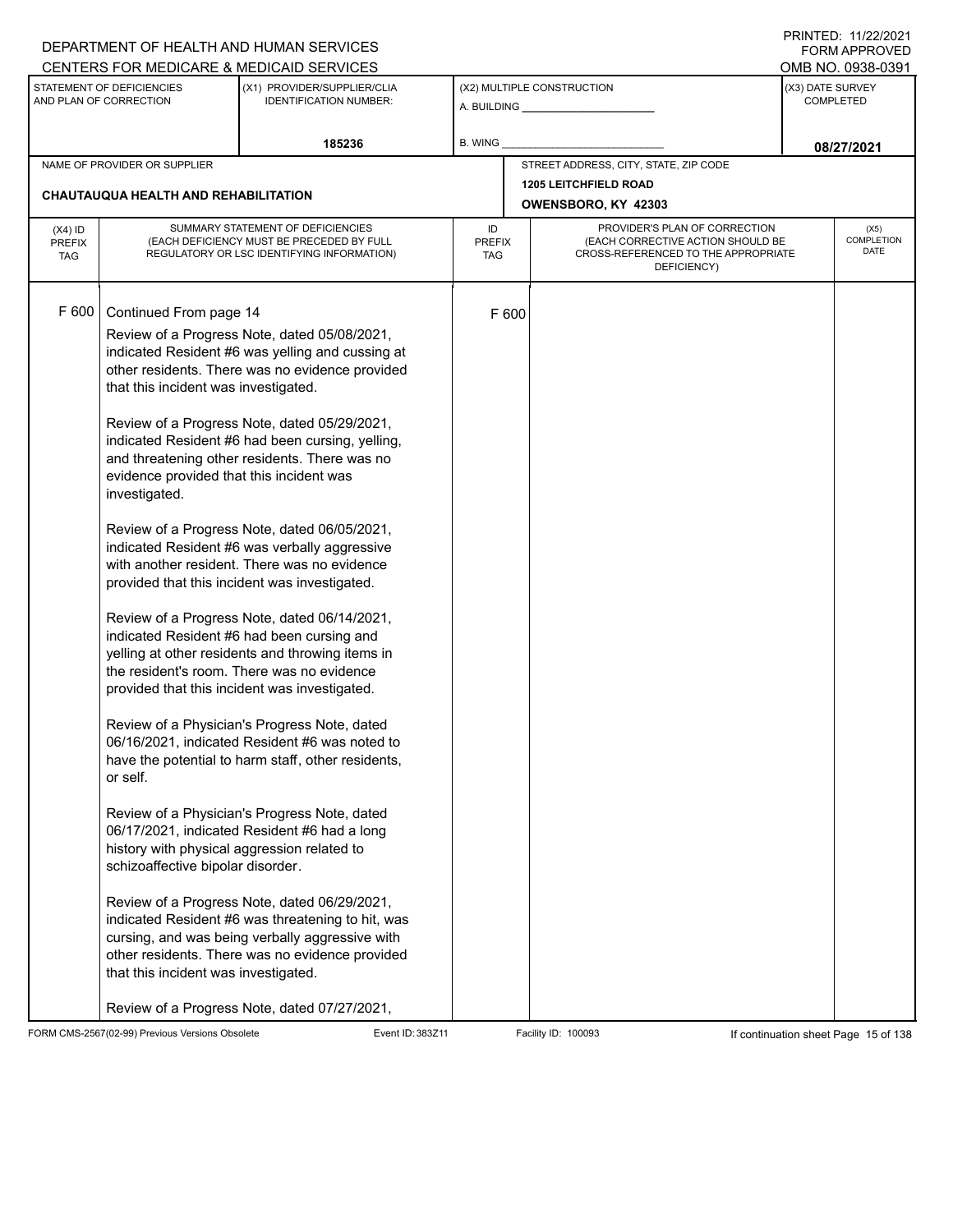| (X4) ID PREFIX TAG | SUMMARY STATEMENT OF DEFICIENCIES (EACH DEFICIENCY MUST BE PRECEDED BY FULL REGULATORY OR LSC IDENTIFYING INFORMATION) | ID PREFIX TAG | PROVIDER'S PLAN OF CORRECTION (EACH CORRECTIVE ACTION SHOULD BE CROSS-REFERENCED TO THE APPROPRIATE DEFICIENCY) | (X5) COMPLETION DATE |
|---|---|---|---|---|
| F 600 | Continued From page 14 | F 600 | | |

Review of a Progress Note, dated 05/08/2021, indicated Resident #6 was yelling and cussing at other residents. There was no evidence provided that this incident was investigated.

Review of a Progress Note, dated 05/29/2021, indicated Resident #6 had been cursing, yelling, and threatening other residents. There was no evidence provided that this incident was investigated.

Review of a Progress Note, dated 06/05/2021, indicated Resident #6 was verbally aggressive with another resident. There was no evidence provided that this incident was investigated.

Review of a Progress Note, dated 06/14/2021, indicated Resident #6 had been cursing and yelling at other residents and throwing items in the resident's room. There was no evidence provided that this incident was investigated.

Review of a Physician's Progress Note, dated 06/16/2021, indicated Resident #6 was noted to have the potential to harm staff, other residents, or self.

Review of a Physician's Progress Note, dated 06/17/2021, indicated Resident #6 had a long history with physical aggression related to schizoaffective bipolar disorder.

Review of a Progress Note, dated 06/29/2021, indicated Resident #6 was threatening to hit, was cursing, and was being verbally aggressive with other residents. There was no evidence provided that this incident was investigated.

Review of a Progress Note, dated 07/27/2021,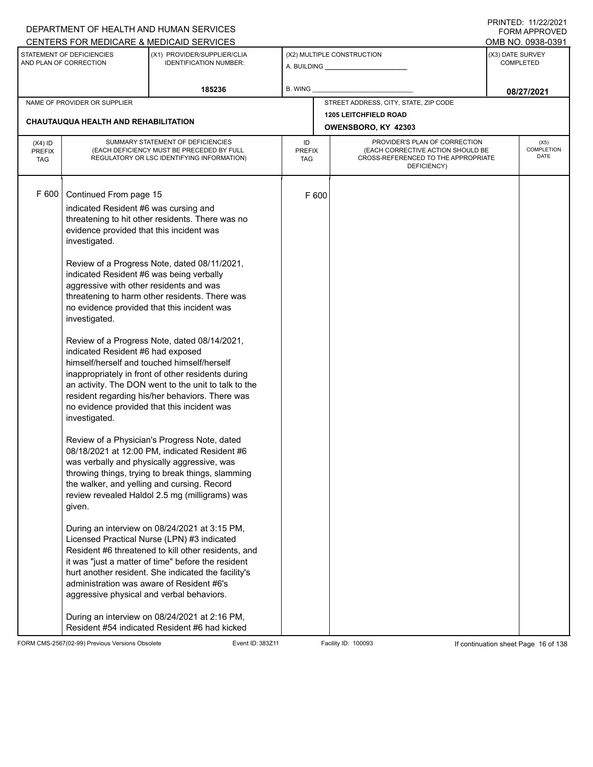DEPARTMENT OF HEALTH AND HUMAN SERVICES
CENTERS FOR MEDICARE & MEDICAID SERVICES

PRINTED: 11/22/2021
FORM APPROVED
OMB NO. 0938-0391

| STATEMENT OF DEFICIENCIES AND PLAN OF CORRECTION | (X1) PROVIDER/SUPPLIER/CLIA IDENTIFICATION NUMBER: | (X2) MULTIPLE CONSTRUCTION | (X3) DATE SURVEY COMPLETED |
|---|---|---|---|
| | 185236 | A. BUILDING ______ B. WING ______ | 08/27/2021 |

| NAME OF PROVIDER OR SUPPLIER | STREET ADDRESS, CITY, STATE, ZIP CODE |
|---|---|
| CHAUTAUQUA HEALTH AND REHABILITATION | 1205 LEITCHFIELD ROAD OWENSBORO, KY 42303 |

| (X4) ID PREFIX TAG | SUMMARY STATEMENT OF DEFICIENCIES (EACH DEFICIENCY MUST BE PRECEDED BY FULL REGULATORY OR LSC IDENTIFYING INFORMATION) | ID PREFIX TAG | PROVIDER'S PLAN OF CORRECTION (EACH CORRECTIVE ACTION SHOULD BE CROSS-REFERENCED TO THE APPROPRIATE DEFICIENCY) | (X5) COMPLETION DATE |
|---|---|---|---|---|
| F 600 | Continued From page 15 | F 600 | | |

indicated Resident #6 was cursing and threatening to hit other residents. There was no evidence provided that this incident was investigated.

Review of a Progress Note, dated 08/11/2021, indicated Resident #6 was being verbally aggressive with other residents and was threatening to harm other residents. There was no evidence provided that this incident was investigated.

Review of a Progress Note, dated 08/14/2021, indicated Resident #6 had exposed himself/herself and touched himself/herself inappropriately in front of other residents during an activity. The DON went to the unit to talk to the resident regarding his/her behaviors. There was no evidence provided that this incident was investigated.

Review of a Physician's Progress Note, dated 08/18/2021 at 12:00 PM, indicated Resident #6 was verbally and physically aggressive, was throwing things, trying to break things, slamming the walker, and yelling and cursing. Record review revealed Haldol 2.5 mg (milligrams) was given.

During an interview on 08/24/2021 at 3:15 PM, Licensed Practical Nurse (LPN) #3 indicated Resident #6 threatened to kill other residents, and it was "just a matter of time" before the resident hurt another resident. She indicated the facility's administration was aware of Resident #6's aggressive physical and verbal behaviors.

During an interview on 08/24/2021 at 2:16 PM, Resident #54 indicated Resident #6 had kicked

FORM CMS-2567(02-99) Previous Versions Obsolete Event ID: 383Z11 Facility ID: 100093 If continuation sheet Page 16 of 138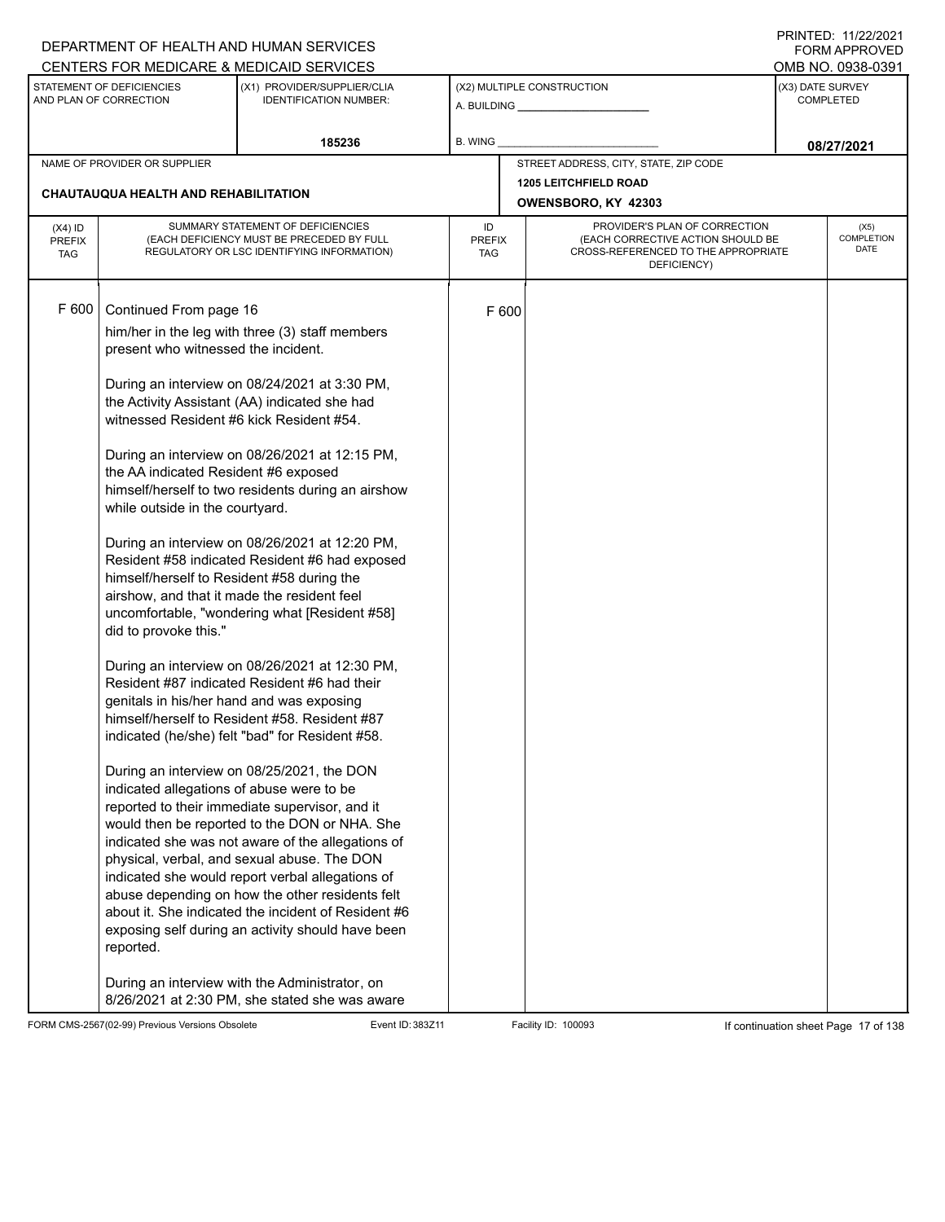| (X4) ID PREFIX TAG | SUMMARY STATEMENT OF DEFICIENCIES (EACH DEFICIENCY MUST BE PRECEDED BY FULL REGULATORY OR LSC IDENTIFYING INFORMATION) | ID PREFIX TAG | PROVIDER'S PLAN OF CORRECTION (EACH CORRECTIVE ACTION SHOULD BE CROSS-REFERENCED TO THE APPROPRIATE DEFICIENCY) | (X5) COMPLETION DATE |
|---|---|---|---|---|
| F 600 | Continued From page 16 | F 600 | | |

him/her in the leg with three (3) staff members present who witnessed the incident.

During an interview on 08/24/2021 at 3:30 PM, the Activity Assistant (AA) indicated she had witnessed Resident #6 kick Resident #54.

During an interview on 08/26/2021 at 12:15 PM, the AA indicated Resident #6 exposed himself/herself to two residents during an airshow while outside in the courtyard.

During an interview on 08/26/2021 at 12:20 PM, Resident #58 indicated Resident #6 had exposed himself/herself to Resident #58 during the airshow, and that it made the resident feel uncomfortable, "wondering what [Resident #58] did to provoke this."

During an interview on 08/26/2021 at 12:30 PM, Resident #87 indicated Resident #6 had their genitals in his/her hand and was exposing himself/herself to Resident #58. Resident #87 indicated (he/she) felt "bad" for Resident #58.

During an interview on 08/25/2021, the DON indicated allegations of abuse were to be reported to their immediate supervisor, and it would then be reported to the DON or NHA. She indicated she was not aware of the allegations of physical, verbal, and sexual abuse. The DON indicated she would report verbal allegations of abuse depending on how the other residents felt about it. She indicated the incident of Resident #6 exposing self during an activity should have been reported.

During an interview with the Administrator, on 8/26/2021 at 2:30 PM, she stated she was aware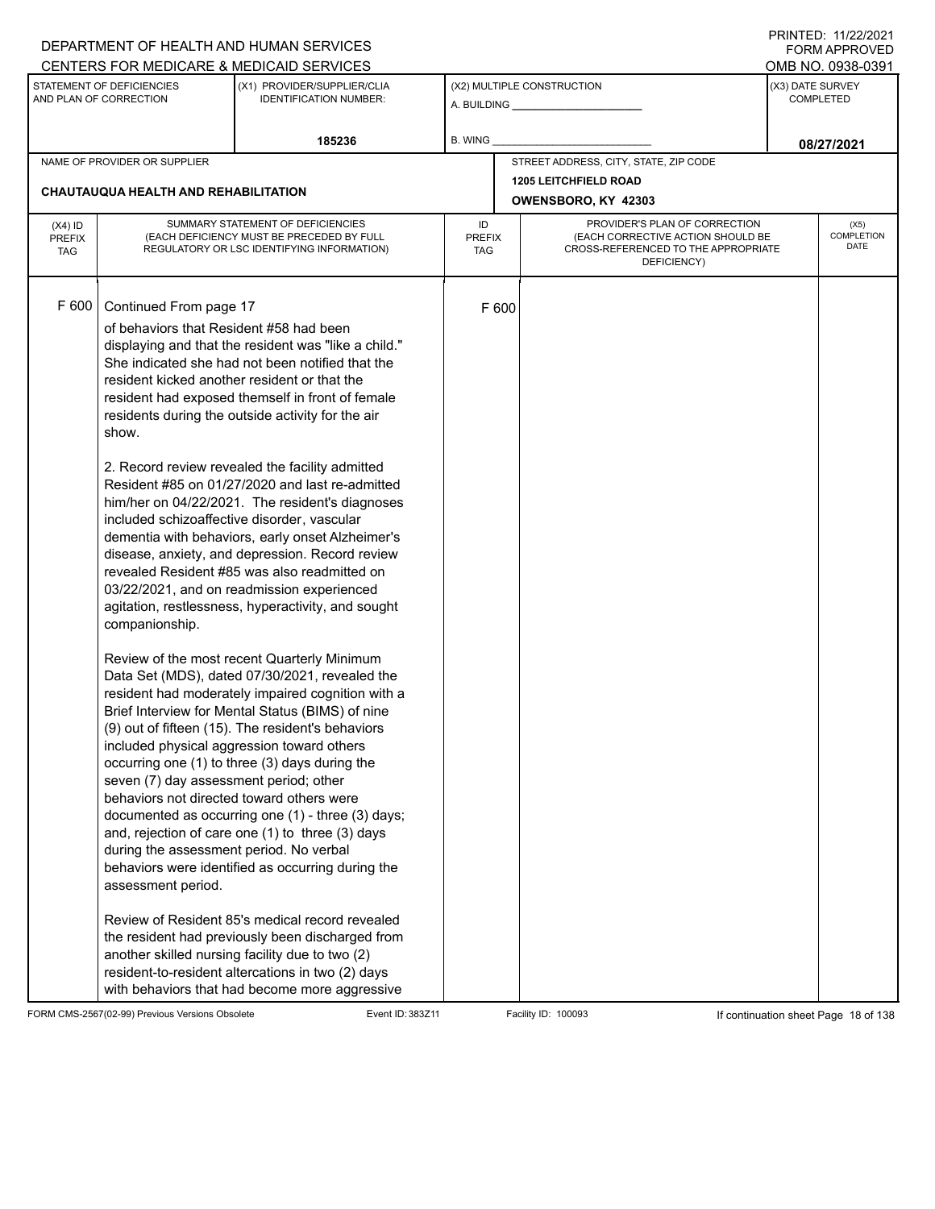DEPARTMENT OF HEALTH AND HUMAN SERVICES
CENTERS FOR MEDICARE & MEDICAID SERVICES

PRINTED: 11/22/2021
FORM APPROVED
OMB NO. 0938-0391

| STATEMENT OF DEFICIENCIES AND PLAN OF CORRECTION | (X1) PROVIDER/SUPPLIER/CLIA IDENTIFICATION NUMBER: | (X2) MULTIPLE CONSTRUCTION | (X3) DATE SURVEY COMPLETED |
|---|---|---|---|
| | 185236 | A. BUILDING ______ B. WING ______ | 08/27/2021 |

| NAME OF PROVIDER OR SUPPLIER | STREET ADDRESS, CITY, STATE, ZIP CODE |
|---|---|
| CHAUTAUQUA HEALTH AND REHABILITATION | 1205 LEITCHFIELD ROAD OWENSBORO, KY 42303 |

| (X4) ID PREFIX TAG | SUMMARY STATEMENT OF DEFICIENCIES (EACH DEFICIENCY MUST BE PRECEDED BY FULL REGULATORY OR LSC IDENTIFYING INFORMATION) | ID PREFIX TAG | PROVIDER'S PLAN OF CORRECTION (EACH CORRECTIVE ACTION SHOULD BE CROSS-REFERENCED TO THE APPROPRIATE DEFICIENCY) | (X5) COMPLETION DATE |
|---|---|---|---|---|
| F 600 | Continued From page 17 | F 600 | | |

of behaviors that Resident #58 had been displaying and that the resident was "like a child." She indicated she had not been notified that the resident kicked another resident or that the resident had exposed themself in front of female residents during the outside activity for the air show.

2. Record review revealed the facility admitted Resident #85 on 01/27/2020 and last re-admitted him/her on 04/22/2021. The resident's diagnoses included schizoaffective disorder, vascular dementia with behaviors, early onset Alzheimer's disease, anxiety, and depression. Record review revealed Resident #85 was also readmitted on 03/22/2021, and on readmission experienced agitation, restlessness, hyperactivity, and sought companionship.

Review of the most recent Quarterly Minimum Data Set (MDS), dated 07/30/2021, revealed the resident had moderately impaired cognition with a Brief Interview for Mental Status (BIMS) of nine (9) out of fifteen (15). The resident's behaviors included physical aggression toward others occurring one (1) to three (3) days during the seven (7) day assessment period; other behaviors not directed toward others were documented as occurring one (1) - three (3) days; and, rejection of care one (1) to three (3) days during the assessment period. No verbal behaviors were identified as occurring during the assessment period.

Review of Resident 85's medical record revealed the resident had previously been discharged from another skilled nursing facility due to two (2) resident-to-resident altercations in two (2) days with behaviors that had become more aggressive

FORM CMS-2567(02-99) Previous Versions Obsolete Event ID: 383Z11 Facility ID: 100093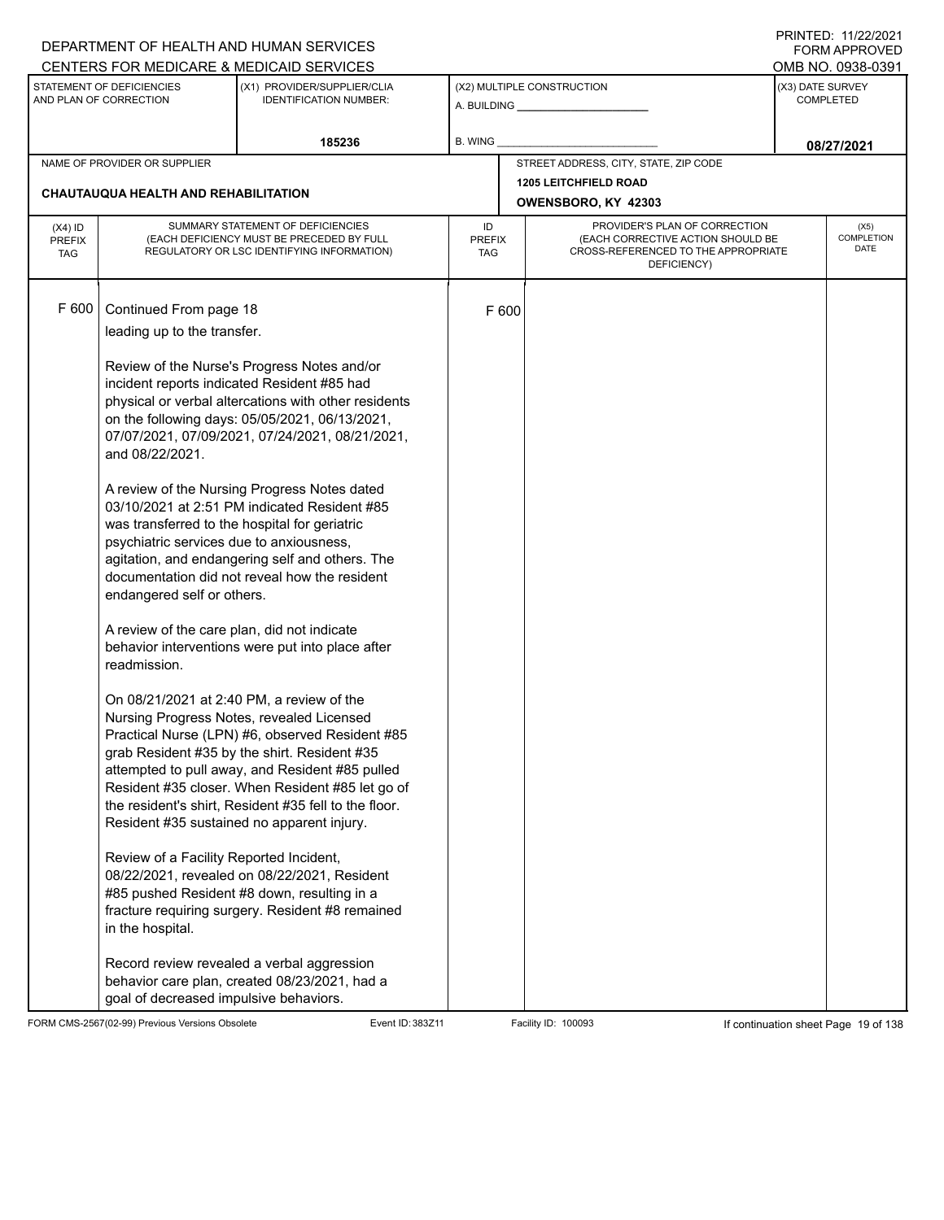DEPARTMENT OF HEALTH AND HUMAN SERVICES
CENTERS FOR MEDICARE & MEDICAID SERVICES

PRINTED: 11/22/2021
FORM APPROVED
OMB NO. 0938-0391

| STATEMENT OF DEFICIENCIES AND PLAN OF CORRECTION | (X1) PROVIDER/SUPPLIER/CLIA IDENTIFICATION NUMBER: | (X2) MULTIPLE CONSTRUCTION | (X3) DATE SURVEY COMPLETED |
|---|---|---|---|
| | 185236 | A. BUILDING ______ B. WING ______ | 08/27/2021 |

| NAME OF PROVIDER OR SUPPLIER | STREET ADDRESS, CITY, STATE, ZIP CODE |
|---|---|
| CHAUTAUQUA HEALTH AND REHABILITATION | 1205 LEITCHFIELD ROAD OWENSBORO, KY 42303 |

| (X4) ID PREFIX TAG | SUMMARY STATEMENT OF DEFICIENCIES (EACH DEFICIENCY MUST BE PRECEDED BY FULL REGULATORY OR LSC IDENTIFYING INFORMATION) | ID PREFIX TAG | PROVIDER'S PLAN OF CORRECTION (EACH CORRECTIVE ACTION SHOULD BE CROSS-REFERENCED TO THE APPROPRIATE DEFICIENCY) | (X5) COMPLETION DATE |
|---|---|---|---|---|
| F 600 | Continued From page 18 | F 600 | | |

leading up to the transfer.

Review of the Nurse's Progress Notes and/or incident reports indicated Resident #85 had physical or verbal altercations with other residents on the following days: 05/05/2021, 06/13/2021, 07/07/2021, 07/09/2021, 07/24/2021, 08/21/2021, and 08/22/2021.

A review of the Nursing Progress Notes dated 03/10/2021 at 2:51 PM indicated Resident #85 was transferred to the hospital for geriatric psychiatric services due to anxiousness, agitation, and endangering self and others. The documentation did not reveal how the resident endangered self or others.

A review of the care plan, did not indicate behavior interventions were put into place after readmission.

On 08/21/2021 at 2:40 PM, a review of the Nursing Progress Notes, revealed Licensed Practical Nurse (LPN) #6, observed Resident #85 grab Resident #35 by the shirt. Resident #35 attempted to pull away, and Resident #85 pulled Resident #35 closer. When Resident #85 let go of the resident's shirt, Resident #35 fell to the floor. Resident #35 sustained no apparent injury.

Review of a Facility Reported Incident, 08/22/2021, revealed on 08/22/2021, Resident #85 pushed Resident #8 down, resulting in a fracture requiring surgery. Resident #8 remained in the hospital.

Record review revealed a verbal aggression behavior care plan, created 08/23/2021, had a goal of decreased impulsive behaviors.

FORM CMS-2567(02-99) Previous Versions Obsolete | Event ID: 383Z11 | Facility ID: 100093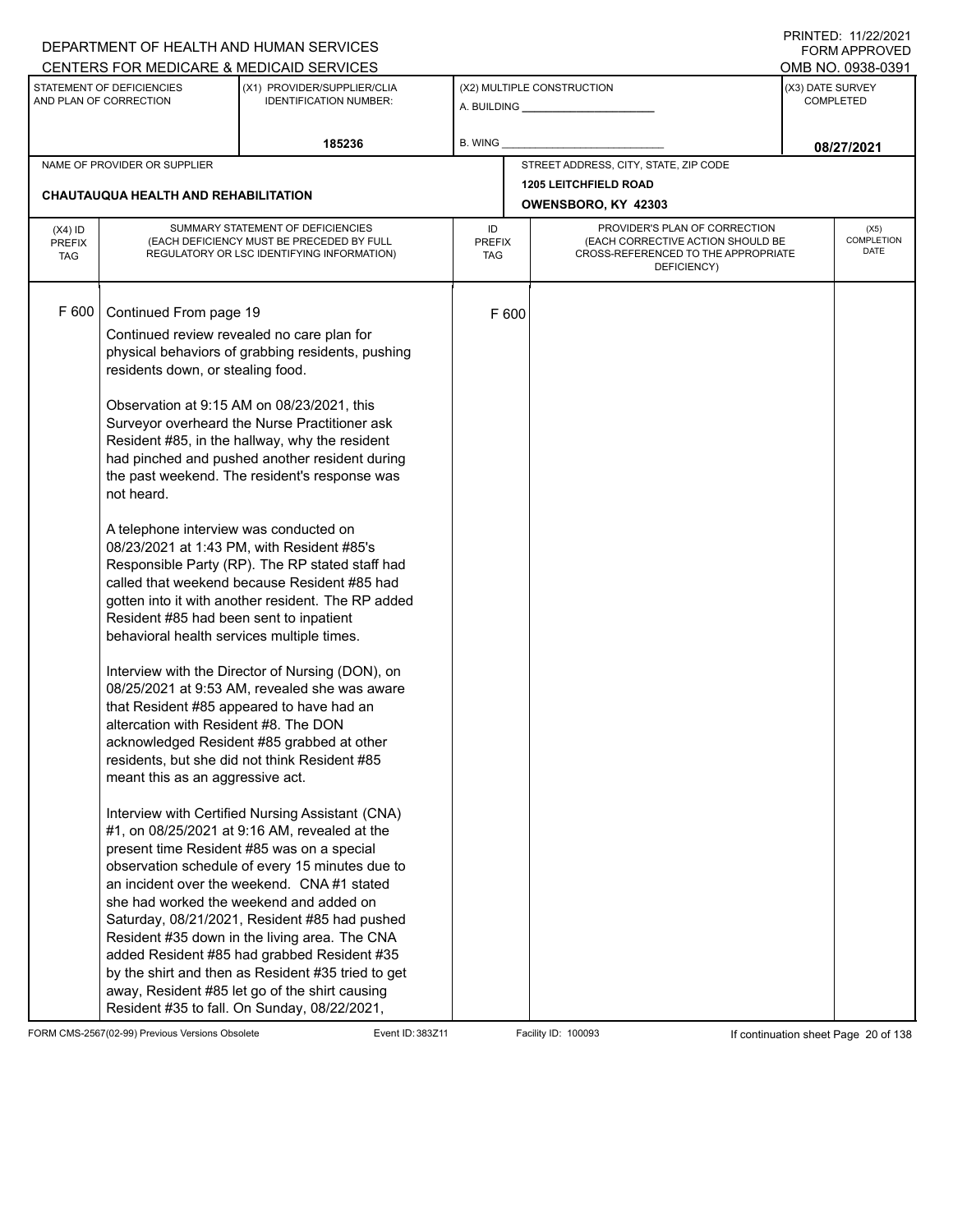DEPARTMENT OF HEALTH AND HUMAN SERVICES
CENTERS FOR MEDICARE & MEDICAID SERVICES

PRINTED: 11/22/2021
FORM APPROVED
OMB NO. 0938-0391

| STATEMENT OF DEFICIENCIES AND PLAN OF CORRECTION | (X1) PROVIDER/SUPPLIER/CLIA IDENTIFICATION NUMBER: | (X2) MULTIPLE CONSTRUCTION | (X3) DATE SURVEY COMPLETED |
|---|---|---|---|
| | 185236 | A. BUILDING ______ B. WING ______ | 08/27/2021 |

| NAME OF PROVIDER OR SUPPLIER | STREET ADDRESS, CITY, STATE, ZIP CODE |
|---|---|
| CHAUTAUQUA HEALTH AND REHABILITATION | 1205 LEITCHFIELD ROAD OWENSBORO, KY 42303 |

| (X4) ID PREFIX TAG | SUMMARY STATEMENT OF DEFICIENCIES (EACH DEFICIENCY MUST BE PRECEDED BY FULL REGULATORY OR LSC IDENTIFYING INFORMATION) | ID PREFIX TAG | PROVIDER'S PLAN OF CORRECTION (EACH CORRECTIVE ACTION SHOULD BE CROSS-REFERENCED TO THE APPROPRIATE DEFICIENCY) | (X5) COMPLETION DATE |
|---|---|---|---|---|
| F 600 | Continued From page 19 | F 600 | | |

Continued review revealed no care plan for physical behaviors of grabbing residents, pushing residents down, or stealing food.

Observation at 9:15 AM on 08/23/2021, this Surveyor overheard the Nurse Practitioner ask Resident #85, in the hallway, why the resident had pinched and pushed another resident during the past weekend. The resident's response was not heard.

A telephone interview was conducted on 08/23/2021 at 1:43 PM, with Resident #85's Responsible Party (RP). The RP stated staff had called that weekend because Resident #85 had gotten into it with another resident. The RP added Resident #85 had been sent to inpatient behavioral health services multiple times.

Interview with the Director of Nursing (DON), on 08/25/2021 at 9:53 AM, revealed she was aware that Resident #85 appeared to have had an altercation with Resident #8. The DON acknowledged Resident #85 grabbed at other residents, but she did not think Resident #85 meant this as an aggressive act.

Interview with Certified Nursing Assistant (CNA) #1, on 08/25/2021 at 9:16 AM, revealed at the present time Resident #85 was on a special observation schedule of every 15 minutes due to an incident over the weekend. CNA #1 stated she had worked the weekend and added on Saturday, 08/21/2021, Resident #85 had pushed Resident #35 down in the living area. The CNA added Resident #85 had grabbed Resident #35 by the shirt and then as Resident #35 tried to get away, Resident #85 let go of the shirt causing Resident #35 to fall. On Sunday, 08/22/2021,

FORM CMS-2567(02-99) Previous Versions Obsolete Event ID: 383Z11 Facility ID: 100093 If continuation sheet Page 20 of 138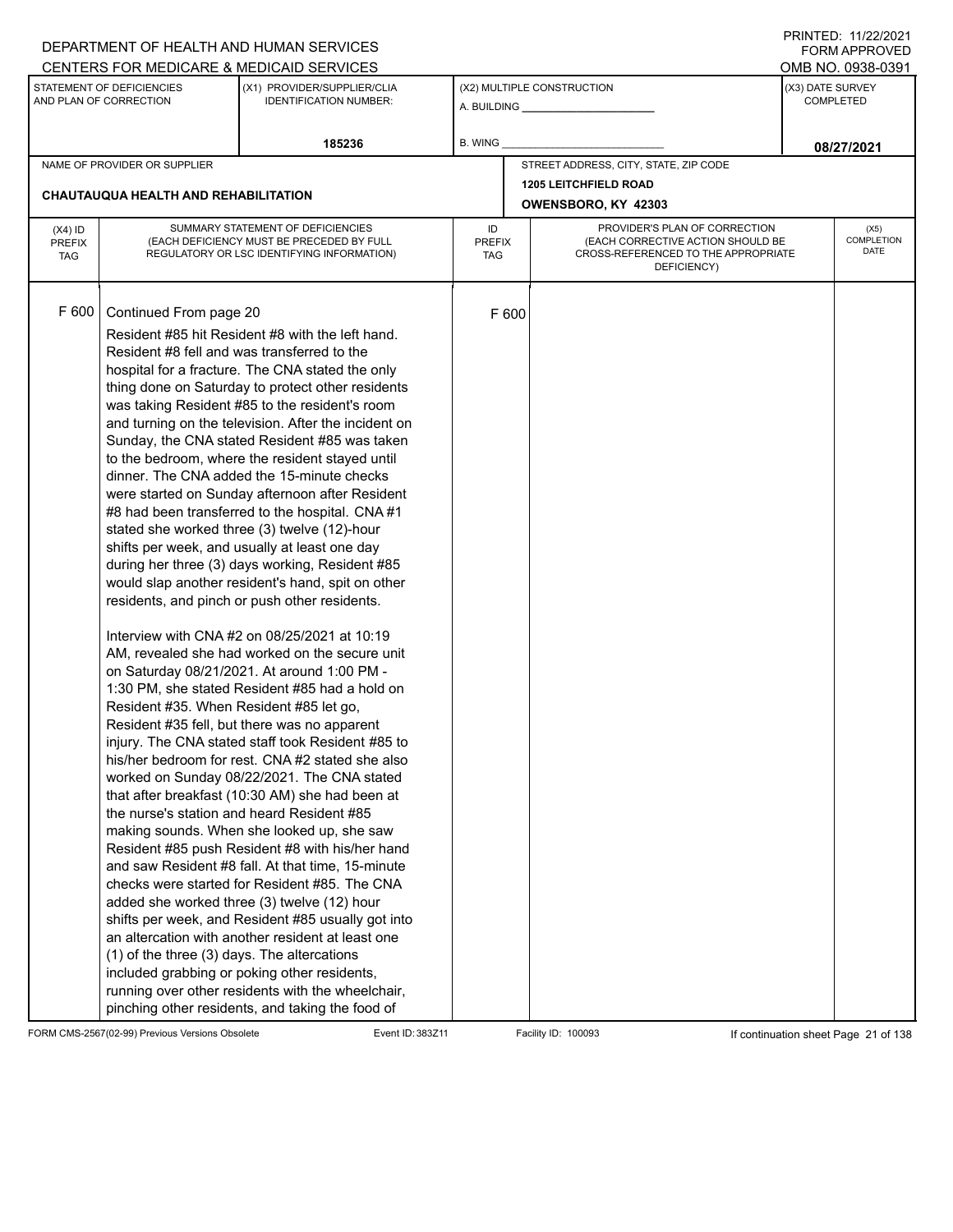DEPARTMENT OF HEALTH AND HUMAN SERVICES
CENTERS FOR MEDICARE & MEDICAID SERVICES

PRINTED: 11/22/2021
FORM APPROVED
OMB NO. 0938-0391

| STATEMENT OF DEFICIENCIES AND PLAN OF CORRECTION | (X1) PROVIDER/SUPPLIER/CLIA IDENTIFICATION NUMBER: | (X2) MULTIPLE CONSTRUCTION | (X3) DATE SURVEY COMPLETED |
|---|---|---|---|
| | 185236 | A. BUILDING ______ B. WING ______ | 08/27/2021 |

| NAME OF PROVIDER OR SUPPLIER | STREET ADDRESS, CITY, STATE, ZIP CODE |
|---|---|
| CHAUTAUQUA HEALTH AND REHABILITATION | 1205 LEITCHFIELD ROAD OWENSBORO, KY 42303 |

| (X4) ID PREFIX TAG | SUMMARY STATEMENT OF DEFICIENCIES (EACH DEFICIENCY MUST BE PRECEDED BY FULL REGULATORY OR LSC IDENTIFYING INFORMATION) | ID PREFIX TAG | PROVIDER'S PLAN OF CORRECTION (EACH CORRECTIVE ACTION SHOULD BE CROSS-REFERENCED TO THE APPROPRIATE DEFICIENCY) | (X5) COMPLETION DATE |
|---|---|---|---|---|
| F 600 | Continued From page 20<br>Resident #85 hit Resident #8 with the left hand. Resident #8 fell and was transferred to the hospital for a fracture. The CNA stated the only thing done on Saturday to protect other residents was taking Resident #85 to the resident's room and turning on the television. After the incident on Sunday, the CNA stated Resident #85 was taken to the bedroom, where the resident stayed until dinner. The CNA added the 15-minute checks were started on Sunday afternoon after Resident #8 had been transferred to the hospital. CNA #1 stated she worked three (3) twelve (12)-hour shifts per week, and usually at least one day during her three (3) days working, Resident #85 would slap another resident's hand, spit on other residents, and pinch or push other residents.<br><br>Interview with CNA #2 on 08/25/2021 at 10:19 AM, revealed she had worked on the secure unit on Saturday 08/21/2021. At around 1:00 PM - 1:30 PM, she stated Resident #85 had a hold on Resident #35. When Resident #85 let go, Resident #35 fell, but there was no apparent injury. The CNA stated staff took Resident #85 to his/her bedroom for rest. CNA #2 stated she also worked on Sunday 08/22/2021. The CNA stated that after breakfast (10:30 AM) she had been at the nurse's station and heard Resident #85 making sounds. When she looked up, she saw Resident #85 push Resident #8 with his/her hand and saw Resident #8 fall. At that time, 15-minute checks were started for Resident #85. The CNA added she worked three (3) twelve (12) hour shifts per week, and Resident #85 usually got into an altercation with another resident at least one (1) of the three (3) days. The altercations included grabbing or poking other residents, running over other residents with the wheelchair, pinching other residents, and taking the food of | F 600 | | |

FORM CMS-2567(02-99) Previous Versions Obsolete Event ID: 383Z11 Facility ID: 100093 If continuation sheet Page 21 of 138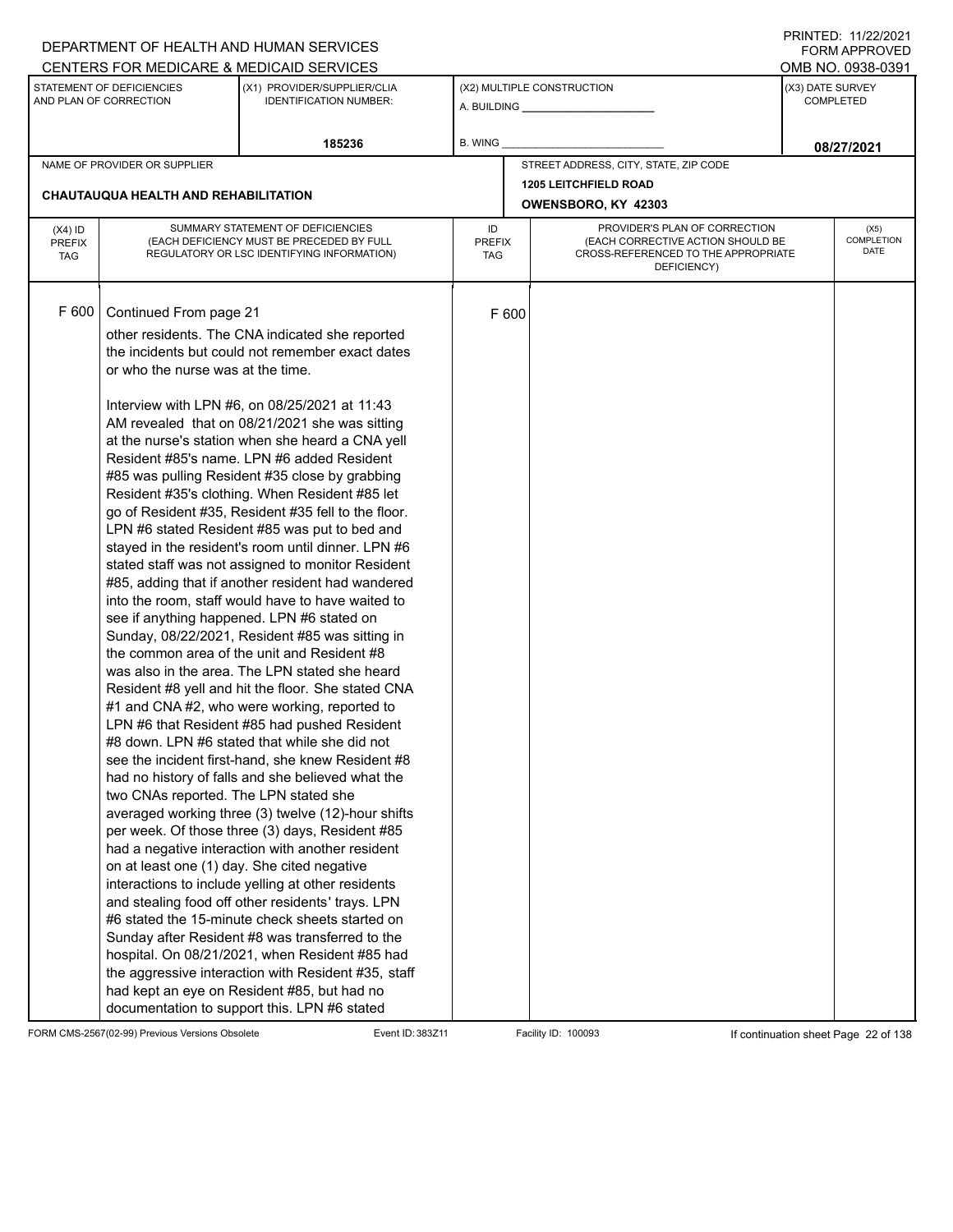DEPARTMENT OF HEALTH AND HUMAN SERVICES
CENTERS FOR MEDICARE & MEDICAID SERVICES

PRINTED: 11/22/2021
FORM APPROVED
OMB NO. 0938-0391

| STATEMENT OF DEFICIENCIES AND PLAN OF CORRECTION | (X1) PROVIDER/SUPPLIER/CLIA IDENTIFICATION NUMBER: | (X2) MULTIPLE CONSTRUCTION | (X3) DATE SURVEY COMPLETED |
|---|---|---|---|
| | 185236 | A. BUILDING _______ B. WING _______ | 08/27/2021 |

| NAME OF PROVIDER OR SUPPLIER | STREET ADDRESS, CITY, STATE, ZIP CODE |
|---|---|
| CHAUTAUQUA HEALTH AND REHABILITATION | 1205 LEITCHFIELD ROAD OWENSBORO, KY 42303 |

| (X4) ID PREFIX TAG | SUMMARY STATEMENT OF DEFICIENCIES (EACH DEFICIENCY MUST BE PRECEDED BY FULL REGULATORY OR LSC IDENTIFYING INFORMATION) | ID PREFIX TAG | PROVIDER'S PLAN OF CORRECTION (EACH CORRECTIVE ACTION SHOULD BE CROSS-REFERENCED TO THE APPROPRIATE DEFICIENCY) | (X5) COMPLETION DATE |
|---|---|---|---|---|
| F 600 | Continued From page 21<br>other residents. The CNA indicated she reported the incidents but could not remember exact dates or who the nurse was at the time.<br><br>Interview with LPN #6, on 08/25/2021 at 11:43 AM revealed that on 08/21/2021 she was sitting at the nurse's station when she heard a CNA yell Resident #85's name. LPN #6 added Resident #85 was pulling Resident #35 close by grabbing Resident #35's clothing. When Resident #85 let go of Resident #35, Resident #35 fell to the floor. LPN #6 stated Resident #85 was put to bed and stayed in the resident's room until dinner. LPN #6 stated staff was not assigned to monitor Resident #85, adding that if another resident had wandered into the room, staff would have to have waited to see if anything happened. LPN #6 stated on Sunday, 08/22/2021, Resident #85 was sitting in the common area of the unit and Resident #8 was also in the area. The LPN stated she heard Resident #8 yell and hit the floor. She stated CNA #1 and CNA #2, who were working, reported to LPN #6 that Resident #85 had pushed Resident #8 down. LPN #6 stated that while she did not see the incident first-hand, she knew Resident #8 had no history of falls and she believed what the two CNAs reported. The LPN stated she averaged working three (3) twelve (12)-hour shifts per week. Of those three (3) days, Resident #85 had a negative interaction with another resident on at least one (1) day. She cited negative interactions to include yelling at other residents and stealing food off other residents' trays. LPN #6 stated the 15-minute check sheets started on Sunday after Resident #8 was transferred to the hospital. On 08/21/2021, when Resident #85 had the aggressive interaction with Resident #35, staff had kept an eye on Resident #85, but had no documentation to support this. LPN #6 stated | F 600 | | |

FORM CMS-2567(02-99) Previous Versions Obsolete | Event ID: 383Z11 | Facility ID: 100093 | If continuation sheet Page 22 of 138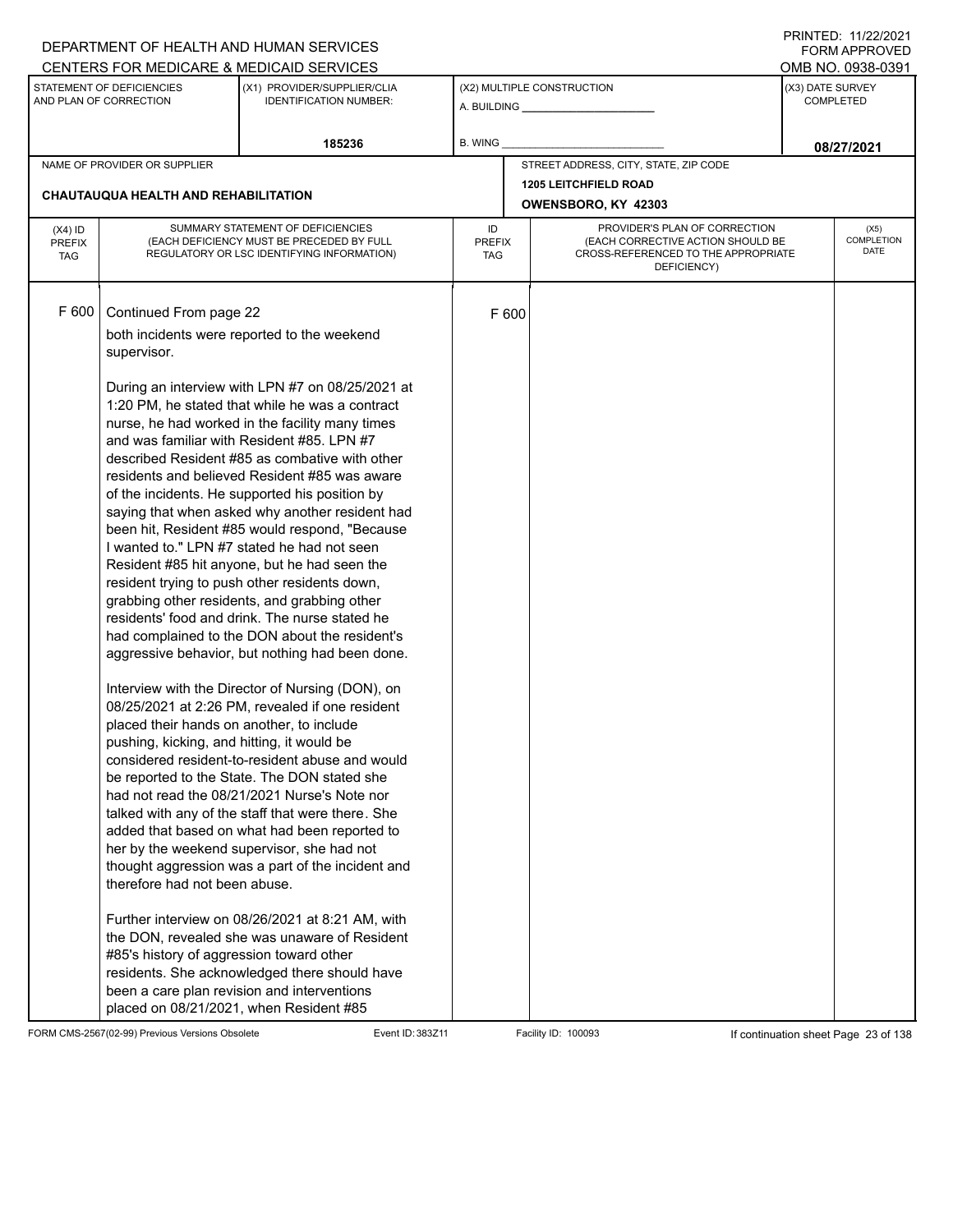DEPARTMENT OF HEALTH AND HUMAN SERVICES
CENTERS FOR MEDICARE & MEDICAID SERVICES

PRINTED: 11/22/2021
FORM APPROVED
OMB NO. 0938-0391

| STATEMENT OF DEFICIENCIES AND PLAN OF CORRECTION | (X1) PROVIDER/SUPPLIER/CLIA IDENTIFICATION NUMBER: | (X2) MULTIPLE CONSTRUCTION | (X3) DATE SURVEY COMPLETED |
|---|---|---|---|
| | 185236 | A. BUILDING ___ B. WING ___ | 08/27/2021 |

| NAME OF PROVIDER OR SUPPLIER | STREET ADDRESS, CITY, STATE, ZIP CODE |
|---|---|
| CHAUTAUQUA HEALTH AND REHABILITATION | 1205 LEITCHFIELD ROAD OWENSBORO, KY 42303 |

| (X4) ID PREFIX TAG | SUMMARY STATEMENT OF DEFICIENCIES (EACH DEFICIENCY MUST BE PRECEDED BY FULL REGULATORY OR LSC IDENTIFYING INFORMATION) | ID PREFIX TAG | PROVIDER'S PLAN OF CORRECTION (EACH CORRECTIVE ACTION SHOULD BE CROSS-REFERENCED TO THE APPROPRIATE DEFICIENCY) | (X5) COMPLETION DATE |
|---|---|---|---|---|
| F 600 | Continued From page 22<br><br>both incidents were reported to the weekend supervisor.<br><br>During an interview with LPN #7 on 08/25/2021 at 1:20 PM, he stated that while he was a contract nurse, he had worked in the facility many times and was familiar with Resident #85. LPN #7 described Resident #85 as combative with other residents and believed Resident #85 was aware of the incidents. He supported his position by saying that when asked why another resident had been hit, Resident #85 would respond, "Because I wanted to." LPN #7 stated he had not seen Resident #85 hit anyone, but he had seen the resident trying to push other residents down, grabbing other residents, and grabbing other residents' food and drink. The nurse stated he had complained to the DON about the resident's aggressive behavior, but nothing had been done.<br><br>Interview with the Director of Nursing (DON), on 08/25/2021 at 2:26 PM, revealed if one resident placed their hands on another, to include pushing, kicking, and hitting, it would be considered resident-to-resident abuse and would be reported to the State. The DON stated she had not read the 08/21/2021 Nurse's Note nor talked with any of the staff that were there. She added that based on what had been reported to her by the weekend supervisor, she had not thought aggression was a part of the incident and therefore had not been abuse.<br><br>Further interview on 08/26/2021 at 8:21 AM, with the DON, revealed she was unaware of Resident #85's history of aggression toward other residents. She acknowledged there should have been a care plan revision and interventions placed on 08/21/2021, when Resident #85 | F 600 | | |

FORM CMS-2567(02-99) Previous Versions Obsolete Event ID: 383Z11 Facility ID: 100093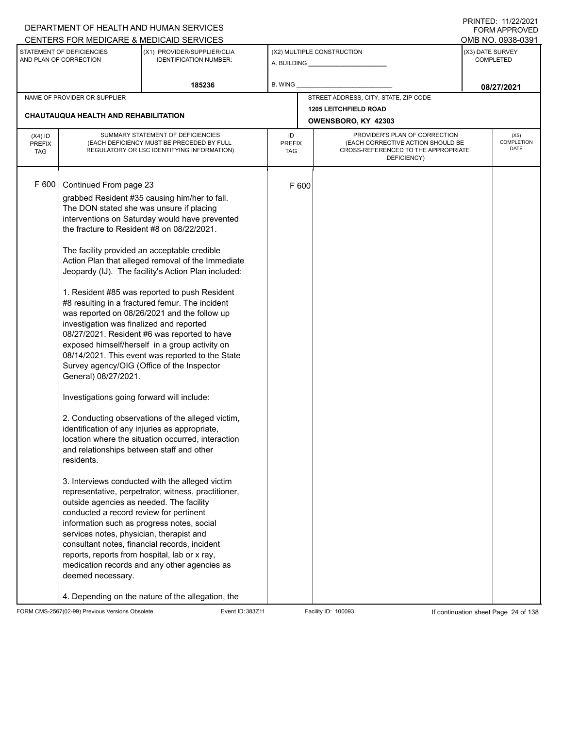DEPARTMENT OF HEALTH AND HUMAN SERVICES
CENTERS FOR MEDICARE & MEDICAID SERVICES

PRINTED: 11/22/2021
FORM APPROVED
OMB NO. 0938-0391

| STATEMENT OF DEFICIENCIES AND PLAN OF CORRECTION | (X1) PROVIDER/SUPPLIER/CLIA IDENTIFICATION NUMBER: | (X2) MULTIPLE CONSTRUCTION | (X3) DATE SURVEY COMPLETED |
|---|---|---|---|
| | 185236 | A. BUILDING ______ B. WING ______ | 08/27/2021 |

| NAME OF PROVIDER OR SUPPLIER | STREET ADDRESS, CITY, STATE, ZIP CODE |
|---|---|
| CHAUTAUQUA HEALTH AND REHABILITATION | 1205 LEITCHFIELD ROAD OWENSBORO, KY 42303 |

| (X4) ID PREFIX TAG | SUMMARY STATEMENT OF DEFICIENCIES (EACH DEFICIENCY MUST BE PRECEDED BY FULL REGULATORY OR LSC IDENTIFYING INFORMATION) | ID PREFIX TAG | PROVIDER'S PLAN OF CORRECTION (EACH CORRECTIVE ACTION SHOULD BE CROSS-REFERENCED TO THE APPROPRIATE DEFICIENCY) | (X5) COMPLETION DATE |
|---|---|---|---|---|
| F 600 | Continued From page 23 | F 600 | | |

grabbed Resident #35 causing him/her to fall. The DON stated she was unsure if placing interventions on Saturday would have prevented the fracture to Resident #8 on 08/22/2021.

The facility provided an acceptable credible Action Plan that alleged removal of the Immediate Jeopardy (IJ). The facility's Action Plan included:

1. Resident #85 was reported to push Resident #8 resulting in a fractured femur. The incident was reported on 08/26/2021 and the follow up investigation was finalized and reported 08/27/2021. Resident #6 was reported to have exposed himself/herself in a group activity on 08/14/2021. This event was reported to the State Survey agency/OIG (Office of the Inspector General) 08/27/2021.

Investigations going forward will include:

2. Conducting observations of the alleged victim, identification of any injuries as appropriate, location where the situation occurred, interaction and relationships between staff and other residents.

3. Interviews conducted with the alleged victim representative, perpetrator, witness, practitioner, outside agencies as needed. The facility conducted a record review for pertinent information such as progress notes, social services notes, physician, therapist and consultant notes, financial records, incident reports, reports from hospital, lab or x ray, medication records and any other agencies as deemed necessary.

4. Depending on the nature of the allegation, the

FORM CMS-2567(02-99) Previous Versions Obsolete Event ID: 383Z11 Facility ID: 100093 If continuation sheet Page 24 of 138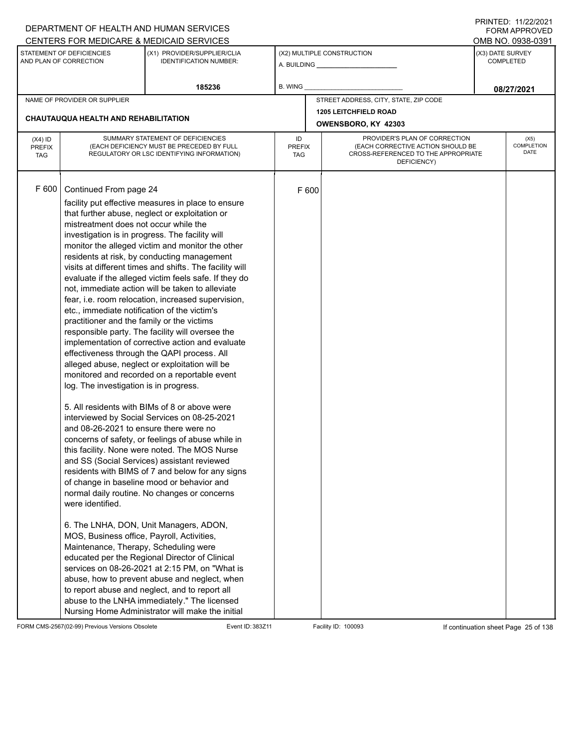DEPARTMENT OF HEALTH AND HUMAN SERVICES
CENTERS FOR MEDICARE & MEDICAID SERVICES

PRINTED: 11/22/2021
FORM APPROVED
OMB NO. 0938-0391

| STATEMENT OF DEFICIENCIES AND PLAN OF CORRECTION | (X1) PROVIDER/SUPPLIER/CLIA IDENTIFICATION NUMBER: | (X2) MULTIPLE CONSTRUCTION | (X3) DATE SURVEY COMPLETED |
|---|---|---|---|
| | 185236 | A. BUILDING ______ B. WING ______ | 08/27/2021 |

| NAME OF PROVIDER OR SUPPLIER | STREET ADDRESS, CITY, STATE, ZIP CODE |
|---|---|
| CHAUTAUQUA HEALTH AND REHABILITATION | 1205 LEITCHFIELD ROAD OWENSBORO, KY 42303 |

| (X4) ID PREFIX TAG | SUMMARY STATEMENT OF DEFICIENCIES (EACH DEFICIENCY MUST BE PRECEDED BY FULL REGULATORY OR LSC IDENTIFYING INFORMATION) | ID PREFIX TAG | PROVIDER'S PLAN OF CORRECTION (EACH CORRECTIVE ACTION SHOULD BE CROSS-REFERENCED TO THE APPROPRIATE DEFICIENCY) | (X5) COMPLETION DATE |
|---|---|---|---|---|
| F 600 | Continued From page 24 | F 600 | | |

facility put effective measures in place to ensure that further abuse, neglect or exploitation or mistreatment does not occur while the investigation is in progress. The facility will monitor the alleged victim and monitor the other residents at risk, by conducting management visits at different times and shifts. The facility will evaluate if the alleged victim feels safe. If they do not, immediate action will be taken to alleviate fear, i.e. room relocation, increased supervision, etc., immediate notification of the victim's practitioner and the family or the victims responsible party. The facility will oversee the implementation of corrective action and evaluate effectiveness through the QAPI process. All alleged abuse, neglect or exploitation will be monitored and recorded on a reportable event log. The investigation is in progress.

5. All residents with BIMs of 8 or above were interviewed by Social Services on 08-25-2021 and 08-26-2021 to ensure there were no concerns of safety, or feelings of abuse while in this facility. None were noted. The MOS Nurse and SS (Social Services) assistant reviewed residents with BIMS of 7 and below for any signs of change in baseline mood or behavior and normal daily routine. No changes or concerns were identified.

6. The LNHA, DON, Unit Managers, ADON, MOS, Business office, Payroll, Activities, Maintenance, Therapy, Scheduling were educated per the Regional Director of Clinical services on 08-26-2021 at 2:15 PM, on "What is abuse, how to prevent abuse and neglect, when to report abuse and neglect, and to report all abuse to the LNHA immediately." The licensed Nursing Home Administrator will make the initial

FORM CMS-2567(02-99) Previous Versions Obsolete    Event ID: 383Z11    Facility ID: 100093    If continuation sheet Page 25 of 138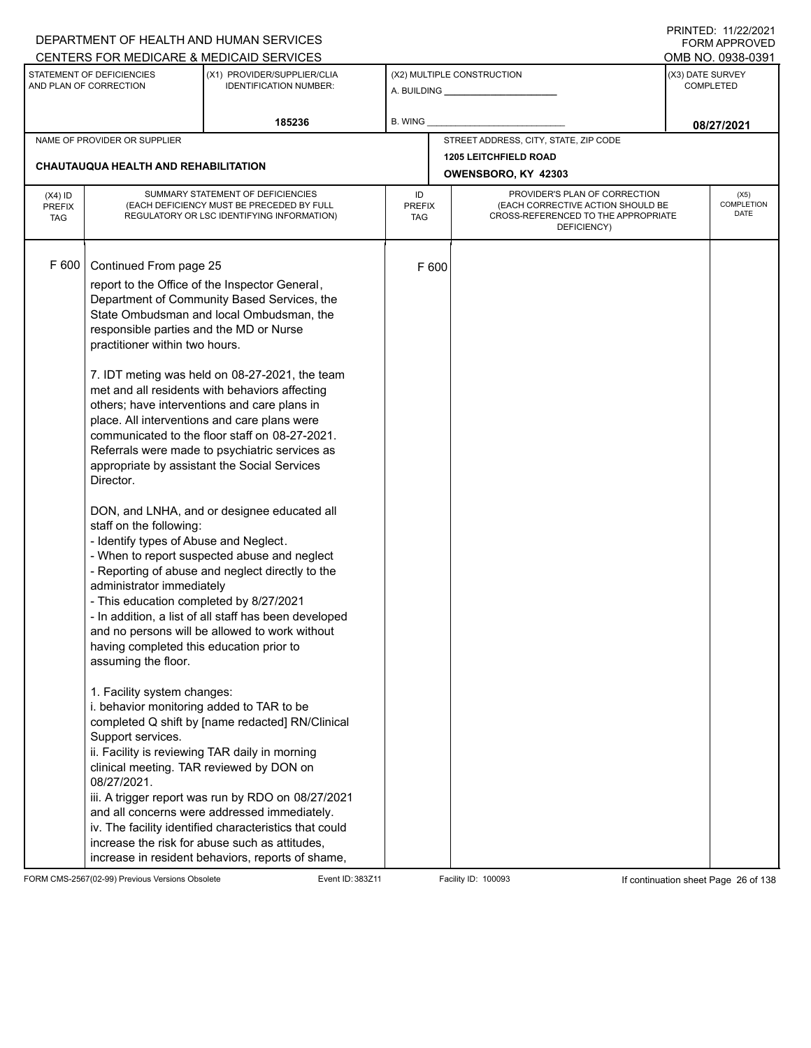DEPARTMENT OF HEALTH AND HUMAN SERVICES
CENTERS FOR MEDICARE & MEDICAID SERVICES

PRINTED: 11/22/2021
FORM APPROVED
OMB NO. 0938-0391

| STATEMENT OF DEFICIENCIES AND PLAN OF CORRECTION | (X1) PROVIDER/SUPPLIER/CLIA IDENTIFICATION NUMBER: | (X2) MULTIPLE CONSTRUCTION | (X3) DATE SURVEY COMPLETED |
|---|---|---|---|
| | 185236 | A. BUILDING ______ B. WING ______ | 08/27/2021 |

NAME OF PROVIDER OR SUPPLIER: CHAUTAUQUA HEALTH AND REHABILITATION

STREET ADDRESS, CITY, STATE, ZIP CODE: 1205 LEITCHFIELD ROAD, OWENSBORO, KY 42303

| (X4) ID PREFIX TAG | SUMMARY STATEMENT OF DEFICIENCIES (EACH DEFICIENCY MUST BE PRECEDED BY FULL REGULATORY OR LSC IDENTIFYING INFORMATION) | ID PREFIX TAG | PROVIDER'S PLAN OF CORRECTION (EACH CORRECTIVE ACTION SHOULD BE CROSS-REFERENCED TO THE APPROPRIATE DEFICIENCY) | (X5) COMPLETION DATE |
|---|---|---|---|---|
| F 600 | Continued From page 25 | F 600 | | |

report to the Office of the Inspector General, Department of Community Based Services, the State Ombudsman and local Ombudsman, the responsible parties and the MD or Nurse practitioner within two hours.

7. IDT meting was held on 08-27-2021, the team met and all residents with behaviors affecting others; have interventions and care plans in place. All interventions and care plans were communicated to the floor staff on 08-27-2021. Referrals were made to psychiatric services as appropriate by assistant the Social Services Director.

DON, and LNHA, and or designee educated all staff on the following:
- Identify types of Abuse and Neglect.
- When to report suspected abuse and neglect
- Reporting of abuse and neglect directly to the administrator immediately
- This education completed by 8/27/2021
- In addition, a list of all staff has been developed and no persons will be allowed to work without having completed this education prior to assuming the floor.

1. Facility system changes:
i. behavior monitoring added to TAR to be completed Q shift by [name redacted] RN/Clinical Support services.
ii. Facility is reviewing TAR daily in morning clinical meeting. TAR reviewed by DON on 08/27/2021.
iii. A trigger report was run by RDO on 08/27/2021 and all concerns were addressed immediately.
iv. The facility identified characteristics that could increase the risk for abuse such as attitudes, increase in resident behaviors, reports of shame,

FORM CMS-2567(02-99) Previous Versions Obsolete | Event ID: 383Z11 | Facility ID: 100093 | If continuation sheet Page 26 of 138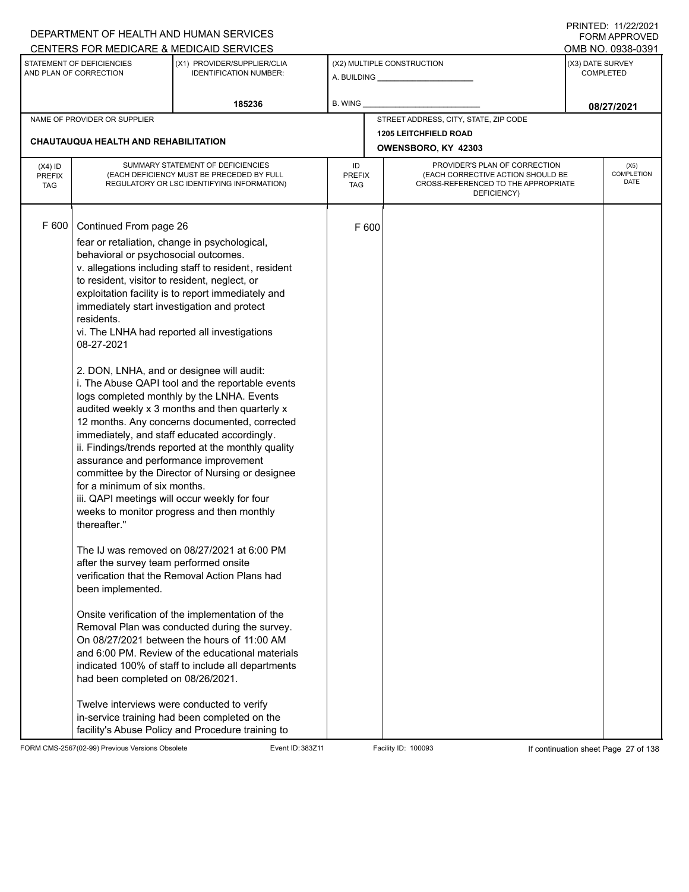DEPARTMENT OF HEALTH AND HUMAN SERVICES
CENTERS FOR MEDICARE & MEDICAID SERVICES

PRINTED: 11/22/2021
FORM APPROVED
OMB NO. 0938-0391

| STATEMENT OF DEFICIENCIES AND PLAN OF CORRECTION | (X1) PROVIDER/SUPPLIER/CLIA IDENTIFICATION NUMBER: | (X2) MULTIPLE CONSTRUCTION | (X3) DATE SURVEY COMPLETED |
|---|---|---|---|
| | 185236 | A. BUILDING ______ B. WING ______ | 08/27/2021 |

NAME OF PROVIDER OR SUPPLIER: CHAUTAUQUA HEALTH AND REHABILITATION

STREET ADDRESS, CITY, STATE, ZIP CODE: 1205 LEITCHFIELD ROAD, OWENSBORO, KY 42303

| (X4) ID PREFIX TAG | SUMMARY STATEMENT OF DEFICIENCIES (EACH DEFICIENCY MUST BE PRECEDED BY FULL REGULATORY OR LSC IDENTIFYING INFORMATION) | ID PREFIX TAG | PROVIDER'S PLAN OF CORRECTION (EACH CORRECTIVE ACTION SHOULD BE CROSS-REFERENCED TO THE APPROPRIATE DEFICIENCY) | (X5) COMPLETION DATE |
|---|---|---|---|---|
| F 600 | Continued From page 26 | F 600 | | |

fear or retaliation, change in psychological, behavioral or psychosocial outcomes.
v. allegations including staff to resident, resident to resident, visitor to resident, neglect, or exploitation facility is to report immediately and immediately start investigation and protect residents.
vi. The LNHA had reported all investigations 08-27-2021

2. DON, LNHA, and or designee will audit:
i. The Abuse QAPI tool and the reportable events logs completed monthly by the LNHA. Events audited weekly x 3 months and then quarterly x 12 months. Any concerns documented, corrected immediately, and staff educated accordingly.
ii. Findings/trends reported at the monthly quality assurance and performance improvement committee by the Director of Nursing or designee for a minimum of six months.
iii. QAPI meetings will occur weekly for four weeks to monitor progress and then monthly thereafter."

The IJ was removed on 08/27/2021 at 6:00 PM after the survey team performed onsite verification that the Removal Action Plans had been implemented.

Onsite verification of the implementation of the Removal Plan was conducted during the survey. On 08/27/2021 between the hours of 11:00 AM and 6:00 PM. Review of the educational materials indicated 100% of staff to include all departments had been completed on 08/26/2021.

Twelve interviews were conducted to verify in-service training had been completed on the facility's Abuse Policy and Procedure training to

FORM CMS-2567(02-99) Previous Versions Obsolete Event ID: 383Z11 Facility ID: 100093 If continuation sheet Page 27 of 138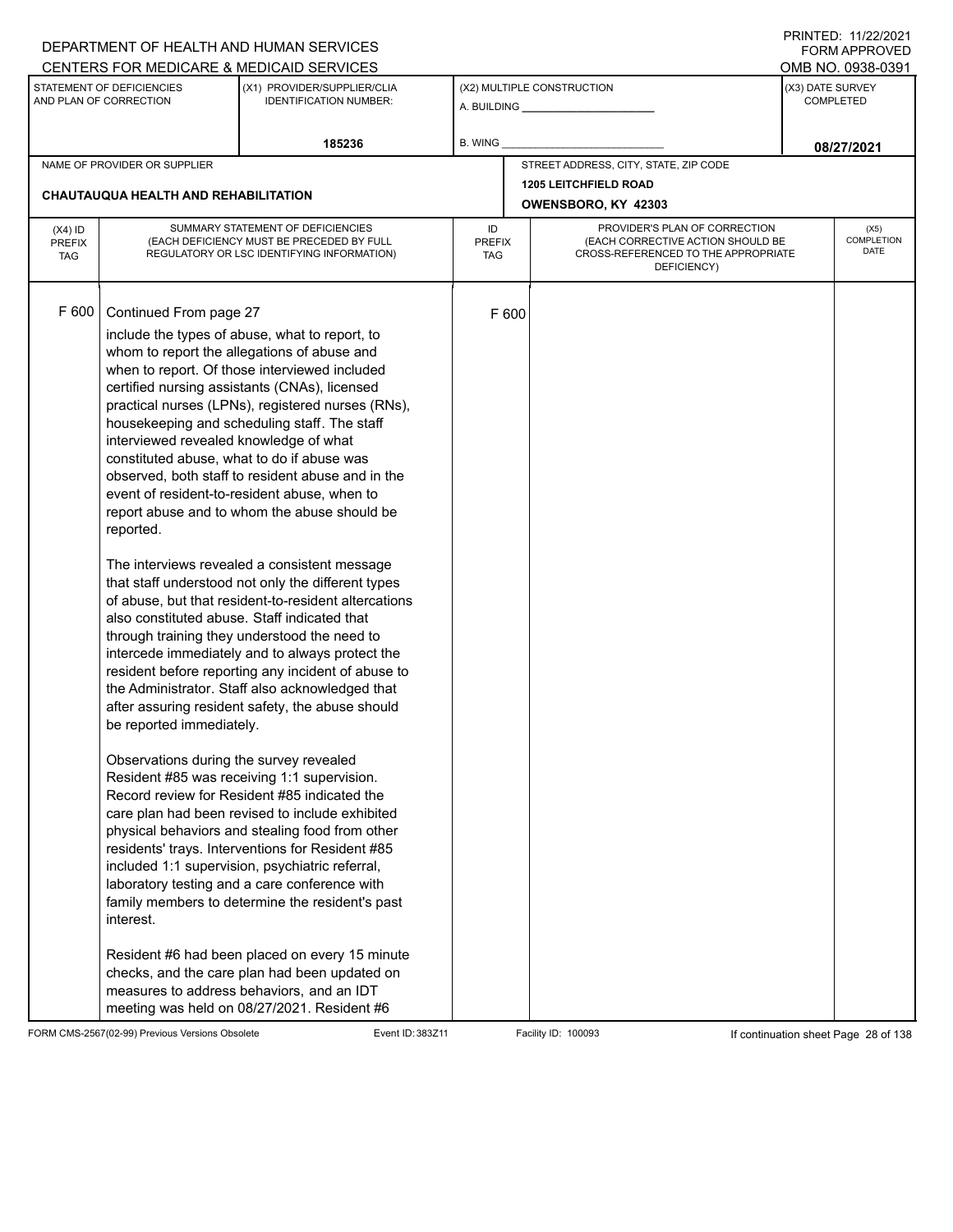DEPARTMENT OF HEALTH AND HUMAN SERVICES
CENTERS FOR MEDICARE & MEDICAID SERVICES

PRINTED: 11/22/2021
FORM APPROVED
OMB NO. 0938-0391

| STATEMENT OF DEFICIENCIES AND PLAN OF CORRECTION | (X1) PROVIDER/SUPPLIER/CLIA IDENTIFICATION NUMBER: | (X2) MULTIPLE CONSTRUCTION | (X3) DATE SURVEY COMPLETED |
|---|---|---|---|
| | 185236 | A. BUILDING ______ B. WING ______ | 08/27/2021 |

| NAME OF PROVIDER OR SUPPLIER | STREET ADDRESS, CITY, STATE, ZIP CODE |
|---|---|
| CHAUTAUQUA HEALTH AND REHABILITATION | 1205 LEITCHFIELD ROAD OWENSBORO, KY 42303 |

| (X4) ID PREFIX TAG | SUMMARY STATEMENT OF DEFICIENCIES (EACH DEFICIENCY MUST BE PRECEDED BY FULL REGULATORY OR LSC IDENTIFYING INFORMATION) | ID PREFIX TAG | PROVIDER'S PLAN OF CORRECTION (EACH CORRECTIVE ACTION SHOULD BE CROSS-REFERENCED TO THE APPROPRIATE DEFICIENCY) | (X5) COMPLETION DATE |
|---|---|---|---|---|
| F 600 | Continued From page 27 | F 600 | | |

include the types of abuse, what to report, to whom to report the allegations of abuse and when to report. Of those interviewed included certified nursing assistants (CNAs), licensed practical nurses (LPNs), registered nurses (RNs), housekeeping and scheduling staff. The staff interviewed revealed knowledge of what constituted abuse, what to do if abuse was observed, both staff to resident abuse and in the event of resident-to-resident abuse, when to report abuse and to whom the abuse should be reported.

The interviews revealed a consistent message that staff understood not only the different types of abuse, but that resident-to-resident altercations also constituted abuse. Staff indicated that through training they understood the need to intercede immediately and to always protect the resident before reporting any incident of abuse to the Administrator. Staff also acknowledged that after assuring resident safety, the abuse should be reported immediately.

Observations during the survey revealed Resident #85 was receiving 1:1 supervision. Record review for Resident #85 indicated the care plan had been revised to include exhibited physical behaviors and stealing food from other residents' trays. Interventions for Resident #85 included 1:1 supervision, psychiatric referral, laboratory testing and a care conference with family members to determine the resident's past interest.

Resident #6 had been placed on every 15 minute checks, and the care plan had been updated on measures to address behaviors, and an IDT meeting was held on 08/27/2021. Resident #6

FORM CMS-2567(02-99) Previous Versions Obsolete Event ID: 383Z11 Facility ID: 100093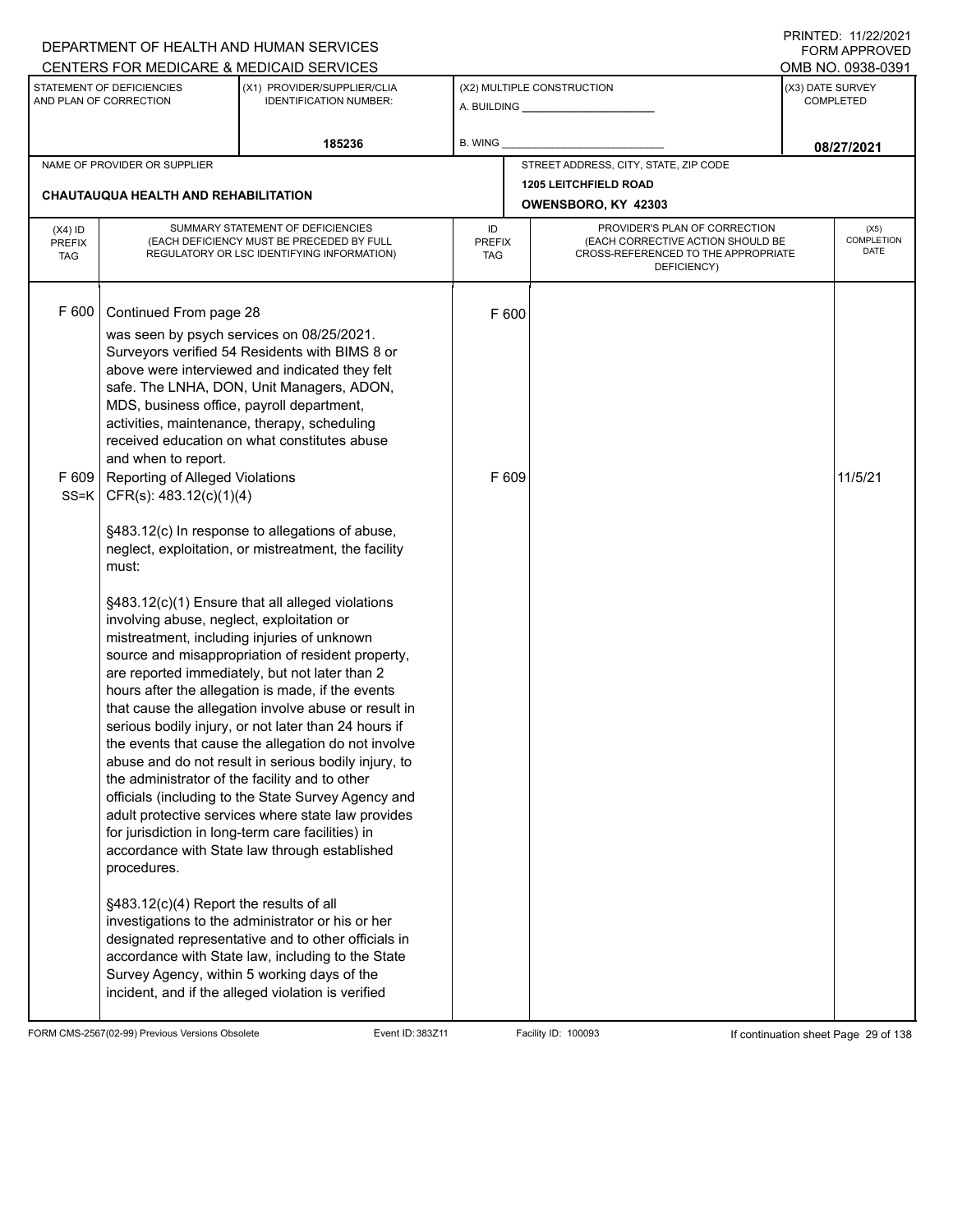DEPARTMENT OF HEALTH AND HUMAN SERVICES
CENTERS FOR MEDICARE & MEDICAID SERVICES

PRINTED: 11/22/2021
FORM APPROVED
OMB NO. 0938-0391

| STATEMENT OF DEFICIENCIES AND PLAN OF CORRECTION | (X1) PROVIDER/SUPPLIER/CLIA IDENTIFICATION NUMBER: | (X2) MULTIPLE CONSTRUCTION | (X3) DATE SURVEY COMPLETED |
|---|---|---|---|
| | 185236 | A. BUILDING ______ B. WING ______ | 08/27/2021 |

| NAME OF PROVIDER OR SUPPLIER | STREET ADDRESS, CITY, STATE, ZIP CODE |
|---|---|
| CHAUTAUQUA HEALTH AND REHABILITATION | 1205 LEITCHFIELD ROAD OWENSBORO, KY 42303 |

| (X4) ID PREFIX TAG | SUMMARY STATEMENT OF DEFICIENCIES (EACH DEFICIENCY MUST BE PRECEDED BY FULL REGULATORY OR LSC IDENTIFYING INFORMATION) | ID PREFIX TAG | PROVIDER'S PLAN OF CORRECTION (EACH CORRECTIVE ACTION SHOULD BE CROSS-REFERENCED TO THE APPROPRIATE DEFICIENCY) | (X5) COMPLETION DATE |
|---|---|---|---|---|
| F 600 | Continued From page 28<br>was seen by psych services on 08/25/2021. Surveyors verified 54 Residents with BIMS 8 or above were interviewed and indicated they felt safe. The LNHA, DON, Unit Managers, ADON, MDS, business office, payroll department, activities, maintenance, therapy, scheduling received education on what constitutes abuse and when to report. | F 600 | | |
| F 609<br>SS=K | Reporting of Alleged Violations<br>CFR(s): 483.12(c)(1)(4)<br><br>§483.12(c) In response to allegations of abuse, neglect, exploitation, or mistreatment, the facility must:<br><br>§483.12(c)(1) Ensure that all alleged violations involving abuse, neglect, exploitation or mistreatment, including injuries of unknown source and misappropriation of resident property, are reported immediately, but not later than 2 hours after the allegation is made, if the events that cause the allegation involve abuse or result in serious bodily injury, or not later than 24 hours if the events that cause the allegation do not involve abuse and do not result in serious bodily injury, to the administrator of the facility and to other officials (including to the State Survey Agency and adult protective services where state law provides for jurisdiction in long-term care facilities) in accordance with State law through established procedures.<br><br>§483.12(c)(4) Report the results of all investigations to the administrator or his or her designated representative and to other officials in accordance with State law, including to the State Survey Agency, within 5 working days of the incident, and if the alleged violation is verified | F 609 | | 11/5/21 |

FORM CMS-2567(02-99) Previous Versions Obsolete Event ID: 383Z11 Facility ID: 100093 If continuation sheet Page 29 of 138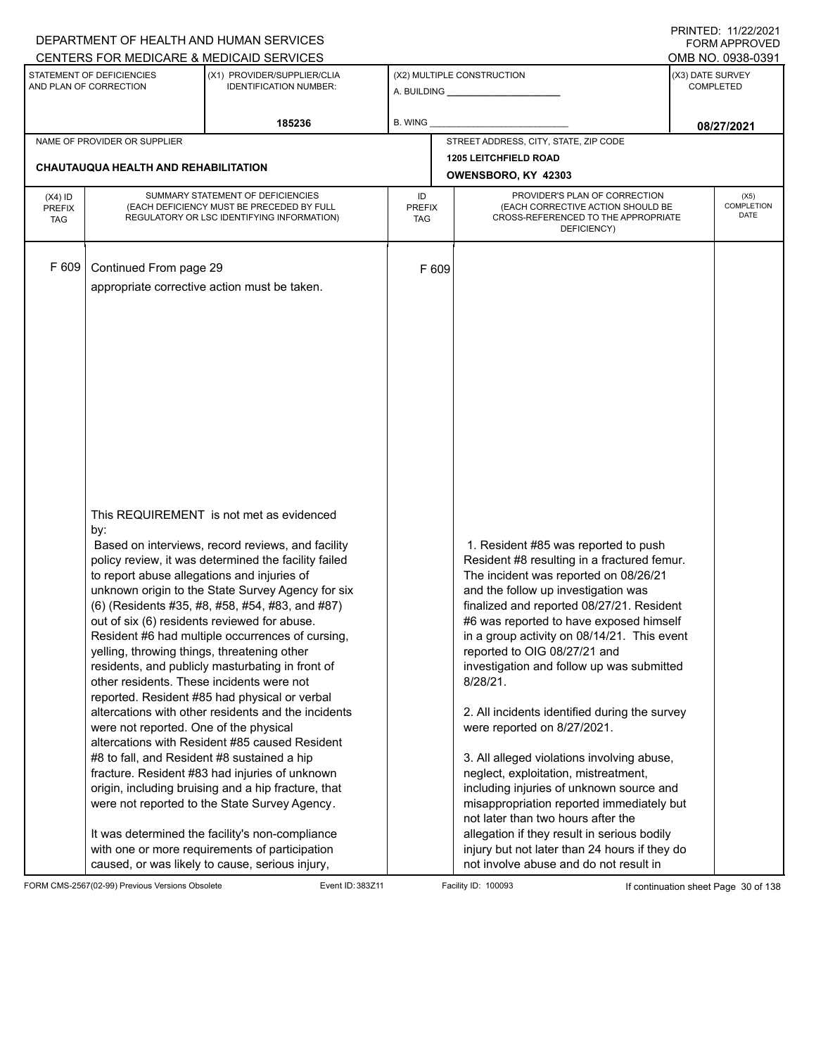DEPARTMENT OF HEALTH AND HUMAN SERVICES
CENTERS FOR MEDICARE & MEDICAID SERVICES

PRINTED: 11/22/2021
FORM APPROVED
OMB NO. 0938-0391

| STATEMENT OF DEFICIENCIES AND PLAN OF CORRECTION | (X1) PROVIDER/SUPPLIER/CLIA IDENTIFICATION NUMBER: | (X2) MULTIPLE CONSTRUCTION | (X3) DATE SURVEY COMPLETED |
|---|---|---|---|
| | 185236 | A. BUILDING ______ B. WING ______ | 08/27/2021 |

| NAME OF PROVIDER OR SUPPLIER | STREET ADDRESS, CITY, STATE, ZIP CODE |
|---|---|
| CHAUTAUQUA HEALTH AND REHABILITATION | 1205 LEITCHFIELD ROAD OWENSBORO, KY 42303 |

| (X4) ID PREFIX TAG | SUMMARY STATEMENT OF DEFICIENCIES (EACH DEFICIENCY MUST BE PRECEDED BY FULL REGULATORY OR LSC IDENTIFYING INFORMATION) | ID PREFIX TAG | PROVIDER'S PLAN OF CORRECTION (EACH CORRECTIVE ACTION SHOULD BE CROSS-REFERENCED TO THE APPROPRIATE DEFICIENCY) | (X5) COMPLETION DATE |
|---|---|---|---|---|
| F 609 | Continued From page 29<br>appropriate corrective action must be taken.<br><br>This REQUIREMENT is not met as evidenced by:<br>Based on interviews, record reviews, and facility policy review, it was determined the facility failed to report abuse allegations and injuries of unknown origin to the State Survey Agency for six (6) (Residents #35, #8, #58, #54, #83, and #87) out of six (6) residents reviewed for abuse. Resident #6 had multiple occurrences of cursing, yelling, throwing things, threatening other residents, and publicly masturbating in front of other residents. These incidents were not reported. Resident #85 had physical or verbal altercations with other residents and the incidents were not reported. One of the physical altercations with Resident #85 caused Resident #8 to fall, and Resident #8 sustained a hip fracture. Resident #83 had injuries of unknown origin, including bruising and a hip fracture, that were not reported to the State Survey Agency.<br><br>It was determined the facility's non-compliance with one or more requirements of participation caused, or was likely to cause, serious injury, | F 609 | 1. Resident #85 was reported to push Resident #8 resulting in a fractured femur. The incident was reported on 08/26/21 and the follow up investigation was finalized and reported 08/27/21. Resident #6 was reported to have exposed himself in a group activity on 08/14/21. This event reported to OIG 08/27/21 and investigation and follow up was submitted 8/28/21.<br><br>2. All incidents identified during the survey were reported on 8/27/2021.<br><br>3. All alleged violations involving abuse, neglect, exploitation, mistreatment, including injuries of unknown source and misappropriation reported immediately but not later than two hours after the allegation if they result in serious bodily injury but not later than 24 hours if they do not involve abuse and do not result in | |

FORM CMS-2567(02-99) Previous Versions Obsolete Event ID: 383Z11 Facility ID: 100093 If continuation sheet Page 30 of 138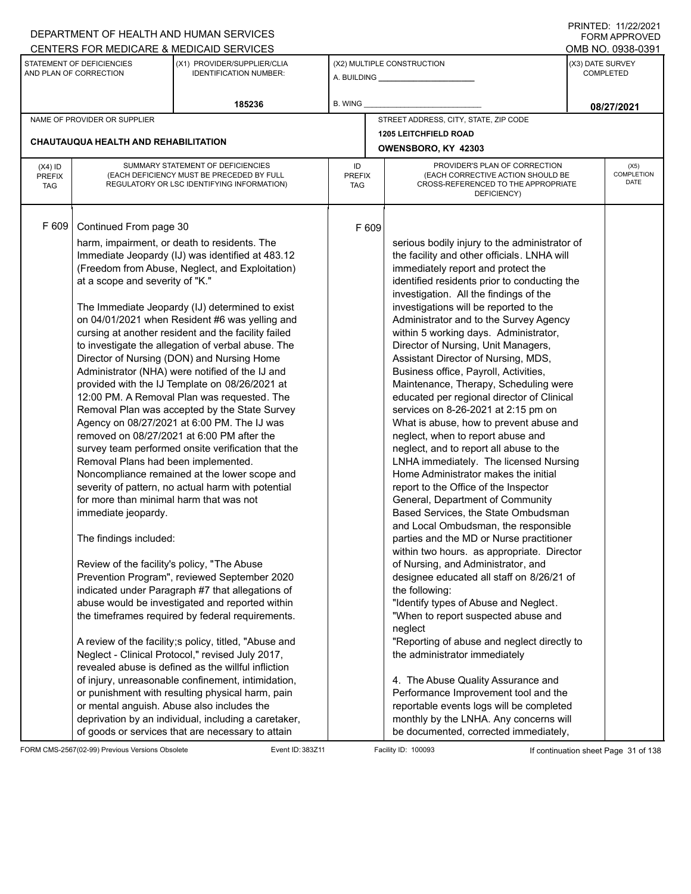| (X4) ID PREFIX TAG | SUMMARY STATEMENT OF DEFICIENCIES (EACH DEFICIENCY MUST BE PRECEDED BY FULL REGULATORY OR LSC IDENTIFYING INFORMATION) | ID PREFIX TAG | PROVIDER'S PLAN OF CORRECTION (EACH CORRECTIVE ACTION SHOULD BE CROSS-REFERENCED TO THE APPROPRIATE DEFICIENCY) | (X5) COMPLETION DATE |
|---|---|---|---|---|
| F 609 | Continued From page 30<br><br>harm, impairment, or death to residents. The Immediate Jeopardy (IJ) was identified at 483.12 (Freedom from Abuse, Neglect, and Exploitation) at a scope and severity of "K."<br><br>The Immediate Jeopardy (IJ) determined to exist on 04/01/2021 when Resident #6 was yelling and cursing at another resident and the facility failed to investigate the allegation of verbal abuse. The Director of Nursing (DON) and Nursing Home Administrator (NHA) were notified of the IJ and provided with the IJ Template on 08/26/2021 at 12:00 PM. A Removal Plan was requested. The Removal Plan was accepted by the State Survey Agency on 08/27/2021 at 6:00 PM. The IJ was removed on 08/27/2021 at 6:00 PM after the survey team performed onsite verification that the Removal Plans had been implemented. Noncompliance remained at the lower scope and severity of pattern, no actual harm with potential for more than minimal harm that was not immediate jeopardy.<br><br>The findings included:<br><br>Review of the facility's policy, "The Abuse Prevention Program", reviewed September 2020 indicated under Paragraph #7 that allegations of abuse would be investigated and reported within the timeframes required by federal requirements.<br><br>A review of the facility;s policy, titled, "Abuse and Neglect - Clinical Protocol," revised July 2017, revealed abuse is defined as the willful infliction of injury, unreasonable confinement, intimidation, or punishment with resulting physical harm, pain or mental anguish. Abuse also includes the deprivation by an individual, including a caretaker, of goods or services that are necessary to attain | F 609 | serious bodily injury to the administrator of the facility and other officials. LNHA will immediately report and protect the identified residents prior to conducting the investigation. All the findings of the investigations will be reported to the Administrator and to the Survey Agency within 5 working days. Administrator, Director of Nursing, Unit Managers, Assistant Director of Nursing, MDS, Business office, Payroll, Activities, Maintenance, Therapy, Scheduling were educated per regional director of Clinical services on 8-26-2021 at 2:15 pm on What is abuse, how to prevent abuse and neglect, when to report abuse and neglect, and to report all abuse to the LNHA immediately. The licensed Nursing Home Administrator makes the initial report to the Office of the Inspector General, Department of Community Based Services, the State Ombudsman and Local Ombudsman, the responsible parties and the MD or Nurse practitioner within two hours. as appropriate. Director of Nursing, and Administrator, and designee educated all staff on 8/26/21 of the following:<br>"Identify types of Abuse and Neglect.<br>"When to report suspected abuse and neglect<br>"Reporting of abuse and neglect directly to the administrator immediately<br><br>4. The Abuse Quality Assurance and Performance Improvement tool and the reportable events logs will be completed monthly by the LNHA. Any concerns will be documented, corrected immediately, | |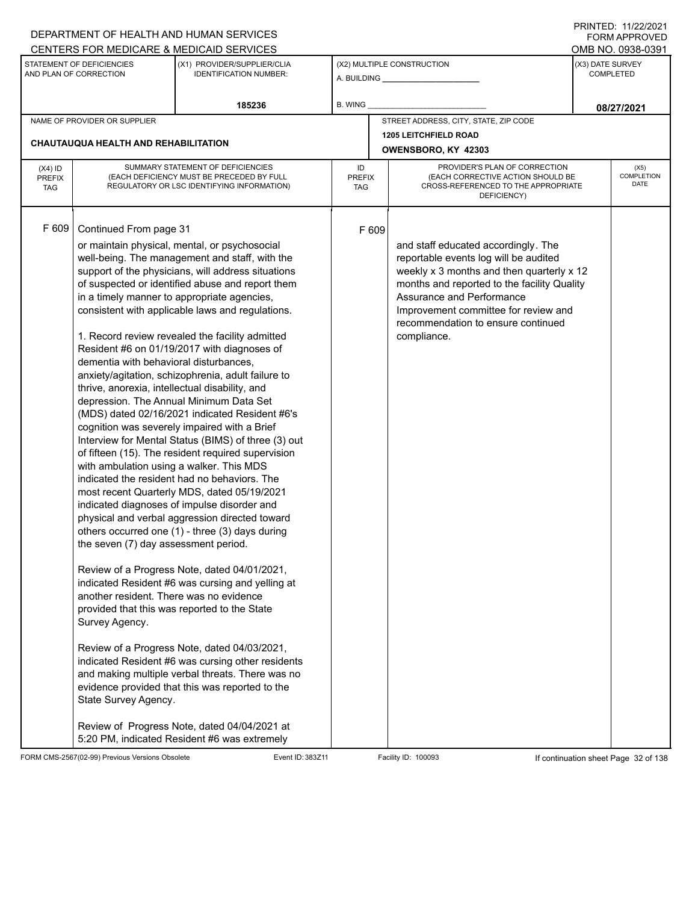DEPARTMENT OF HEALTH AND HUMAN SERVICES
CENTERS FOR MEDICARE & MEDICAID SERVICES

PRINTED: 11/22/2021
FORM APPROVED
OMB NO. 0938-0391

| STATEMENT OF DEFICIENCIES AND PLAN OF CORRECTION | (X1) PROVIDER/SUPPLIER/CLIA IDENTIFICATION NUMBER: | (X2) MULTIPLE CONSTRUCTION | (X3) DATE SURVEY COMPLETED |
|---|---|---|---|
| | 185236 | A. BUILDING ___ B. WING ___ | 08/27/2021 |

| NAME OF PROVIDER OR SUPPLIER | STREET ADDRESS, CITY, STATE, ZIP CODE |
|---|---|
| CHAUTAUQUA HEALTH AND REHABILITATION | 1205 LEITCHFIELD ROAD OWENSBORO, KY 42303 |

| (X4) ID PREFIX TAG | SUMMARY STATEMENT OF DEFICIENCIES (EACH DEFICIENCY MUST BE PRECEDED BY FULL REGULATORY OR LSC IDENTIFYING INFORMATION) | ID PREFIX TAG | PROVIDER'S PLAN OF CORRECTION (EACH CORRECTIVE ACTION SHOULD BE CROSS-REFERENCED TO THE APPROPRIATE DEFICIENCY) | (X5) COMPLETION DATE |
|---|---|---|---|---|
| F 609 | Continued From page 31<br>or maintain physical, mental, or psychosocial well-being. The management and staff, with the support of the physicians, will address situations of suspected or identified abuse and report them in a timely manner to appropriate agencies, consistent with applicable laws and regulations.<br><br>1. Record review revealed the facility admitted Resident #6 on 01/19/2017 with diagnoses of dementia with behavioral disturbances, anxiety/agitation, schizophrenia, adult failure to thrive, anorexia, intellectual disability, and depression. The Annual Minimum Data Set (MDS) dated 02/16/2021 indicated Resident #6's cognition was severely impaired with a Brief Interview for Mental Status (BIMS) of three (3) out of fifteen (15). The resident required supervision with ambulation using a walker. This MDS indicated the resident had no behaviors. The most recent Quarterly MDS, dated 05/19/2021 indicated diagnoses of impulse disorder and physical and verbal aggression directed toward others occurred one (1) - three (3) days during the seven (7) day assessment period.<br><br>Review of a Progress Note, dated 04/01/2021, indicated Resident #6 was cursing and yelling at another resident. There was no evidence provided that this was reported to the State Survey Agency.<br><br>Review of a Progress Note, dated 04/03/2021, indicated Resident #6 was cursing other residents and making multiple verbal threats. There was no evidence provided that this was reported to the State Survey Agency.<br><br>Review of Progress Note, dated 04/04/2021 at 5:20 PM, indicated Resident #6 was extremely | F 609 | and staff educated accordingly. The reportable events log will be audited weekly x 3 months and then quarterly x 12 months and reported to the facility Quality Assurance and Performance Improvement committee for review and recommendation to ensure continued compliance. | |

FORM CMS-2567(02-99) Previous Versions Obsolete Event ID: 383Z11 Facility ID: 100093 If continuation sheet Page 32 of 138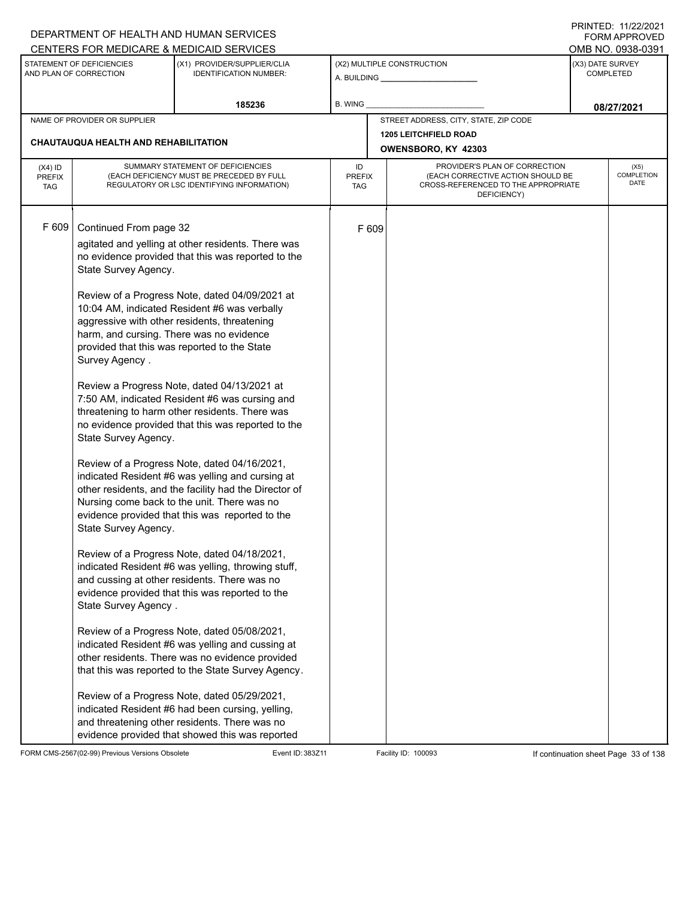DEPARTMENT OF HEALTH AND HUMAN SERVICES
CENTERS FOR MEDICARE & MEDICAID SERVICES

PRINTED: 11/22/2021
FORM APPROVED
OMB NO. 0938-0391

| STATEMENT OF DEFICIENCIES AND PLAN OF CORRECTION | (X1) PROVIDER/SUPPLIER/CLIA IDENTIFICATION NUMBER: | (X2) MULTIPLE CONSTRUCTION | (X3) DATE SURVEY COMPLETED |
|---|---|---|---|
| | 185236 | A. BUILDING _____ B. WING _____ | 08/27/2021 |

| NAME OF PROVIDER OR SUPPLIER | STREET ADDRESS, CITY, STATE, ZIP CODE |
|---|---|
| CHAUTAUQUA HEALTH AND REHABILITATION | 1205 LEITCHFIELD ROAD OWENSBORO, KY 42303 |

| (X4) ID PREFIX TAG | SUMMARY STATEMENT OF DEFICIENCIES (EACH DEFICIENCY MUST BE PRECEDED BY FULL REGULATORY OR LSC IDENTIFYING INFORMATION) | ID PREFIX TAG | PROVIDER'S PLAN OF CORRECTION (EACH CORRECTIVE ACTION SHOULD BE CROSS-REFERENCED TO THE APPROPRIATE DEFICIENCY) | (X5) COMPLETION DATE |
|---|---|---|---|---|
| F 609 | Continued From page 32 | F 609 | | |

agitated and yelling at other residents. There was no evidence provided that this was reported to the State Survey Agency.

Review of a Progress Note, dated 04/09/2021 at 10:04 AM, indicated Resident #6 was verbally aggressive with other residents, threatening harm, and cursing. There was no evidence provided that this was reported to the State Survey Agency .

Review a Progress Note, dated 04/13/2021 at 7:50 AM, indicated Resident #6 was cursing and threatening to harm other residents. There was no evidence provided that this was reported to the State Survey Agency.

Review of a Progress Note, dated 04/16/2021, indicated Resident #6 was yelling and cursing at other residents, and the facility had the Director of Nursing come back to the unit. There was no evidence provided that this was reported to the State Survey Agency.

Review of a Progress Note, dated 04/18/2021, indicated Resident #6 was yelling, throwing stuff, and cussing at other residents. There was no evidence provided that this was reported to the State Survey Agency .

Review of a Progress Note, dated 05/08/2021, indicated Resident #6 was yelling and cussing at other residents. There was no evidence provided that this was reported to the State Survey Agency.

Review of a Progress Note, dated 05/29/2021, indicated Resident #6 had been cursing, yelling, and threatening other residents. There was no evidence provided that showed this was reported

FORM CMS-2567(02-99) Previous Versions Obsolete    Event ID: 383Z11    Facility ID: 100093    If continuation sheet Page 33 of 138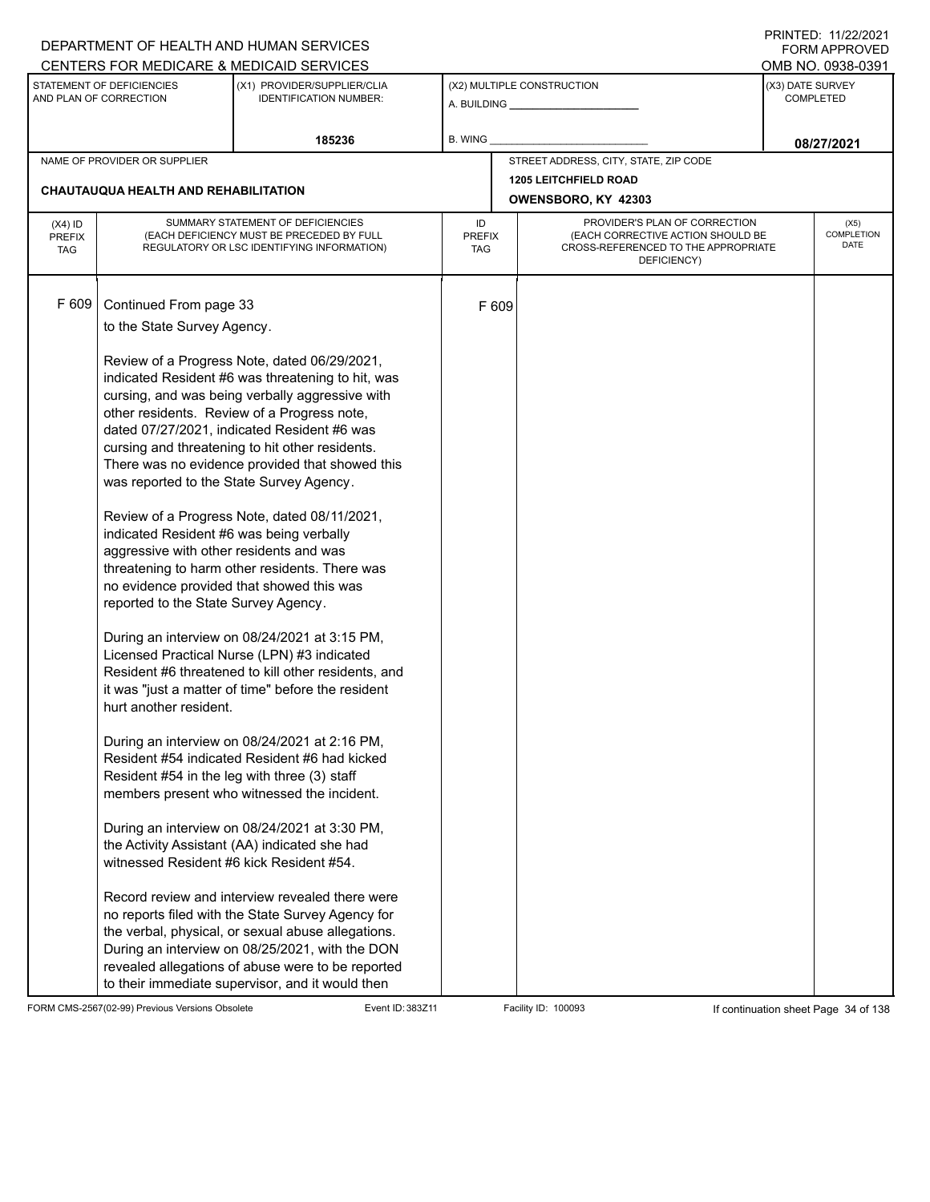DEPARTMENT OF HEALTH AND HUMAN SERVICES
CENTERS FOR MEDICARE & MEDICAID SERVICES

PRINTED: 11/22/2021
FORM APPROVED
OMB NO. 0938-0391

| STATEMENT OF DEFICIENCIES AND PLAN OF CORRECTION | (X1) PROVIDER/SUPPLIER/CLIA IDENTIFICATION NUMBER: | (X2) MULTIPLE CONSTRUCTION | (X3) DATE SURVEY COMPLETED |
|---|---|---|---|
| | 185236 | A. BUILDING ______ B. WING ______ | 08/27/2021 |

| NAME OF PROVIDER OR SUPPLIER | STREET ADDRESS, CITY, STATE, ZIP CODE |
|---|---|
| CHAUTAUQUA HEALTH AND REHABILITATION | 1205 LEITCHFIELD ROAD OWENSBORO, KY 42303 |

| (X4) ID PREFIX TAG | SUMMARY STATEMENT OF DEFICIENCIES (EACH DEFICIENCY MUST BE PRECEDED BY FULL REGULATORY OR LSC IDENTIFYING INFORMATION) | ID PREFIX TAG | PROVIDER'S PLAN OF CORRECTION (EACH CORRECTIVE ACTION SHOULD BE CROSS-REFERENCED TO THE APPROPRIATE DEFICIENCY) | (X5) COMPLETION DATE |
|---|---|---|---|---|
| F 609 | Continued From page 33 | F 609 | | |

to the State Survey Agency.

Review of a Progress Note, dated 06/29/2021, indicated Resident #6 was threatening to hit, was cursing, and was being verbally aggressive with other residents. Review of a Progress note, dated 07/27/2021, indicated Resident #6 was cursing and threatening to hit other residents. There was no evidence provided that showed this was reported to the State Survey Agency.

Review of a Progress Note, dated 08/11/2021, indicated Resident #6 was being verbally aggressive with other residents and was threatening to harm other residents. There was no evidence provided that showed this was reported to the State Survey Agency.

During an interview on 08/24/2021 at 3:15 PM, Licensed Practical Nurse (LPN) #3 indicated Resident #6 threatened to kill other residents, and it was "just a matter of time" before the resident hurt another resident.

During an interview on 08/24/2021 at 2:16 PM, Resident #54 indicated Resident #6 had kicked Resident #54 in the leg with three (3) staff members present who witnessed the incident.

During an interview on 08/24/2021 at 3:30 PM, the Activity Assistant (AA) indicated she had witnessed Resident #6 kick Resident #54.

Record review and interview revealed there were no reports filed with the State Survey Agency for the verbal, physical, or sexual abuse allegations. During an interview on 08/25/2021, with the DON revealed allegations of abuse were to be reported to their immediate supervisor, and it would then

FORM CMS-2567(02-99) Previous Versions Obsolete Event ID: 383Z11 Facility ID: 100093 If continuation sheet Page 34 of 138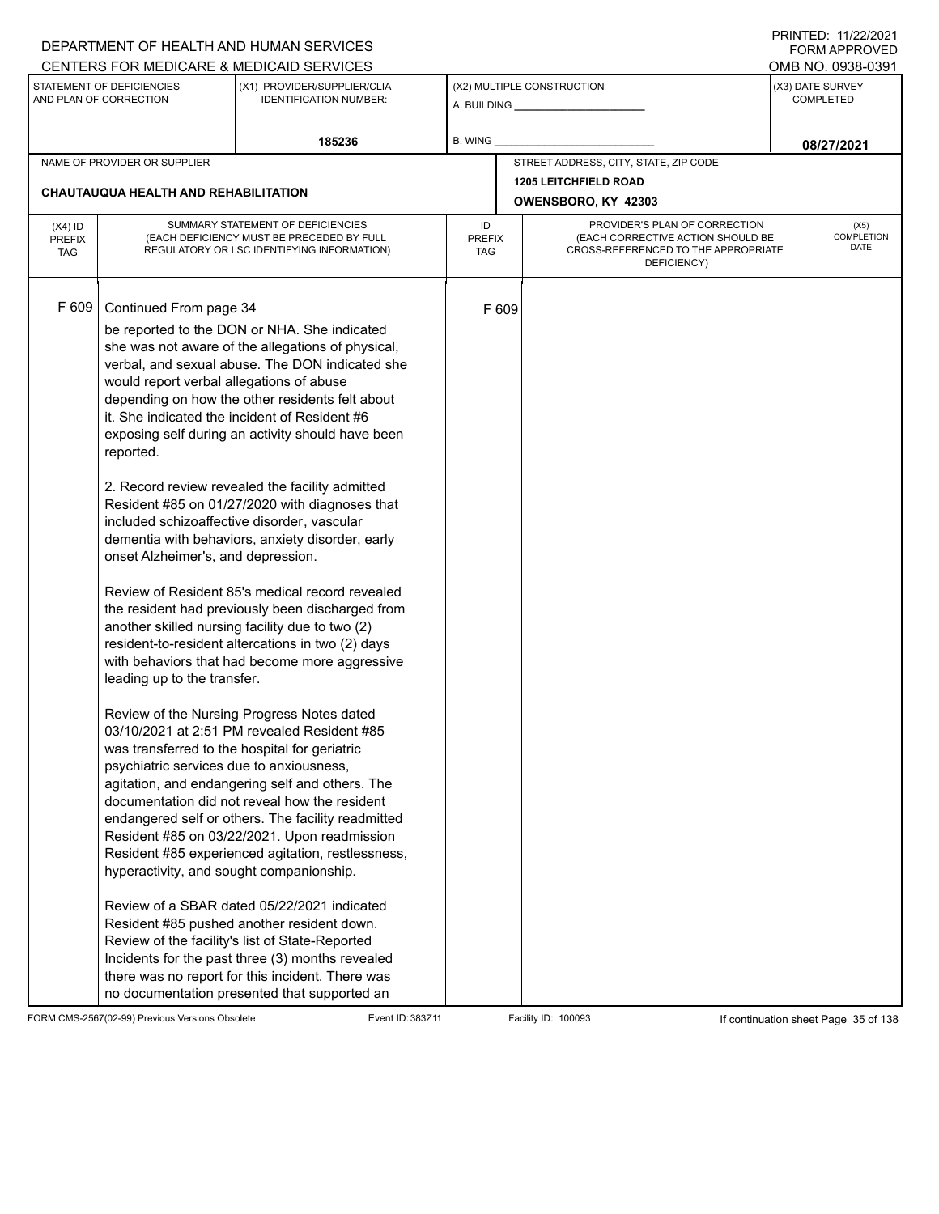DEPARTMENT OF HEALTH AND HUMAN SERVICES
CENTERS FOR MEDICARE & MEDICAID SERVICES

PRINTED: 11/22/2021
FORM APPROVED
OMB NO. 0938-0391

| STATEMENT OF DEFICIENCIES AND PLAN OF CORRECTION | (X1) PROVIDER/SUPPLIER/CLIA IDENTIFICATION NUMBER: | (X2) MULTIPLE CONSTRUCTION | (X3) DATE SURVEY COMPLETED |
|---|---|---|---|
| | 185236 | A. BUILDING ___ B. WING ___ | 08/27/2021 |

| NAME OF PROVIDER OR SUPPLIER | STREET ADDRESS, CITY, STATE, ZIP CODE |
|---|---|
| CHAUTAUQUA HEALTH AND REHABILITATION | 1205 LEITCHFIELD ROAD OWENSBORO, KY 42303 |

| (X4) ID PREFIX TAG | SUMMARY STATEMENT OF DEFICIENCIES (EACH DEFICIENCY MUST BE PRECEDED BY FULL REGULATORY OR LSC IDENTIFYING INFORMATION) | ID PREFIX TAG | PROVIDER'S PLAN OF CORRECTION (EACH CORRECTIVE ACTION SHOULD BE CROSS-REFERENCED TO THE APPROPRIATE DEFICIENCY) | (X5) COMPLETION DATE |
|---|---|---|---|---|
| F 609 | Continued From page 34 | F 609 | | |

be reported to the DON or NHA. She indicated she was not aware of the allegations of physical, verbal, and sexual abuse. The DON indicated she would report verbal allegations of abuse depending on how the other residents felt about it. She indicated the incident of Resident #6 exposing self during an activity should have been reported.

2. Record review revealed the facility admitted Resident #85 on 01/27/2020 with diagnoses that included schizoaffective disorder, vascular dementia with behaviors, anxiety disorder, early onset Alzheimer's, and depression.

Review of Resident 85's medical record revealed the resident had previously been discharged from another skilled nursing facility due to two (2) resident-to-resident altercations in two (2) days with behaviors that had become more aggressive leading up to the transfer.

Review of the Nursing Progress Notes dated 03/10/2021 at 2:51 PM revealed Resident #85 was transferred to the hospital for geriatric psychiatric services due to anxiousness, agitation, and endangering self and others. The documentation did not reveal how the resident endangered self or others. The facility readmitted Resident #85 on 03/22/2021. Upon readmission Resident #85 experienced agitation, restlessness, hyperactivity, and sought companionship.

Review of a SBAR dated 05/22/2021 indicated Resident #85 pushed another resident down. Review of the facility's list of State-Reported Incidents for the past three (3) months revealed there was no report for this incident. There was no documentation presented that supported an

FORM CMS-2567(02-99) Previous Versions Obsolete | Event ID: 383Z11 | Facility ID: 100093 | If continuation sheet Page 35 of 138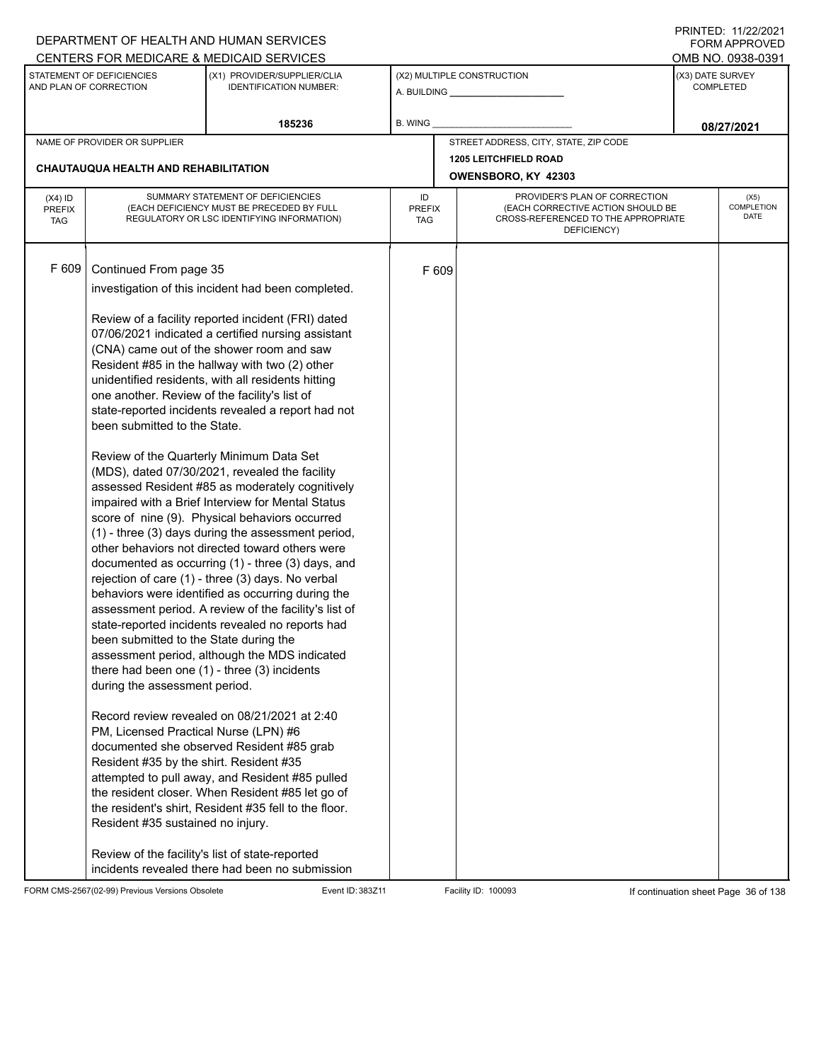DEPARTMENT OF HEALTH AND HUMAN SERVICES
CENTERS FOR MEDICARE & MEDICAID SERVICES

PRINTED: 11/22/2021
FORM APPROVED
OMB NO. 0938-0391

| STATEMENT OF DEFICIENCIES AND PLAN OF CORRECTION | (X1) PROVIDER/SUPPLIER/CLIA IDENTIFICATION NUMBER: | (X2) MULTIPLE CONSTRUCTION | (X3) DATE SURVEY COMPLETED |
|---|---|---|---|
| | 185236 | A. BUILDING ______ B. WING ______ | 08/27/2021 |

| NAME OF PROVIDER OR SUPPLIER | STREET ADDRESS, CITY, STATE, ZIP CODE |
|---|---|
| CHAUTAUQUA HEALTH AND REHABILITATION | 1205 LEITCHFIELD ROAD OWENSBORO, KY 42303 |

| (X4) ID PREFIX TAG | SUMMARY STATEMENT OF DEFICIENCIES (EACH DEFICIENCY MUST BE PRECEDED BY FULL REGULATORY OR LSC IDENTIFYING INFORMATION) | ID PREFIX TAG | PROVIDER'S PLAN OF CORRECTION (EACH CORRECTIVE ACTION SHOULD BE CROSS-REFERENCED TO THE APPROPRIATE DEFICIENCY) | (X5) COMPLETION DATE |
|---|---|---|---|---|
| F 609 | Continued From page 35<br>investigation of this incident had been completed.<br><br>Review of a facility reported incident (FRI) dated 07/06/2021 indicated a certified nursing assistant (CNA) came out of the shower room and saw Resident #85 in the hallway with two (2) other unidentified residents, with all residents hitting one another. Review of the facility's list of state-reported incidents revealed a report had not been submitted to the State.<br><br>Review of the Quarterly Minimum Data Set (MDS), dated 07/30/2021, revealed the facility assessed Resident #85 as moderately cognitively impaired with a Brief Interview for Mental Status score of nine (9). Physical behaviors occurred (1) - three (3) days during the assessment period, other behaviors not directed toward others were documented as occurring (1) - three (3) days, and rejection of care (1) - three (3) days. No verbal behaviors were identified as occurring during the assessment period. A review of the facility's list of state-reported incidents revealed no reports had been submitted to the State during the assessment period, although the MDS indicated there had been one (1) - three (3) incidents during the assessment period.<br><br>Record review revealed on 08/21/2021 at 2:40 PM, Licensed Practical Nurse (LPN) #6 documented she observed Resident #85 grab Resident #35 by the shirt. Resident #35 attempted to pull away, and Resident #85 pulled the resident closer. When Resident #85 let go of the resident's shirt, Resident #35 fell to the floor. Resident #35 sustained no injury.<br><br>Review of the facility's list of state-reported incidents revealed there had been no submission | F 609 | | |

FORM CMS-2567(02-99) Previous Versions Obsolete Event ID: 383Z11 Facility ID: 100093 If continuation sheet Page 36 of 138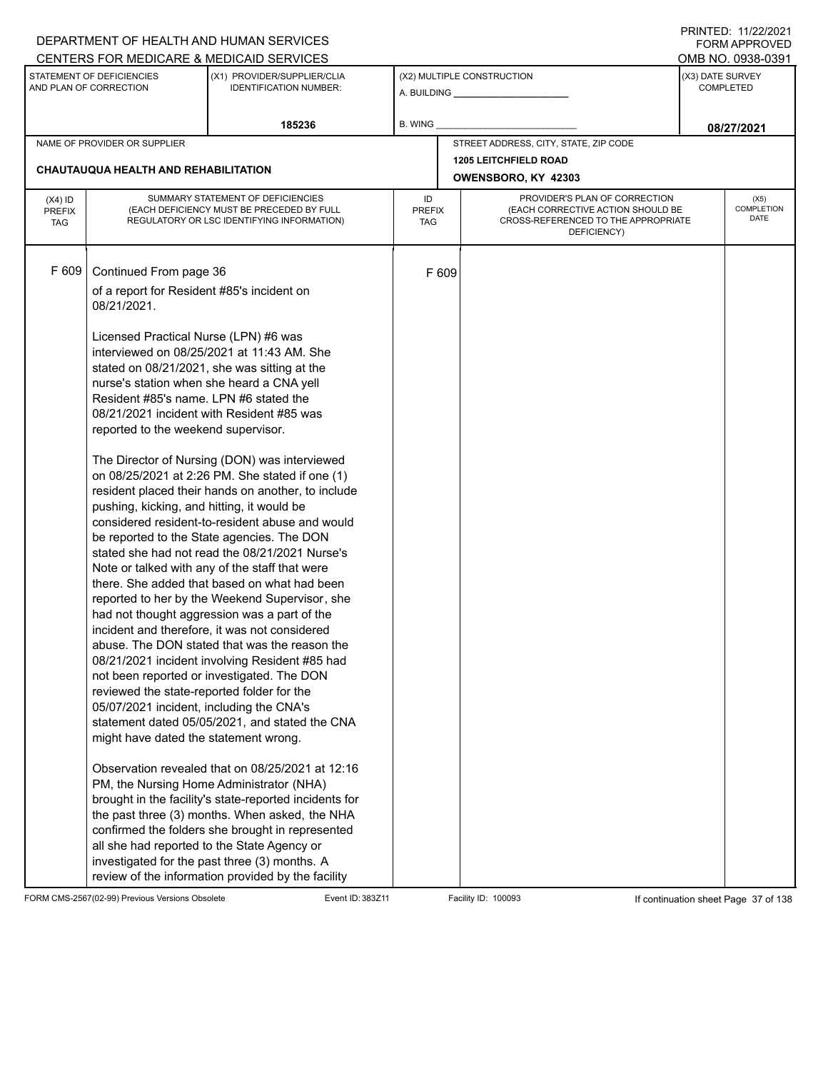DEPARTMENT OF HEALTH AND HUMAN SERVICES
CENTERS FOR MEDICARE & MEDICAID SERVICES

PRINTED: 11/22/2021
FORM APPROVED
OMB NO. 0938-0391

| STATEMENT OF DEFICIENCIES AND PLAN OF CORRECTION | (X1) PROVIDER/SUPPLIER/CLIA IDENTIFICATION NUMBER: | (X2) MULTIPLE CONSTRUCTION A. BUILDING ___ B. WING ___ | (X3) DATE SURVEY COMPLETED |
|---|---|---|---|
| | 185236 | | 08/27/2021 |

| NAME OF PROVIDER OR SUPPLIER | STREET ADDRESS, CITY, STATE, ZIP CODE |
|---|---|
| CHAUTAUQUA HEALTH AND REHABILITATION | 1205 LEITCHFIELD ROAD OWENSBORO, KY 42303 |

| (X4) ID PREFIX TAG | SUMMARY STATEMENT OF DEFICIENCIES (EACH DEFICIENCY MUST BE PRECEDED BY FULL REGULATORY OR LSC IDENTIFYING INFORMATION) | ID PREFIX TAG | PROVIDER'S PLAN OF CORRECTION (EACH CORRECTIVE ACTION SHOULD BE CROSS-REFERENCED TO THE APPROPRIATE DEFICIENCY) | (X5) COMPLETION DATE |
|---|---|---|---|---|
| F 609 | Continued From page 36 | F 609 | | |

of a report for Resident #85's incident on 08/21/2021.

Licensed Practical Nurse (LPN) #6 was interviewed on 08/25/2021 at 11:43 AM. She stated on 08/21/2021, she was sitting at the nurse's station when she heard a CNA yell Resident #85's name. LPN #6 stated the 08/21/2021 incident with Resident #85 was reported to the weekend supervisor.

The Director of Nursing (DON) was interviewed on 08/25/2021 at 2:26 PM. She stated if one (1) resident placed their hands on another, to include pushing, kicking, and hitting, it would be considered resident-to-resident abuse and would be reported to the State agencies. The DON stated she had not read the 08/21/2021 Nurse's Note or talked with any of the staff that were there. She added that based on what had been reported to her by the Weekend Supervisor, she had not thought aggression was a part of the incident and therefore, it was not considered abuse. The DON stated that was the reason the 08/21/2021 incident involving Resident #85 had not been reported or investigated. The DON reviewed the state-reported folder for the 05/07/2021 incident, including the CNA's statement dated 05/05/2021, and stated the CNA might have dated the statement wrong.

Observation revealed that on 08/25/2021 at 12:16 PM, the Nursing Home Administrator (NHA) brought in the facility's state-reported incidents for the past three (3) months. When asked, the NHA confirmed the folders she brought in represented all she had reported to the State Agency or investigated for the past three (3) months. A review of the information provided by the facility

FORM CMS-2567(02-99) Previous Versions Obsolete | Event ID: 383Z11 | Facility ID: 100093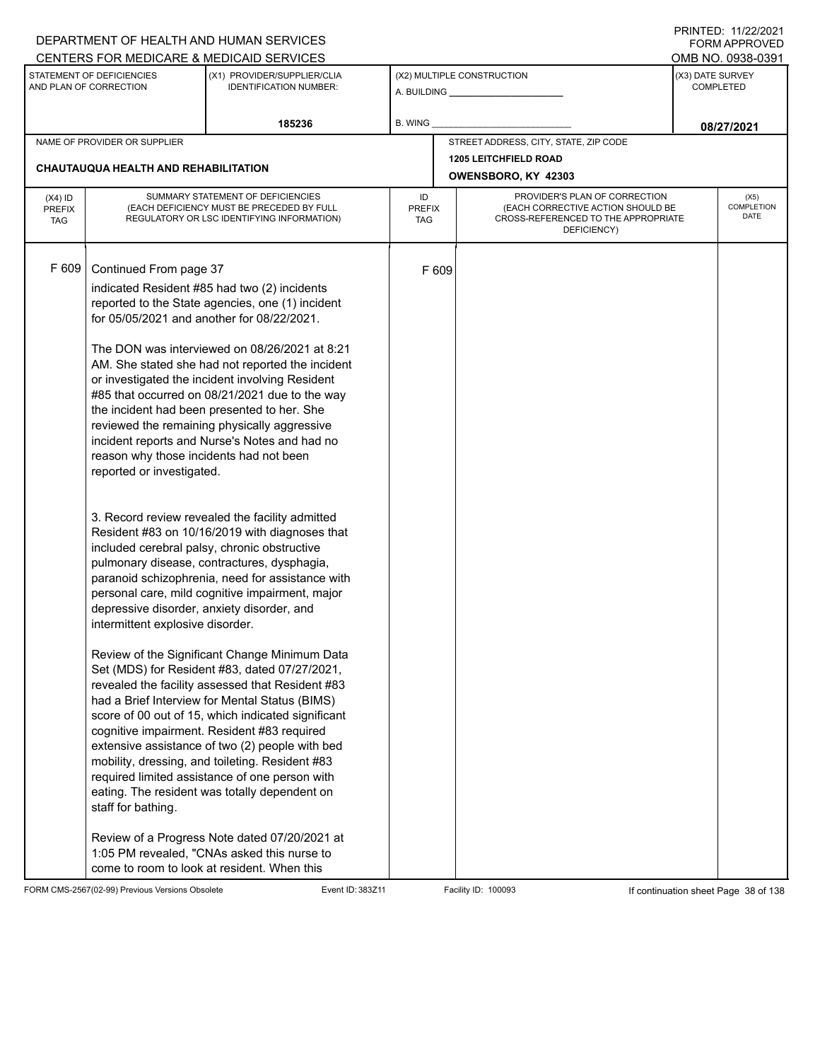DEPARTMENT OF HEALTH AND HUMAN SERVICES
CENTERS FOR MEDICARE & MEDICAID SERVICES

PRINTED: 11/22/2021
FORM APPROVED
OMB NO. 0938-0391

| STATEMENT OF DEFICIENCIES AND PLAN OF CORRECTION | (X1) PROVIDER/SUPPLIER/CLIA IDENTIFICATION NUMBER: | (X2) MULTIPLE CONSTRUCTION | (X3) DATE SURVEY COMPLETED |
|---|---|---|---|
| | 185236 | A. BUILDING ______ B. WING ______ | 08/27/2021 |

| NAME OF PROVIDER OR SUPPLIER | STREET ADDRESS, CITY, STATE, ZIP CODE |
|---|---|
| CHAUTAUQUA HEALTH AND REHABILITATION | 1205 LEITCHFIELD ROAD OWENSBORO, KY 42303 |

| (X4) ID PREFIX TAG | SUMMARY STATEMENT OF DEFICIENCIES (EACH DEFICIENCY MUST BE PRECEDED BY FULL REGULATORY OR LSC IDENTIFYING INFORMATION) | ID PREFIX TAG | PROVIDER'S PLAN OF CORRECTION (EACH CORRECTIVE ACTION SHOULD BE CROSS-REFERENCED TO THE APPROPRIATE DEFICIENCY) | (X5) COMPLETION DATE |
|---|---|---|---|---|
| F 609 | Continued From page 37 | F 609 | | |

indicated Resident #85 had two (2) incidents reported to the State agencies, one (1) incident for 05/05/2021 and another for 08/22/2021.

The DON was interviewed on 08/26/2021 at 8:21 AM. She stated she had not reported the incident or investigated the incident involving Resident #85 that occurred on 08/21/2021 due to the way the incident had been presented to her. She reviewed the remaining physically aggressive incident reports and Nurse's Notes and had no reason why those incidents had not been reported or investigated.

3. Record review revealed the facility admitted Resident #83 on 10/16/2019 with diagnoses that included cerebral palsy, chronic obstructive pulmonary disease, contractures, dysphagia, paranoid schizophrenia, need for assistance with personal care, mild cognitive impairment, major depressive disorder, anxiety disorder, and intermittent explosive disorder.

Review of the Significant Change Minimum Data Set (MDS) for Resident #83, dated 07/27/2021, revealed the facility assessed that Resident #83 had a Brief Interview for Mental Status (BIMS) score of 00 out of 15, which indicated significant cognitive impairment. Resident #83 required extensive assistance of two (2) people with bed mobility, dressing, and toileting. Resident #83 required limited assistance of one person with eating. The resident was totally dependent on staff for bathing.

Review of a Progress Note dated 07/20/2021 at 1:05 PM revealed, "CNAs asked this nurse to come to room to look at resident. When this

FORM CMS-2567(02-99) Previous Versions Obsolete Event ID: 383Z11 Facility ID: 100093 If continuation sheet Page 38 of 138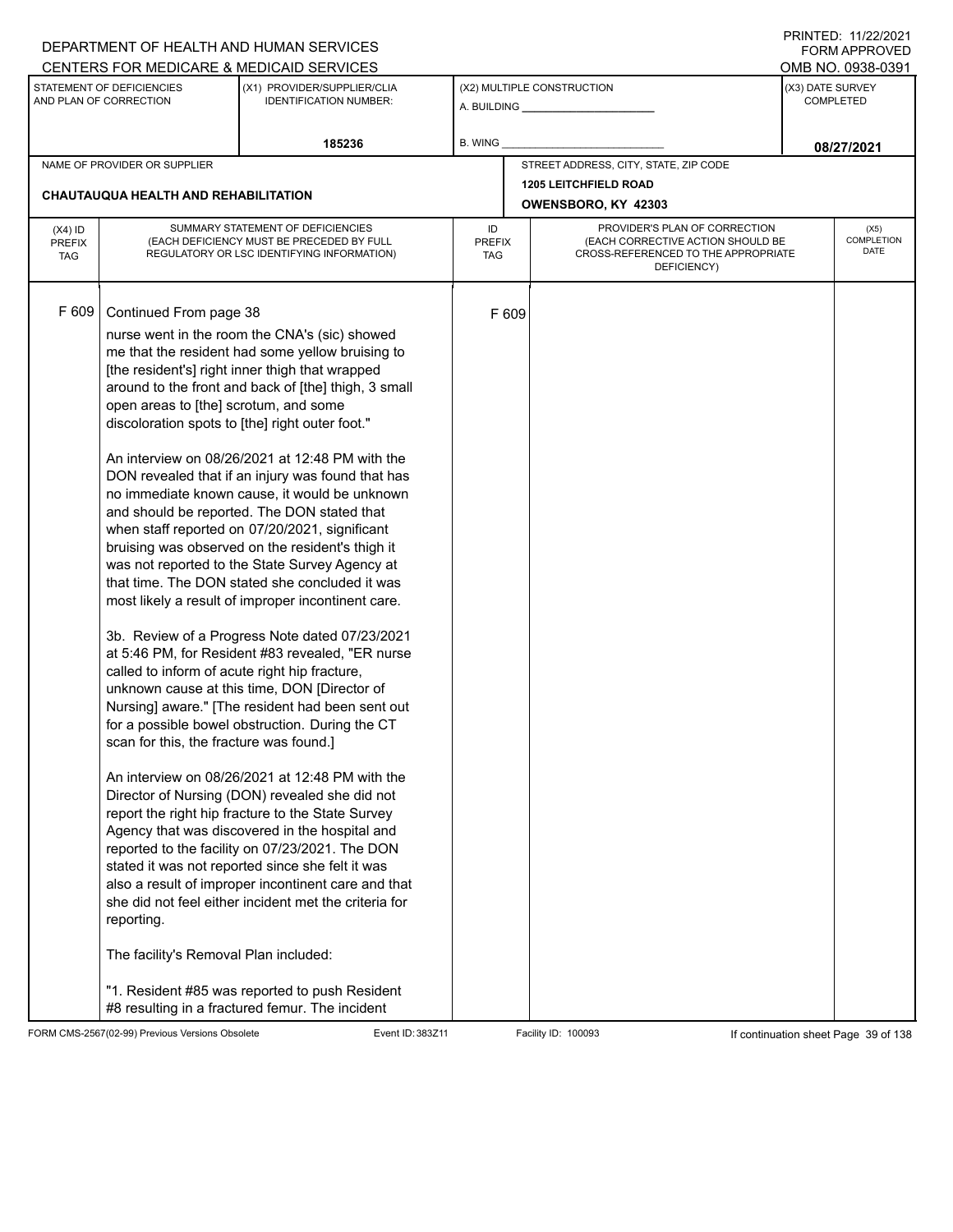DEPARTMENT OF HEALTH AND HUMAN SERVICES
CENTERS FOR MEDICARE & MEDICAID SERVICES

PRINTED: 11/22/2021
FORM APPROVED
OMB NO. 0938-0391

| STATEMENT OF DEFICIENCIES AND PLAN OF CORRECTION | (X1) PROVIDER/SUPPLIER/CLIA IDENTIFICATION NUMBER: | (X2) MULTIPLE CONSTRUCTION | (X3) DATE SURVEY COMPLETED |
|---|---|---|---|
| | 185236 | A. BUILDING ______ B. WING ______ | 08/27/2021 |

| NAME OF PROVIDER OR SUPPLIER | STREET ADDRESS, CITY, STATE, ZIP CODE |
|---|---|
| CHAUTAUQUA HEALTH AND REHABILITATION | 1205 LEITCHFIELD ROAD OWENSBORO, KY 42303 |

| (X4) ID PREFIX TAG | SUMMARY STATEMENT OF DEFICIENCIES (EACH DEFICIENCY MUST BE PRECEDED BY FULL REGULATORY OR LSC IDENTIFYING INFORMATION) | ID PREFIX TAG | PROVIDER'S PLAN OF CORRECTION (EACH CORRECTIVE ACTION SHOULD BE CROSS-REFERENCED TO THE APPROPRIATE DEFICIENCY) | (X5) COMPLETION DATE |
|---|---|---|---|---|
| F 609 | Continued From page 38 | F 609 | | |

nurse went in the room the CNA's (sic) showed me that the resident had some yellow bruising to [the resident's] right inner thigh that wrapped around to the front and back of [the] thigh, 3 small open areas to [the] scrotum, and some discoloration spots to [the] right outer foot."

An interview on 08/26/2021 at 12:48 PM with the DON revealed that if an injury was found that has no immediate known cause, it would be unknown and should be reported. The DON stated that when staff reported on 07/20/2021, significant bruising was observed on the resident's thigh it was not reported to the State Survey Agency at that time. The DON stated she concluded it was most likely a result of improper incontinent care.

3b. Review of a Progress Note dated 07/23/2021 at 5:46 PM, for Resident #83 revealed, "ER nurse called to inform of acute right hip fracture, unknown cause at this time, DON [Director of Nursing] aware." [The resident had been sent out for a possible bowel obstruction. During the CT scan for this, the fracture was found.]

An interview on 08/26/2021 at 12:48 PM with the Director of Nursing (DON) revealed she did not report the right hip fracture to the State Survey Agency that was discovered in the hospital and reported to the facility on 07/23/2021. The DON stated it was not reported since she felt it was also a result of improper incontinent care and that she did not feel either incident met the criteria for reporting.

The facility's Removal Plan included:

"1. Resident #85 was reported to push Resident #8 resulting in a fractured femur. The incident

FORM CMS-2567(02-99) Previous Versions Obsolete Event ID: 383Z11 Facility ID: 100093 If continuation sheet Page 39 of 138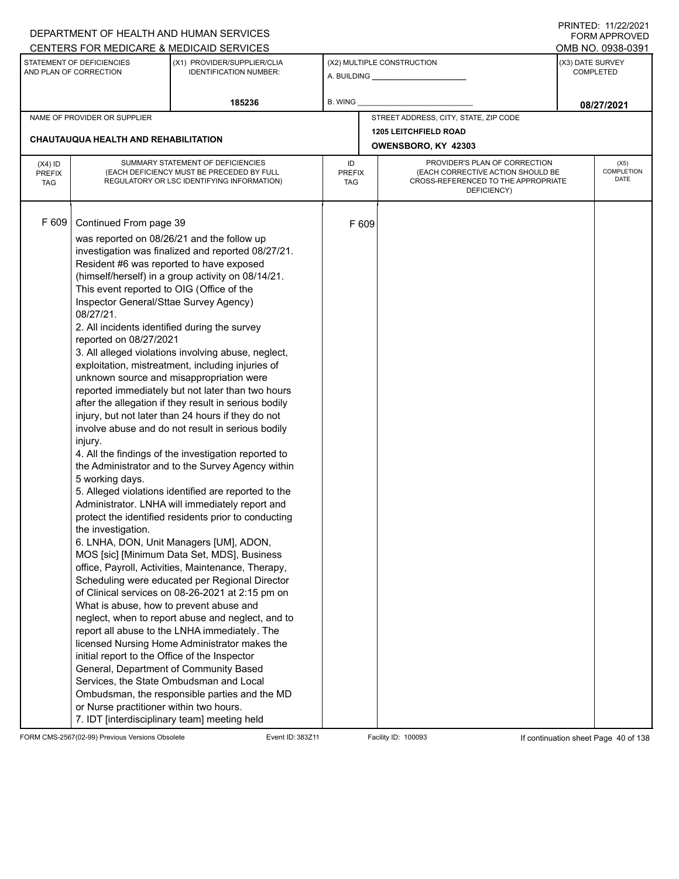DEPARTMENT OF HEALTH AND HUMAN SERVICES
CENTERS FOR MEDICARE & MEDICAID SERVICES

PRINTED: 11/22/2021
FORM APPROVED
OMB NO. 0938-0391

| STATEMENT OF DEFICIENCIES AND PLAN OF CORRECTION | (X1) PROVIDER/SUPPLIER/CLIA IDENTIFICATION NUMBER: | (X2) MULTIPLE CONSTRUCTION | (X3) DATE SURVEY COMPLETED |
|---|---|---|---|
| | 185236 | A. BUILDING ___ B. WING ___ | 08/27/2021 |

| NAME OF PROVIDER OR SUPPLIER | STREET ADDRESS, CITY, STATE, ZIP CODE |
|---|---|
| CHAUTAUQUA HEALTH AND REHABILITATION | 1205 LEITCHFIELD ROAD OWENSBORO, KY 42303 |

| (X4) ID PREFIX TAG | SUMMARY STATEMENT OF DEFICIENCIES (EACH DEFICIENCY MUST BE PRECEDED BY FULL REGULATORY OR LSC IDENTIFYING INFORMATION) | ID PREFIX TAG | PROVIDER'S PLAN OF CORRECTION (EACH CORRECTIVE ACTION SHOULD BE CROSS-REFERENCED TO THE APPROPRIATE DEFICIENCY) | (X5) COMPLETION DATE |
|---|---|---|---|---|
| F 609 | Continued From page 39<br>was reported on 08/26/21 and the follow up investigation was finalized and reported 08/27/21. Resident #6 was reported to have exposed (himself/herself) in a group activity on 08/14/21. This event reported to OIG (Office of the Inspector General/Sttae Survey Agency) 08/27/21.<br>2. All incidents identified during the survey reported on 08/27/2021<br>3. All alleged violations involving abuse, neglect, exploitation, mistreatment, including injuries of unknown source and misappropriation were reported immediately but not later than two hours after the allegation if they result in serious bodily injury, but not later than 24 hours if they do not involve abuse and do not result in serious bodily injury.<br>4. All the findings of the investigation reported to the Administrator and to the Survey Agency within 5 working days.<br>5. Alleged violations identified are reported to the Administrator. LNHA will immediately report and protect the identified residents prior to conducting the investigation.<br>6. LNHA, DON, Unit Managers [UM], ADON, MOS [sic] [Minimum Data Set, MDS], Business office, Payroll, Activities, Maintenance, Therapy, Scheduling were educated per Regional Director of Clinical services on 08-26-2021 at 2:15 pm on What is abuse, how to prevent abuse and neglect, when to report abuse and neglect, and to report all abuse to the LNHA immediately. The licensed Nursing Home Administrator makes the initial report to the Office of the Inspector General, Department of Community Based Services, the State Ombudsman and Local Ombudsman, the responsible parties and the MD or Nurse practitioner within two hours.<br>7. IDT [interdisciplinary team] meeting held | F 609 | | |

FORM CMS-2567(02-99) Previous Versions Obsolete Event ID: 383Z11 Facility ID: 100093 If continuation sheet Page 40 of 138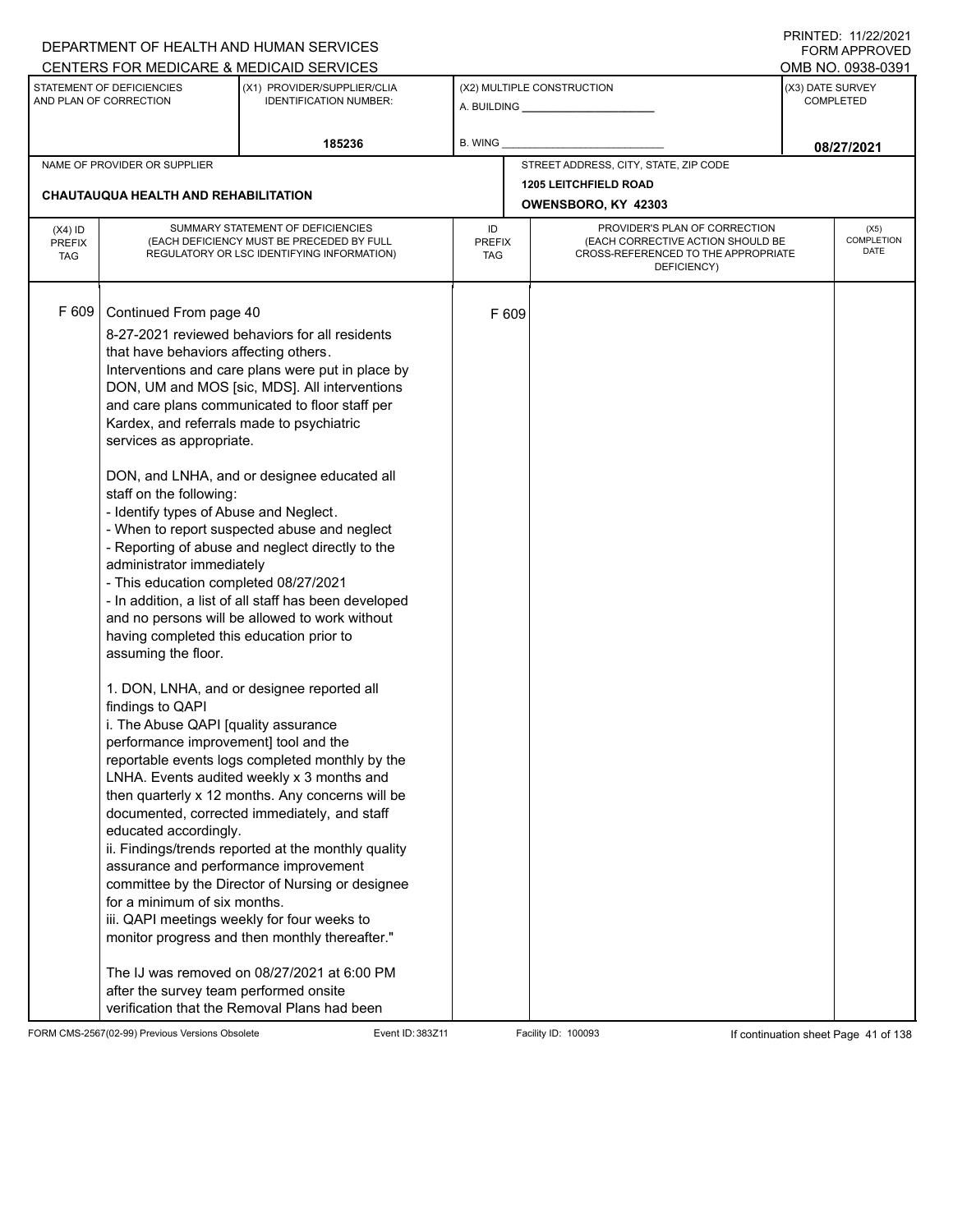DEPARTMENT OF HEALTH AND HUMAN SERVICES
CENTERS FOR MEDICARE & MEDICAID SERVICES

PRINTED: 11/22/2021
FORM APPROVED
OMB NO. 0938-0391

| STATEMENT OF DEFICIENCIES AND PLAN OF CORRECTION | (X1) PROVIDER/SUPPLIER/CLIA IDENTIFICATION NUMBER: | (X2) MULTIPLE CONSTRUCTION | (X3) DATE SURVEY COMPLETED |
|---|---|---|---|
| | 185236 | A. BUILDING ______ B. WING ______ | 08/27/2021 |

| NAME OF PROVIDER OR SUPPLIER | STREET ADDRESS, CITY, STATE, ZIP CODE |
|---|---|
| CHAUTAUQUA HEALTH AND REHABILITATION | 1205 LEITCHFIELD ROAD OWENSBORO, KY 42303 |

| (X4) ID PREFIX TAG | SUMMARY STATEMENT OF DEFICIENCIES (EACH DEFICIENCY MUST BE PRECEDED BY FULL REGULATORY OR LSC IDENTIFYING INFORMATION) | ID PREFIX TAG | PROVIDER'S PLAN OF CORRECTION (EACH CORRECTIVE ACTION SHOULD BE CROSS-REFERENCED TO THE APPROPRIATE DEFICIENCY) | (X5) COMPLETION DATE |
|---|---|---|---|---|
| F 609 | Continued From page 40 | F 609 | | |

8-27-2021 reviewed behaviors for all residents that have behaviors affecting others. Interventions and care plans were put in place by DON, UM and MOS [sic, MDS]. All interventions and care plans communicated to floor staff per Kardex, and referrals made to psychiatric services as appropriate.

DON, and LNHA, and or designee educated all staff on the following:
- Identify types of Abuse and Neglect.
- When to report suspected abuse and neglect
- Reporting of abuse and neglect directly to the administrator immediately
- This education completed 08/27/2021
- In addition, a list of all staff has been developed and no persons will be allowed to work without having completed this education prior to assuming the floor.

1. DON, LNHA, and or designee reported all findings to QAPI
i. The Abuse QAPI [quality assurance performance improvement] tool and the reportable events logs completed monthly by the LNHA. Events audited weekly x 3 months and then quarterly x 12 months. Any concerns will be documented, corrected immediately, and staff educated accordingly.
ii. Findings/trends reported at the monthly quality assurance and performance improvement committee by the Director of Nursing or designee for a minimum of six months.
iii. QAPI meetings weekly for four weeks to monitor progress and then monthly thereafter."

The IJ was removed on 08/27/2021 at 6:00 PM after the survey team performed onsite verification that the Removal Plans had been

FORM CMS-2567(02-99) Previous Versions Obsolete Event ID: 383Z11 Facility ID: 100093 If continuation sheet Page 41 of 138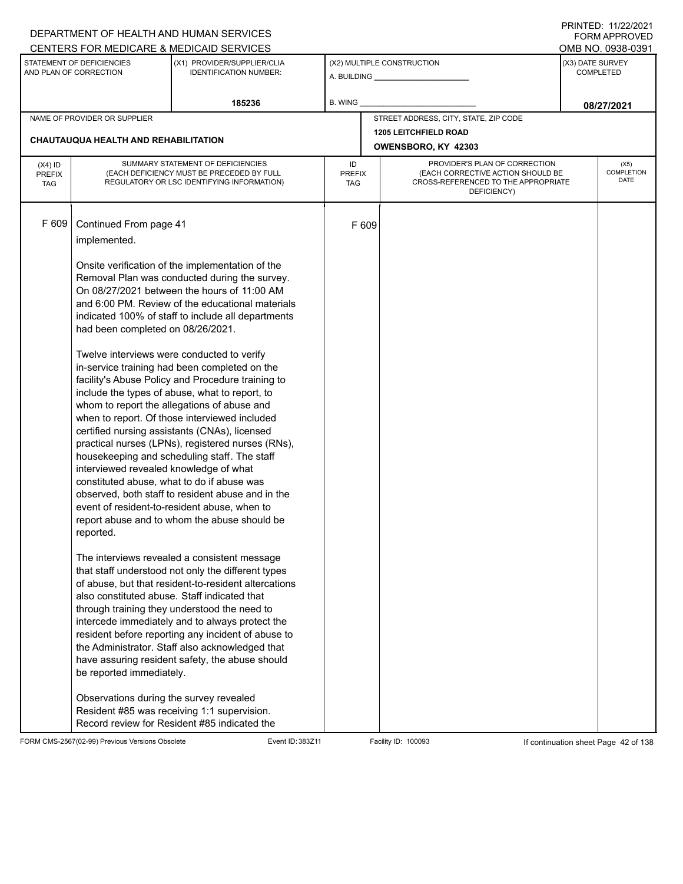DEPARTMENT OF HEALTH AND HUMAN SERVICES
CENTERS FOR MEDICARE & MEDICAID SERVICES

PRINTED: 11/22/2021
FORM APPROVED
OMB NO. 0938-0391

| STATEMENT OF DEFICIENCIES AND PLAN OF CORRECTION | (X1) PROVIDER/SUPPLIER/CLIA IDENTIFICATION NUMBER: | (X2) MULTIPLE CONSTRUCTION | (X3) DATE SURVEY COMPLETED |
|---|---|---|---|
| | 185236 | A. BUILDING ______ B. WING ______ | 08/27/2021 |

| NAME OF PROVIDER OR SUPPLIER | STREET ADDRESS, CITY, STATE, ZIP CODE |
|---|---|
| CHAUTAUQUA HEALTH AND REHABILITATION | 1205 LEITCHFIELD ROAD OWENSBORO, KY 42303 |

| (X4) ID PREFIX TAG | SUMMARY STATEMENT OF DEFICIENCIES (EACH DEFICIENCY MUST BE PRECEDED BY FULL REGULATORY OR LSC IDENTIFYING INFORMATION) | ID PREFIX TAG | PROVIDER'S PLAN OF CORRECTION (EACH CORRECTIVE ACTION SHOULD BE CROSS-REFERENCED TO THE APPROPRIATE DEFICIENCY) | (X5) COMPLETION DATE |
|---|---|---|---|---|
| F 609 | Continued From page 41<br>implemented.<br><br>Onsite verification of the implementation of the Removal Plan was conducted during the survey. On 08/27/2021 between the hours of 11:00 AM and 6:00 PM. Review of the educational materials indicated 100% of staff to include all departments had been completed on 08/26/2021.<br><br>Twelve interviews were conducted to verify in-service training had been completed on the facility's Abuse Policy and Procedure training to include the types of abuse, what to report, to whom to report the allegations of abuse and when to report. Of those interviewed included certified nursing assistants (CNAs), licensed practical nurses (LPNs), registered nurses (RNs), housekeeping and scheduling staff. The staff interviewed revealed knowledge of what constituted abuse, what to do if abuse was observed, both staff to resident abuse and in the event of resident-to-resident abuse, when to report abuse and to whom the abuse should be reported.<br><br>The interviews revealed a consistent message that staff understood not only the different types of abuse, but that resident-to-resident altercations also constituted abuse. Staff indicated that through training they understood the need to intercede immediately and to always protect the resident before reporting any incident of abuse to the Administrator. Staff also acknowledged that have assuring resident safety, the abuse should be reported immediately.<br><br>Observations during the survey revealed Resident #85 was receiving 1:1 supervision. Record review for Resident #85 indicated the | F 609 | | |

FORM CMS-2567(02-99) Previous Versions Obsolete Event ID: 383Z11 Facility ID: 100093 If continuation sheet Page 42 of 138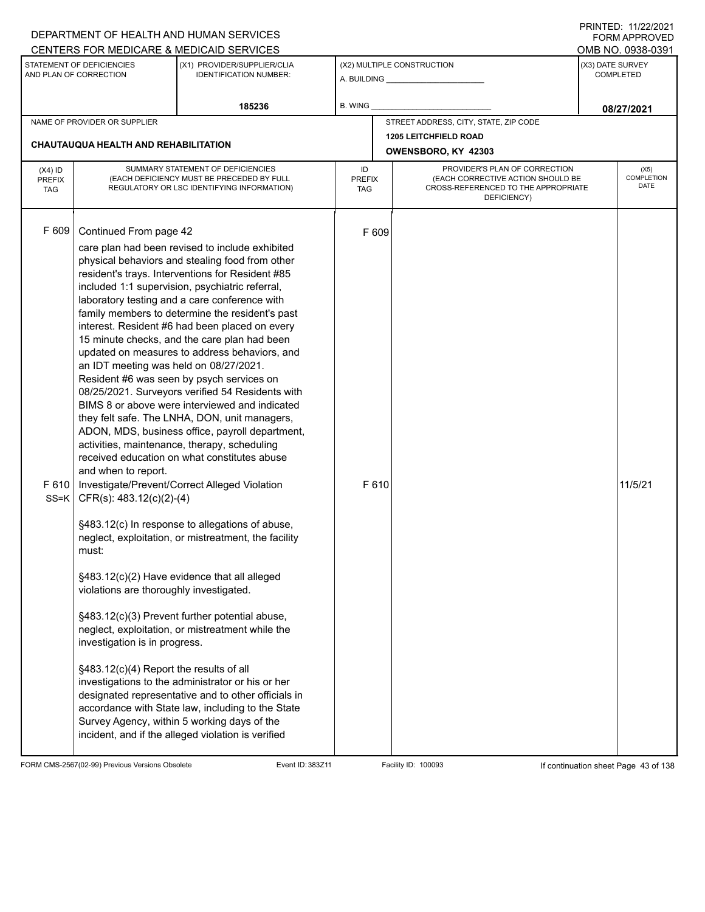DEPARTMENT OF HEALTH AND HUMAN SERVICES
CENTERS FOR MEDICARE & MEDICAID SERVICES

PRINTED: 11/22/2021
FORM APPROVED
OMB NO. 0938-0391

| STATEMENT OF DEFICIENCIES AND PLAN OF CORRECTION | (X1) PROVIDER/SUPPLIER/CLIA IDENTIFICATION NUMBER: | (X2) MULTIPLE CONSTRUCTION | (X3) DATE SURVEY COMPLETED |
|---|---|---|---|
| | 185236 | A. BUILDING ______ B. WING ______ | 08/27/2021 |

| NAME OF PROVIDER OR SUPPLIER | STREET ADDRESS, CITY, STATE, ZIP CODE |
|---|---|
| CHAUTAUQUA HEALTH AND REHABILITATION | 1205 LEITCHFIELD ROAD OWENSBORO, KY 42303 |

| (X4) ID PREFIX TAG | SUMMARY STATEMENT OF DEFICIENCIES (EACH DEFICIENCY MUST BE PRECEDED BY FULL REGULATORY OR LSC IDENTIFYING INFORMATION) | ID PREFIX TAG | PROVIDER'S PLAN OF CORRECTION (EACH CORRECTIVE ACTION SHOULD BE CROSS-REFERENCED TO THE APPROPRIATE DEFICIENCY) | (X5) COMPLETION DATE |
|---|---|---|---|---|
| F 609 | Continued From page 42<br>care plan had been revised to include exhibited physical behaviors and stealing food from other resident's trays. Interventions for Resident #85 included 1:1 supervision, psychiatric referral, laboratory testing and a care conference with family members to determine the resident's past interest. Resident #6 had been placed on every 15 minute checks, and the care plan had been updated on measures to address behaviors, and an IDT meeting was held on 08/27/2021. Resident #6 was seen by psych services on 08/25/2021. Surveyors verified 54 Residents with BIMS 8 or above were interviewed and indicated they felt safe. The LNHA, DON, unit managers, ADON, MDS, business office, payroll department, activities, maintenance, therapy, scheduling received education on what constitutes abuse and when to report. | F 609 | | |
| F 610 SS=K | Investigate/Prevent/Correct Alleged Violation CFR(s): 483.12(c)(2)-(4)<br><br>§483.12(c) In response to allegations of abuse, neglect, exploitation, or mistreatment, the facility must:<br><br>§483.12(c)(2) Have evidence that all alleged violations are thoroughly investigated.<br><br>§483.12(c)(3) Prevent further potential abuse, neglect, exploitation, or mistreatment while the investigation is in progress.<br><br>§483.12(c)(4) Report the results of all investigations to the administrator or his or her designated representative and to other officials in accordance with State law, including to the State Survey Agency, within 5 working days of the incident, and if the alleged violation is verified | F 610 | | 11/5/21 |

FORM CMS-2567(02-99) Previous Versions Obsolete Event ID: 383Z11 Facility ID: 100093 If continuation sheet Page 43 of 138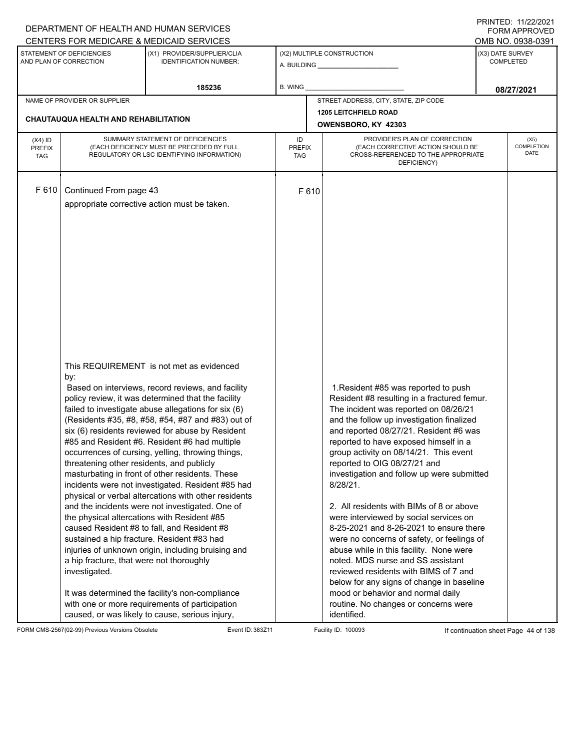DEPARTMENT OF HEALTH AND HUMAN SERVICES
CENTERS FOR MEDICARE & MEDICAID SERVICES

PRINTED: 11/22/2021
FORM APPROVED
OMB NO. 0938-0391

| STATEMENT OF DEFICIENCIES AND PLAN OF CORRECTION | (X1) PROVIDER/SUPPLIER/CLIA IDENTIFICATION NUMBER: | (X2) MULTIPLE CONSTRUCTION | (X3) DATE SURVEY COMPLETED |
|---|---|---|---|
| | 185236 | A. BUILDING ______ B. WING ______ | 08/27/2021 |

| NAME OF PROVIDER OR SUPPLIER | STREET ADDRESS, CITY, STATE, ZIP CODE |
|---|---|
| CHAUTAUQUA HEALTH AND REHABILITATION | 1205 LEITCHFIELD ROAD OWENSBORO, KY 42303 |

| (X4) ID PREFIX TAG | SUMMARY STATEMENT OF DEFICIENCIES (EACH DEFICIENCY MUST BE PRECEDED BY FULL REGULATORY OR LSC IDENTIFYING INFORMATION) | ID PREFIX TAG | PROVIDER'S PLAN OF CORRECTION (EACH CORRECTIVE ACTION SHOULD BE CROSS-REFERENCED TO THE APPROPRIATE DEFICIENCY) | (X5) COMPLETION DATE |
|---|---|---|---|---|
| F 610 | Continued From page 43<br>appropriate corrective action must be taken. | F 610 | | |
| | This REQUIREMENT is not met as evidenced by:<br>Based on interviews, record reviews, and facility policy review, it was determined that the facility failed to investigate abuse allegations for six (6) (Residents #35, #8, #58, #54, #87 and #83) out of six (6) residents reviewed for abuse by Resident #85 and Resident #6. Resident #6 had multiple occurrences of cursing, yelling, throwing things, threatening other residents, and publicly masturbating in front of other residents. These incidents were not investigated. Resident #85 had physical or verbal altercations with other residents and the incidents were not investigated. One of the physical altercations with Resident #85 caused Resident #8 to fall, and Resident #8 sustained a hip fracture. Resident #83 had injuries of unknown origin, including bruising and a hip fracture, that were not thoroughly investigated.<br><br>It was determined the facility's non-compliance with one or more requirements of participation caused, or was likely to cause, serious injury, | | 1.Resident #85 was reported to push Resident #8 resulting in a fractured femur. The incident was reported on 08/26/21 and the follow up investigation finalized and reported 08/27/21. Resident #6 was reported to have exposed himself in a group activity on 08/14/21. This event reported to OIG 08/27/21 and investigation and follow up were submitted 8/28/21.<br><br>2. All residents with BIMs of 8 or above were interviewed by social services on 8-25-2021 and 8-26-2021 to ensure there were no concerns of safety, or feelings of abuse while in this facility. None were noted. MDS nurse and SS assistant reviewed residents with BIMS of 7 and below for any signs of change in baseline mood or behavior and normal daily routine. No changes or concerns were identified. | |

FORM CMS-2567(02-99) Previous Versions Obsolete Event ID: 383Z11 Facility ID: 100093 If continuation sheet Page 44 of 138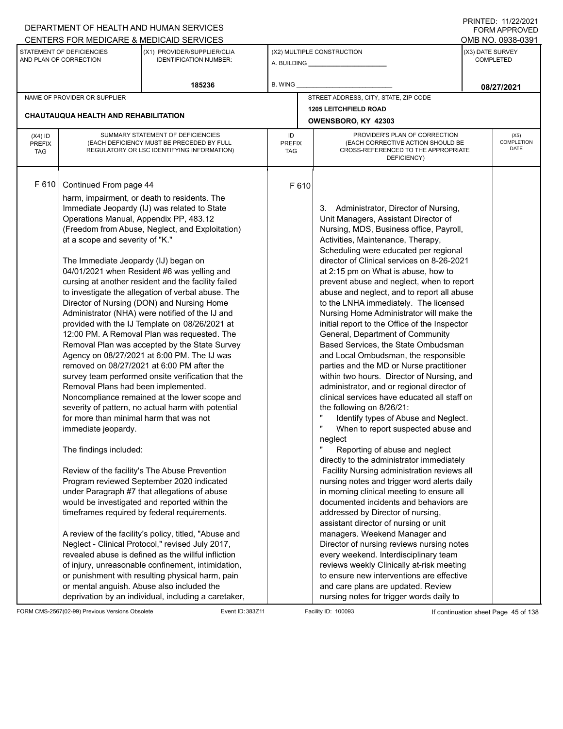DEPARTMENT OF HEALTH AND HUMAN SERVICES
CENTERS FOR MEDICARE & MEDICAID SERVICES

PRINTED: 11/22/2021
FORM APPROVED
OMB NO. 0938-0391

| STATEMENT OF DEFICIENCIES AND PLAN OF CORRECTION | (X1) PROVIDER/SUPPLIER/CLIA IDENTIFICATION NUMBER: | (X2) MULTIPLE CONSTRUCTION | (X3) DATE SURVEY COMPLETED |
|---|---|---|---|
| | 185236 | A. BUILDING ______ B. WING ______ | 08/27/2021 |

| NAME OF PROVIDER OR SUPPLIER | STREET ADDRESS, CITY, STATE, ZIP CODE |
|---|---|
| CHAUTAUQUA HEALTH AND REHABILITATION | 1205 LEITCHFIELD ROAD OWENSBORO, KY 42303 |

| (X4) ID PREFIX TAG | SUMMARY STATEMENT OF DEFICIENCIES (EACH DEFICIENCY MUST BE PRECEDED BY FULL REGULATORY OR LSC IDENTIFYING INFORMATION) | ID PREFIX TAG | PROVIDER'S PLAN OF CORRECTION (EACH CORRECTIVE ACTION SHOULD BE CROSS-REFERENCED TO THE APPROPRIATE DEFICIENCY) | (X5) COMPLETION DATE |
|---|---|---|---|---|
| F 610 | Continued From page 44 | F 610 | | |

**F 610** Continued From page 44

harm, impairment, or death to residents. The Immediate Jeopardy (IJ) was related to State Operations Manual, Appendix PP, 483.12 (Freedom from Abuse, Neglect, and Exploitation) at a scope and severity of "K."

The Immediate Jeopardy (IJ) began on 04/01/2021 when Resident #6 was yelling and cursing at another resident and the facility failed to investigate the allegation of verbal abuse. The Director of Nursing (DON) and Nursing Home Administrator (NHA) were notified of the IJ and provided with the IJ Template on 08/26/2021 at 12:00 PM. A Removal Plan was requested. The Removal Plan was accepted by the State Survey Agency on 08/27/2021 at 6:00 PM. The IJ was removed on 08/27/2021 at 6:00 PM after the survey team performed onsite verification that the Removal Plans had been implemented. Noncompliance remained at the lower scope and severity of pattern, no actual harm with potential for more than minimal harm that was not immediate jeopardy.

The findings included:

Review of the facility's The Abuse Prevention Program reviewed September 2020 indicated under Paragraph #7 that allegations of abuse would be investigated and reported within the timeframes required by federal requirements.

A review of the facility's policy, titled, "Abuse and Neglect - Clinical Protocol," revised July 2017, revealed abuse is defined as the willful infliction of injury, unreasonable confinement, intimidation, or punishment with resulting physical harm, pain or mental anguish. Abuse also included the deprivation by an individual, including a caretaker,

**Plan of Correction (F 610):**

3. Administrator, Director of Nursing, Unit Managers, Assistant Director of Nursing, MDS, Business office, Payroll, Activities, Maintenance, Therapy, Scheduling were educated per regional director of Clinical services on 8-26-2021 at 2:15 pm on What is abuse, how to prevent abuse and neglect, when to report abuse and neglect, and to report all abuse to the LNHA immediately. The licensed Nursing Home Administrator will make the initial report to the Office of the Inspector General, Department of Community Based Services, the State Ombudsman and Local Ombudsman, the responsible parties and the MD or Nurse practitioner within two hours. Director of Nursing, and administrator, and or regional director of clinical services have educated all staff on the following on 8/26/21:

" Identify types of Abuse and Neglect.
" When to report suspected abuse and neglect
" Reporting of abuse and neglect directly to the administrator immediately

Facility Nursing administration reviews all nursing notes and trigger word alerts daily in morning clinical meeting to ensure all documented incidents and behaviors are addressed by Director of nursing, assistant director of nursing or unit managers. Weekend Manager and Director of nursing reviews nursing notes every weekend. Interdisciplinary team reviews weekly Clinically at-risk meeting to ensure new interventions are effective and care plans are updated. Review nursing notes for trigger words daily to

FORM CMS-2567(02-99) Previous Versions Obsolete Event ID: 383Z11 Facility ID: 100093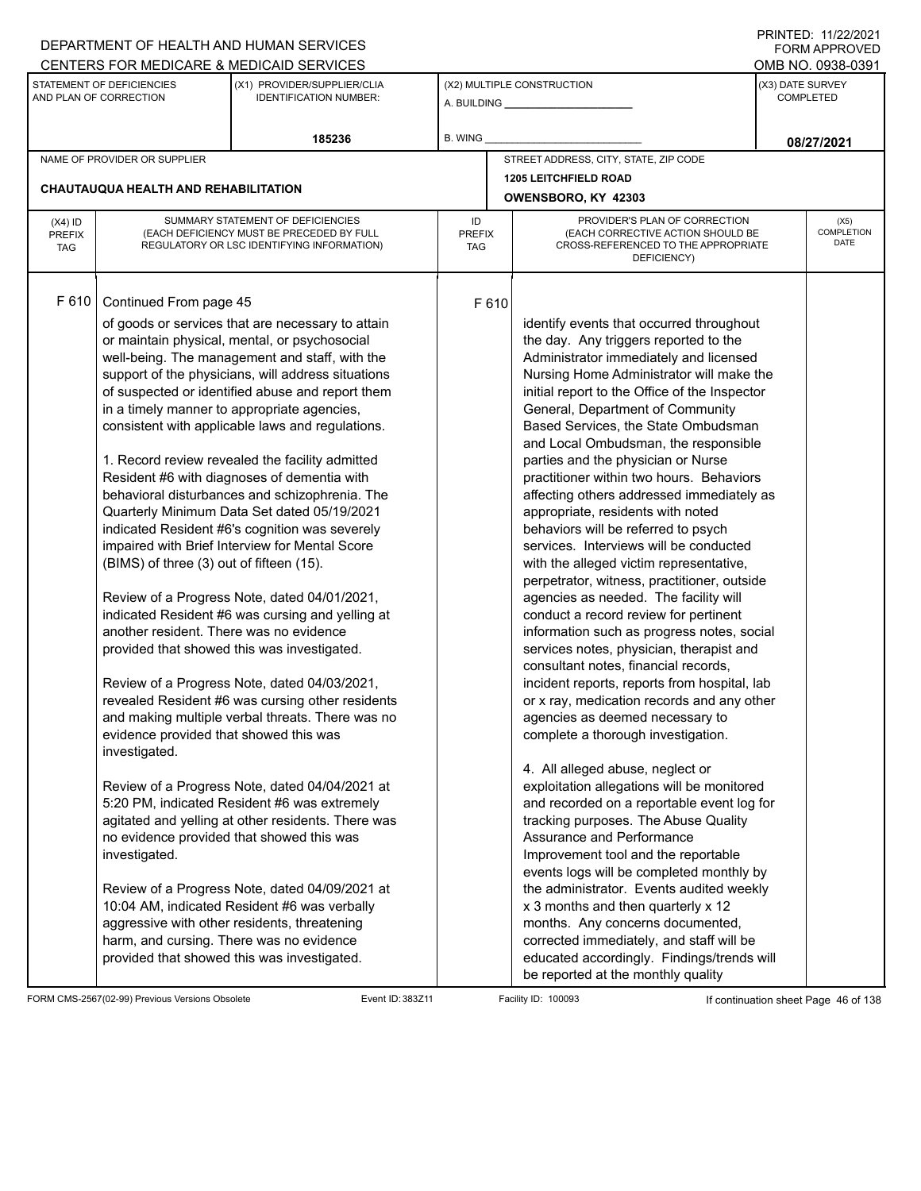DEPARTMENT OF HEALTH AND HUMAN SERVICES
CENTERS FOR MEDICARE & MEDICAID SERVICES

PRINTED: 11/22/2021
FORM APPROVED
OMB NO. 0938-0391

| STATEMENT OF DEFICIENCIES AND PLAN OF CORRECTION | (X1) PROVIDER/SUPPLIER/CLIA IDENTIFICATION NUMBER: | (X2) MULTIPLE CONSTRUCTION | (X3) DATE SURVEY COMPLETED |
|---|---|---|---|
| | 185236 | A. BUILDING ______ B. WING ______ | 08/27/2021 |

| NAME OF PROVIDER OR SUPPLIER | STREET ADDRESS, CITY, STATE, ZIP CODE |
|---|---|
| CHAUTAUQUA HEALTH AND REHABILITATION | 1205 LEITCHFIELD ROAD OWENSBORO, KY 42303 |

| (X4) ID PREFIX TAG | SUMMARY STATEMENT OF DEFICIENCIES (EACH DEFICIENCY MUST BE PRECEDED BY FULL REGULATORY OR LSC IDENTIFYING INFORMATION) | ID PREFIX TAG | PROVIDER'S PLAN OF CORRECTION (EACH CORRECTIVE ACTION SHOULD BE CROSS-REFERENCED TO THE APPROPRIATE DEFICIENCY) | (X5) COMPLETION DATE |
|---|---|---|---|---|
| F 610 | Continued From page 45<br><br>of goods or services that are necessary to attain or maintain physical, mental, or psychosocial well-being. The management and staff, with the support of the physicians, will address situations of suspected or identified abuse and report them in a timely manner to appropriate agencies, consistent with applicable laws and regulations.<br><br>1. Record review revealed the facility admitted Resident #6 with diagnoses of dementia with behavioral disturbances and schizophrenia. The Quarterly Minimum Data Set dated 05/19/2021 indicated Resident #6's cognition was severely impaired with Brief Interview for Mental Score (BIMS) of three (3) out of fifteen (15).<br><br>Review of a Progress Note, dated 04/01/2021, indicated Resident #6 was cursing and yelling at another resident. There was no evidence provided that showed this was investigated.<br><br>Review of a Progress Note, dated 04/03/2021, revealed Resident #6 was cursing other residents and making multiple verbal threats. There was no evidence provided that showed this was investigated.<br><br>Review of a Progress Note, dated 04/04/2021 at 5:20 PM, indicated Resident #6 was extremely agitated and yelling at other residents. There was no evidence provided that showed this was investigated.<br><br>Review of a Progress Note, dated 04/09/2021 at 10:04 AM, indicated Resident #6 was verbally aggressive with other residents, threatening harm, and cursing. There was no evidence provided that showed this was investigated. | F 610 | identify events that occurred throughout the day. Any triggers reported to the Administrator immediately and licensed Nursing Home Administrator will make the initial report to the Office of the Inspector General, Department of Community Based Services, the State Ombudsman and Local Ombudsman, the responsible parties and the physician or Nurse practitioner within two hours. Behaviors affecting others addressed immediately as appropriate, residents with noted behaviors will be referred to psych services. Interviews will be conducted with the alleged victim representative, perpetrator, witness, practitioner, outside agencies as needed. The facility will conduct a record review for pertinent information such as progress notes, social services notes, physician, therapist and consultant notes, financial records, incident reports, reports from hospital, lab or x ray, medication records and any other agencies as deemed necessary to complete a thorough investigation.<br><br>4. All alleged abuse, neglect or exploitation allegations will be monitored and recorded on a reportable event log for tracking purposes. The Abuse Quality Assurance and Performance Improvement tool and the reportable events logs will be completed monthly by the administrator. Events audited weekly x 3 months and then quarterly x 12 months. Any concerns documented, corrected immediately, and staff will be educated accordingly. Findings/trends will be reported at the monthly quality | |

FORM CMS-2567(02-99) Previous Versions Obsolete    Event ID: 383Z11    Facility ID: 100093    If continuation sheet Page 46 of 138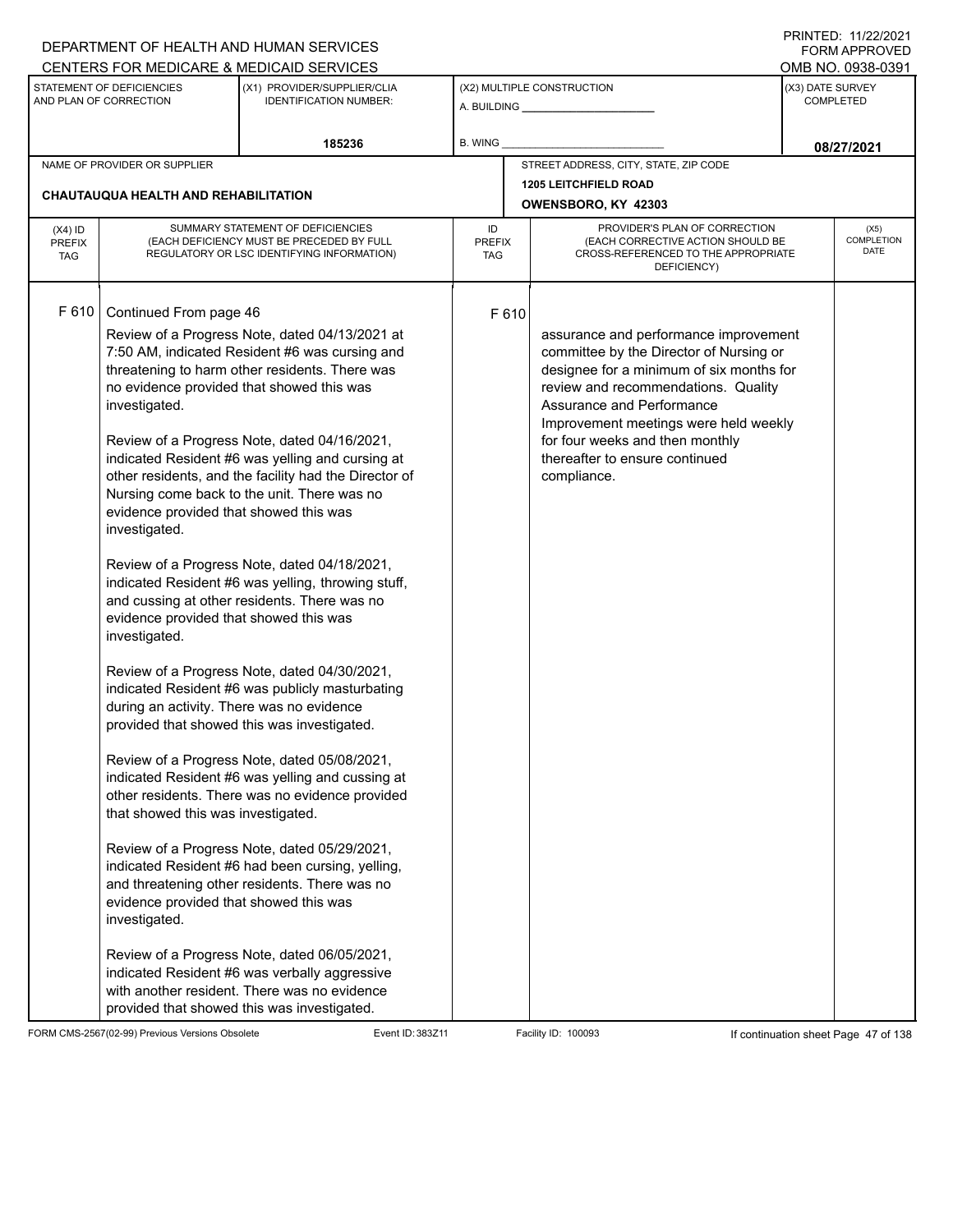DEPARTMENT OF HEALTH AND HUMAN SERVICES
CENTERS FOR MEDICARE & MEDICAID SERVICES

PRINTED: 11/22/2021
FORM APPROVED
OMB NO. 0938-0391

| STATEMENT OF DEFICIENCIES AND PLAN OF CORRECTION | (X1) PROVIDER/SUPPLIER/CLIA IDENTIFICATION NUMBER: | (X2) MULTIPLE CONSTRUCTION | (X3) DATE SURVEY COMPLETED |
|---|---|---|---|
| | 185236 | A. BUILDING ___ B. WING ___ | 08/27/2021 |

NAME OF PROVIDER OR SUPPLIER: CHAUTAUQUA HEALTH AND REHABILITATION

STREET ADDRESS, CITY, STATE, ZIP CODE: 1205 LEITCHFIELD ROAD, OWENSBORO, KY 42303

| (X4) ID PREFIX TAG | SUMMARY STATEMENT OF DEFICIENCIES (EACH DEFICIENCY MUST BE PRECEDED BY FULL REGULATORY OR LSC IDENTIFYING INFORMATION) | ID PREFIX TAG | PROVIDER'S PLAN OF CORRECTION (EACH CORRECTIVE ACTION SHOULD BE CROSS-REFERENCED TO THE APPROPRIATE DEFICIENCY) | (X5) COMPLETION DATE |
|---|---|---|---|---|
| F 610 | Continued From page 46<br><br>Review of a Progress Note, dated 04/13/2021 at 7:50 AM, indicated Resident #6 was cursing and threatening to harm other residents. There was no evidence provided that showed this was investigated.<br><br>Review of a Progress Note, dated 04/16/2021, indicated Resident #6 was yelling and cursing at other residents, and the facility had the Director of Nursing come back to the unit. There was no evidence provided that showed this was investigated.<br><br>Review of a Progress Note, dated 04/18/2021, indicated Resident #6 was yelling, throwing stuff, and cussing at other residents. There was no evidence provided that showed this was investigated.<br><br>Review of a Progress Note, dated 04/30/2021, indicated Resident #6 was publicly masturbating during an activity. There was no evidence provided that showed this was investigated.<br><br>Review of a Progress Note, dated 05/08/2021, indicated Resident #6 was yelling and cussing at other residents. There was no evidence provided that showed this was investigated.<br><br>Review of a Progress Note, dated 05/29/2021, indicated Resident #6 had been cursing, yelling, and threatening other residents. There was no evidence provided that showed this was investigated.<br><br>Review of a Progress Note, dated 06/05/2021, indicated Resident #6 was verbally aggressive with another resident. There was no evidence provided that showed this was investigated. | F 610 | assurance and performance improvement committee by the Director of Nursing or designee for a minimum of six months for review and recommendations. Quality Assurance and Performance Improvement meetings were held weekly for four weeks and then monthly thereafter to ensure continued compliance. | |

FORM CMS-2567(02-99) Previous Versions Obsolete | Event ID: 383Z11 | Facility ID: 100093 | If continuation sheet Page 47 of 138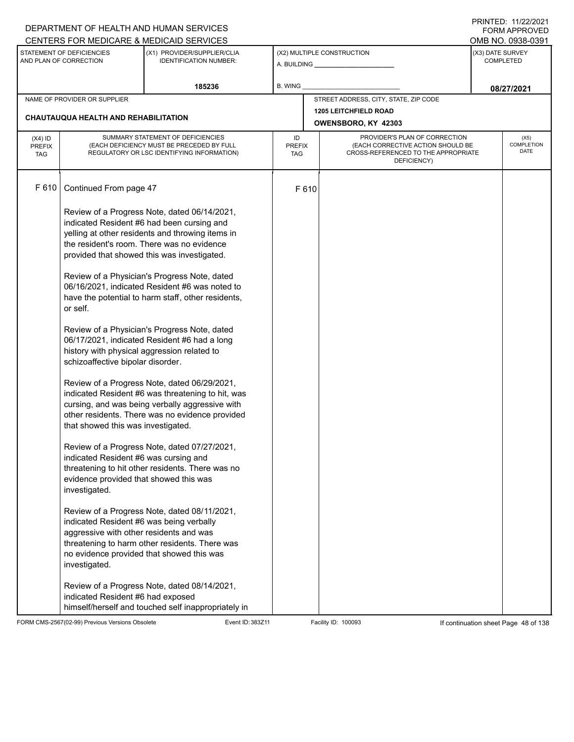DEPARTMENT OF HEALTH AND HUMAN SERVICES
CENTERS FOR MEDICARE & MEDICAID SERVICES

PRINTED: 11/22/2021
FORM APPROVED
OMB NO. 0938-0391

| STATEMENT OF DEFICIENCIES AND PLAN OF CORRECTION | (X1) PROVIDER/SUPPLIER/CLIA IDENTIFICATION NUMBER: | (X2) MULTIPLE CONSTRUCTION | (X3) DATE SURVEY COMPLETED |
|---|---|---|---|
| | 185236 | A. BUILDING ______ B. WING ______ | 08/27/2021 |

| NAME OF PROVIDER OR SUPPLIER | STREET ADDRESS, CITY, STATE, ZIP CODE |
|---|---|
| CHAUTAUQUA HEALTH AND REHABILITATION | 1205 LEITCHFIELD ROAD OWENSBORO, KY 42303 |

| (X4) ID PREFIX TAG | SUMMARY STATEMENT OF DEFICIENCIES (EACH DEFICIENCY MUST BE PRECEDED BY FULL REGULATORY OR LSC IDENTIFYING INFORMATION) | ID PREFIX TAG | PROVIDER'S PLAN OF CORRECTION (EACH CORRECTIVE ACTION SHOULD BE CROSS-REFERENCED TO THE APPROPRIATE DEFICIENCY) | (X5) COMPLETION DATE |
|---|---|---|---|---|
| F 610 | Continued From page 47<br><br>Review of a Progress Note, dated 06/14/2021, indicated Resident #6 had been cursing and yelling at other residents and throwing items in the resident's room. There was no evidence provided that showed this was investigated.<br><br>Review of a Physician's Progress Note, dated 06/16/2021, indicated Resident #6 was noted to have the potential to harm staff, other residents, or self.<br><br>Review of a Physician's Progress Note, dated 06/17/2021, indicated Resident #6 had a long history with physical aggression related to schizoaffective bipolar disorder.<br><br>Review of a Progress Note, dated 06/29/2021, indicated Resident #6 was threatening to hit, was cursing, and was being verbally aggressive with other residents. There was no evidence provided that showed this was investigated.<br><br>Review of a Progress Note, dated 07/27/2021, indicated Resident #6 was cursing and threatening to hit other residents. There was no evidence provided that showed this was investigated.<br><br>Review of a Progress Note, dated 08/11/2021, indicated Resident #6 was being verbally aggressive with other residents and was threatening to harm other residents. There was no evidence provided that showed this was investigated.<br><br>Review of a Progress Note, dated 08/14/2021, indicated Resident #6 had exposed himself/herself and touched self inappropriately in | F 610 | | |

FORM CMS-2567(02-99) Previous Versions Obsolete | Event ID: 383Z11 | Facility ID: 100093 | If continuation sheet Page 48 of 138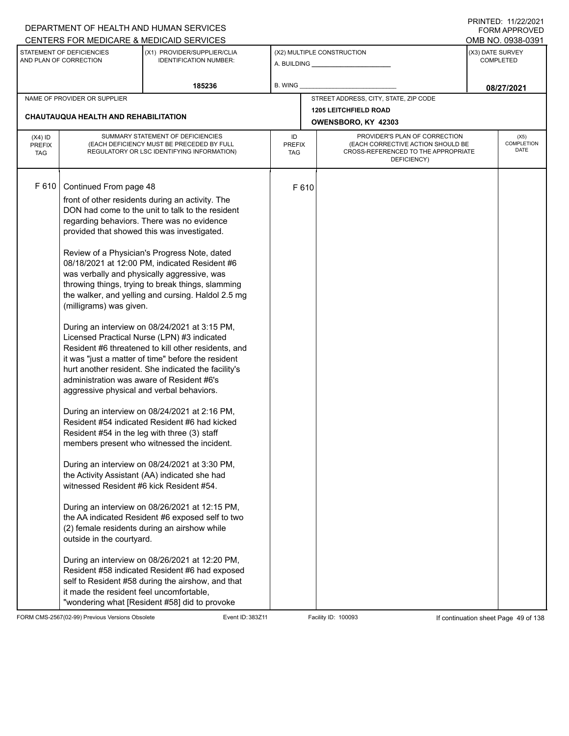DEPARTMENT OF HEALTH AND HUMAN SERVICES
CENTERS FOR MEDICARE & MEDICAID SERVICES

PRINTED: 11/22/2021
FORM APPROVED
OMB NO. 0938-0391

| STATEMENT OF DEFICIENCIES AND PLAN OF CORRECTION | (X1) PROVIDER/SUPPLIER/CLIA IDENTIFICATION NUMBER: | (X2) MULTIPLE CONSTRUCTION | (X3) DATE SURVEY COMPLETED |
|---|---|---|---|
| | 185236 | A. BUILDING ___ B. WING ___ | 08/27/2021 |

| NAME OF PROVIDER OR SUPPLIER | STREET ADDRESS, CITY, STATE, ZIP CODE |
|---|---|
| CHAUTAUQUA HEALTH AND REHABILITATION | 1205 LEITCHFIELD ROAD OWENSBORO, KY 42303 |

| (X4) ID PREFIX TAG | SUMMARY STATEMENT OF DEFICIENCIES (EACH DEFICIENCY MUST BE PRECEDED BY FULL REGULATORY OR LSC IDENTIFYING INFORMATION) | ID PREFIX TAG | PROVIDER'S PLAN OF CORRECTION (EACH CORRECTIVE ACTION SHOULD BE CROSS-REFERENCED TO THE APPROPRIATE DEFICIENCY) | (X5) COMPLETION DATE |
|---|---|---|---|---|
| F 610 | Continued From page 48 | F 610 | | |

front of other residents during an activity. The DON had come to the unit to talk to the resident regarding behaviors. There was no evidence provided that showed this was investigated.

Review of a Physician's Progress Note, dated 08/18/2021 at 12:00 PM, indicated Resident #6 was verbally and physically aggressive, was throwing things, trying to break things, slamming the walker, and yelling and cursing. Haldol 2.5 mg (milligrams) was given.

During an interview on 08/24/2021 at 3:15 PM, Licensed Practical Nurse (LPN) #3 indicated Resident #6 threatened to kill other residents, and it was "just a matter of time" before the resident hurt another resident. She indicated the facility's administration was aware of Resident #6's aggressive physical and verbal behaviors.

During an interview on 08/24/2021 at 2:16 PM, Resident #54 indicated Resident #6 had kicked Resident #54 in the leg with three (3) staff members present who witnessed the incident.

During an interview on 08/24/2021 at 3:30 PM, the Activity Assistant (AA) indicated she had witnessed Resident #6 kick Resident #54.

During an interview on 08/26/2021 at 12:15 PM, the AA indicated Resident #6 exposed self to two (2) female residents during an airshow while outside in the courtyard.

During an interview on 08/26/2021 at 12:20 PM, Resident #58 indicated Resident #6 had exposed self to Resident #58 during the airshow, and that it made the resident feel uncomfortable, "wondering what [Resident #58] did to provoke

FORM CMS-2567(02-99) Previous Versions Obsolete Event ID: 383Z11 Facility ID: 100093 If continuation sheet Page 49 of 138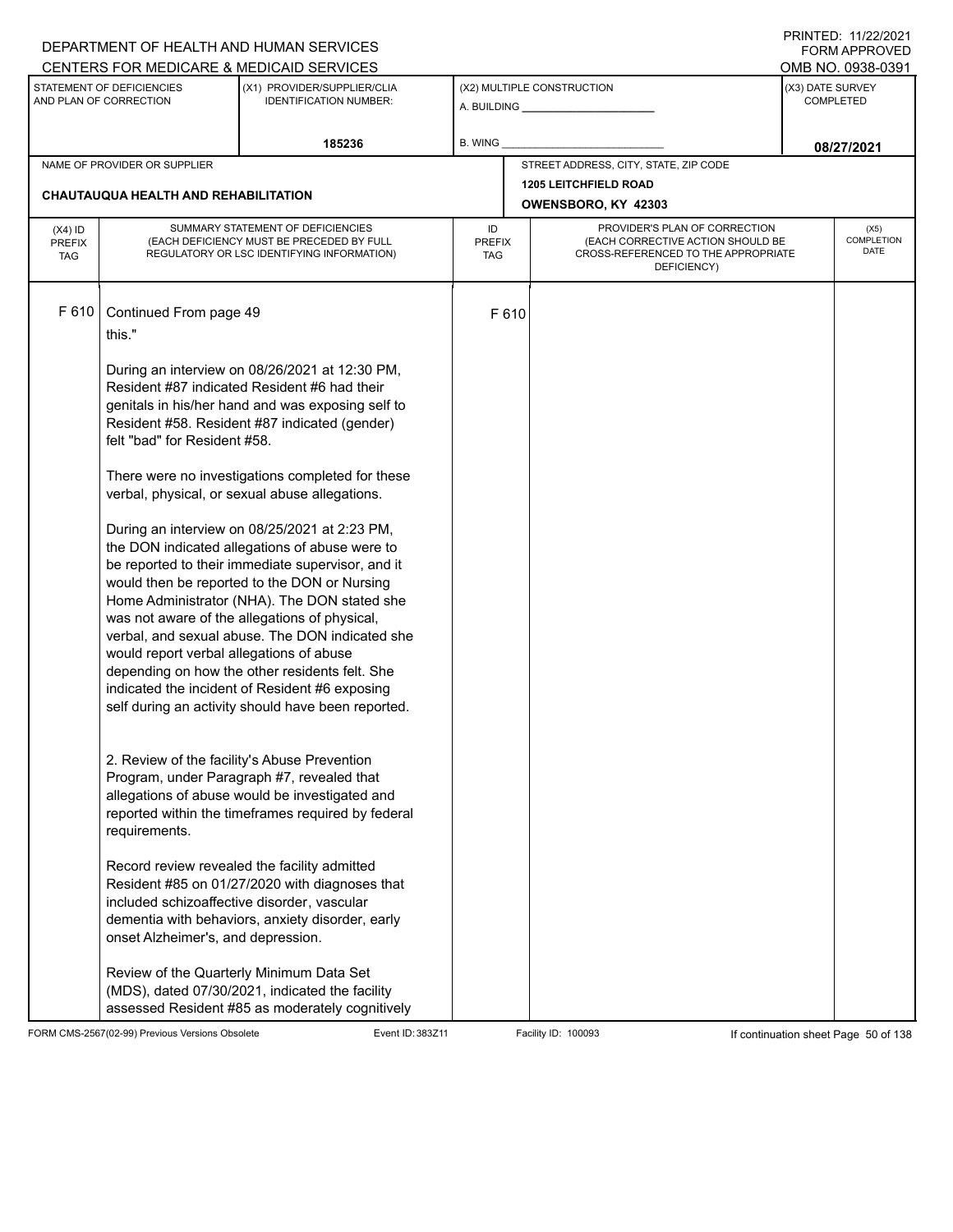DEPARTMENT OF HEALTH AND HUMAN SERVICES
CENTERS FOR MEDICARE & MEDICAID SERVICES

PRINTED: 11/22/2021
FORM APPROVED
OMB NO. 0938-0391

| STATEMENT OF DEFICIENCIES AND PLAN OF CORRECTION | (X1) PROVIDER/SUPPLIER/CLIA IDENTIFICATION NUMBER: | (X2) MULTIPLE CONSTRUCTION | (X3) DATE SURVEY COMPLETED |
|---|---|---|---|
| | 185236 | A. BUILDING ______ B. WING ______ | 08/27/2021 |

| NAME OF PROVIDER OR SUPPLIER | STREET ADDRESS, CITY, STATE, ZIP CODE |
|---|---|
| CHAUTAUQUA HEALTH AND REHABILITATION | 1205 LEITCHFIELD ROAD OWENSBORO, KY 42303 |

| (X4) ID PREFIX TAG | SUMMARY STATEMENT OF DEFICIENCIES (EACH DEFICIENCY MUST BE PRECEDED BY FULL REGULATORY OR LSC IDENTIFYING INFORMATION) | ID PREFIX TAG | PROVIDER'S PLAN OF CORRECTION (EACH CORRECTIVE ACTION SHOULD BE CROSS-REFERENCED TO THE APPROPRIATE DEFICIENCY) | (X5) COMPLETION DATE |
|---|---|---|---|---|
| F 610 | Continued From page 49 | F 610 | | |

this."

During an interview on 08/26/2021 at 12:30 PM, Resident #87 indicated Resident #6 had their genitals in his/her hand and was exposing self to Resident #58. Resident #87 indicated (gender) felt "bad" for Resident #58.

There were no investigations completed for these verbal, physical, or sexual abuse allegations.

During an interview on 08/25/2021 at 2:23 PM, the DON indicated allegations of abuse were to be reported to their immediate supervisor, and it would then be reported to the DON or Nursing Home Administrator (NHA). The DON stated she was not aware of the allegations of physical, verbal, and sexual abuse. The DON indicated she would report verbal allegations of abuse depending on how the other residents felt. She indicated the incident of Resident #6 exposing self during an activity should have been reported.

2. Review of the facility's Abuse Prevention Program, under Paragraph #7, revealed that allegations of abuse would be investigated and reported within the timeframes required by federal requirements.

Record review revealed the facility admitted Resident #85 on 01/27/2020 with diagnoses that included schizoaffective disorder, vascular dementia with behaviors, anxiety disorder, early onset Alzheimer's, and depression.

Review of the Quarterly Minimum Data Set (MDS), dated 07/30/2021, indicated the facility assessed Resident #85 as moderately cognitively

FORM CMS-2567(02-99) Previous Versions Obsolete    Event ID: 383Z11    Facility ID: 100093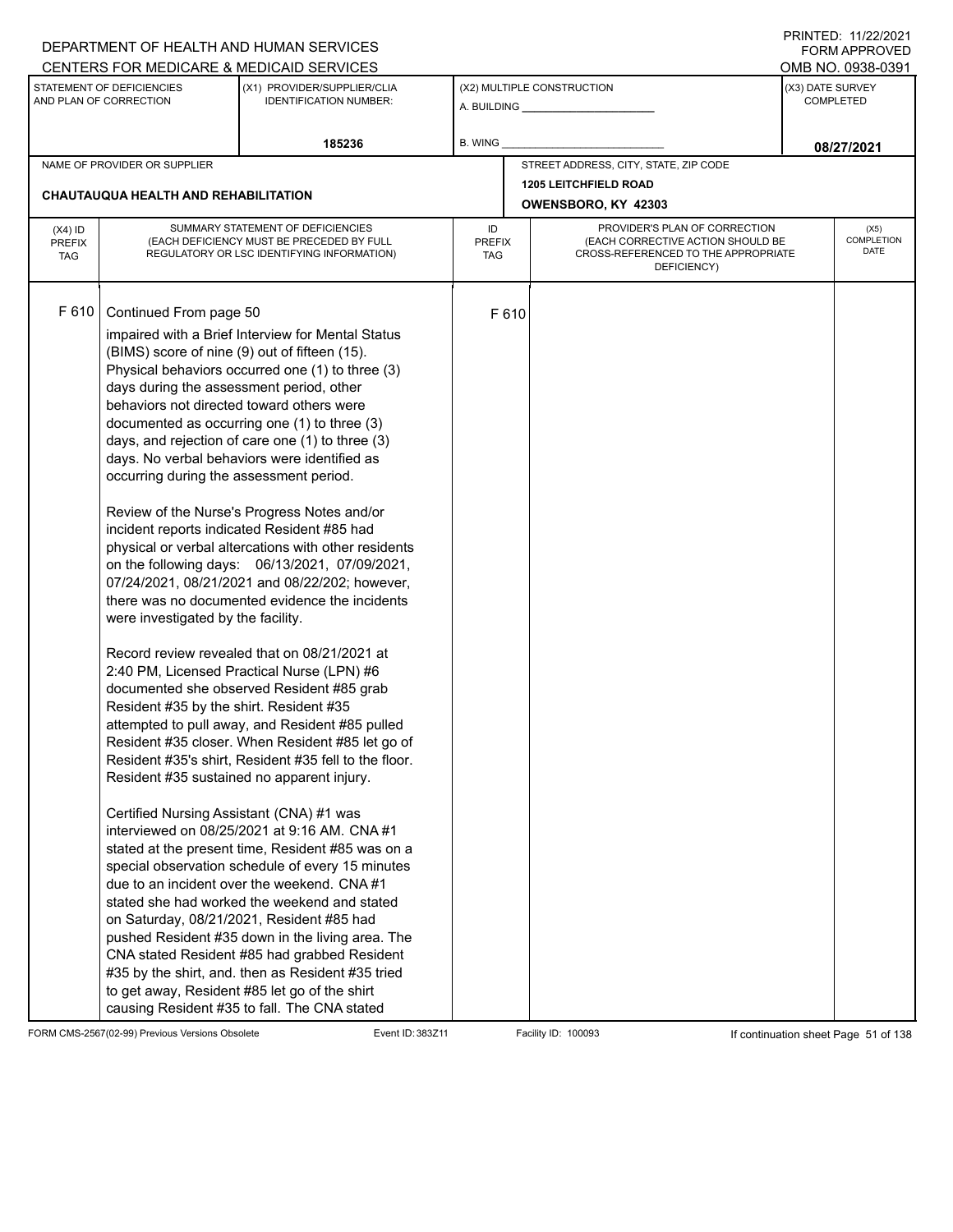| (X4) ID PREFIX TAG | SUMMARY STATEMENT OF DEFICIENCIES (EACH DEFICIENCY MUST BE PRECEDED BY FULL REGULATORY OR LSC IDENTIFYING INFORMATION) | ID PREFIX TAG | PROVIDER'S PLAN OF CORRECTION (EACH CORRECTIVE ACTION SHOULD BE CROSS-REFERENCED TO THE APPROPRIATE DEFICIENCY) | (X5) COMPLETION DATE |
|---|---|---|---|---|
| F 610 | Continued From page 50 | F 610 | | |

impaired with a Brief Interview for Mental Status (BIMS) score of nine (9) out of fifteen (15). Physical behaviors occurred one (1) to three (3) days during the assessment period, other behaviors not directed toward others were documented as occurring one (1) to three (3) days, and rejection of care one (1) to three (3) days. No verbal behaviors were identified as occurring during the assessment period.

Review of the Nurse's Progress Notes and/or incident reports indicated Resident #85 had physical or verbal altercations with other residents on the following days: 06/13/2021, 07/09/2021, 07/24/2021, 08/21/2021 and 08/22/202; however, there was no documented evidence the incidents were investigated by the facility.

Record review revealed that on 08/21/2021 at 2:40 PM, Licensed Practical Nurse (LPN) #6 documented she observed Resident #85 grab Resident #35 by the shirt. Resident #35 attempted to pull away, and Resident #85 pulled Resident #35 closer. When Resident #85 let go of Resident #35's shirt, Resident #35 fell to the floor. Resident #35 sustained no apparent injury.

Certified Nursing Assistant (CNA) #1 was interviewed on 08/25/2021 at 9:16 AM. CNA #1 stated at the present time, Resident #85 was on a special observation schedule of every 15 minutes due to an incident over the weekend. CNA #1 stated she had worked the weekend and stated on Saturday, 08/21/2021, Resident #85 had pushed Resident #35 down in the living area. The CNA stated Resident #85 had grabbed Resident #35 by the shirt, and. then as Resident #35 tried to get away, Resident #85 let go of the shirt causing Resident #35 to fall. The CNA stated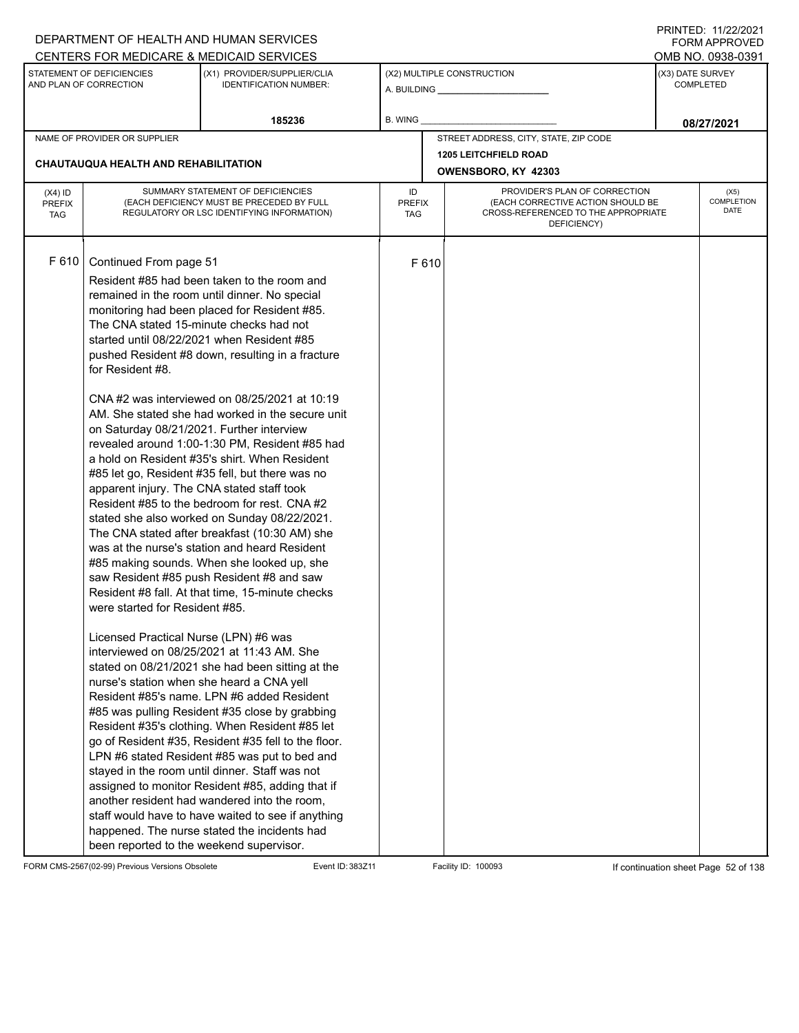DEPARTMENT OF HEALTH AND HUMAN SERVICES
CENTERS FOR MEDICARE & MEDICAID SERVICES

PRINTED: 11/22/2021
FORM APPROVED
OMB NO. 0938-0391

| STATEMENT OF DEFICIENCIES AND PLAN OF CORRECTION | (X1) PROVIDER/SUPPLIER/CLIA IDENTIFICATION NUMBER: | (X2) MULTIPLE CONSTRUCTION | (X3) DATE SURVEY COMPLETED |
|---|---|---|---|
| | 185236 | A. BUILDING ______ B. WING ______ | 08/27/2021 |

NAME OF PROVIDER OR SUPPLIER: **CHAUTAUQUA HEALTH AND REHABILITATION**

STREET ADDRESS, CITY, STATE, ZIP CODE: **1205 LEITCHFIELD ROAD, OWENSBORO, KY 42303**

| (X4) ID PREFIX TAG | SUMMARY STATEMENT OF DEFICIENCIES (EACH DEFICIENCY MUST BE PRECEDED BY FULL REGULATORY OR LSC IDENTIFYING INFORMATION) | ID PREFIX TAG | PROVIDER'S PLAN OF CORRECTION (EACH CORRECTIVE ACTION SHOULD BE CROSS-REFERENCED TO THE APPROPRIATE DEFICIENCY) | (X5) COMPLETION DATE |
|---|---|---|---|---|
| F 610 | Continued From page 51<br><br>Resident #85 had been taken to the room and remained in the room until dinner. No special monitoring had been placed for Resident #85. The CNA stated 15-minute checks had not started until 08/22/2021 when Resident #85 pushed Resident #8 down, resulting in a fracture for Resident #8.<br><br>CNA #2 was interviewed on 08/25/2021 at 10:19 AM. She stated she had worked in the secure unit on Saturday 08/21/2021. Further interview revealed around 1:00-1:30 PM, Resident #85 had a hold on Resident #35's shirt. When Resident #85 let go, Resident #35 fell, but there was no apparent injury. The CNA stated staff took Resident #85 to the bedroom for rest. CNA #2 stated she also worked on Sunday 08/22/2021. The CNA stated after breakfast (10:30 AM) she was at the nurse's station and heard Resident #85 making sounds. When she looked up, she saw Resident #85 push Resident #8 and saw Resident #8 fall. At that time, 15-minute checks were started for Resident #85.<br><br>Licensed Practical Nurse (LPN) #6 was interviewed on 08/25/2021 at 11:43 AM. She stated on 08/21/2021 she had been sitting at the nurse's station when she heard a CNA yell Resident #85's name. LPN #6 added Resident #85 was pulling Resident #35 close by grabbing Resident #35's clothing. When Resident #85 let go of Resident #35, Resident #35 fell to the floor. LPN #6 stated Resident #85 was put to bed and stayed in the room until dinner. Staff was not assigned to monitor Resident #85, adding that if another resident had wandered into the room, staff would have to have waited to see if anything happened. The nurse stated the incidents had been reported to the weekend supervisor. | F 610 | | |

FORM CMS-2567(02-99) Previous Versions Obsolete | Event ID: 383Z11 | Facility ID: 100093 | If continuation sheet Page 52 of 138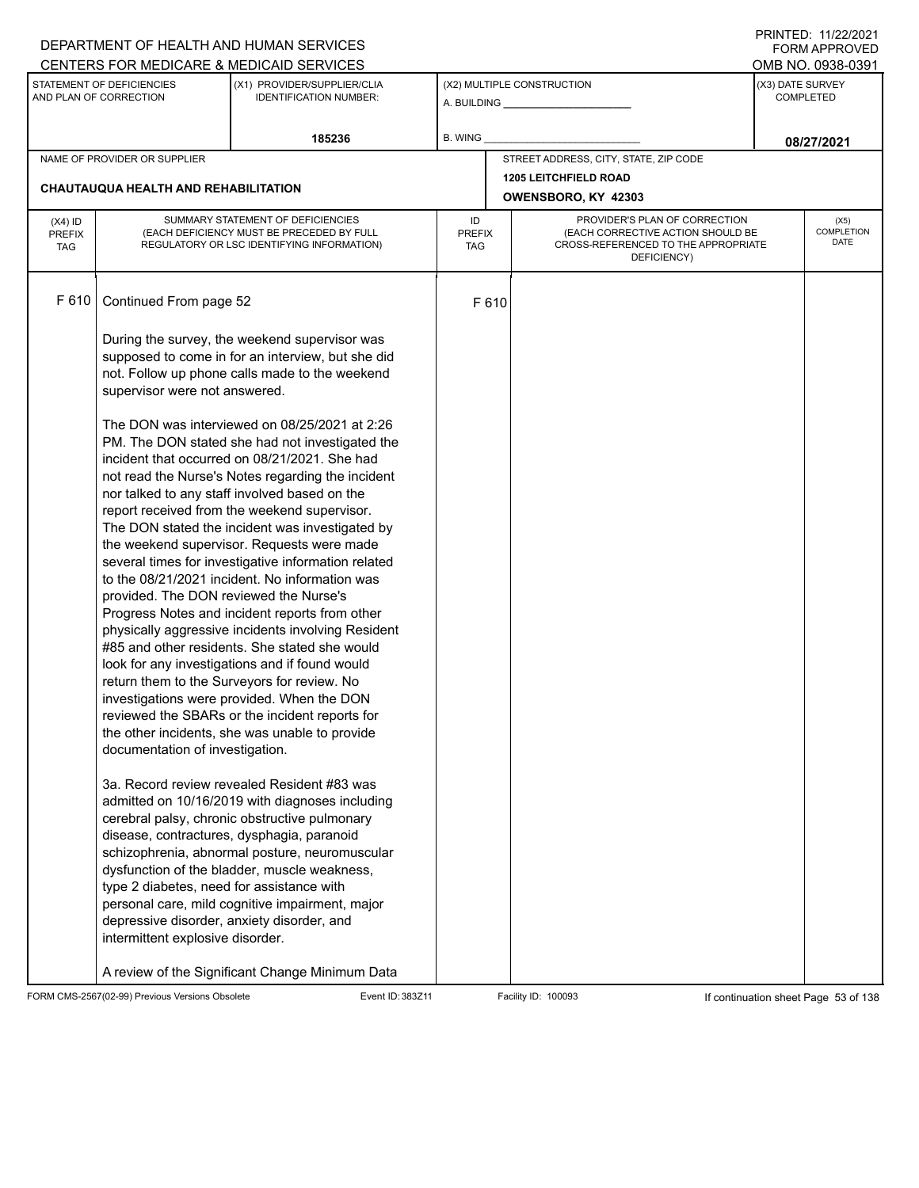F 610 Continued From page 52

During the survey, the weekend supervisor was supposed to come in for an interview, but she did not. Follow up phone calls made to the weekend supervisor were not answered.

The DON was interviewed on 08/25/2021 at 2:26 PM. The DON stated she had not investigated the incident that occurred on 08/21/2021. She had not read the Nurse's Notes regarding the incident nor talked to any staff involved based on the report received from the weekend supervisor. The DON stated the incident was investigated by the weekend supervisor. Requests were made several times for investigative information related to the 08/21/2021 incident. No information was provided. The DON reviewed the Nurse's Progress Notes and incident reports from other physically aggressive incidents involving Resident #85 and other residents. She stated she would look for any investigations and if found would return them to the Surveyors for review. No investigations were provided. When the DON reviewed the SBARs or the incident reports for the other incidents, she was unable to provide documentation of investigation.

3a. Record review revealed Resident #83 was admitted on 10/16/2019 with diagnoses including cerebral palsy, chronic obstructive pulmonary disease, contractures, dysphagia, paranoid schizophrenia, abnormal posture, neuromuscular dysfunction of the bladder, muscle weakness, type 2 diabetes, need for assistance with personal care, mild cognitive impairment, major depressive disorder, anxiety disorder, and intermittent explosive disorder.

A review of the Significant Change Minimum Data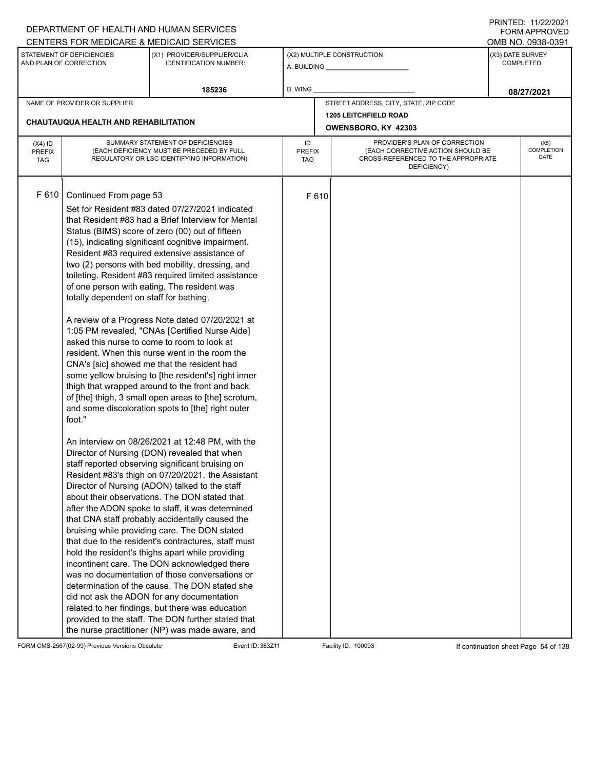DEPARTMENT OF HEALTH AND HUMAN SERVICES
CENTERS FOR MEDICARE & MEDICAID SERVICES

PRINTED: 11/22/2021
FORM APPROVED
OMB NO. 0938-0391

| STATEMENT OF DEFICIENCIES AND PLAN OF CORRECTION | (X1) PROVIDER/SUPPLIER/CLIA IDENTIFICATION NUMBER: | (X2) MULTIPLE CONSTRUCTION | (X3) DATE SURVEY COMPLETED |
|---|---|---|---|
| | 185236 | A. BUILDING ___ B. WING ___ | 08/27/2021 |

NAME OF PROVIDER OR SUPPLIER: CHAUTAUQUA HEALTH AND REHABILITATION

STREET ADDRESS, CITY, STATE, ZIP CODE: 1205 LEITCHFIELD ROAD, OWENSBORO, KY 42303

| (X4) ID PREFIX TAG | SUMMARY STATEMENT OF DEFICIENCIES (EACH DEFICIENCY MUST BE PRECEDED BY FULL REGULATORY OR LSC IDENTIFYING INFORMATION) | ID PREFIX TAG | PROVIDER'S PLAN OF CORRECTION (EACH CORRECTIVE ACTION SHOULD BE CROSS-REFERENCED TO THE APPROPRIATE DEFICIENCY) | (X5) COMPLETION DATE |
|---|---|---|---|---|
| F 610 | Continued From page 53 | F 610 | | |

Set for Resident #83 dated 07/27/2021 indicated that Resident #83 had a Brief Interview for Mental Status (BIMS) score of zero (00) out of fifteen (15), indicating significant cognitive impairment. Resident #83 required extensive assistance of two (2) persons with bed mobility, dressing, and toileting. Resident #83 required limited assistance of one person with eating. The resident was totally dependent on staff for bathing.

A review of a Progress Note dated 07/20/2021 at 1:05 PM revealed, "CNAs [Certified Nurse Aide] asked this nurse to come to room to look at resident. When this nurse went in the room the CNA's [sic] showed me that the resident had some yellow bruising to [the resident's] right inner thigh that wrapped around to the front and back of [the] thigh, 3 small open areas to [the] scrotum, and some discoloration spots to [the] right outer foot."

An interview on 08/26/2021 at 12:48 PM, with the Director of Nursing (DON) revealed that when staff reported observing significant bruising on Resident #83's thigh on 07/20/2021, the Assistant Director of Nursing (ADON) talked to the staff about their observations. The DON stated that after the ADON spoke to staff, it was determined that CNA staff probably accidentally caused the bruising while providing care. The DON stated that due to the resident's contractures, staff must hold the resident's thighs apart while providing incontinent care. The DON acknowledged there was no documentation of those conversations or determination of the cause. The DON stated she did not ask the ADON for any documentation related to her findings, but there was education provided to the staff. The DON further stated that the nurse practitioner (NP) was made aware, and

FORM CMS-2567(02-99) Previous Versions Obsolete | Event ID: 383Z11 | Facility ID: 100093 | If continuation sheet Page 54 of 138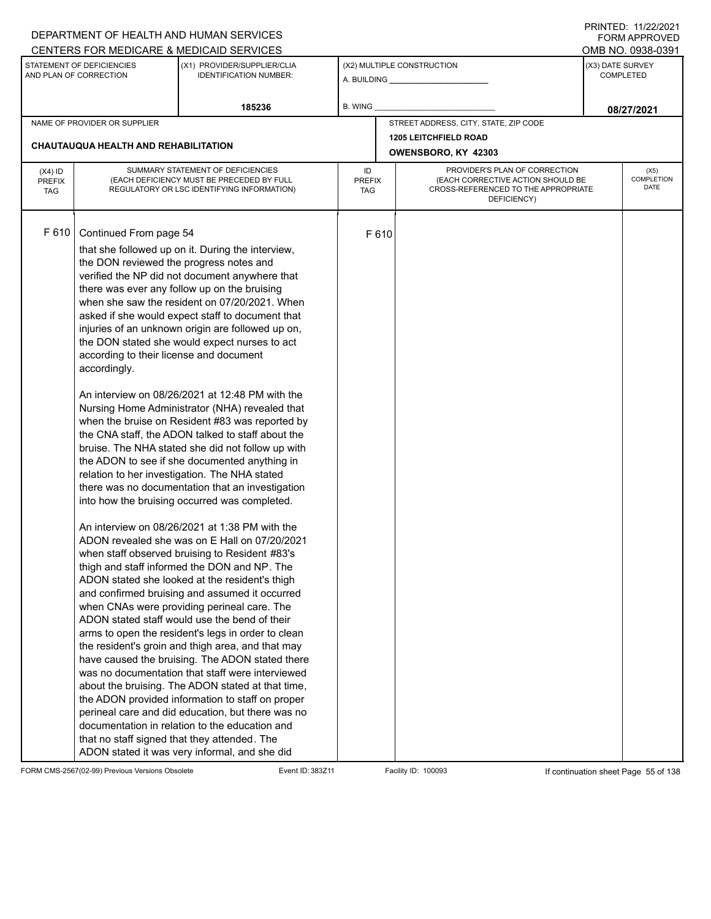DEPARTMENT OF HEALTH AND HUMAN SERVICES
CENTERS FOR MEDICARE & MEDICAID SERVICES

PRINTED: 11/22/2021
FORM APPROVED
OMB NO. 0938-0391

| STATEMENT OF DEFICIENCIES AND PLAN OF CORRECTION | (X1) PROVIDER/SUPPLIER/CLIA IDENTIFICATION NUMBER: | (X2) MULTIPLE CONSTRUCTION | (X3) DATE SURVEY COMPLETED |
|---|---|---|---|
| | 185236 | A. BUILDING ______ B. WING ______ | 08/27/2021 |

| NAME OF PROVIDER OR SUPPLIER | STREET ADDRESS, CITY, STATE, ZIP CODE |
|---|---|
| CHAUTAUQUA HEALTH AND REHABILITATION | 1205 LEITCHFIELD ROAD OWENSBORO, KY 42303 |

| (X4) ID PREFIX TAG | SUMMARY STATEMENT OF DEFICIENCIES (EACH DEFICIENCY MUST BE PRECEDED BY FULL REGULATORY OR LSC IDENTIFYING INFORMATION) | ID PREFIX TAG | PROVIDER'S PLAN OF CORRECTION (EACH CORRECTIVE ACTION SHOULD BE CROSS-REFERENCED TO THE APPROPRIATE DEFICIENCY) | (X5) COMPLETION DATE |
|---|---|---|---|---|
| F 610 | Continued From page 54 | F 610 | | |

that she followed up on it. During the interview, the DON reviewed the progress notes and verified the NP did not document anywhere that there was ever any follow up on the bruising when she saw the resident on 07/20/2021. When asked if she would expect staff to document that injuries of an unknown origin are followed up on, the DON stated she would expect nurses to act according to their license and document accordingly.

An interview on 08/26/2021 at 12:48 PM with the Nursing Home Administrator (NHA) revealed that when the bruise on Resident #83 was reported by the CNA staff, the ADON talked to staff about the bruise. The NHA stated she did not follow up with the ADON to see if she documented anything in relation to her investigation. The NHA stated there was no documentation that an investigation into how the bruising occurred was completed.

An interview on 08/26/2021 at 1:38 PM with the ADON revealed she was on E Hall on 07/20/2021 when staff observed bruising to Resident #83's thigh and staff informed the DON and NP. The ADON stated she looked at the resident's thigh and confirmed bruising and assumed it occurred when CNAs were providing perineal care. The ADON stated staff would use the bend of their arms to open the resident's legs in order to clean the resident's groin and thigh area, and that may have caused the bruising. The ADON stated there was no documentation that staff were interviewed about the bruising. The ADON stated at that time, the ADON provided information to staff on proper perineal care and did education, but there was no documentation in relation to the education and that no staff signed that they attended. The ADON stated it was very informal, and she did

FORM CMS-2567(02-99) Previous Versions Obsolete Event ID: 383Z11 Facility ID: 100093 If continuation sheet Page 55 of 138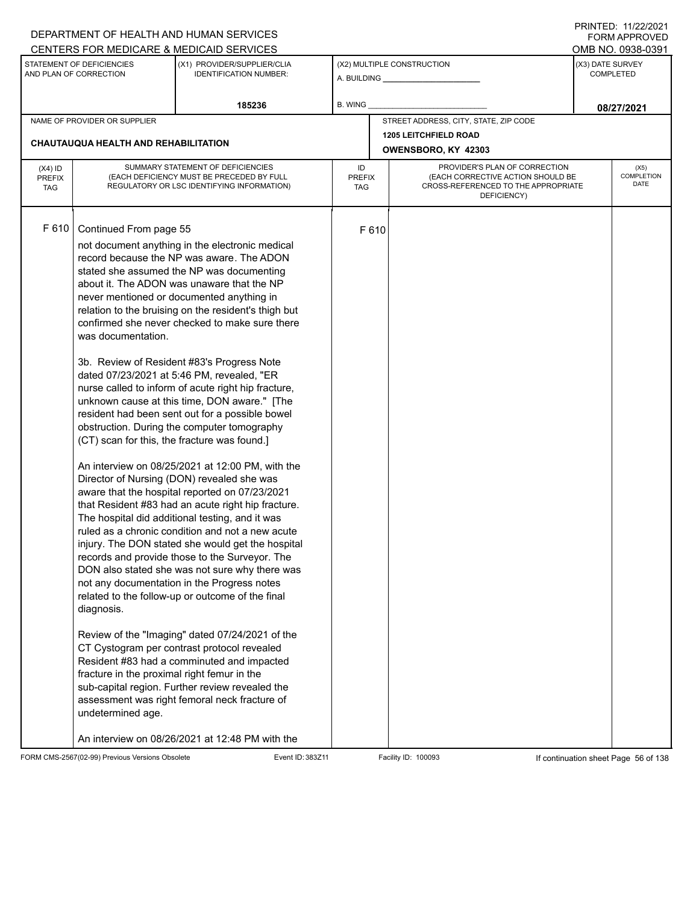DEPARTMENT OF HEALTH AND HUMAN SERVICES
CENTERS FOR MEDICARE & MEDICAID SERVICES

PRINTED: 11/22/2021
FORM APPROVED
OMB NO. 0938-0391

| STATEMENT OF DEFICIENCIES AND PLAN OF CORRECTION | (X1) PROVIDER/SUPPLIER/CLIA IDENTIFICATION NUMBER: | (X2) MULTIPLE CONSTRUCTION | (X3) DATE SURVEY COMPLETED |
|---|---|---|---|
| | 185236 | A. BUILDING ______ B. WING ______ | 08/27/2021 |

NAME OF PROVIDER OR SUPPLIER: CHAUTAUQUA HEALTH AND REHABILITATION

STREET ADDRESS, CITY, STATE, ZIP CODE: 1205 LEITCHFIELD ROAD, OWENSBORO, KY 42303

| (X4) ID PREFIX TAG | SUMMARY STATEMENT OF DEFICIENCIES (EACH DEFICIENCY MUST BE PRECEDED BY FULL REGULATORY OR LSC IDENTIFYING INFORMATION) | ID PREFIX TAG | PROVIDER'S PLAN OF CORRECTION (EACH CORRECTIVE ACTION SHOULD BE CROSS-REFERENCED TO THE APPROPRIATE DEFICIENCY) | (X5) COMPLETION DATE |
|---|---|---|---|---|
| F 610 | Continued From page 55 | F 610 | | |

not document anything in the electronic medical record because the NP was aware. The ADON stated she assumed the NP was documenting about it. The ADON was unaware that the NP never mentioned or documented anything in relation to the bruising on the resident's thigh but confirmed she never checked to make sure there was documentation.

3b. Review of Resident #83's Progress Note dated 07/23/2021 at 5:46 PM, revealed, "ER nurse called to inform of acute right hip fracture, unknown cause at this time, DON aware." [The resident had been sent out for a possible bowel obstruction. During the computer tomography (CT) scan for this, the fracture was found.]

An interview on 08/25/2021 at 12:00 PM, with the Director of Nursing (DON) revealed she was aware that the hospital reported on 07/23/2021 that Resident #83 had an acute right hip fracture. The hospital did additional testing, and it was ruled as a chronic condition and not a new acute injury. The DON stated she would get the hospital records and provide those to the Surveyor. The DON also stated she was not sure why there was not any documentation in the Progress notes related to the follow-up or outcome of the final diagnosis.

Review of the "Imaging" dated 07/24/2021 of the CT Cystogram per contrast protocol revealed Resident #83 had a comminuted and impacted fracture in the proximal right femur in the sub-capital region. Further review revealed the assessment was right femoral neck fracture of undetermined age.

An interview on 08/26/2021 at 12:48 PM with the

FORM CMS-2567(02-99) Previous Versions Obsolete    Event ID: 383Z11    Facility ID: 100093    If continuation sheet Page 56 of 138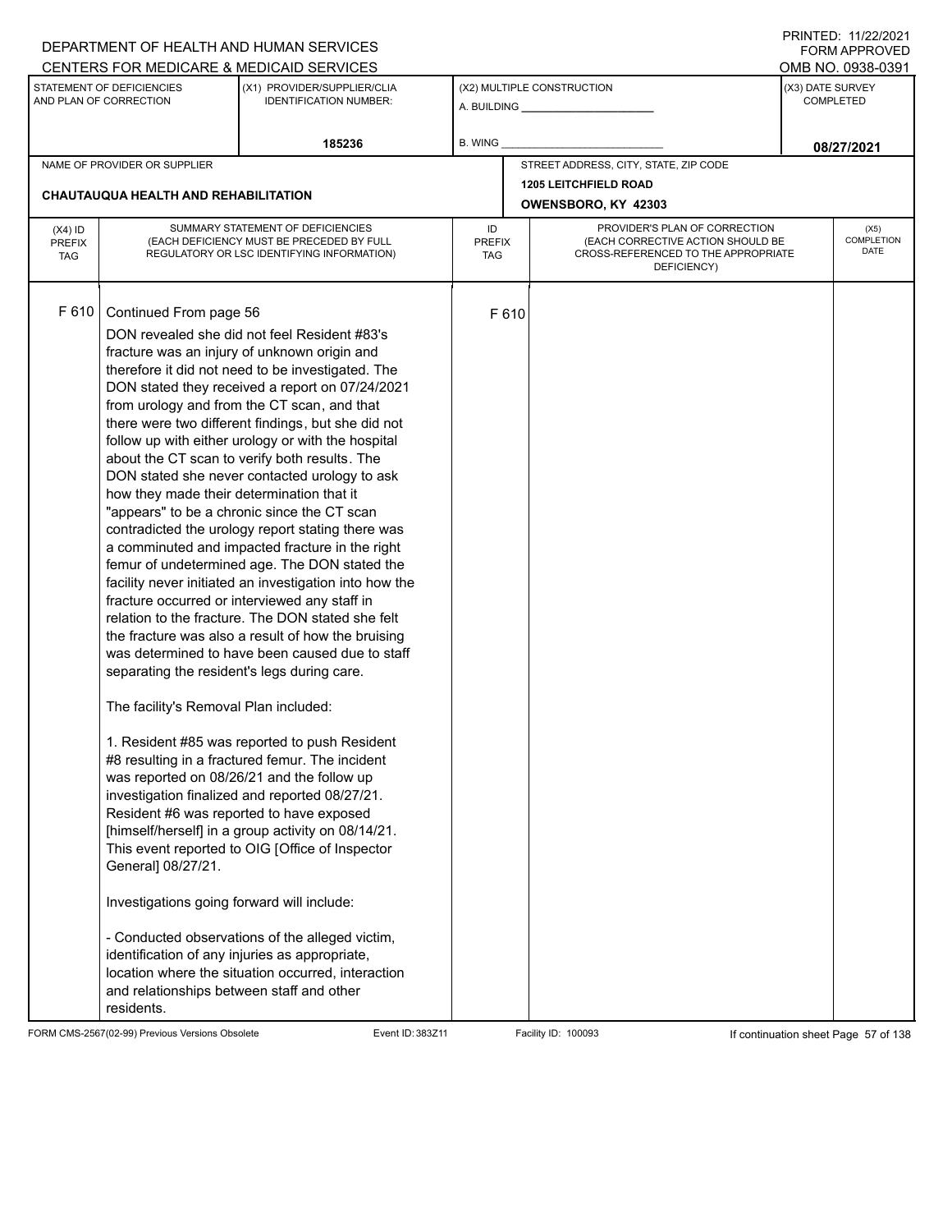DEPARTMENT OF HEALTH AND HUMAN SERVICES
CENTERS FOR MEDICARE & MEDICAID SERVICES

PRINTED: 11/22/2021
FORM APPROVED
OMB NO. 0938-0391

| STATEMENT OF DEFICIENCIES AND PLAN OF CORRECTION | (X1) PROVIDER/SUPPLIER/CLIA IDENTIFICATION NUMBER: | (X2) MULTIPLE CONSTRUCTION | (X3) DATE SURVEY COMPLETED |
|---|---|---|---|
| | 185236 | A. BUILDING ______ B. WING ______ | 08/27/2021 |

| NAME OF PROVIDER OR SUPPLIER | STREET ADDRESS, CITY, STATE, ZIP CODE |
|---|---|
| CHAUTAUQUA HEALTH AND REHABILITATION | 1205 LEITCHFIELD ROAD OWENSBORO, KY 42303 |

| (X4) ID PREFIX TAG | SUMMARY STATEMENT OF DEFICIENCIES (EACH DEFICIENCY MUST BE PRECEDED BY FULL REGULATORY OR LSC IDENTIFYING INFORMATION) | ID PREFIX TAG | PROVIDER'S PLAN OF CORRECTION (EACH CORRECTIVE ACTION SHOULD BE CROSS-REFERENCED TO THE APPROPRIATE DEFICIENCY) | (X5) COMPLETION DATE |
|---|---|---|---|---|
| F 610 | Continued From page 56 | F 610 | | |

DON revealed she did not feel Resident #83's fracture was an injury of unknown origin and therefore it did not need to be investigated. The DON stated they received a report on 07/24/2021 from urology and from the CT scan, and that there were two different findings, but she did not follow up with either urology or with the hospital about the CT scan to verify both results. The DON stated she never contacted urology to ask how they made their determination that it "appears" to be a chronic since the CT scan contradicted the urology report stating there was a comminuted and impacted fracture in the right femur of undetermined age. The DON stated the facility never initiated an investigation into how the fracture occurred or interviewed any staff in relation to the fracture. The DON stated she felt the fracture was also a result of how the bruising was determined to have been caused due to staff separating the resident's legs during care.

The facility's Removal Plan included:

1. Resident #85 was reported to push Resident #8 resulting in a fractured femur. The incident was reported on 08/26/21 and the follow up investigation finalized and reported 08/27/21. Resident #6 was reported to have exposed [himself/herself] in a group activity on 08/14/21. This event reported to OIG [Office of Inspector General] 08/27/21.

Investigations going forward will include:

- Conducted observations of the alleged victim, identification of any injuries as appropriate, location where the situation occurred, interaction and relationships between staff and other residents.

FORM CMS-2567(02-99) Previous Versions Obsolete | Event ID: 383Z11 | Facility ID: 100093 | If continuation sheet Page 57 of 138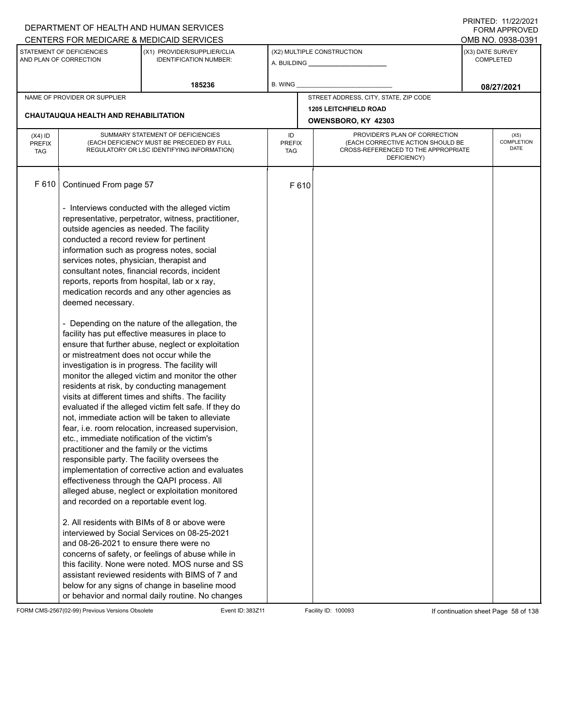DEPARTMENT OF HEALTH AND HUMAN SERVICES
CENTERS FOR MEDICARE & MEDICAID SERVICES

PRINTED: 11/22/2021
FORM APPROVED
OMB NO. 0938-0391

| STATEMENT OF DEFICIENCIES AND PLAN OF CORRECTION | (X1) PROVIDER/SUPPLIER/CLIA IDENTIFICATION NUMBER: | (X2) MULTIPLE CONSTRUCTION | (X3) DATE SURVEY COMPLETED |
|---|---|---|---|
| | 185236 | A. BUILDING ______ B. WING ______ | 08/27/2021 |

| NAME OF PROVIDER OR SUPPLIER | STREET ADDRESS, CITY, STATE, ZIP CODE |
|---|---|
| CHAUTAUQUA HEALTH AND REHABILITATION | 1205 LEITCHFIELD ROAD OWENSBORO, KY 42303 |

| (X4) ID PREFIX TAG | SUMMARY STATEMENT OF DEFICIENCIES (EACH DEFICIENCY MUST BE PRECEDED BY FULL REGULATORY OR LSC IDENTIFYING INFORMATION) | ID PREFIX TAG | PROVIDER'S PLAN OF CORRECTION (EACH CORRECTIVE ACTION SHOULD BE CROSS-REFERENCED TO THE APPROPRIATE DEFICIENCY) | (X5) COMPLETION DATE |
|---|---|---|---|---|
| F 610 | Continued From page 57 | F 610 | | |

- Interviews conducted with the alleged victim representative, perpetrator, witness, practitioner, outside agencies as needed. The facility conducted a record review for pertinent information such as progress notes, social services notes, physician, therapist and consultant notes, financial records, incident reports, reports from hospital, lab or x ray, medication records and any other agencies as deemed necessary.

- Depending on the nature of the allegation, the facility has put effective measures in place to ensure that further abuse, neglect or exploitation or mistreatment does not occur while the investigation is in progress. The facility will monitor the alleged victim and monitor the other residents at risk, by conducting management visits at different times and shifts. The facility evaluated if the alleged victim felt safe. If they do not, immediate action will be taken to alleviate fear, i.e. room relocation, increased supervision, etc., immediate notification of the victim's practitioner and the family or the victims responsible party. The facility oversees the implementation of corrective action and evaluates effectiveness through the QAPI process. All alleged abuse, neglect or exploitation monitored and recorded on a reportable event log.

2. All residents with BIMs of 8 or above were interviewed by Social Services on 08-25-2021 and 08-26-2021 to ensure there were no concerns of safety, or feelings of abuse while in this facility. None were noted. MOS nurse and SS assistant reviewed residents with BIMS of 7 and below for any signs of change in baseline mood or behavior and normal daily routine. No changes

FORM CMS-2567(02-99) Previous Versions Obsolete | Event ID: 383Z11 | Facility ID: 100093 | If continuation sheet Page 58 of 138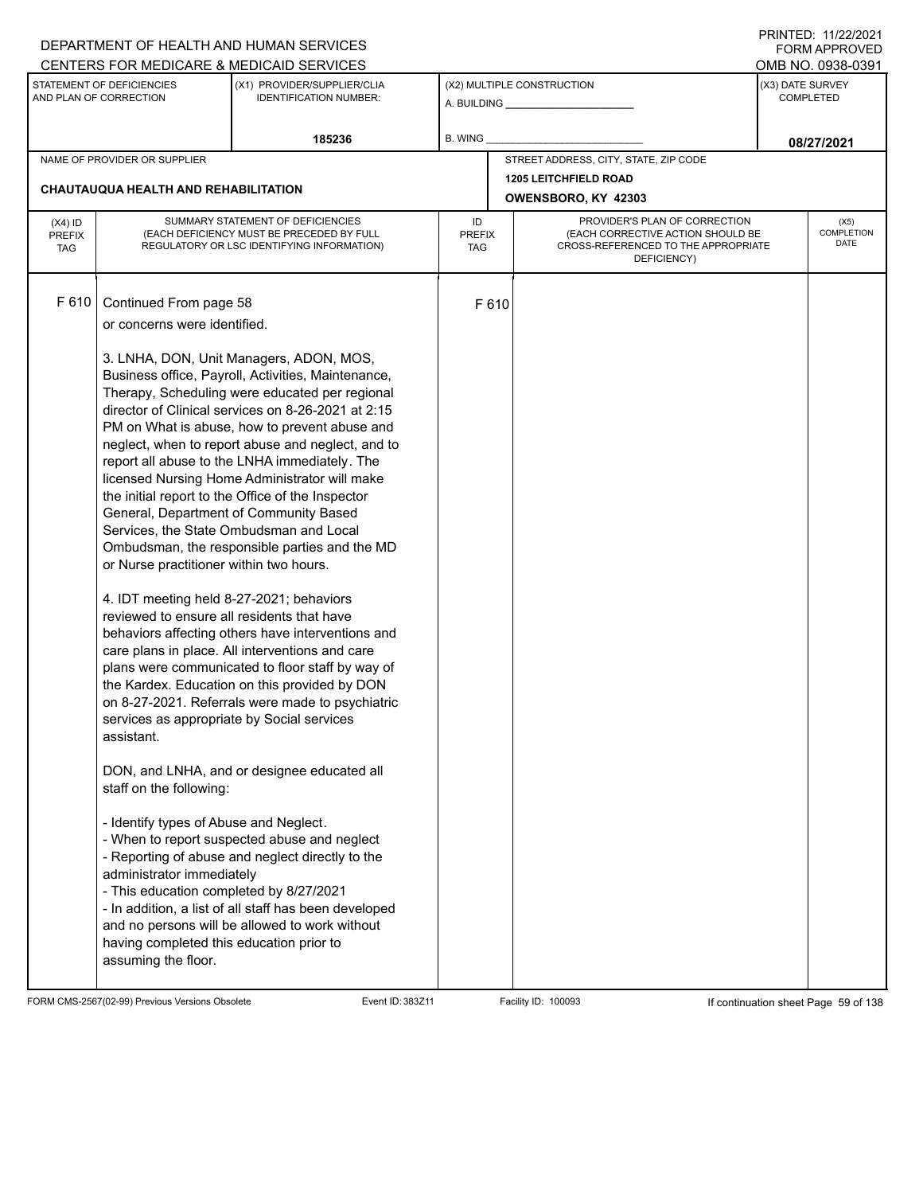DEPARTMENT OF HEALTH AND HUMAN SERVICES
CENTERS FOR MEDICARE & MEDICAID SERVICES

PRINTED: 11/22/2021
FORM APPROVED
OMB NO. 0938-0391

| STATEMENT OF DEFICIENCIES AND PLAN OF CORRECTION | (X1) PROVIDER/SUPPLIER/CLIA IDENTIFICATION NUMBER: | (X2) MULTIPLE CONSTRUCTION | (X3) DATE SURVEY COMPLETED |
|---|---|---|---|
| | 185236 | A. BUILDING ______ B. WING ______ | 08/27/2021 |

| NAME OF PROVIDER OR SUPPLIER | STREET ADDRESS, CITY, STATE, ZIP CODE |
|---|---|
| CHAUTAUQUA HEALTH AND REHABILITATION | 1205 LEITCHFIELD ROAD OWENSBORO, KY 42303 |

| (X4) ID PREFIX TAG | SUMMARY STATEMENT OF DEFICIENCIES (EACH DEFICIENCY MUST BE PRECEDED BY FULL REGULATORY OR LSC IDENTIFYING INFORMATION) | ID PREFIX TAG | PROVIDER'S PLAN OF CORRECTION (EACH CORRECTIVE ACTION SHOULD BE CROSS-REFERENCED TO THE APPROPRIATE DEFICIENCY) | (X5) COMPLETION DATE |
|---|---|---|---|---|
| F 610 | Continued From page 58<br>or concerns were identified.<br><br>3. LNHA, DON, Unit Managers, ADON, MOS, Business office, Payroll, Activities, Maintenance, Therapy, Scheduling were educated per regional director of Clinical services on 8-26-2021 at 2:15 PM on What is abuse, how to prevent abuse and neglect, when to report abuse and neglect, and to report all abuse to the LNHA immediately. The licensed Nursing Home Administrator will make the initial report to the Office of the Inspector General, Department of Community Based Services, the State Ombudsman and Local Ombudsman, the responsible parties and the MD or Nurse practitioner within two hours.<br><br>4. IDT meeting held 8-27-2021; behaviors reviewed to ensure all residents that have behaviors affecting others have interventions and care plans in place. All interventions and care plans were communicated to floor staff by way of the Kardex. Education on this provided by DON on 8-27-2021. Referrals were made to psychiatric services as appropriate by Social services assistant.<br><br>DON, and LNHA, and or designee educated all staff on the following:<br><br>- Identify types of Abuse and Neglect.<br>- When to report suspected abuse and neglect<br>- Reporting of abuse and neglect directly to the administrator immediately<br>- This education completed by 8/27/2021<br>- In addition, a list of all staff has been developed and no persons will be allowed to work without having completed this education prior to assuming the floor. | F 610 | | |

FORM CMS-2567(02-99) Previous Versions Obsolete Event ID: 383Z11 Facility ID: 100093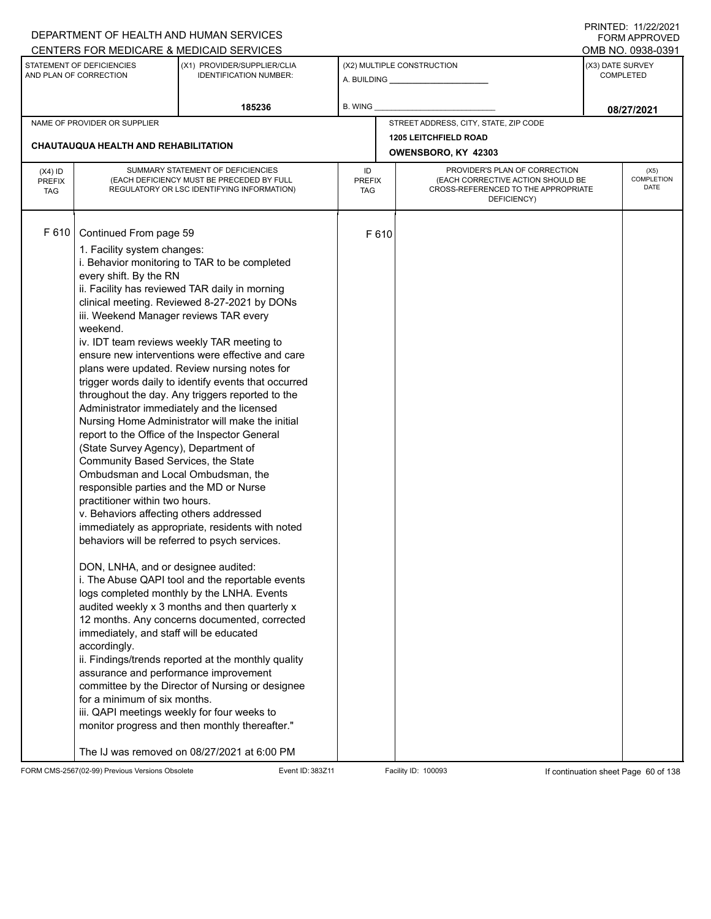DEPARTMENT OF HEALTH AND HUMAN SERVICES
CENTERS FOR MEDICARE & MEDICAID SERVICES

PRINTED: 11/22/2021
FORM APPROVED
OMB NO. 0938-0391

| STATEMENT OF DEFICIENCIES AND PLAN OF CORRECTION | (X1) PROVIDER/SUPPLIER/CLIA IDENTIFICATION NUMBER: | (X2) MULTIPLE CONSTRUCTION | (X3) DATE SURVEY COMPLETED |
|---|---|---|---|
| | 185236 | A. BUILDING ______ B. WING ______ | 08/27/2021 |

| NAME OF PROVIDER OR SUPPLIER | STREET ADDRESS, CITY, STATE, ZIP CODE |
|---|---|
| CHAUTAUQUA HEALTH AND REHABILITATION | 1205 LEITCHFIELD ROAD OWENSBORO, KY 42303 |

| (X4) ID PREFIX TAG | SUMMARY STATEMENT OF DEFICIENCIES (EACH DEFICIENCY MUST BE PRECEDED BY FULL REGULATORY OR LSC IDENTIFYING INFORMATION) | ID PREFIX TAG | PROVIDER'S PLAN OF CORRECTION (EACH CORRECTIVE ACTION SHOULD BE CROSS-REFERENCED TO THE APPROPRIATE DEFICIENCY) | (X5) COMPLETION DATE |
|---|---|---|---|---|
| F 610 | Continued From page 59 | F 610 | | |

1. Facility system changes:
i. Behavior monitoring to TAR to be completed every shift. By the RN
ii. Facility has reviewed TAR daily in morning clinical meeting. Reviewed 8-27-2021 by DONs
iii. Weekend Manager reviews TAR every weekend.
iv. IDT team reviews weekly TAR meeting to ensure new interventions were effective and care plans were updated. Review nursing notes for trigger words daily to identify events that occurred throughout the day. Any triggers reported to the Administrator immediately and the licensed Nursing Home Administrator will make the initial report to the Office of the Inspector General (State Survey Agency), Department of Community Based Services, the State Ombudsman and Local Ombudsman, the responsible parties and the MD or Nurse practitioner within two hours.
v. Behaviors affecting others addressed immediately as appropriate, residents with noted behaviors will be referred to psych services.

DON, LNHA, and or designee audited:
i. The Abuse QAPI tool and the reportable events logs completed monthly by the LNHA. Events audited weekly x 3 months and then quarterly x 12 months. Any concerns documented, corrected immediately, and staff will be educated accordingly.
ii. Findings/trends reported at the monthly quality assurance and performance improvement committee by the Director of Nursing or designee for a minimum of six months.
iii. QAPI meetings weekly for four weeks to monitor progress and then monthly thereafter."

The IJ was removed on 08/27/2021 at 6:00 PM

FORM CMS-2567(02-99) Previous Versions Obsolete Event ID: 383Z11 Facility ID: 100093 If continuation sheet Page 60 of 138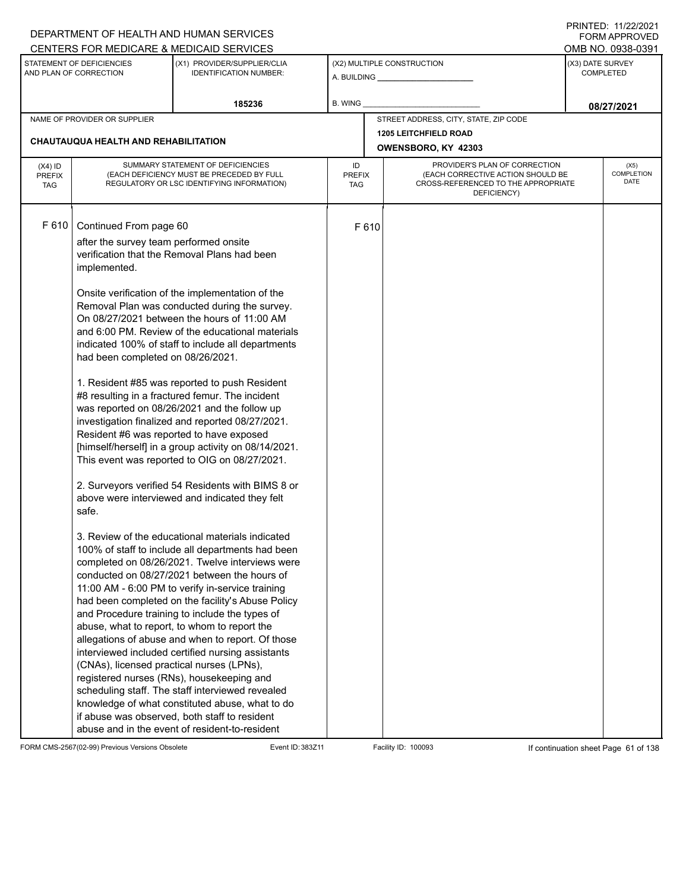DEPARTMENT OF HEALTH AND HUMAN SERVICES
CENTERS FOR MEDICARE & MEDICAID SERVICES

PRINTED: 11/22/2021
FORM APPROVED
OMB NO. 0938-0391

| STATEMENT OF DEFICIENCIES AND PLAN OF CORRECTION | (X1) PROVIDER/SUPPLIER/CLIA IDENTIFICATION NUMBER: | (X2) MULTIPLE CONSTRUCTION | (X3) DATE SURVEY COMPLETED |
|---|---|---|---|
| | 185236 | A. BUILDING ___ B. WING ___ | 08/27/2021 |

| NAME OF PROVIDER OR SUPPLIER | STREET ADDRESS, CITY, STATE, ZIP CODE |
|---|---|
| CHAUTAUQUA HEALTH AND REHABILITATION | 1205 LEITCHFIELD ROAD OWENSBORO, KY 42303 |

| (X4) ID PREFIX TAG | SUMMARY STATEMENT OF DEFICIENCIES (EACH DEFICIENCY MUST BE PRECEDED BY FULL REGULATORY OR LSC IDENTIFYING INFORMATION) | ID PREFIX TAG | PROVIDER'S PLAN OF CORRECTION (EACH CORRECTIVE ACTION SHOULD BE CROSS-REFERENCED TO THE APPROPRIATE DEFICIENCY) | (X5) COMPLETION DATE |
|---|---|---|---|---|
| F 610 | Continued From page 60 | F 610 | | |

after the survey team performed onsite verification that the Removal Plans had been implemented.

Onsite verification of the implementation of the Removal Plan was conducted during the survey. On 08/27/2021 between the hours of 11:00 AM and 6:00 PM. Review of the educational materials indicated 100% of staff to include all departments had been completed on 08/26/2021.

1. Resident #85 was reported to push Resident #8 resulting in a fractured femur. The incident was reported on 08/26/2021 and the follow up investigation finalized and reported 08/27/2021. Resident #6 was reported to have exposed [himself/herself] in a group activity on 08/14/2021. This event was reported to OIG on 08/27/2021.

2. Surveyors verified 54 Residents with BIMS 8 or above were interviewed and indicated they felt safe.

3. Review of the educational materials indicated 100% of staff to include all departments had been completed on 08/26/2021. Twelve interviews were conducted on 08/27/2021 between the hours of 11:00 AM - 6:00 PM to verify in-service training had been completed on the facility's Abuse Policy and Procedure training to include the types of abuse, what to report, to whom to report the allegations of abuse and when to report. Of those interviewed included certified nursing assistants (CNAs), licensed practical nurses (LPNs), registered nurses (RNs), housekeeping and scheduling staff. The staff interviewed revealed knowledge of what constituted abuse, what to do if abuse was observed, both staff to resident abuse and in the event of resident-to-resident

FORM CMS-2567(02-99) Previous Versions Obsolete Event ID: 383Z11 Facility ID: 100093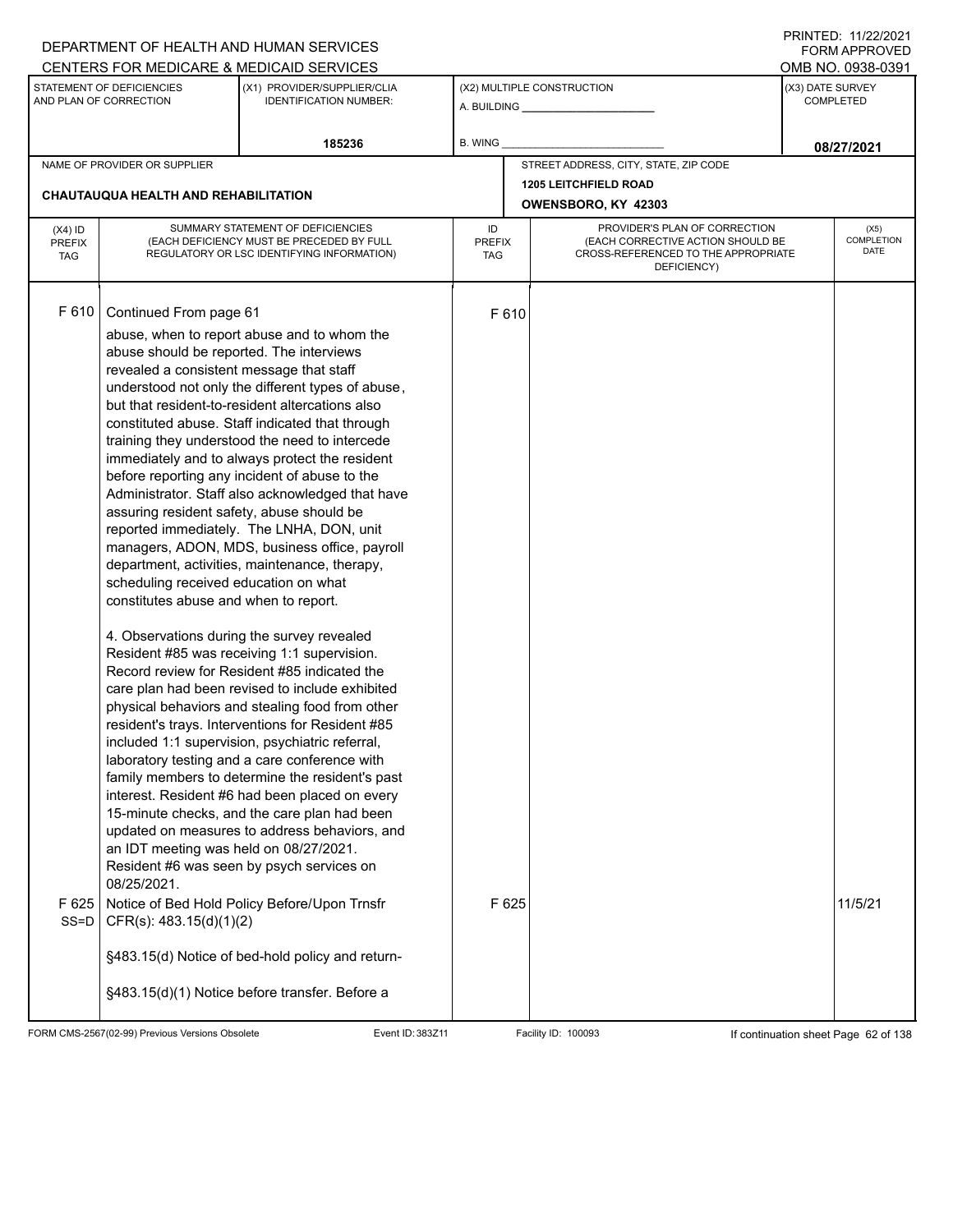DEPARTMENT OF HEALTH AND HUMAN SERVICES
CENTERS FOR MEDICARE & MEDICAID SERVICES

PRINTED: 11/22/2021
FORM APPROVED
OMB NO. 0938-0391

| STATEMENT OF DEFICIENCIES AND PLAN OF CORRECTION | (X1) PROVIDER/SUPPLIER/CLIA IDENTIFICATION NUMBER: | (X2) MULTIPLE CONSTRUCTION | (X3) DATE SURVEY COMPLETED |
|---|---|---|---|
| | 185236 | A. BUILDING ______ B. WING ______ | 08/27/2021 |

| NAME OF PROVIDER OR SUPPLIER | STREET ADDRESS, CITY, STATE, ZIP CODE |
|---|---|
| CHAUTAUQUA HEALTH AND REHABILITATION | 1205 LEITCHFIELD ROAD OWENSBORO, KY 42303 |

| (X4) ID PREFIX TAG | SUMMARY STATEMENT OF DEFICIENCIES (EACH DEFICIENCY MUST BE PRECEDED BY FULL REGULATORY OR LSC IDENTIFYING INFORMATION) | ID PREFIX TAG | PROVIDER'S PLAN OF CORRECTION (EACH CORRECTIVE ACTION SHOULD BE CROSS-REFERENCED TO THE APPROPRIATE DEFICIENCY) | (X5) COMPLETION DATE |
|---|---|---|---|---|
| F 610 | Continued From page 61<br>abuse, when to report abuse and to whom the abuse should be reported. The interviews revealed a consistent message that staff understood not only the different types of abuse, but that resident-to-resident altercations also constituted abuse. Staff indicated that through training they understood the need to intercede immediately and to always protect the resident before reporting any incident of abuse to the Administrator. Staff also acknowledged that have assuring resident safety, abuse should be reported immediately. The LNHA, DON, unit managers, ADON, MDS, business office, payroll department, activities, maintenance, therapy, scheduling received education on what constitutes abuse and when to report.<br><br>4. Observations during the survey revealed Resident #85 was receiving 1:1 supervision. Record review for Resident #85 indicated the care plan had been revised to include exhibited physical behaviors and stealing food from other resident's trays. Interventions for Resident #85 included 1:1 supervision, psychiatric referral, laboratory testing and a care conference with family members to determine the resident's past interest. Resident #6 had been placed on every 15-minute checks, and the care plan had been updated on measures to address behaviors, and an IDT meeting was held on 08/27/2021. Resident #6 was seen by psych services on 08/25/2021. | F 610 | | |
| F 625 SS=D | Notice of Bed Hold Policy Before/Upon Trnsfr CFR(s): 483.15(d)(1)(2)<br><br>§483.15(d) Notice of bed-hold policy and return-<br><br>§483.15(d)(1) Notice before transfer. Before a | F 625 | | 11/5/21 |

FORM CMS-2567(02-99) Previous Versions Obsolete | Event ID: 383Z11 | Facility ID: 100093 | If continuation sheet Page 62 of 138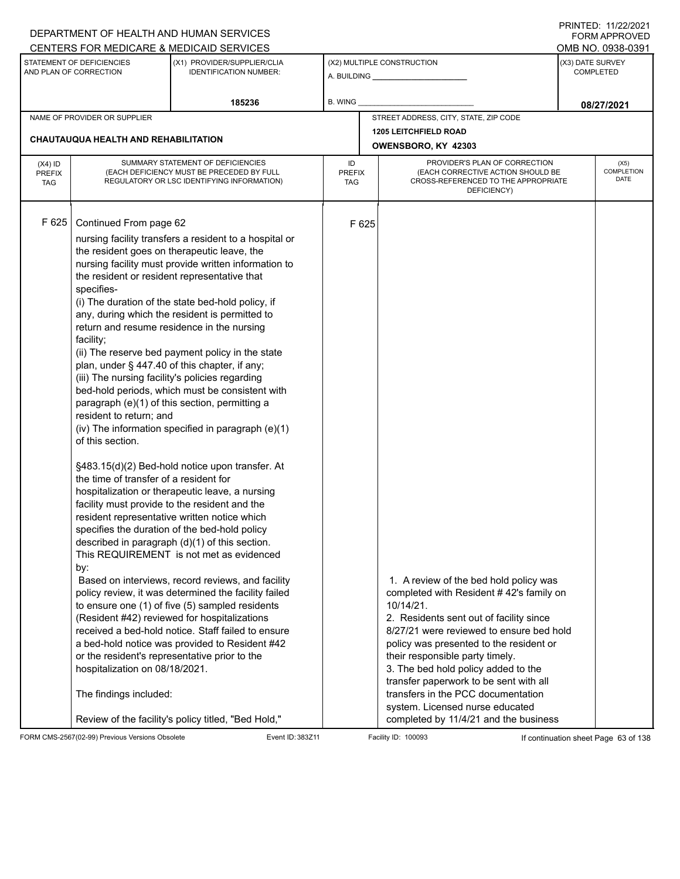DEPARTMENT OF HEALTH AND HUMAN SERVICES
CENTERS FOR MEDICARE & MEDICAID SERVICES

PRINTED: 11/22/2021
FORM APPROVED
OMB NO. 0938-0391

| STATEMENT OF DEFICIENCIES AND PLAN OF CORRECTION | (X1) PROVIDER/SUPPLIER/CLIA IDENTIFICATION NUMBER: | (X2) MULTIPLE CONSTRUCTION | (X3) DATE SURVEY COMPLETED |
|---|---|---|---|
| | 185236 | A. BUILDING ______ B. WING ______ | 08/27/2021 |

| NAME OF PROVIDER OR SUPPLIER | STREET ADDRESS, CITY, STATE, ZIP CODE |
|---|---|
| CHAUTAUQUA HEALTH AND REHABILITATION | 1205 LEITCHFIELD ROAD OWENSBORO, KY 42303 |

| (X4) ID PREFIX TAG | SUMMARY STATEMENT OF DEFICIENCIES (EACH DEFICIENCY MUST BE PRECEDED BY FULL REGULATORY OR LSC IDENTIFYING INFORMATION) | ID PREFIX TAG | PROVIDER'S PLAN OF CORRECTION (EACH CORRECTIVE ACTION SHOULD BE CROSS-REFERENCED TO THE APPROPRIATE DEFICIENCY) | (X5) COMPLETION DATE |
|---|---|---|---|---|
| F 625 | Continued From page 62<br>nursing facility transfers a resident to a hospital or the resident goes on therapeutic leave, the nursing facility must provide written information to the resident or resident representative that specifies-<br>(i) The duration of the state bed-hold policy, if any, during which the resident is permitted to return and resume residence in the nursing facility;<br>(ii) The reserve bed payment policy in the state plan, under § 447.40 of this chapter, if any;<br>(iii) The nursing facility's policies regarding bed-hold periods, which must be consistent with paragraph (e)(1) of this section, permitting a resident to return; and<br>(iv) The information specified in paragraph (e)(1) of this section.<br><br>§483.15(d)(2) Bed-hold notice upon transfer. At the time of transfer of a resident for hospitalization or therapeutic leave, a nursing facility must provide to the resident and the resident representative written notice which specifies the duration of the bed-hold policy described in paragraph (d)(1) of this section.<br>This REQUIREMENT is not met as evidenced by:<br>Based on interviews, record reviews, and facility policy review, it was determined the facility failed to ensure one (1) of five (5) sampled residents (Resident #42) reviewed for hospitalizations received a bed-hold notice. Staff failed to ensure a bed-hold notice was provided to Resident #42 or the resident's representative prior to the hospitalization on 08/18/2021.<br><br>The findings included:<br><br>Review of the facility's policy titled, "Bed Hold," | F 625 | 1. A review of the bed hold policy was completed with Resident # 42's family on 10/14/21.<br>2. Residents sent out of facility since 8/27/21 were reviewed to ensure bed hold policy was presented to the resident or their responsible party timely.<br>3. The bed hold policy added to the transfer paperwork to be sent with all transfers in the PCC documentation system. Licensed nurse educated completed by 11/4/21 and the business | |

FORM CMS-2567(02-99) Previous Versions Obsolete Event ID: 383Z11 Facility ID: 100093 If continuation sheet Page 63 of 138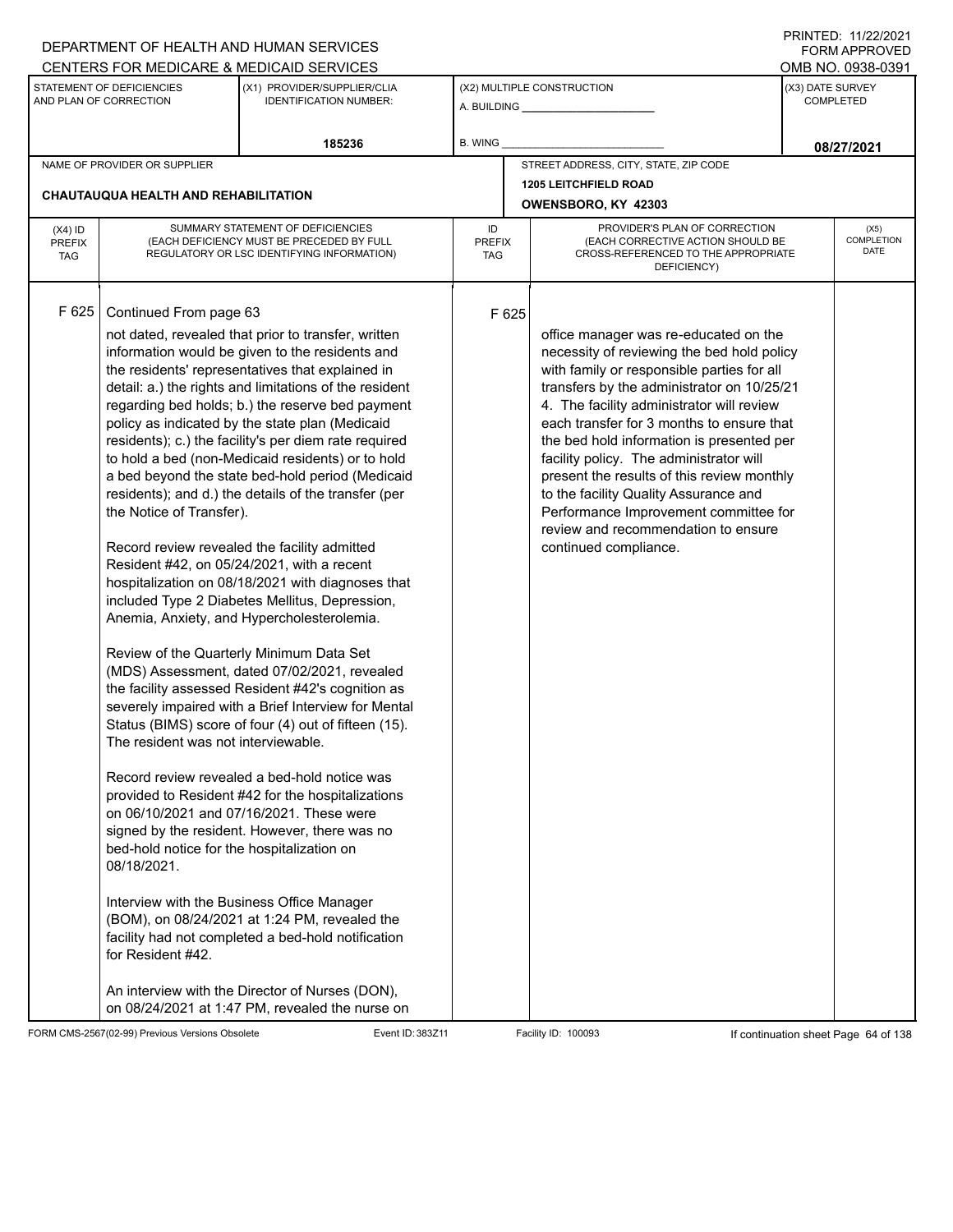DEPARTMENT OF HEALTH AND HUMAN SERVICES
CENTERS FOR MEDICARE & MEDICAID SERVICES

PRINTED: 11/22/2021
FORM APPROVED
OMB NO. 0938-0391

| STATEMENT OF DEFICIENCIES AND PLAN OF CORRECTION | (X1) PROVIDER/SUPPLIER/CLIA IDENTIFICATION NUMBER: | (X2) MULTIPLE CONSTRUCTION | (X3) DATE SURVEY COMPLETED |
|---|---|---|---|
| | 185236 | A. BUILDING ___ B. WING ___ | 08/27/2021 |

| NAME OF PROVIDER OR SUPPLIER | STREET ADDRESS, CITY, STATE, ZIP CODE |
|---|---|
| CHAUTAUQUA HEALTH AND REHABILITATION | 1205 LEITCHFIELD ROAD OWENSBORO, KY 42303 |

| (X4) ID PREFIX TAG | SUMMARY STATEMENT OF DEFICIENCIES (EACH DEFICIENCY MUST BE PRECEDED BY FULL REGULATORY OR LSC IDENTIFYING INFORMATION) | ID PREFIX TAG | PROVIDER'S PLAN OF CORRECTION (EACH CORRECTIVE ACTION SHOULD BE CROSS-REFERENCED TO THE APPROPRIATE DEFICIENCY) | (X5) COMPLETION DATE |
|---|---|---|---|---|
| F 625 | Continued From page 63<br><br>not dated, revealed that prior to transfer, written information would be given to the residents and the residents' representatives that explained in detail: a.) the rights and limitations of the resident regarding bed holds; b.) the reserve bed payment policy as indicated by the state plan (Medicaid residents); c.) the facility's per diem rate required to hold a bed (non-Medicaid residents) or to hold a bed beyond the state bed-hold period (Medicaid residents); and d.) the details of the transfer (per the Notice of Transfer).<br><br>Record review revealed the facility admitted Resident #42, on 05/24/2021, with a recent hospitalization on 08/18/2021 with diagnoses that included Type 2 Diabetes Mellitus, Depression, Anemia, Anxiety, and Hypercholesterolemia.<br><br>Review of the Quarterly Minimum Data Set (MDS) Assessment, dated 07/02/2021, revealed the facility assessed Resident #42's cognition as severely impaired with a Brief Interview for Mental Status (BIMS) score of four (4) out of fifteen (15). The resident was not interviewable.<br><br>Record review revealed a bed-hold notice was provided to Resident #42 for the hospitalizations on 06/10/2021 and 07/16/2021. These were signed by the resident. However, there was no bed-hold notice for the hospitalization on 08/18/2021.<br><br>Interview with the Business Office Manager (BOM), on 08/24/2021 at 1:24 PM, revealed the facility had not completed a bed-hold notification for Resident #42.<br><br>An interview with the Director of Nurses (DON), on 08/24/2021 at 1:47 PM, revealed the nurse on | F 625 | office manager was re-educated on the necessity of reviewing the bed hold policy with family or responsible parties for all transfers by the administrator on 10/25/21<br>4. The facility administrator will review each transfer for 3 months to ensure that the bed hold information is presented per facility policy. The administrator will present the results of this review monthly to the facility Quality Assurance and Performance Improvement committee for review and recommendation to ensure continued compliance. | |

FORM CMS-2567(02-99) Previous Versions Obsolete Event ID: 383Z11 Facility ID: 100093 If continuation sheet Page 64 of 138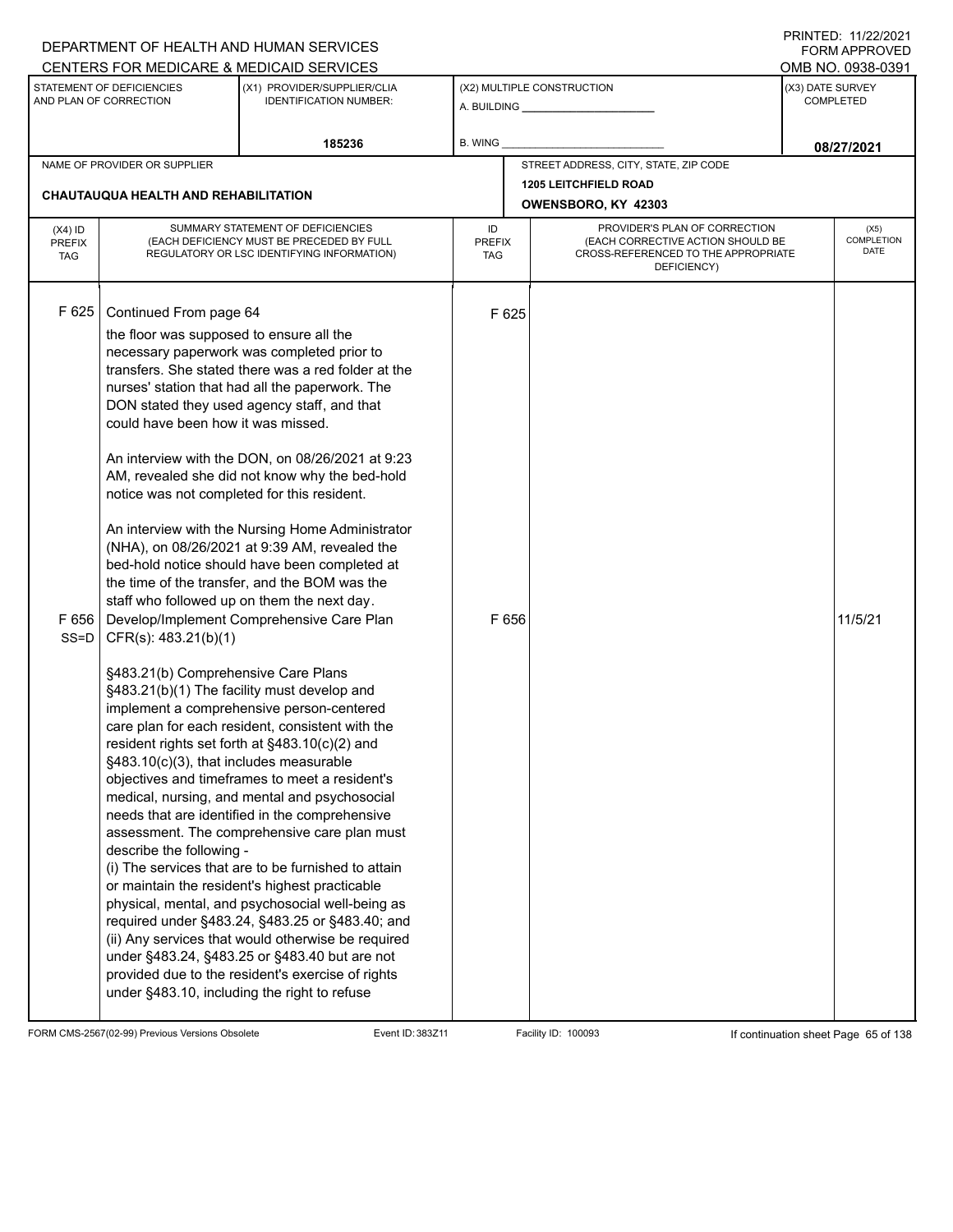DEPARTMENT OF HEALTH AND HUMAN SERVICES
CENTERS FOR MEDICARE & MEDICAID SERVICES

PRINTED: 11/22/2021
FORM APPROVED
OMB NO. 0938-0391

| STATEMENT OF DEFICIENCIES AND PLAN OF CORRECTION | (X1) PROVIDER/SUPPLIER/CLIA IDENTIFICATION NUMBER: | (X2) MULTIPLE CONSTRUCTION | (X3) DATE SURVEY COMPLETED |
|---|---|---|---|
| | 185236 | A. BUILDING ______ B. WING ______ | 08/27/2021 |

| NAME OF PROVIDER OR SUPPLIER | STREET ADDRESS, CITY, STATE, ZIP CODE |
|---|---|
| CHAUTAUQUA HEALTH AND REHABILITATION | 1205 LEITCHFIELD ROAD OWENSBORO, KY 42303 |

| (X4) ID PREFIX TAG | SUMMARY STATEMENT OF DEFICIENCIES (EACH DEFICIENCY MUST BE PRECEDED BY FULL REGULATORY OR LSC IDENTIFYING INFORMATION) | ID PREFIX TAG | PROVIDER'S PLAN OF CORRECTION (EACH CORRECTIVE ACTION SHOULD BE CROSS-REFERENCED TO THE APPROPRIATE DEFICIENCY) | (X5) COMPLETION DATE |
|---|---|---|---|---|
| F 625 | Continued From page 64<br>the floor was supposed to ensure all the necessary paperwork was completed prior to transfers. She stated there was a red folder at the nurses' station that had all the paperwork. The DON stated they used agency staff, and that could have been how it was missed.<br><br>An interview with the DON, on 08/26/2021 at 9:23 AM, revealed she did not know why the bed-hold notice was not completed for this resident.<br><br>An interview with the Nursing Home Administrator (NHA), on 08/26/2021 at 9:39 AM, revealed the bed-hold notice should have been completed at the time of the transfer, and the BOM was the staff who followed up on them the next day. | F 625 | | |
| F 656 SS=D | Develop/Implement Comprehensive Care Plan<br>CFR(s): 483.21(b)(1)<br><br>§483.21(b) Comprehensive Care Plans<br>§483.21(b)(1) The facility must develop and implement a comprehensive person-centered care plan for each resident, consistent with the resident rights set forth at §483.10(c)(2) and §483.10(c)(3), that includes measurable objectives and timeframes to meet a resident's medical, nursing, and mental and psychosocial needs that are identified in the comprehensive assessment. The comprehensive care plan must describe the following -<br>(i) The services that are to be furnished to attain or maintain the resident's highest practicable physical, mental, and psychosocial well-being as required under §483.24, §483.25 or §483.40; and<br>(ii) Any services that would otherwise be required under §483.24, §483.25 or §483.40 but are not provided due to the resident's exercise of rights under §483.10, including the right to refuse | F 656 | | 11/5/21 |

FORM CMS-2567(02-99) Previous Versions Obsolete Event ID: 383Z11 Facility ID: 100093 If continuation sheet Page 65 of 138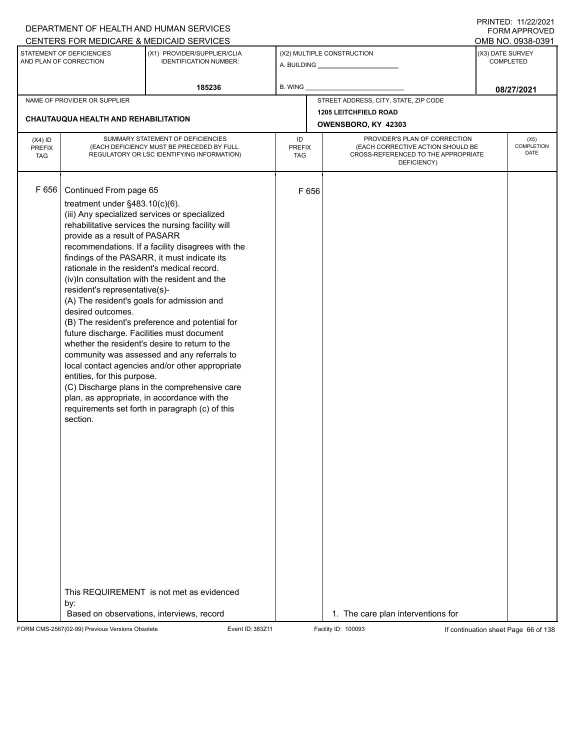DEPARTMENT OF HEALTH AND HUMAN SERVICES
CENTERS FOR MEDICARE & MEDICAID SERVICES

PRINTED: 11/22/2021
FORM APPROVED
OMB NO. 0938-0391

| STATEMENT OF DEFICIENCIES AND PLAN OF CORRECTION | (X1) PROVIDER/SUPPLIER/CLIA IDENTIFICATION NUMBER: | (X2) MULTIPLE CONSTRUCTION | (X3) DATE SURVEY COMPLETED |
|---|---|---|---|
| | 185236 | A. BUILDING ______ B. WING ______ | 08/27/2021 |

| NAME OF PROVIDER OR SUPPLIER | STREET ADDRESS, CITY, STATE, ZIP CODE |
|---|---|
| CHAUTAUQUA HEALTH AND REHABILITATION | 1205 LEITCHFIELD ROAD OWENSBORO, KY 42303 |

| (X4) ID PREFIX TAG | SUMMARY STATEMENT OF DEFICIENCIES (EACH DEFICIENCY MUST BE PRECEDED BY FULL REGULATORY OR LSC IDENTIFYING INFORMATION) | ID PREFIX TAG | PROVIDER'S PLAN OF CORRECTION (EACH CORRECTIVE ACTION SHOULD BE CROSS-REFERENCED TO THE APPROPRIATE DEFICIENCY) | (X5) COMPLETION DATE |
|---|---|---|---|---|
| F 656 | Continued From page 65<br>treatment under §483.10(c)(6).<br>(iii) Any specialized services or specialized rehabilitative services the nursing facility will provide as a result of PASARR recommendations. If a facility disagrees with the findings of the PASARR, it must indicate its rationale in the resident's medical record.<br>(iv)In consultation with the resident and the resident's representative(s)-<br>(A) The resident's goals for admission and desired outcomes.<br>(B) The resident's preference and potential for future discharge. Facilities must document whether the resident's desire to return to the community was assessed and any referrals to local contact agencies and/or other appropriate entities, for this purpose.<br>(C) Discharge plans in the comprehensive care plan, as appropriate, in accordance with the requirements set forth in paragraph (c) of this section.<br><br>This REQUIREMENT is not met as evidenced by:<br>Based on observations, interviews, record | F 656 | 1. The care plan interventions for | |

FORM CMS-2567(02-99) Previous Versions Obsolete Event ID: 383Z11 Facility ID: 100093 If continuation sheet Page 66 of 138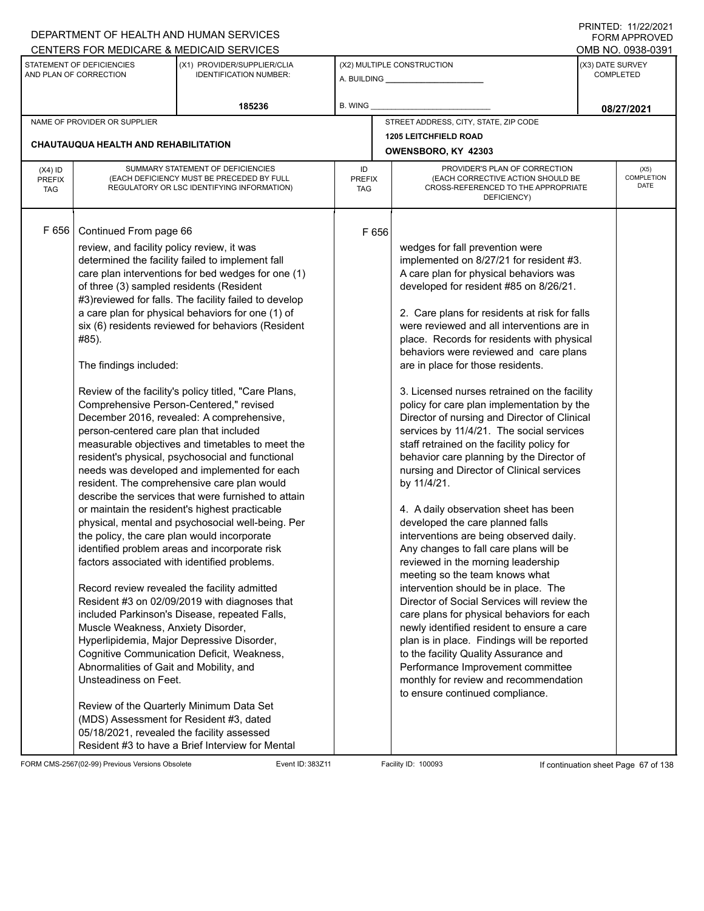DEPARTMENT OF HEALTH AND HUMAN SERVICES
CENTERS FOR MEDICARE & MEDICAID SERVICES

PRINTED: 11/22/2021
FORM APPROVED
OMB NO. 0938-0391

| STATEMENT OF DEFICIENCIES AND PLAN OF CORRECTION | (X1) PROVIDER/SUPPLIER/CLIA IDENTIFICATION NUMBER: | (X2) MULTIPLE CONSTRUCTION | (X3) DATE SURVEY COMPLETED |
|---|---|---|---|
| | 185236 | A. BUILDING ______ B. WING ______ | 08/27/2021 |

| NAME OF PROVIDER OR SUPPLIER | STREET ADDRESS, CITY, STATE, ZIP CODE |
|---|---|
| CHAUTAUQUA HEALTH AND REHABILITATION | 1205 LEITCHFIELD ROAD OWENSBORO, KY 42303 |

| (X4) ID PREFIX TAG | SUMMARY STATEMENT OF DEFICIENCIES (EACH DEFICIENCY MUST BE PRECEDED BY FULL REGULATORY OR LSC IDENTIFYING INFORMATION) | ID PREFIX TAG | PROVIDER'S PLAN OF CORRECTION (EACH CORRECTIVE ACTION SHOULD BE CROSS-REFERENCED TO THE APPROPRIATE DEFICIENCY) | (X5) COMPLETION DATE |
|---|---|---|---|---|
| F 656 | Continued From page 66<br>review, and facility policy review, it was determined the facility failed to implement fall care plan interventions for bed wedges for one (1) of three (3) sampled residents (Resident #3)reviewed for falls. The facility failed to develop a care plan for physical behaviors for one (1) of six (6) residents reviewed for behaviors (Resident #85).<br><br>The findings included:<br><br>Review of the facility's policy titled, "Care Plans, Comprehensive Person-Centered," revised December 2016, revealed: A comprehensive, person-centered care plan that included measurable objectives and timetables to meet the resident's physical, psychosocial and functional needs was developed and implemented for each resident. The comprehensive care plan would describe the services that were furnished to attain or maintain the resident's highest practicable physical, mental and psychosocial well-being. Per the policy, the care plan would incorporate identified problem areas and incorporate risk factors associated with identified problems.<br><br>Record review revealed the facility admitted Resident #3 on 02/09/2019 with diagnoses that included Parkinson's Disease, repeated Falls, Muscle Weakness, Anxiety Disorder, Hyperlipidemia, Major Depressive Disorder, Cognitive Communication Deficit, Weakness, Abnormalities of Gait and Mobility, and Unsteadiness on Feet.<br><br>Review of the Quarterly Minimum Data Set (MDS) Assessment for Resident #3, dated 05/18/2021, revealed the facility assessed Resident #3 to have a Brief Interview for Mental | F 656 | wedges for fall prevention were implemented on 8/27/21 for resident #3. A care plan for physical behaviors was developed for resident #85 on 8/26/21.<br><br>2. Care plans for residents at risk for falls were reviewed and all interventions are in place. Records for residents with physical behaviors were reviewed and care plans are in place for those residents.<br><br>3. Licensed nurses retrained on the facility policy for care plan implementation by the Director of nursing and Director of Clinical services by 11/4/21. The social services staff retrained on the facility policy for behavior care planning by the Director of nursing and Director of Clinical services by 11/4/21.<br><br>4. A daily observation sheet has been developed the care planned falls interventions are being observed daily. Any changes to fall care plans will be reviewed in the morning leadership meeting so the team knows what intervention should be in place. The Director of Social Services will review the care plans for physical behaviors for each newly identified resident to ensure a care plan is in place. Findings will be reported to the facility Quality Assurance and Performance Improvement committee monthly for review and recommendation to ensure continued compliance. | |

FORM CMS-2567(02-99) Previous Versions Obsolete Event ID: 383Z11 Facility ID: 100093 If continuation sheet Page 67 of 138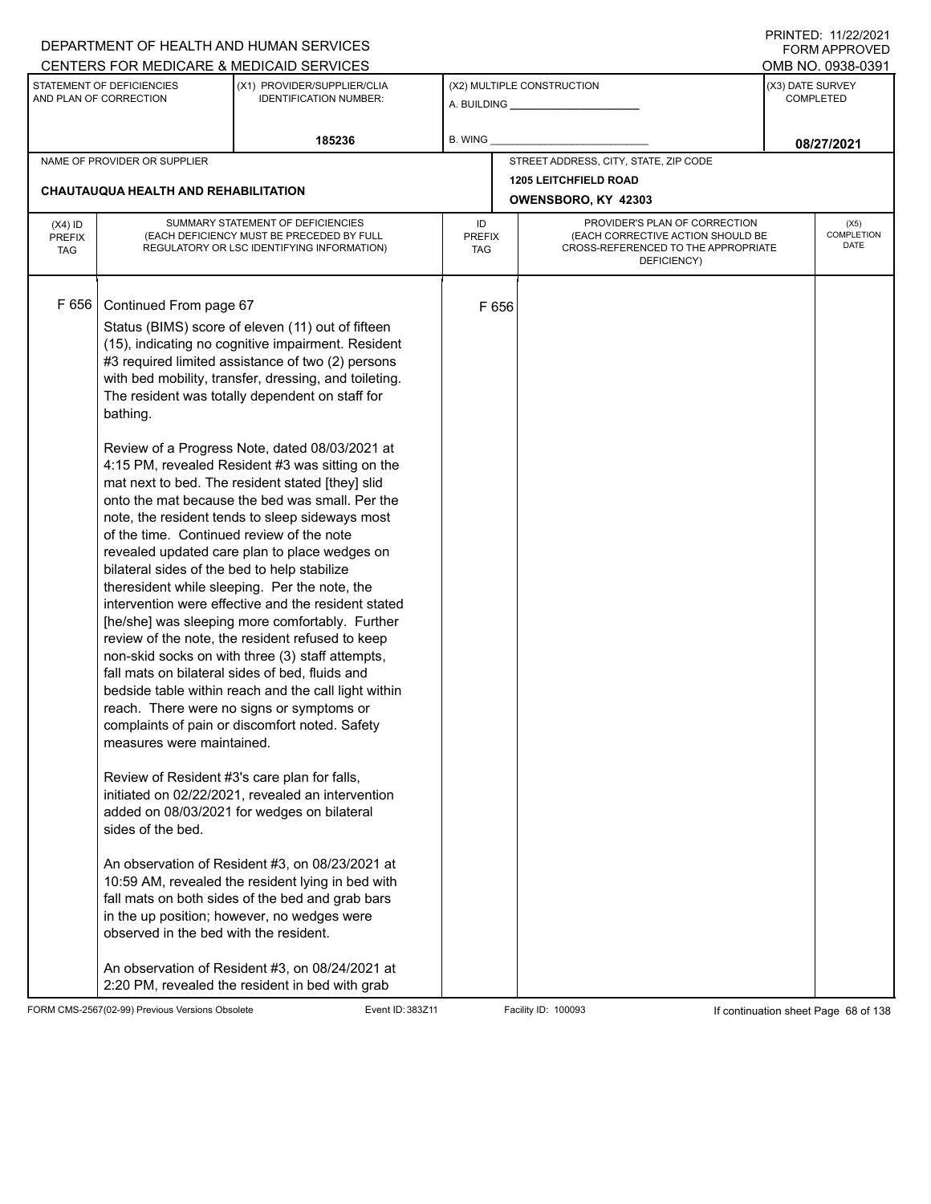DEPARTMENT OF HEALTH AND HUMAN SERVICES
CENTERS FOR MEDICARE & MEDICAID SERVICES

PRINTED: 11/22/2021
FORM APPROVED
OMB NO. 0938-0391

| STATEMENT OF DEFICIENCIES AND PLAN OF CORRECTION | (X1) PROVIDER/SUPPLIER/CLIA IDENTIFICATION NUMBER: | (X2) MULTIPLE CONSTRUCTION | (X3) DATE SURVEY COMPLETED |
|---|---|---|---|
| | 185236 | A. BUILDING ______ B. WING ______ | 08/27/2021 |

| NAME OF PROVIDER OR SUPPLIER | STREET ADDRESS, CITY, STATE, ZIP CODE |
|---|---|
| CHAUTAUQUA HEALTH AND REHABILITATION | 1205 LEITCHFIELD ROAD OWENSBORO, KY 42303 |

| (X4) ID PREFIX TAG | SUMMARY STATEMENT OF DEFICIENCIES (EACH DEFICIENCY MUST BE PRECEDED BY FULL REGULATORY OR LSC IDENTIFYING INFORMATION) | ID PREFIX TAG | PROVIDER'S PLAN OF CORRECTION (EACH CORRECTIVE ACTION SHOULD BE CROSS-REFERENCED TO THE APPROPRIATE DEFICIENCY) | (X5) COMPLETION DATE |
|---|---|---|---|---|
| F 656 | Continued From page 67 | F 656 | | |

Status (BIMS) score of eleven (11) out of fifteen (15), indicating no cognitive impairment. Resident #3 required limited assistance of two (2) persons with bed mobility, transfer, dressing, and toileting. The resident was totally dependent on staff for bathing.

Review of a Progress Note, dated 08/03/2021 at 4:15 PM, revealed Resident #3 was sitting on the mat next to bed. The resident stated [they] slid onto the mat because the bed was small. Per the note, the resident tends to sleep sideways most of the time. Continued review of the note revealed updated care plan to place wedges on bilateral sides of the bed to help stabilize theresident while sleeping. Per the note, the intervention were effective and the resident stated [he/she] was sleeping more comfortably. Further review of the note, the resident refused to keep non-skid socks on with three (3) staff attempts, fall mats on bilateral sides of bed, fluids and bedside table within reach and the call light within reach. There were no signs or symptoms or complaints of pain or discomfort noted. Safety measures were maintained.

Review of Resident #3's care plan for falls, initiated on 02/22/2021, revealed an intervention added on 08/03/2021 for wedges on bilateral sides of the bed.

An observation of Resident #3, on 08/23/2021 at 10:59 AM, revealed the resident lying in bed with fall mats on both sides of the bed and grab bars in the up position; however, no wedges were observed in the bed with the resident.

An observation of Resident #3, on 08/24/2021 at 2:20 PM, revealed the resident in bed with grab

FORM CMS-2567(02-99) Previous Versions Obsolete Event ID: 383Z11 Facility ID: 100093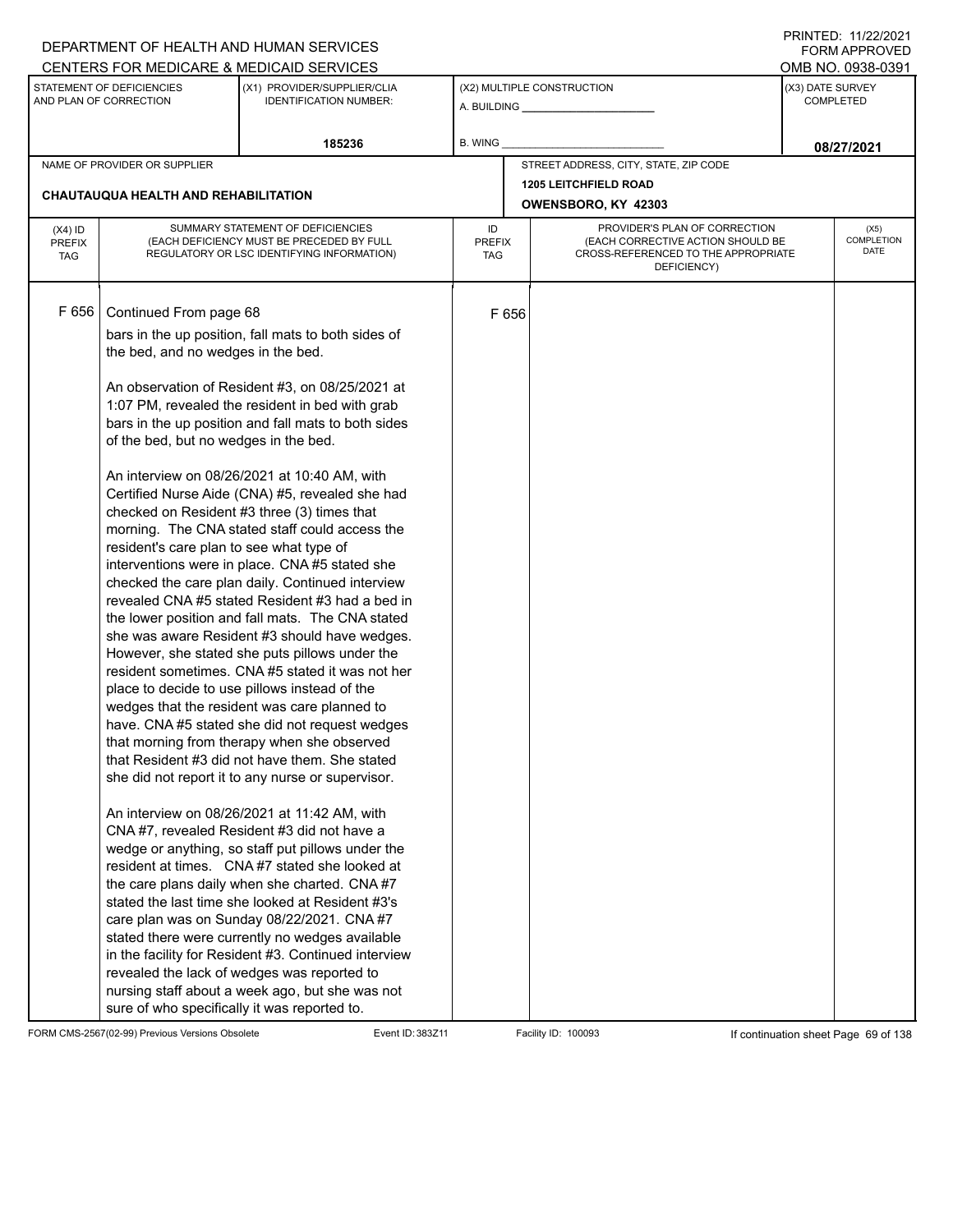F 656 Continued From page 68

bars in the up position, fall mats to both sides of the bed, and no wedges in the bed.

An observation of Resident #3, on 08/25/2021 at 1:07 PM, revealed the resident in bed with grab bars in the up position and fall mats to both sides of the bed, but no wedges in the bed.

An interview on 08/26/2021 at 10:40 AM, with Certified Nurse Aide (CNA) #5, revealed she had checked on Resident #3 three (3) times that morning. The CNA stated staff could access the resident's care plan to see what type of interventions were in place. CNA #5 stated she checked the care plan daily. Continued interview revealed CNA #5 stated Resident #3 had a bed in the lower position and fall mats. The CNA stated she was aware Resident #3 should have wedges. However, she stated she puts pillows under the resident sometimes. CNA #5 stated it was not her place to decide to use pillows instead of the wedges that the resident was care planned to have. CNA #5 stated she did not request wedges that morning from therapy when she observed that Resident #3 did not have them. She stated she did not report it to any nurse or supervisor.

An interview on 08/26/2021 at 11:42 AM, with CNA #7, revealed Resident #3 did not have a wedge or anything, so staff put pillows under the resident at times. CNA #7 stated she looked at the care plans daily when she charted. CNA #7 stated the last time she looked at Resident #3's care plan was on Sunday 08/22/2021. CNA #7 stated there were currently no wedges available in the facility for Resident #3. Continued interview revealed the lack of wedges was reported to nursing staff about a week ago, but she was not sure of who specifically it was reported to.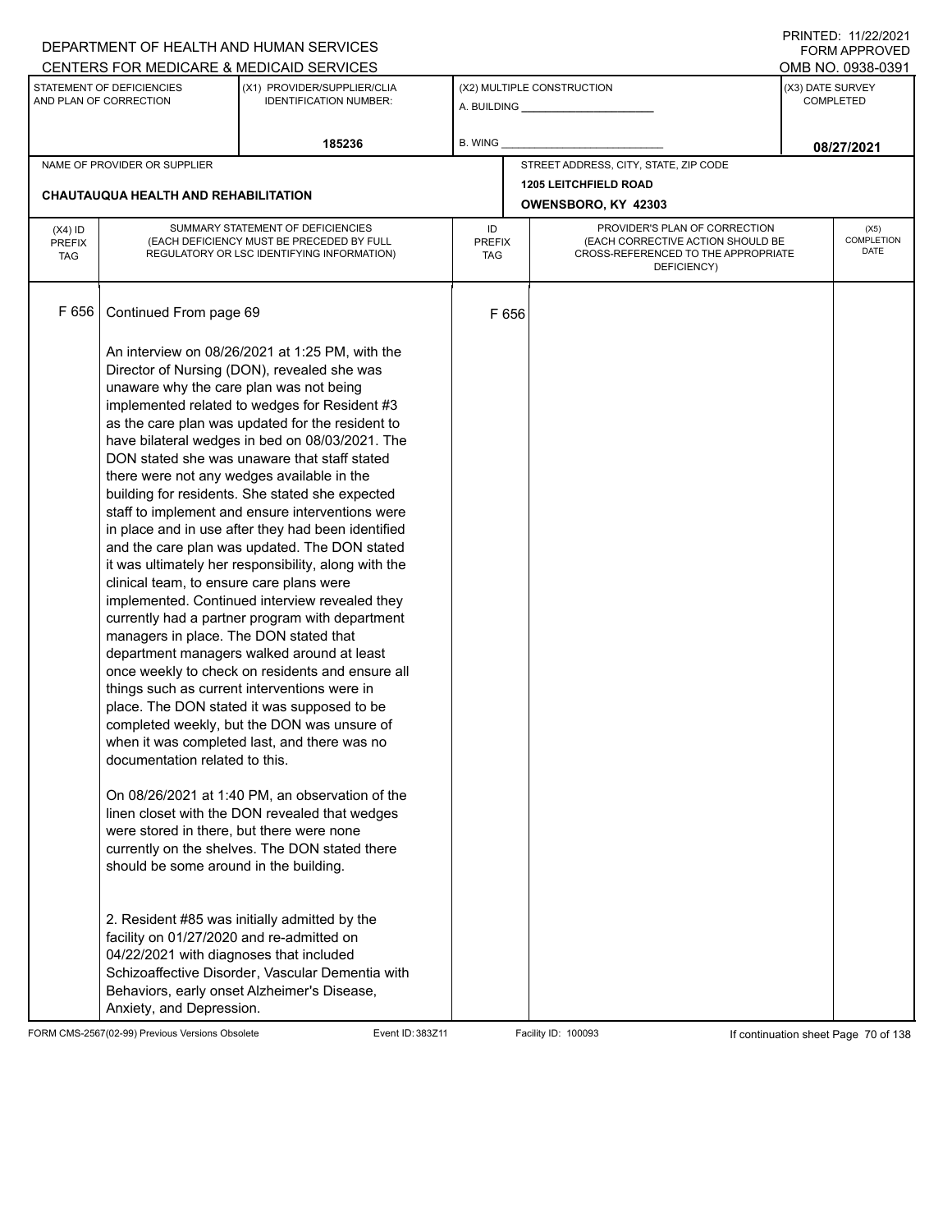DEPARTMENT OF HEALTH AND HUMAN SERVICES
CENTERS FOR MEDICARE & MEDICAID SERVICES

PRINTED: 11/22/2021
FORM APPROVED
OMB NO. 0938-0391

| STATEMENT OF DEFICIENCIES AND PLAN OF CORRECTION | (X1) PROVIDER/SUPPLIER/CLIA IDENTIFICATION NUMBER: | (X2) MULTIPLE CONSTRUCTION | (X3) DATE SURVEY COMPLETED |
|---|---|---|---|
| | 185236 | A. BUILDING ___ B. WING ___ | 08/27/2021 |

| NAME OF PROVIDER OR SUPPLIER | STREET ADDRESS, CITY, STATE, ZIP CODE |
|---|---|
| CHAUTAUQUA HEALTH AND REHABILITATION | 1205 LEITCHFIELD ROAD OWENSBORO, KY 42303 |

| (X4) ID PREFIX TAG | SUMMARY STATEMENT OF DEFICIENCIES (EACH DEFICIENCY MUST BE PRECEDED BY FULL REGULATORY OR LSC IDENTIFYING INFORMATION) | ID PREFIX TAG | PROVIDER'S PLAN OF CORRECTION (EACH CORRECTIVE ACTION SHOULD BE CROSS-REFERENCED TO THE APPROPRIATE DEFICIENCY) | (X5) COMPLETION DATE |
|---|---|---|---|---|
| F 656 | Continued From page 69<br><br>An interview on 08/26/2021 at 1:25 PM, with the Director of Nursing (DON), revealed she was unaware why the care plan was not being implemented related to wedges for Resident #3 as the care plan was updated for the resident to have bilateral wedges in bed on 08/03/2021. The DON stated she was unaware that staff stated there were not any wedges available in the building for residents. She stated she expected staff to implement and ensure interventions were in place and in use after they had been identified and the care plan was updated. The DON stated it was ultimately her responsibility, along with the clinical team, to ensure care plans were implemented. Continued interview revealed they currently had a partner program with department managers in place. The DON stated that department managers walked around at least once weekly to check on residents and ensure all things such as current interventions were in place. The DON stated it was supposed to be completed weekly, but the DON was unsure of when it was completed last, and there was no documentation related to this.<br><br>On 08/26/2021 at 1:40 PM, an observation of the linen closet with the DON revealed that wedges were stored in there, but there were none currently on the shelves. The DON stated there should be some around in the building.<br><br>2. Resident #85 was initially admitted by the facility on 01/27/2020 and re-admitted on 04/22/2021 with diagnoses that included Schizoaffective Disorder, Vascular Dementia with Behaviors, early onset Alzheimer's Disease, Anxiety, and Depression. | F 656 | | |

FORM CMS-2567(02-99) Previous Versions Obsolete Event ID: 383Z11 Facility ID: 100093 If continuation sheet Page 70 of 138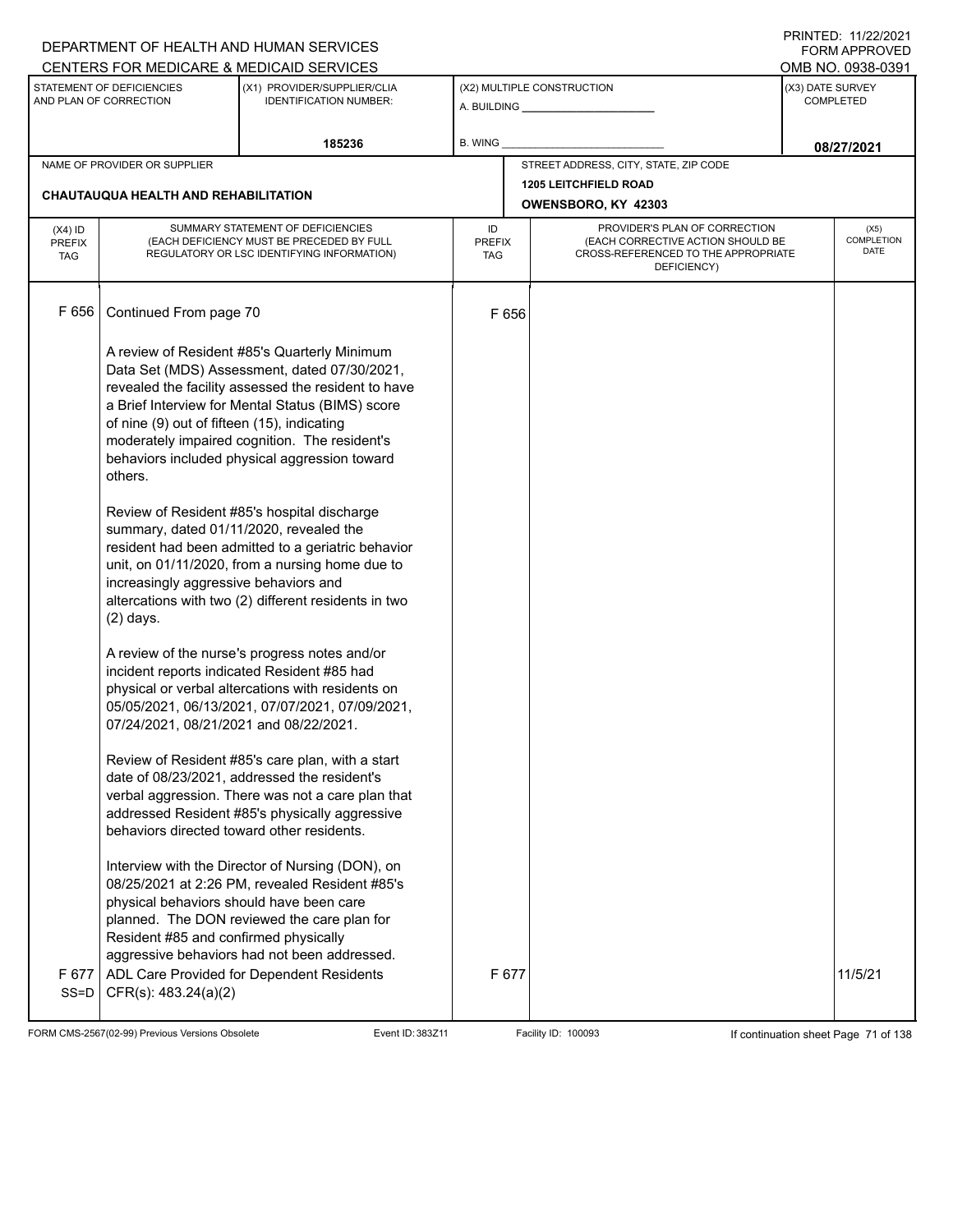DEPARTMENT OF HEALTH AND HUMAN SERVICES
CENTERS FOR MEDICARE & MEDICAID SERVICES

PRINTED: 11/22/2021
FORM APPROVED
OMB NO. 0938-0391

| STATEMENT OF DEFICIENCIES AND PLAN OF CORRECTION | (X1) PROVIDER/SUPPLIER/CLIA IDENTIFICATION NUMBER: | (X2) MULTIPLE CONSTRUCTION | (X3) DATE SURVEY COMPLETED |
|---|---|---|---|
| | 185236 | A. BUILDING ___ B. WING ___ | 08/27/2021 |

| NAME OF PROVIDER OR SUPPLIER | STREET ADDRESS, CITY, STATE, ZIP CODE |
|---|---|
| CHAUTAUQUA HEALTH AND REHABILITATION | 1205 LEITCHFIELD ROAD OWENSBORO, KY 42303 |

| (X4) ID PREFIX TAG | SUMMARY STATEMENT OF DEFICIENCIES (EACH DEFICIENCY MUST BE PRECEDED BY FULL REGULATORY OR LSC IDENTIFYING INFORMATION) | ID PREFIX TAG | PROVIDER'S PLAN OF CORRECTION (EACH CORRECTIVE ACTION SHOULD BE CROSS-REFERENCED TO THE APPROPRIATE DEFICIENCY) | (X5) COMPLETION DATE |
|---|---|---|---|---|
| F 656 | Continued From page 70<br><br>A review of Resident #85's Quarterly Minimum Data Set (MDS) Assessment, dated 07/30/2021, revealed the facility assessed the resident to have a Brief Interview for Mental Status (BIMS) score of nine (9) out of fifteen (15), indicating moderately impaired cognition. The resident's behaviors included physical aggression toward others.<br><br>Review of Resident #85's hospital discharge summary, dated 01/11/2020, revealed the resident had been admitted to a geriatric behavior unit, on 01/11/2020, from a nursing home due to increasingly aggressive behaviors and altercations with two (2) different residents in two (2) days.<br><br>A review of the nurse's progress notes and/or incident reports indicated Resident #85 had physical or verbal altercations with residents on 05/05/2021, 06/13/2021, 07/07/2021, 07/09/2021, 07/24/2021, 08/21/2021 and 08/22/2021.<br><br>Review of Resident #85's care plan, with a start date of 08/23/2021, addressed the resident's verbal aggression. There was not a care plan that addressed Resident #85's physically aggressive behaviors directed toward other residents.<br><br>Interview with the Director of Nursing (DON), on 08/25/2021 at 2:26 PM, revealed Resident #85's physical behaviors should have been care planned. The DON reviewed the care plan for Resident #85 and confirmed physically aggressive behaviors had not been addressed. | F 656 | | |
| F 677 SS=D | ADL Care Provided for Dependent Residents CFR(s): 483.24(a)(2) | F 677 | | 11/5/21 |

FORM CMS-2567(02-99) Previous Versions Obsolete Event ID: 383Z11 Facility ID: 100093 If continuation sheet Page 71 of 138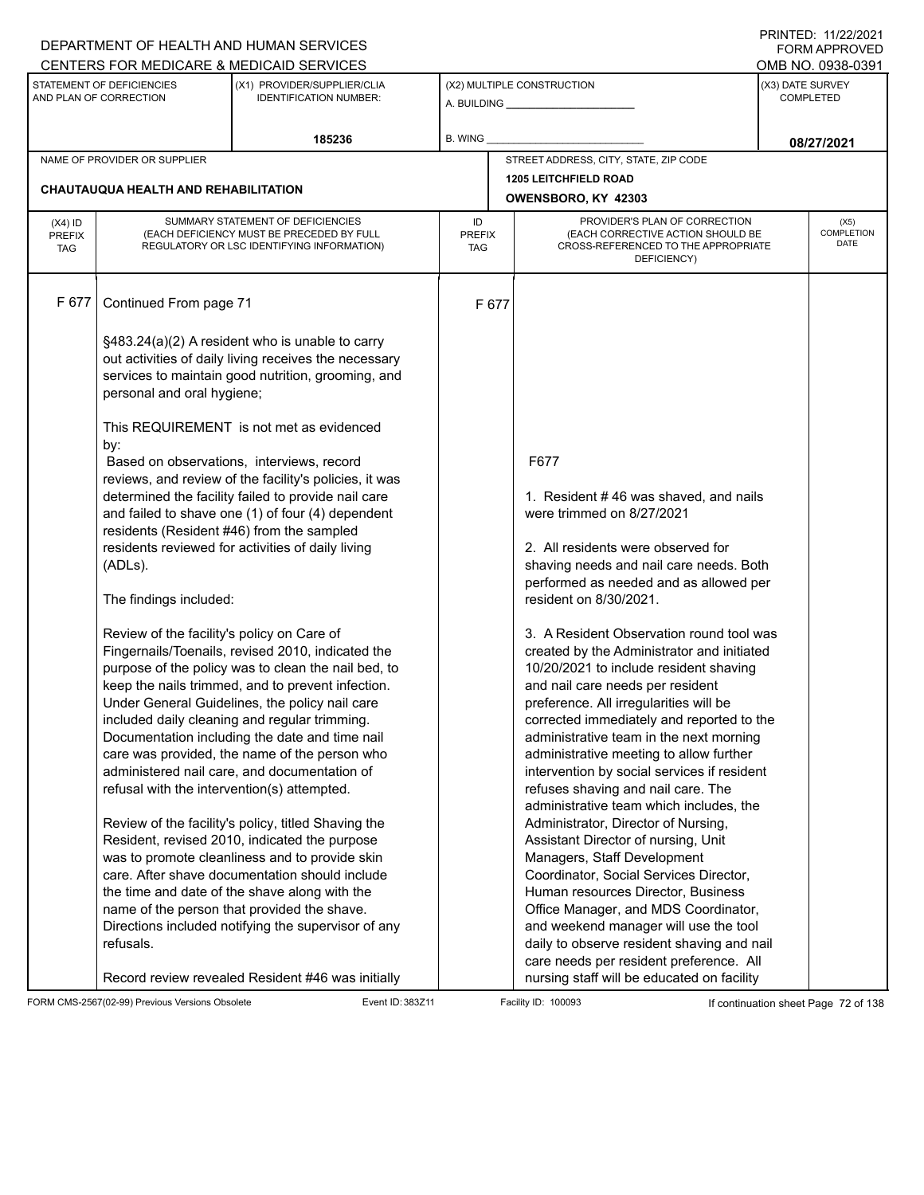DEPARTMENT OF HEALTH AND HUMAN SERVICES
CENTERS FOR MEDICARE & MEDICAID SERVICES

PRINTED: 11/22/2021
FORM APPROVED
OMB NO. 0938-0391

| STATEMENT OF DEFICIENCIES AND PLAN OF CORRECTION | (X1) PROVIDER/SUPPLIER/CLIA IDENTIFICATION NUMBER: | (X2) MULTIPLE CONSTRUCTION | (X3) DATE SURVEY COMPLETED |
|---|---|---|---|
| | 185236 | A. BUILDING ___ B. WING ___ | 08/27/2021 |

| NAME OF PROVIDER OR SUPPLIER | STREET ADDRESS, CITY, STATE, ZIP CODE |
|---|---|
| CHAUTAUQUA HEALTH AND REHABILITATION | 1205 LEITCHFIELD ROAD OWENSBORO, KY 42303 |

| (X4) ID PREFIX TAG | SUMMARY STATEMENT OF DEFICIENCIES (EACH DEFICIENCY MUST BE PRECEDED BY FULL REGULATORY OR LSC IDENTIFYING INFORMATION) | ID PREFIX TAG | PROVIDER'S PLAN OF CORRECTION (EACH CORRECTIVE ACTION SHOULD BE CROSS-REFERENCED TO THE APPROPRIATE DEFICIENCY) | (X5) COMPLETION DATE |
|---|---|---|---|---|
| F 677 | Continued From page 71<br><br>§483.24(a)(2) A resident who is unable to carry out activities of daily living receives the necessary services to maintain good nutrition, grooming, and personal and oral hygiene;<br><br>This REQUIREMENT is not met as evidenced by:<br>Based on observations, interviews, record reviews, and review of the facility's policies, it was determined the facility failed to provide nail care and failed to shave one (1) of four (4) dependent residents (Resident #46) from the sampled residents reviewed for activities of daily living (ADLs).<br><br>The findings included:<br><br>Review of the facility's policy on Care of Fingernails/Toenails, revised 2010, indicated the purpose of the policy was to clean the nail bed, to keep the nails trimmed, and to prevent infection. Under General Guidelines, the policy nail care included daily cleaning and regular trimming. Documentation including the date and time nail care was provided, the name of the person who administered nail care, and documentation of refusal with the intervention(s) attempted.<br><br>Review of the facility's policy, titled Shaving the Resident, revised 2010, indicated the purpose was to promote cleanliness and to provide skin care. After shave documentation should include the time and date of the shave along with the name of the person that provided the shave. Directions included notifying the supervisor of any refusals.<br><br>Record review revealed Resident #46 was initially | F 677 | F677<br><br>1. Resident # 46 was shaved, and nails were trimmed on 8/27/2021<br><br>2. All residents were observed for shaving needs and nail care needs. Both performed as needed and as allowed per resident on 8/30/2021.<br><br>3. A Resident Observation round tool was created by the Administrator and initiated 10/20/2021 to include resident shaving and nail care needs per resident preference. All irregularities will be corrected immediately and reported to the administrative team in the next morning administrative meeting to allow further intervention by social services if resident refuses shaving and nail care. The administrative team which includes, the Administrator, Director of Nursing, Assistant Director of nursing, Unit Managers, Staff Development Coordinator, Social Services Director, Human resources Director, Business Office Manager, and MDS Coordinator, and weekend manager will use the tool daily to observe resident shaving and nail care needs per resident preference. All nursing staff will be educated on facility | |

FORM CMS-2567(02-99) Previous Versions Obsolete Event ID: 383Z11 Facility ID: 100093 If continuation sheet Page 72 of 138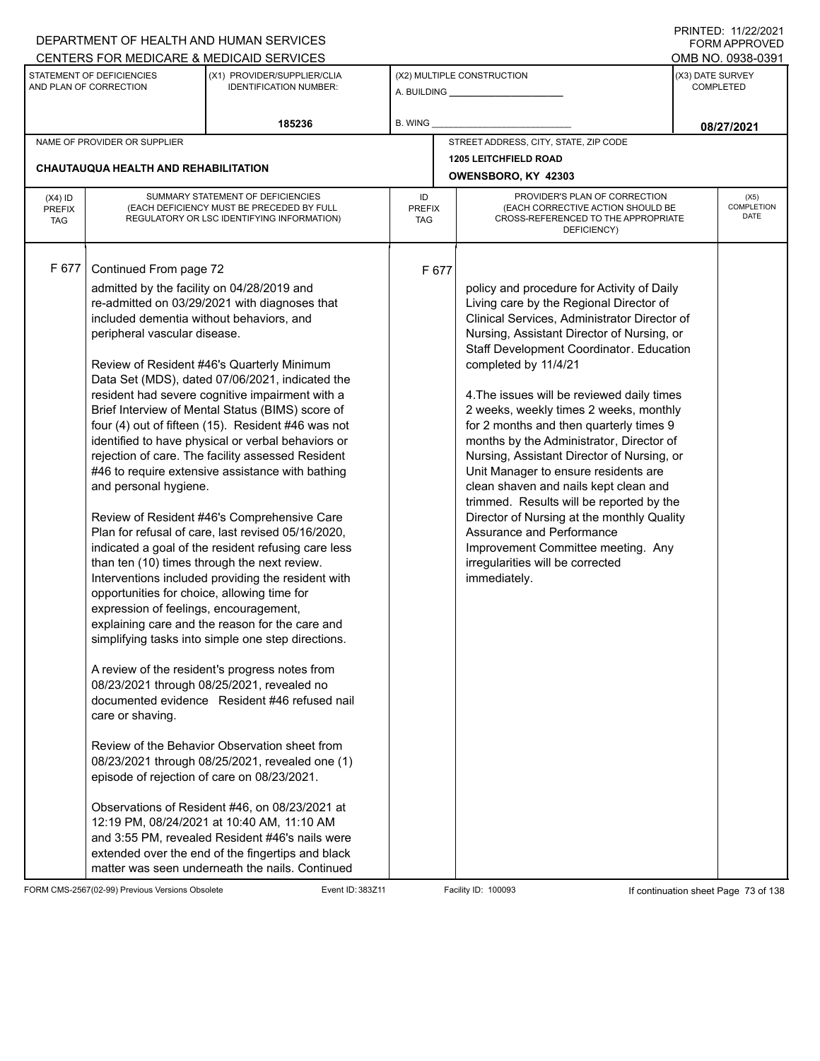DEPARTMENT OF HEALTH AND HUMAN SERVICES
CENTERS FOR MEDICARE & MEDICAID SERVICES

PRINTED: 11/22/2021
FORM APPROVED
OMB NO. 0938-0391

| STATEMENT OF DEFICIENCIES AND PLAN OF CORRECTION | (X1) PROVIDER/SUPPLIER/CLIA IDENTIFICATION NUMBER: | (X2) MULTIPLE CONSTRUCTION | (X3) DATE SURVEY COMPLETED |
|---|---|---|---|
| | 185236 | A. BUILDING ___ B. WING ___ | 08/27/2021 |

| NAME OF PROVIDER OR SUPPLIER | STREET ADDRESS, CITY, STATE, ZIP CODE |
|---|---|
| CHAUTAUQUA HEALTH AND REHABILITATION | 1205 LEITCHFIELD ROAD OWENSBORO, KY 42303 |

| (X4) ID PREFIX TAG | SUMMARY STATEMENT OF DEFICIENCIES (EACH DEFICIENCY MUST BE PRECEDED BY FULL REGULATORY OR LSC IDENTIFYING INFORMATION) | ID PREFIX TAG | PROVIDER'S PLAN OF CORRECTION (EACH CORRECTIVE ACTION SHOULD BE CROSS-REFERENCED TO THE APPROPRIATE DEFICIENCY) | (X5) COMPLETION DATE |
|---|---|---|---|---|
| F 677 | Continued From page 72<br><br>admitted by the facility on 04/28/2019 and re-admitted on 03/29/2021 with diagnoses that included dementia without behaviors, and peripheral vascular disease.<br><br>Review of Resident #46's Quarterly Minimum Data Set (MDS), dated 07/06/2021, indicated the resident had severe cognitive impairment with a Brief Interview of Mental Status (BIMS) score of four (4) out of fifteen (15). Resident #46 was not identified to have physical or verbal behaviors or rejection of care. The facility assessed Resident #46 to require extensive assistance with bathing and personal hygiene.<br><br>Review of Resident #46's Comprehensive Care Plan for refusal of care, last revised 05/16/2020, indicated a goal of the resident refusing care less than ten (10) times through the next review. Interventions included providing the resident with opportunities for choice, allowing time for expression of feelings, encouragement, explaining care and the reason for the care and simplifying tasks into simple one step directions.<br><br>A review of the resident's progress notes from 08/23/2021 through 08/25/2021, revealed no documented evidence Resident #46 refused nail care or shaving.<br><br>Review of the Behavior Observation sheet from 08/23/2021 through 08/25/2021, revealed one (1) episode of rejection of care on 08/23/2021.<br><br>Observations of Resident #46, on 08/23/2021 at 12:19 PM, 08/24/2021 at 10:40 AM, 11:10 AM and 3:55 PM, revealed Resident #46's nails were extended over the end of the fingertips and black matter was seen underneath the nails. Continued | F 677 | policy and procedure for Activity of Daily Living care by the Regional Director of Clinical Services, Administrator Director of Nursing, Assistant Director of Nursing, or Staff Development Coordinator. Education completed by 11/4/21<br><br>4.The issues will be reviewed daily times 2 weeks, weekly times 2 weeks, monthly for 2 months and then quarterly times 9 months by the Administrator, Director of Nursing, Assistant Director of Nursing, or Unit Manager to ensure residents are clean shaven and nails kept clean and trimmed. Results will be reported by the Director of Nursing at the monthly Quality Assurance and Performance Improvement Committee meeting. Any irregularities will be corrected immediately. | |

FORM CMS-2567(02-99) Previous Versions Obsolete Event ID: 383Z11 Facility ID: 100093 If continuation sheet Page 73 of 138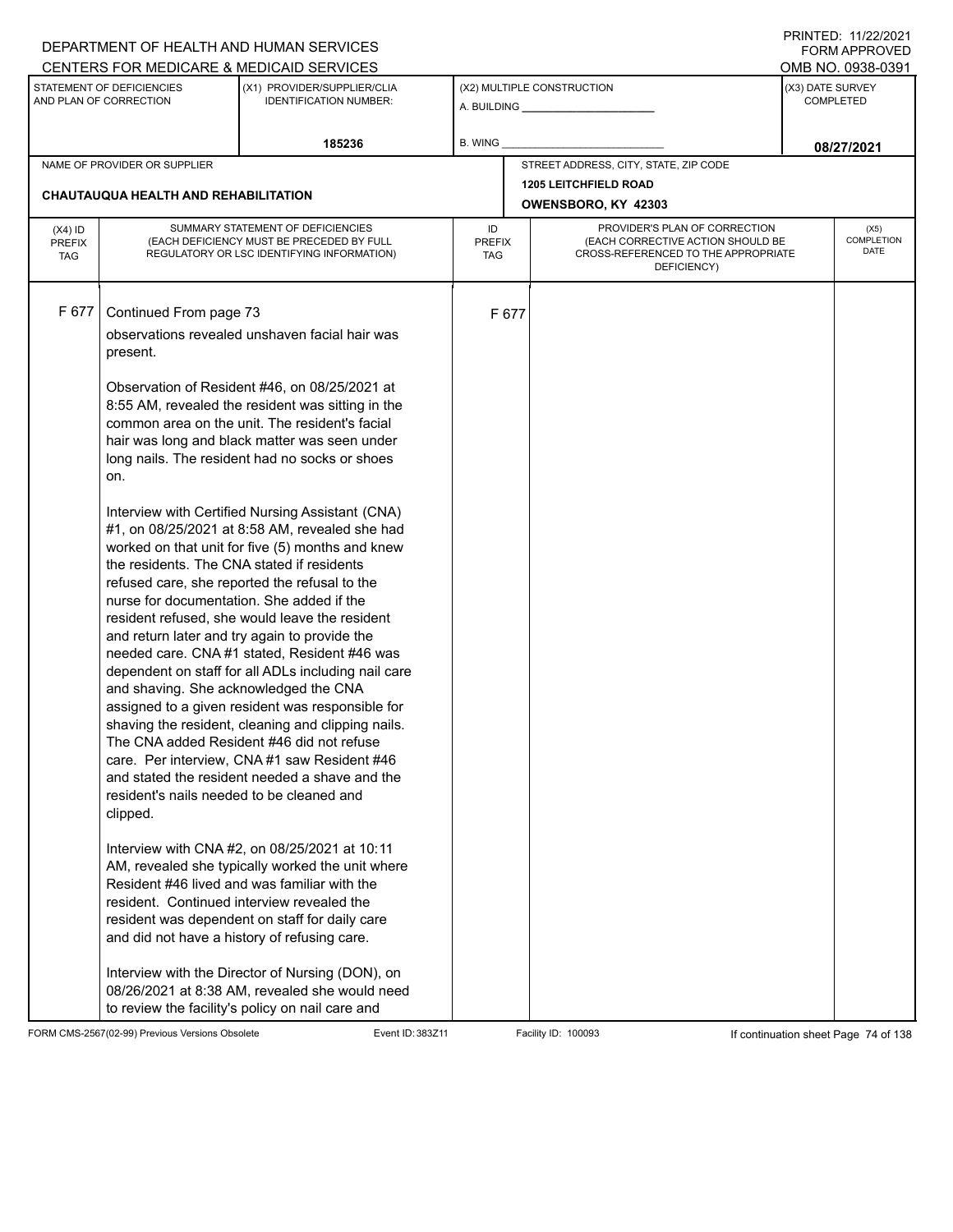DEPARTMENT OF HEALTH AND HUMAN SERVICES
CENTERS FOR MEDICARE & MEDICAID SERVICES

PRINTED: 11/22/2021
FORM APPROVED
OMB NO. 0938-0391

| STATEMENT OF DEFICIENCIES AND PLAN OF CORRECTION | (X1) PROVIDER/SUPPLIER/CLIA IDENTIFICATION NUMBER: | (X2) MULTIPLE CONSTRUCTION | (X3) DATE SURVEY COMPLETED |
|---|---|---|---|
| | 185236 | A. BUILDING ______ B. WING ______ | 08/27/2021 |

| NAME OF PROVIDER OR SUPPLIER | STREET ADDRESS, CITY, STATE, ZIP CODE |
|---|---|
| CHAUTAUQUA HEALTH AND REHABILITATION | 1205 LEITCHFIELD ROAD OWENSBORO, KY 42303 |

| (X4) ID PREFIX TAG | SUMMARY STATEMENT OF DEFICIENCIES (EACH DEFICIENCY MUST BE PRECEDED BY FULL REGULATORY OR LSC IDENTIFYING INFORMATION) | ID PREFIX TAG | PROVIDER'S PLAN OF CORRECTION (EACH CORRECTIVE ACTION SHOULD BE CROSS-REFERENCED TO THE APPROPRIATE DEFICIENCY) | (X5) COMPLETION DATE |
|---|---|---|---|---|
| F 677 | Continued From page 73 | F 677 | | |

observations revealed unshaven facial hair was present.

Observation of Resident #46, on 08/25/2021 at 8:55 AM, revealed the resident was sitting in the common area on the unit. The resident's facial hair was long and black matter was seen under long nails. The resident had no socks or shoes on.

Interview with Certified Nursing Assistant (CNA) #1, on 08/25/2021 at 8:58 AM, revealed she had worked on that unit for five (5) months and knew the residents. The CNA stated if residents refused care, she reported the refusal to the nurse for documentation. She added if the resident refused, she would leave the resident and return later and try again to provide the needed care. CNA #1 stated, Resident #46 was dependent on staff for all ADLs including nail care and shaving. She acknowledged the CNA assigned to a given resident was responsible for shaving the resident, cleaning and clipping nails. The CNA added Resident #46 did not refuse care. Per interview, CNA #1 saw Resident #46 and stated the resident needed a shave and the resident's nails needed to be cleaned and clipped.

Interview with CNA #2, on 08/25/2021 at 10:11 AM, revealed she typically worked the unit where Resident #46 lived and was familiar with the resident. Continued interview revealed the resident was dependent on staff for daily care and did not have a history of refusing care.

Interview with the Director of Nursing (DON), on 08/26/2021 at 8:38 AM, revealed she would need to review the facility's policy on nail care and

FORM CMS-2567(02-99) Previous Versions Obsolete    Event ID: 383Z11    Facility ID: 100093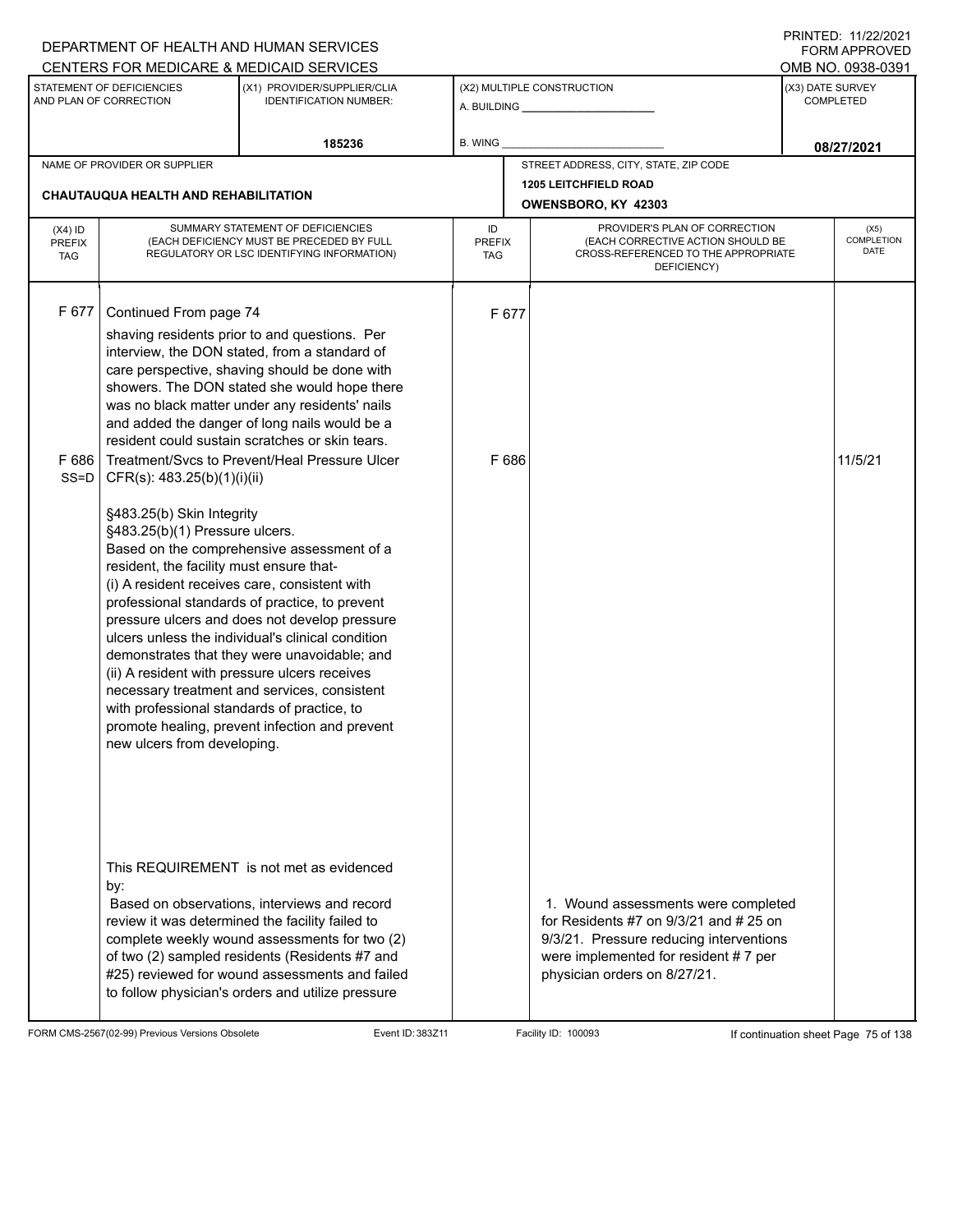DEPARTMENT OF HEALTH AND HUMAN SERVICES
CENTERS FOR MEDICARE & MEDICAID SERVICES

PRINTED: 11/22/2021
FORM APPROVED
OMB NO. 0938-0391

| STATEMENT OF DEFICIENCIES AND PLAN OF CORRECTION | (X1) PROVIDER/SUPPLIER/CLIA IDENTIFICATION NUMBER: | (X2) MULTIPLE CONSTRUCTION | (X3) DATE SURVEY COMPLETED |
|---|---|---|---|
| | 185236 | A. BUILDING ___ B. WING ___ | 08/27/2021 |

| NAME OF PROVIDER OR SUPPLIER | STREET ADDRESS, CITY, STATE, ZIP CODE |
|---|---|
| CHAUTAUQUA HEALTH AND REHABILITATION | 1205 LEITCHFIELD ROAD OWENSBORO, KY 42303 |

| (X4) ID PREFIX TAG | SUMMARY STATEMENT OF DEFICIENCIES (EACH DEFICIENCY MUST BE PRECEDED BY FULL REGULATORY OR LSC IDENTIFYING INFORMATION) | ID PREFIX TAG | PROVIDER'S PLAN OF CORRECTION (EACH CORRECTIVE ACTION SHOULD BE CROSS-REFERENCED TO THE APPROPRIATE DEFICIENCY) | (X5) COMPLETION DATE |
|---|---|---|---|---|
| F 677 | Continued From page 74<br>shaving residents prior to and questions. Per interview, the DON stated, from a standard of care perspective, shaving should be done with showers. The DON stated she would hope there was no black matter under any residents' nails and added the danger of long nails would be a resident could sustain scratches or skin tears. | F 677 | | |
| F 686 SS=D | Treatment/Svcs to Prevent/Heal Pressure Ulcer CFR(s): 483.25(b)(1)(i)(ii)<br><br>§483.25(b) Skin Integrity<br>§483.25(b)(1) Pressure ulcers.<br>Based on the comprehensive assessment of a resident, the facility must ensure that-<br>(i) A resident receives care, consistent with professional standards of practice, to prevent pressure ulcers and does not develop pressure ulcers unless the individual's clinical condition demonstrates that they were unavoidable; and<br>(ii) A resident with pressure ulcers receives necessary treatment and services, consistent with professional standards of practice, to promote healing, prevent infection and prevent new ulcers from developing. | F 686 | | 11/5/21 |
| | This REQUIREMENT is not met as evidenced by:<br>Based on observations, interviews and record review it was determined the facility failed to complete weekly wound assessments for two (2) of two (2) sampled residents (Residents #7 and #25) reviewed for wound assessments and failed to follow physician's orders and utilize pressure | | 1. Wound assessments were completed for Residents #7 on 9/3/21 and # 25 on 9/3/21. Pressure reducing interventions were implemented for resident # 7 per physician orders on 8/27/21. | |

FORM CMS-2567(02-99) Previous Versions Obsolete Event ID: 383Z11 Facility ID: 100093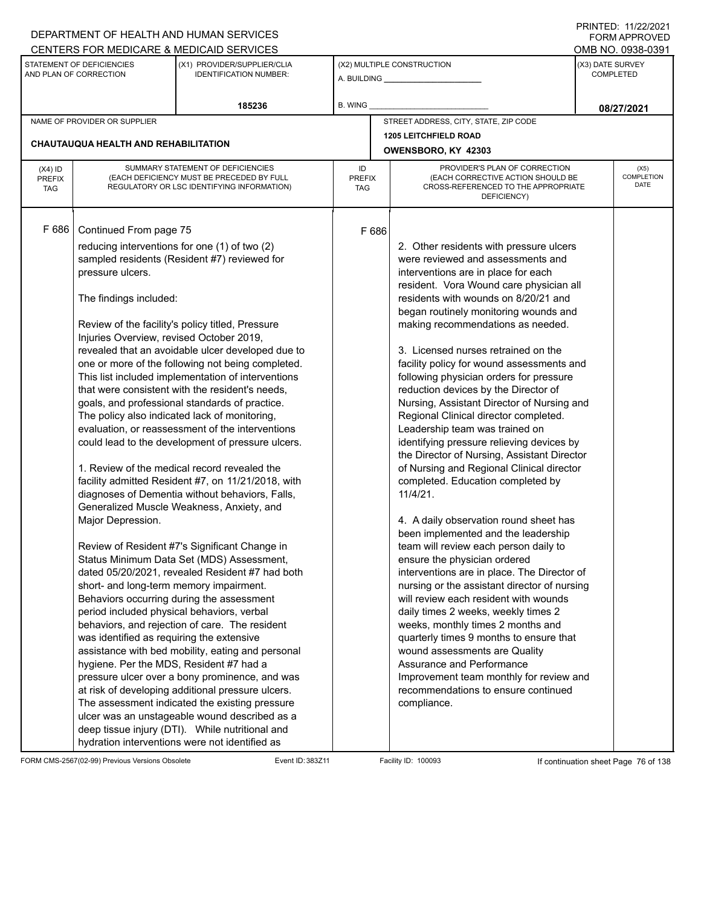DEPARTMENT OF HEALTH AND HUMAN SERVICES
CENTERS FOR MEDICARE & MEDICAID SERVICES

PRINTED: 11/22/2021
FORM APPROVED
OMB NO. 0938-0391

| STATEMENT OF DEFICIENCIES AND PLAN OF CORRECTION | (X1) PROVIDER/SUPPLIER/CLIA IDENTIFICATION NUMBER: | (X2) MULTIPLE CONSTRUCTION | (X3) DATE SURVEY COMPLETED |
|---|---|---|---|
| | 185236 | A. BUILDING ______ B. WING ______ | 08/27/2021 |

| NAME OF PROVIDER OR SUPPLIER | STREET ADDRESS, CITY, STATE, ZIP CODE |
|---|---|
| CHAUTAUQUA HEALTH AND REHABILITATION | 1205 LEITCHFIELD ROAD OWENSBORO, KY 42303 |

| (X4) ID PREFIX TAG | SUMMARY STATEMENT OF DEFICIENCIES (EACH DEFICIENCY MUST BE PRECEDED BY FULL REGULATORY OR LSC IDENTIFYING INFORMATION) | ID PREFIX TAG | PROVIDER'S PLAN OF CORRECTION (EACH CORRECTIVE ACTION SHOULD BE CROSS-REFERENCED TO THE APPROPRIATE DEFICIENCY) | (X5) COMPLETION DATE |
|---|---|---|---|---|
| F 686 | Continued From page 75<br><br>reducing interventions for one (1) of two (2) sampled residents (Resident #7) reviewed for pressure ulcers.<br><br>The findings included:<br><br>Review of the facility's policy titled, Pressure Injuries Overview, revised October 2019, revealed that an avoidable ulcer developed due to one or more of the following not being completed. This list included implementation of interventions that were consistent with the resident's needs, goals, and professional standards of practice. The policy also indicated lack of monitoring, evaluation, or reassessment of the interventions could lead to the development of pressure ulcers.<br><br>1. Review of the medical record revealed the facility admitted Resident #7, on 11/21/2018, with diagnoses of Dementia without behaviors, Falls, Generalized Muscle Weakness, Anxiety, and Major Depression.<br><br>Review of Resident #7's Significant Change in Status Minimum Data Set (MDS) Assessment, dated 05/20/2021, revealed Resident #7 had both short- and long-term memory impairment. Behaviors occurring during the assessment period included physical behaviors, verbal behaviors, and rejection of care. The resident was identified as requiring the extensive assistance with bed mobility, eating and personal hygiene. Per the MDS, Resident #7 had a pressure ulcer over a bony prominence, and was at risk of developing additional pressure ulcers. The assessment indicated the existing pressure ulcer was an unstageable wound described as a deep tissue injury (DTI). While nutritional and hydration interventions were not identified as | F 686 | 2. Other residents with pressure ulcers were reviewed and assessments and interventions are in place for each resident. Vora Wound care physician all residents with wounds on 8/20/21 and began routinely monitoring wounds and making recommendations as needed.<br><br>3. Licensed nurses retrained on the facility policy for wound assessments and following physician orders for pressure reduction devices by the Director of Nursing, Assistant Director of Nursing and Regional Clinical director completed. Leadership team was trained on identifying pressure relieving devices by the Director of Nursing, Assistant Director of Nursing and Regional Clinical director completed. Education completed by 11/4/21.<br><br>4. A daily observation round sheet has been implemented and the leadership team will review each person daily to ensure the physician ordered interventions are in place. The Director of nursing or the assistant director of nursing will review each resident with wounds daily times 2 weeks, weekly times 2 weeks, monthly times 2 months and quarterly times 9 months to ensure that wound assessments are Quality Assurance and Performance Improvement team monthly for review and recommendations to ensure continued compliance. | |

FORM CMS-2567(02-99) Previous Versions Obsolete Event ID: 383Z11 Facility ID: 100093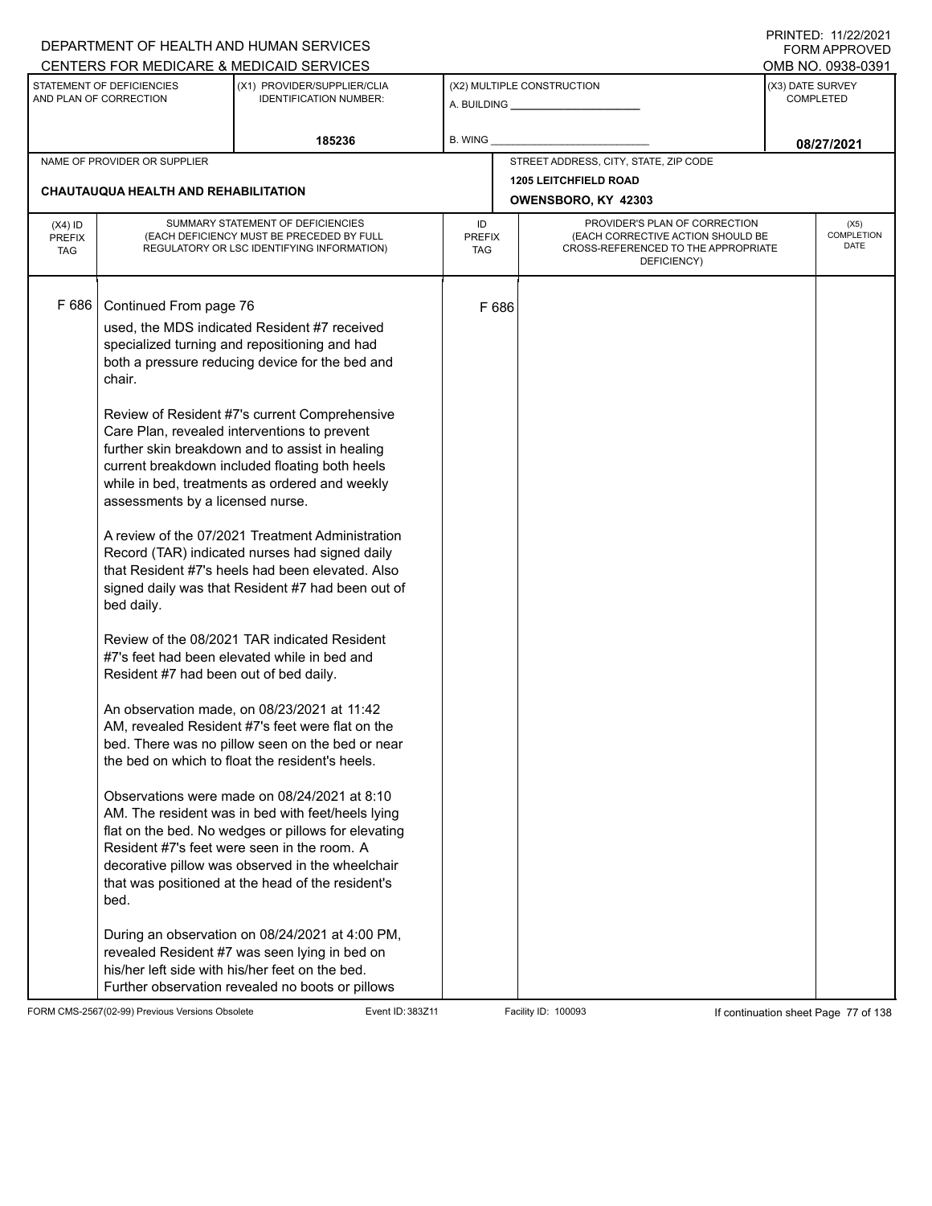| (X4) ID PREFIX TAG | SUMMARY STATEMENT OF DEFICIENCIES (EACH DEFICIENCY MUST BE PRECEDED BY FULL REGULATORY OR LSC IDENTIFYING INFORMATION) | ID PREFIX TAG | PROVIDER'S PLAN OF CORRECTION (EACH CORRECTIVE ACTION SHOULD BE CROSS-REFERENCED TO THE APPROPRIATE DEFICIENCY) | (X5) COMPLETION DATE |
|---|---|---|---|---|
| F 686 | Continued From page 76 | F 686 | | |

used, the MDS indicated Resident #7 received specialized turning and repositioning and had both a pressure reducing device for the bed and chair.

Review of Resident #7's current Comprehensive Care Plan, revealed interventions to prevent further skin breakdown and to assist in healing current breakdown included floating both heels while in bed, treatments as ordered and weekly assessments by a licensed nurse.

A review of the 07/2021 Treatment Administration Record (TAR) indicated nurses had signed daily that Resident #7's heels had been elevated. Also signed daily was that Resident #7 had been out of bed daily.

Review of the 08/2021 TAR indicated Resident #7's feet had been elevated while in bed and Resident #7 had been out of bed daily.

An observation made, on 08/23/2021 at 11:42 AM, revealed Resident #7's feet were flat on the bed. There was no pillow seen on the bed or near the bed on which to float the resident's heels.

Observations were made on 08/24/2021 at 8:10 AM. The resident was in bed with feet/heels lying flat on the bed. No wedges or pillows for elevating Resident #7's feet were seen in the room. A decorative pillow was observed in the wheelchair that was positioned at the head of the resident's bed.

During an observation on 08/24/2021 at 4:00 PM, revealed Resident #7 was seen lying in bed on his/her left side with his/her feet on the bed. Further observation revealed no boots or pillows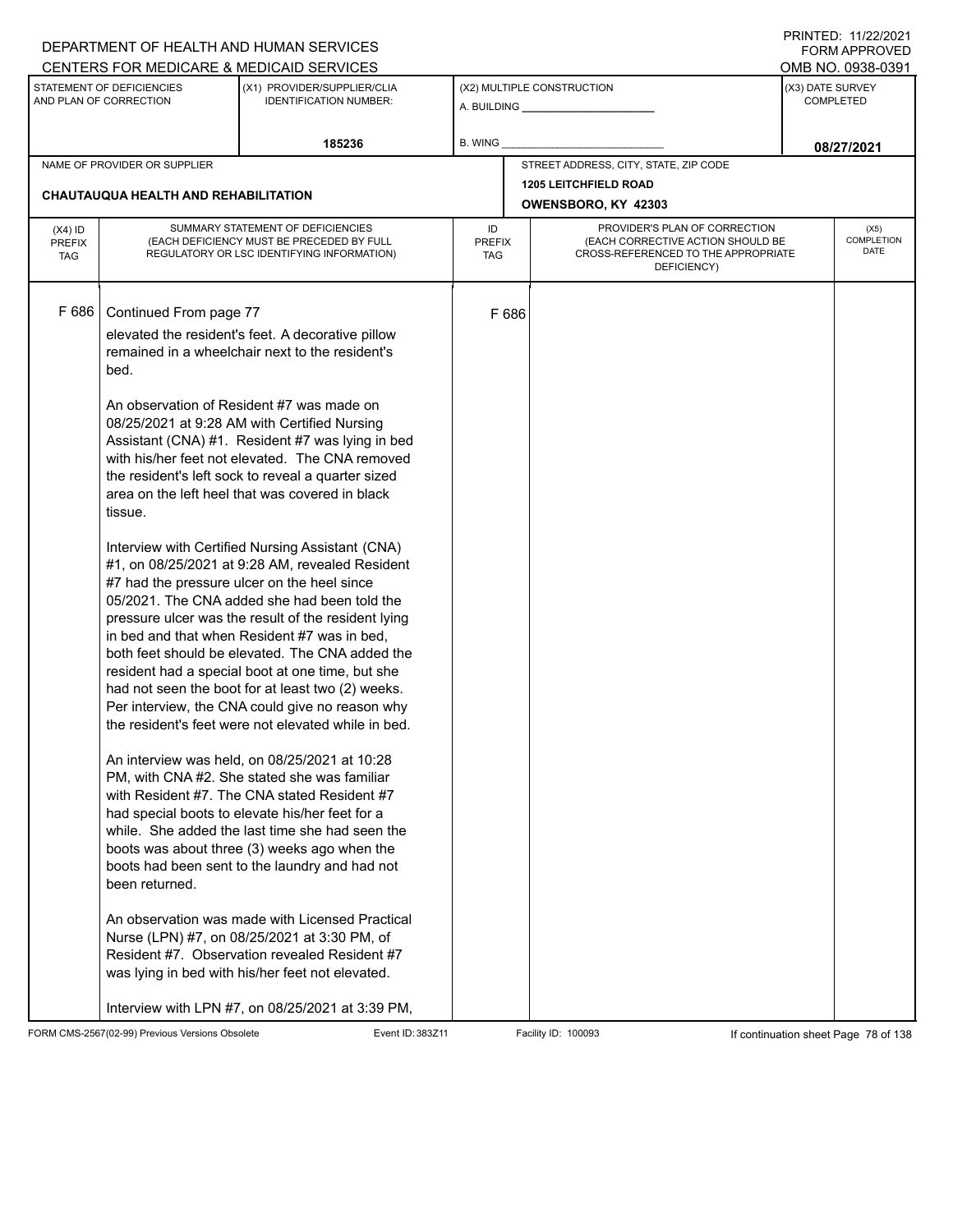DEPARTMENT OF HEALTH AND HUMAN SERVICES
CENTERS FOR MEDICARE & MEDICAID SERVICES

PRINTED: 11/22/2021
FORM APPROVED
OMB NO. 0938-0391

| STATEMENT OF DEFICIENCIES AND PLAN OF CORRECTION | (X1) PROVIDER/SUPPLIER/CLIA IDENTIFICATION NUMBER: | (X2) MULTIPLE CONSTRUCTION | (X3) DATE SURVEY COMPLETED |
|---|---|---|---|
| | 185236 | A. BUILDING ______ B. WING ______ | 08/27/2021 |

| NAME OF PROVIDER OR SUPPLIER | STREET ADDRESS, CITY, STATE, ZIP CODE |
|---|---|
| CHAUTAUQUA HEALTH AND REHABILITATION | 1205 LEITCHFIELD ROAD OWENSBORO, KY 42303 |

| (X4) ID PREFIX TAG | SUMMARY STATEMENT OF DEFICIENCIES (EACH DEFICIENCY MUST BE PRECEDED BY FULL REGULATORY OR LSC IDENTIFYING INFORMATION) | ID PREFIX TAG | PROVIDER'S PLAN OF CORRECTION (EACH CORRECTIVE ACTION SHOULD BE CROSS-REFERENCED TO THE APPROPRIATE DEFICIENCY) | (X5) COMPLETION DATE |
|---|---|---|---|---|
| F 686 | Continued From page 77 | F 686 | | |

elevated the resident's feet. A decorative pillow remained in a wheelchair next to the resident's bed.

An observation of Resident #7 was made on 08/25/2021 at 9:28 AM with Certified Nursing Assistant (CNA) #1. Resident #7 was lying in bed with his/her feet not elevated. The CNA removed the resident's left sock to reveal a quarter sized area on the left heel that was covered in black tissue.

Interview with Certified Nursing Assistant (CNA) #1, on 08/25/2021 at 9:28 AM, revealed Resident #7 had the pressure ulcer on the heel since 05/2021. The CNA added she had been told the pressure ulcer was the result of the resident lying in bed and that when Resident #7 was in bed, both feet should be elevated. The CNA added the resident had a special boot at one time, but she had not seen the boot for at least two (2) weeks. Per interview, the CNA could give no reason why the resident's feet were not elevated while in bed.

An interview was held, on 08/25/2021 at 10:28 PM, with CNA #2. She stated she was familiar with Resident #7. The CNA stated Resident #7 had special boots to elevate his/her feet for a while. She added the last time she had seen the boots was about three (3) weeks ago when the boots had been sent to the laundry and had not been returned.

An observation was made with Licensed Practical Nurse (LPN) #7, on 08/25/2021 at 3:30 PM, of Resident #7. Observation revealed Resident #7 was lying in bed with his/her feet not elevated.

Interview with LPN #7, on 08/25/2021 at 3:39 PM,

FORM CMS-2567(02-99) Previous Versions Obsolete Event ID: 383Z11 Facility ID: 100093 If continuation sheet Page 78 of 138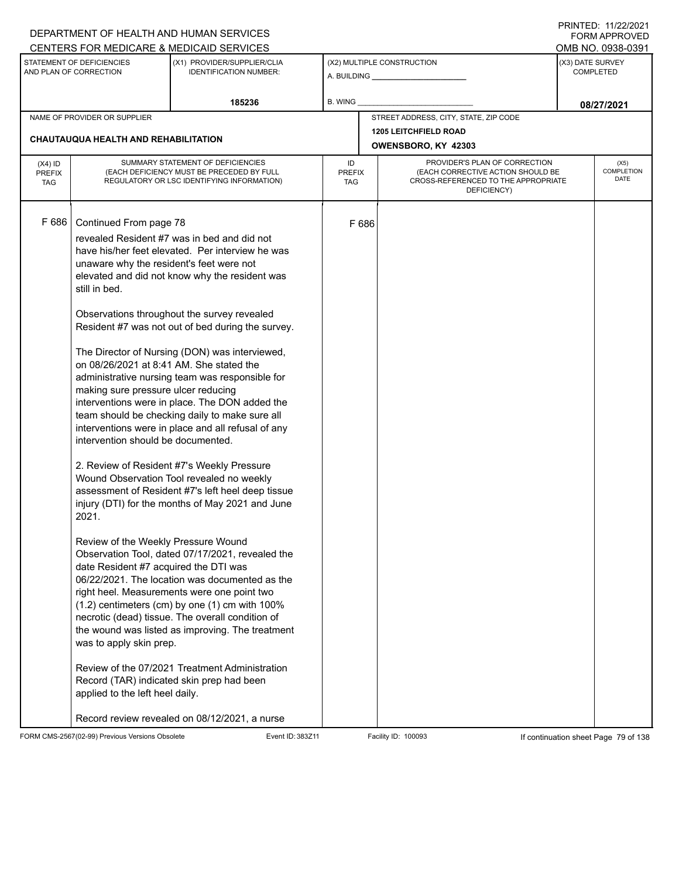DEPARTMENT OF HEALTH AND HUMAN SERVICES
CENTERS FOR MEDICARE & MEDICAID SERVICES

PRINTED: 11/22/2021
FORM APPROVED
OMB NO. 0938-0391

| STATEMENT OF DEFICIENCIES AND PLAN OF CORRECTION | (X1) PROVIDER/SUPPLIER/CLIA IDENTIFICATION NUMBER: | (X2) MULTIPLE CONSTRUCTION | (X3) DATE SURVEY COMPLETED |
|---|---|---|---|
| | 185236 | A. BUILDING ______ B. WING ______ | 08/27/2021 |

| NAME OF PROVIDER OR SUPPLIER | STREET ADDRESS, CITY, STATE, ZIP CODE |
|---|---|
| CHAUTAUQUA HEALTH AND REHABILITATION | 1205 LEITCHFIELD ROAD OWENSBORO, KY 42303 |

| (X4) ID PREFIX TAG | SUMMARY STATEMENT OF DEFICIENCIES (EACH DEFICIENCY MUST BE PRECEDED BY FULL REGULATORY OR LSC IDENTIFYING INFORMATION) | ID PREFIX TAG | PROVIDER'S PLAN OF CORRECTION (EACH CORRECTIVE ACTION SHOULD BE CROSS-REFERENCED TO THE APPROPRIATE DEFICIENCY) | (X5) COMPLETION DATE |
|---|---|---|---|---|
| F 686 | Continued From page 78 | F 686 | | |

revealed Resident #7 was in bed and did not have his/her feet elevated. Per interview he was unaware why the resident's feet were not elevated and did not know why the resident was still in bed.

Observations throughout the survey revealed Resident #7 was not out of bed during the survey.

The Director of Nursing (DON) was interviewed, on 08/26/2021 at 8:41 AM. She stated the administrative nursing team was responsible for making sure pressure ulcer reducing interventions were in place. The DON added the team should be checking daily to make sure all interventions were in place and all refusal of any intervention should be documented.

2. Review of Resident #7's Weekly Pressure Wound Observation Tool revealed no weekly assessment of Resident #7's left heel deep tissue injury (DTI) for the months of May 2021 and June 2021.

Review of the Weekly Pressure Wound Observation Tool, dated 07/17/2021, revealed the date Resident #7 acquired the DTI was 06/22/2021. The location was documented as the right heel. Measurements were one point two (1.2) centimeters (cm) by one (1) cm with 100% necrotic (dead) tissue. The overall condition of the wound was listed as improving. The treatment was to apply skin prep.

Review of the 07/2021 Treatment Administration Record (TAR) indicated skin prep had been applied to the left heel daily.

Record review revealed on 08/12/2021, a nurse

FORM CMS-2567(02-99) Previous Versions Obsolete | Event ID: 383Z11 | Facility ID: 100093 | If continuation sheet Page 79 of 138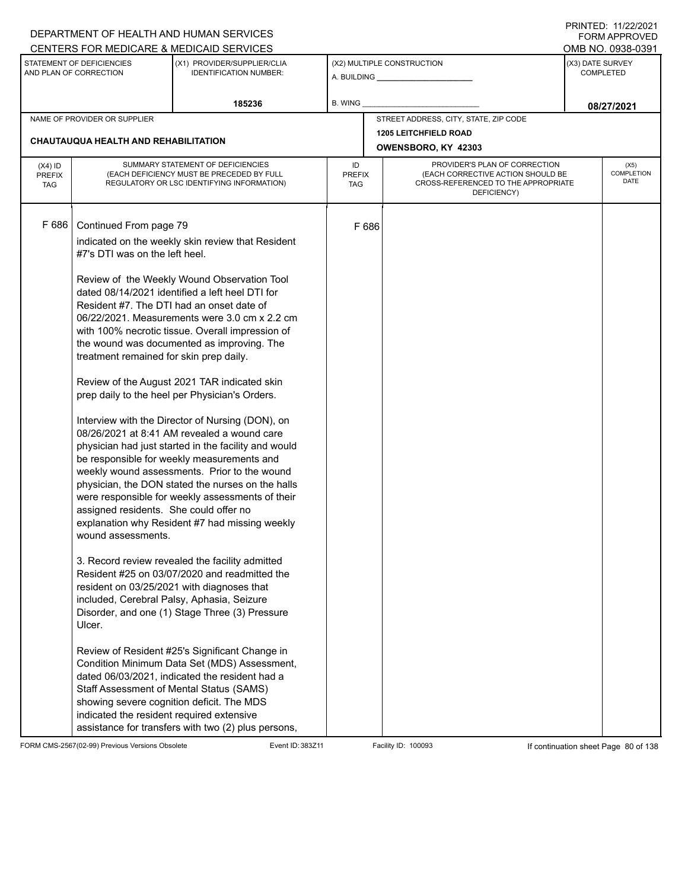DEPARTMENT OF HEALTH AND HUMAN SERVICES
CENTERS FOR MEDICARE & MEDICAID SERVICES

PRINTED: 11/22/2021
FORM APPROVED
OMB NO. 0938-0391

| STATEMENT OF DEFICIENCIES AND PLAN OF CORRECTION | (X1) PROVIDER/SUPPLIER/CLIA IDENTIFICATION NUMBER: | (X2) MULTIPLE CONSTRUCTION | (X3) DATE SURVEY COMPLETED |
|---|---|---|---|
| | 185236 | A. BUILDING ___ B. WING ___ | 08/27/2021 |

NAME OF PROVIDER OR SUPPLIER: **CHAUTAUQUA HEALTH AND REHABILITATION**

STREET ADDRESS, CITY, STATE, ZIP CODE: **1205 LEITCHFIELD ROAD, OWENSBORO, KY 42303**

| (X4) ID PREFIX TAG | SUMMARY STATEMENT OF DEFICIENCIES (EACH DEFICIENCY MUST BE PRECEDED BY FULL REGULATORY OR LSC IDENTIFYING INFORMATION) | ID PREFIX TAG | PROVIDER'S PLAN OF CORRECTION (EACH CORRECTIVE ACTION SHOULD BE CROSS-REFERENCED TO THE APPROPRIATE DEFICIENCY) | (X5) COMPLETION DATE |
|---|---|---|---|---|
| F 686 | Continued From page 79<br><br>indicated on the weekly skin review that Resident #7's DTI was on the left heel.<br><br>Review of the Weekly Wound Observation Tool dated 08/14/2021 identified a left heel DTI for Resident #7. The DTI had an onset date of 06/22/2021. Measurements were 3.0 cm x 2.2 cm with 100% necrotic tissue. Overall impression of the wound was documented as improving. The treatment remained for skin prep daily.<br><br>Review of the August 2021 TAR indicated skin prep daily to the heel per Physician's Orders.<br><br>Interview with the Director of Nursing (DON), on 08/26/2021 at 8:41 AM revealed a wound care physician had just started in the facility and would be responsible for weekly measurements and weekly wound assessments. Prior to the wound physician, the DON stated the nurses on the halls were responsible for weekly assessments of their assigned residents. She could offer no explanation why Resident #7 had missing weekly wound assessments.<br><br>3. Record review revealed the facility admitted Resident #25 on 03/07/2020 and readmitted the resident on 03/25/2021 with diagnoses that included, Cerebral Palsy, Aphasia, Seizure Disorder, and one (1) Stage Three (3) Pressure Ulcer.<br><br>Review of Resident #25's Significant Change in Condition Minimum Data Set (MDS) Assessment, dated 06/03/2021, indicated the resident had a Staff Assessment of Mental Status (SAMS) showing severe cognition deficit. The MDS indicated the resident required extensive assistance for transfers with two (2) plus persons, | F 686 | | |

FORM CMS-2567(02-99) Previous Versions Obsolete | Event ID: 383Z11 | Facility ID: 100093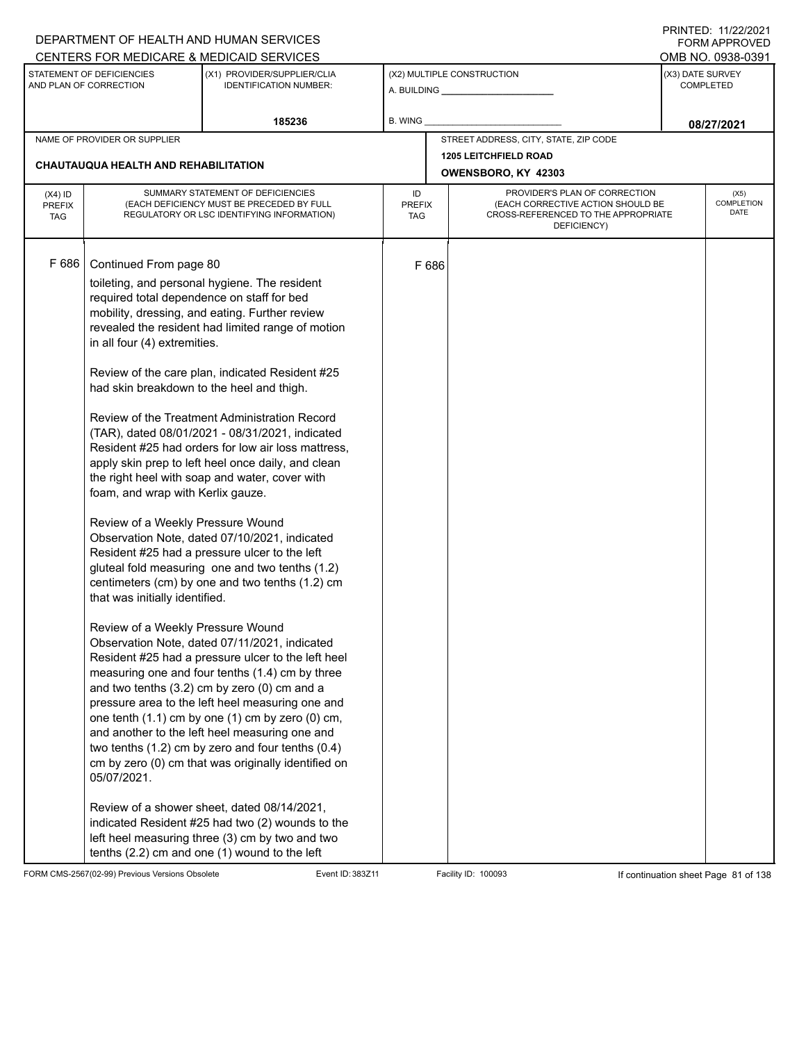DEPARTMENT OF HEALTH AND HUMAN SERVICES
CENTERS FOR MEDICARE & MEDICAID SERVICES

PRINTED: 11/22/2021
FORM APPROVED
OMB NO. 0938-0391

| STATEMENT OF DEFICIENCIES AND PLAN OF CORRECTION | (X1) PROVIDER/SUPPLIER/CLIA IDENTIFICATION NUMBER: | (X2) MULTIPLE CONSTRUCTION | (X3) DATE SURVEY COMPLETED |
|---|---|---|---|
| | 185236 | A. BUILDING ______ B. WING ______ | 08/27/2021 |

| NAME OF PROVIDER OR SUPPLIER | STREET ADDRESS, CITY, STATE, ZIP CODE |
|---|---|
| CHAUTAUQUA HEALTH AND REHABILITATION | 1205 LEITCHFIELD ROAD OWENSBORO, KY 42303 |

| (X4) ID PREFIX TAG | SUMMARY STATEMENT OF DEFICIENCIES (EACH DEFICIENCY MUST BE PRECEDED BY FULL REGULATORY OR LSC IDENTIFYING INFORMATION) | ID PREFIX TAG | PROVIDER'S PLAN OF CORRECTION (EACH CORRECTIVE ACTION SHOULD BE CROSS-REFERENCED TO THE APPROPRIATE DEFICIENCY) | (X5) COMPLETION DATE |
|---|---|---|---|---|
| F 686 | Continued From page 80 | F 686 | | |

toileting, and personal hygiene. The resident required total dependence on staff for bed mobility, dressing, and eating. Further review revealed the resident had limited range of motion in all four (4) extremities.

Review of the care plan, indicated Resident #25 had skin breakdown to the heel and thigh.

Review of the Treatment Administration Record (TAR), dated 08/01/2021 - 08/31/2021, indicated Resident #25 had orders for low air loss mattress, apply skin prep to left heel once daily, and clean the right heel with soap and water, cover with foam, and wrap with Kerlix gauze.

Review of a Weekly Pressure Wound Observation Note, dated 07/10/2021, indicated Resident #25 had a pressure ulcer to the left gluteal fold measuring one and two tenths (1.2) centimeters (cm) by one and two tenths (1.2) cm that was initially identified.

Review of a Weekly Pressure Wound Observation Note, dated 07/11/2021, indicated Resident #25 had a pressure ulcer to the left heel measuring one and four tenths (1.4) cm by three and two tenths (3.2) cm by zero (0) cm and a pressure area to the left heel measuring one and one tenth (1.1) cm by one (1) cm by zero (0) cm, and another to the left heel measuring one and two tenths (1.2) cm by zero and four tenths (0.4) cm by zero (0) cm that was originally identified on 05/07/2021.

Review of a shower sheet, dated 08/14/2021, indicated Resident #25 had two (2) wounds to the left heel measuring three (3) cm by two and two tenths (2.2) cm and one (1) wound to the left

FORM CMS-2567(02-99) Previous Versions Obsolete Event ID: 383Z11 Facility ID: 100093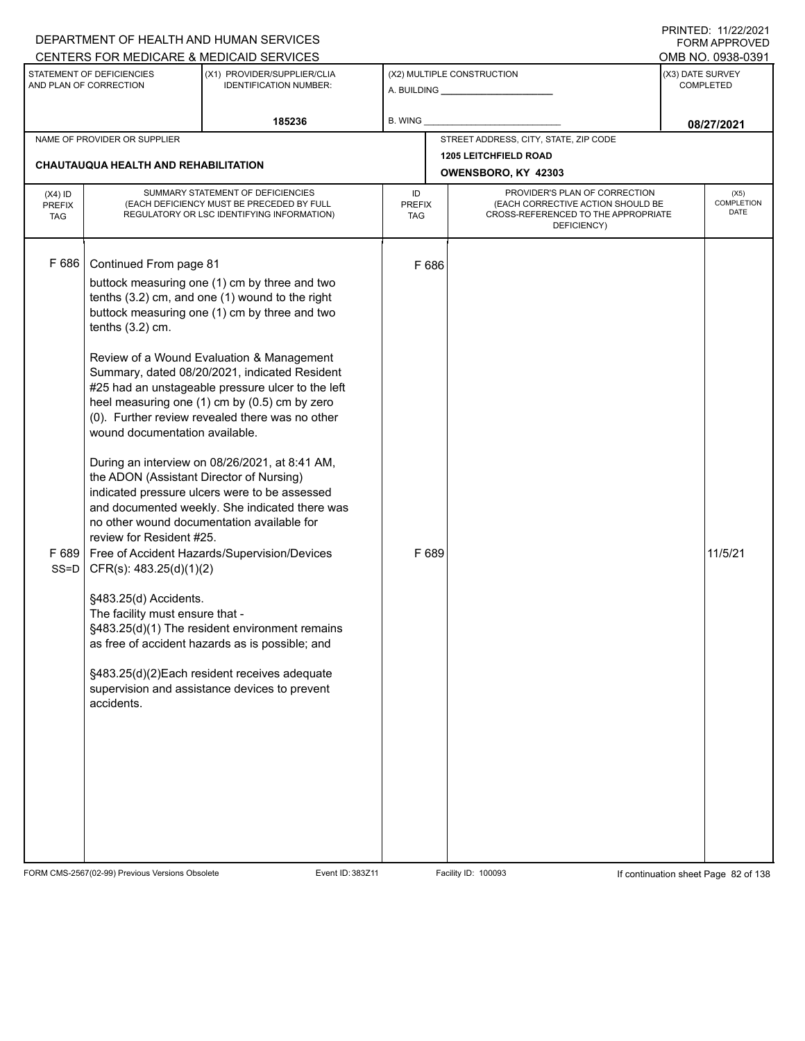DEPARTMENT OF HEALTH AND HUMAN SERVICES
CENTERS FOR MEDICARE & MEDICAID SERVICES

PRINTED: 11/22/2021
FORM APPROVED
OMB NO. 0938-0391

| STATEMENT OF DEFICIENCIES AND PLAN OF CORRECTION | (X1) PROVIDER/SUPPLIER/CLIA IDENTIFICATION NUMBER: | (X2) MULTIPLE CONSTRUCTION | (X3) DATE SURVEY COMPLETED |
|---|---|---|---|
| | 185236 | A. BUILDING ______ B. WING ______ | 08/27/2021 |

| NAME OF PROVIDER OR SUPPLIER | STREET ADDRESS, CITY, STATE, ZIP CODE |
|---|---|
| CHAUTAUQUA HEALTH AND REHABILITATION | 1205 LEITCHFIELD ROAD OWENSBORO, KY 42303 |

| (X4) ID PREFIX TAG | SUMMARY STATEMENT OF DEFICIENCIES (EACH DEFICIENCY MUST BE PRECEDED BY FULL REGULATORY OR LSC IDENTIFYING INFORMATION) | ID PREFIX TAG | PROVIDER'S PLAN OF CORRECTION (EACH CORRECTIVE ACTION SHOULD BE CROSS-REFERENCED TO THE APPROPRIATE DEFICIENCY) | (X5) COMPLETION DATE |
|---|---|---|---|---|
| F 686 | Continued From page 81<br><br>buttock measuring one (1) cm by three and two tenths (3.2) cm, and one (1) wound to the right buttock measuring one (1) cm by three and two tenths (3.2) cm.<br><br>Review of a Wound Evaluation & Management Summary, dated 08/20/2021, indicated Resident #25 had an unstageable pressure ulcer to the left heel measuring one (1) cm by (0.5) cm by zero (0). Further review revealed there was no other wound documentation available.<br><br>During an interview on 08/26/2021, at 8:41 AM, the ADON (Assistant Director of Nursing) indicated pressure ulcers were to be assessed and documented weekly. She indicated there was no other wound documentation available for review for Resident #25. | F 686 | | |
| F 689 SS=D | Free of Accident Hazards/Supervision/Devices CFR(s): 483.25(d)(1)(2)<br><br>§483.25(d) Accidents.<br>The facility must ensure that -<br>§483.25(d)(1) The resident environment remains as free of accident hazards as is possible; and<br><br>§483.25(d)(2)Each resident receives adequate supervision and assistance devices to prevent accidents. | F 689 | | 11/5/21 |

FORM CMS-2567(02-99) Previous Versions Obsolete Event ID: 383Z11 Facility ID: 100093 If continuation sheet Page 82 of 138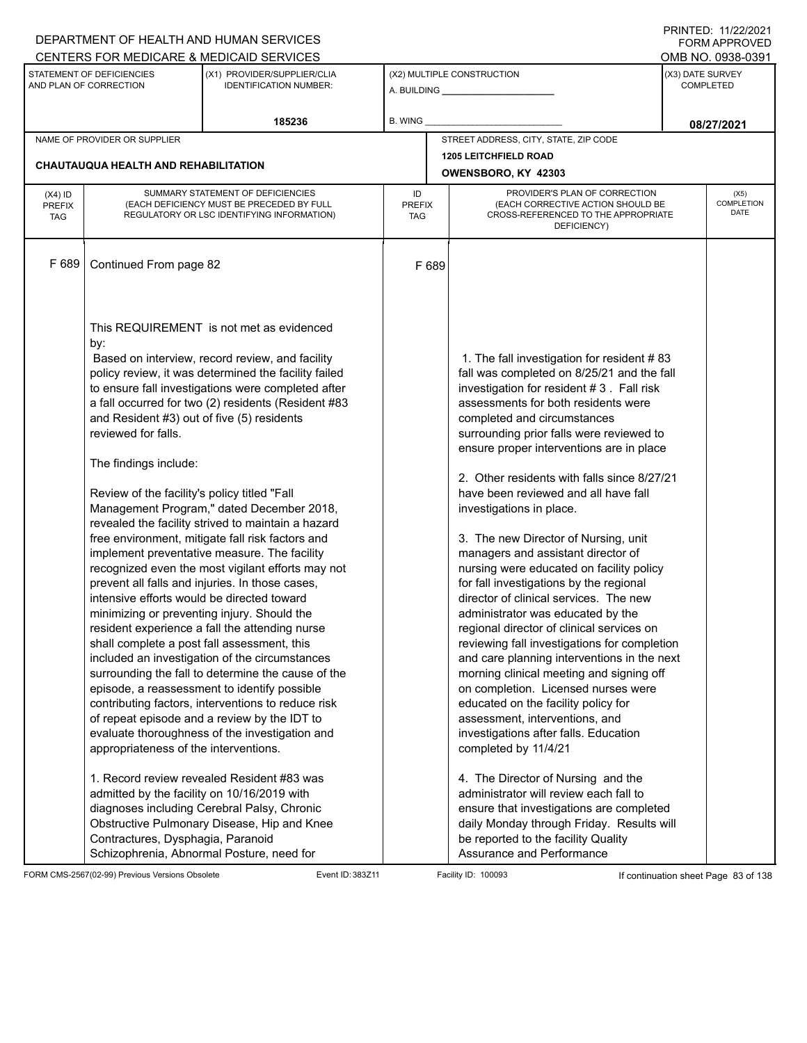DEPARTMENT OF HEALTH AND HUMAN SERVICES
CENTERS FOR MEDICARE & MEDICAID SERVICES

PRINTED: 11/22/2021
FORM APPROVED
OMB NO. 0938-0391

| STATEMENT OF DEFICIENCIES AND PLAN OF CORRECTION | (X1) PROVIDER/SUPPLIER/CLIA IDENTIFICATION NUMBER: | (X2) MULTIPLE CONSTRUCTION | (X3) DATE SURVEY COMPLETED |
|---|---|---|---|
| | 185236 | A. BUILDING ______ B. WING ______ | 08/27/2021 |

NAME OF PROVIDER OR SUPPLIER: CHAUTAUQUA HEALTH AND REHABILITATION

STREET ADDRESS, CITY, STATE, ZIP CODE: 1205 LEITCHFIELD ROAD, OWENSBORO, KY 42303

| (X4) ID PREFIX TAG | SUMMARY STATEMENT OF DEFICIENCIES (EACH DEFICIENCY MUST BE PRECEDED BY FULL REGULATORY OR LSC IDENTIFYING INFORMATION) | ID PREFIX TAG | PROVIDER'S PLAN OF CORRECTION (EACH CORRECTIVE ACTION SHOULD BE CROSS-REFERENCED TO THE APPROPRIATE DEFICIENCY) | (X5) COMPLETION DATE |
|---|---|---|---|---|
| F 689 | Continued From page 82<br><br>This REQUIREMENT is not met as evidenced by:<br>Based on interview, record review, and facility policy review, it was determined the facility failed to ensure fall investigations were completed after a fall occurred for two (2) residents (Resident #83 and Resident #3) out of five (5) residents reviewed for falls.<br><br>The findings include:<br><br>Review of the facility's policy titled "Fall Management Program," dated December 2018, revealed the facility strived to maintain a hazard free environment, mitigate fall risk factors and implement preventative measure. The facility recognized even the most vigilant efforts may not prevent all falls and injuries. In those cases, intensive efforts would be directed toward minimizing or preventing injury. Should the resident experience a fall the attending nurse shall complete a post fall assessment, this included an investigation of the circumstances surrounding the fall to determine the cause of the episode, a reassessment to identify possible contributing factors, interventions to reduce risk of repeat episode and a review by the IDT to evaluate thoroughness of the investigation and appropriateness of the interventions.<br><br>1. Record review revealed Resident #83 was admitted by the facility on 10/16/2019 with diagnoses including Cerebral Palsy, Chronic Obstructive Pulmonary Disease, Hip and Knee Contractures, Dysphagia, Paranoid Schizophrenia, Abnormal Posture, need for | F 689 | 1. The fall investigation for resident # 83 fall was completed on 8/25/21 and the fall investigation for resident # 3 . Fall risk assessments for both residents were completed and circumstances surrounding prior falls were reviewed to ensure proper interventions are in place<br><br>2. Other residents with falls since 8/27/21 have been reviewed and all have fall investigations in place.<br><br>3. The new Director of Nursing, unit managers and assistant director of nursing were educated on facility policy for fall investigations by the regional director of clinical services. The new administrator was educated by the regional director of clinical services on reviewing fall investigations for completion and care planning interventions in the next morning clinical meeting and signing off on completion. Licensed nurses were educated on the facility policy for assessment, interventions, and investigations after falls. Education completed by 11/4/21<br><br>4. The Director of Nursing and the administrator will review each fall to ensure that investigations are completed daily Monday through Friday. Results will be reported to the facility Quality Assurance and Performance | |

FORM CMS-2567(02-99) Previous Versions Obsolete Event ID: 383Z11 Facility ID: 100093 If continuation sheet Page 83 of 138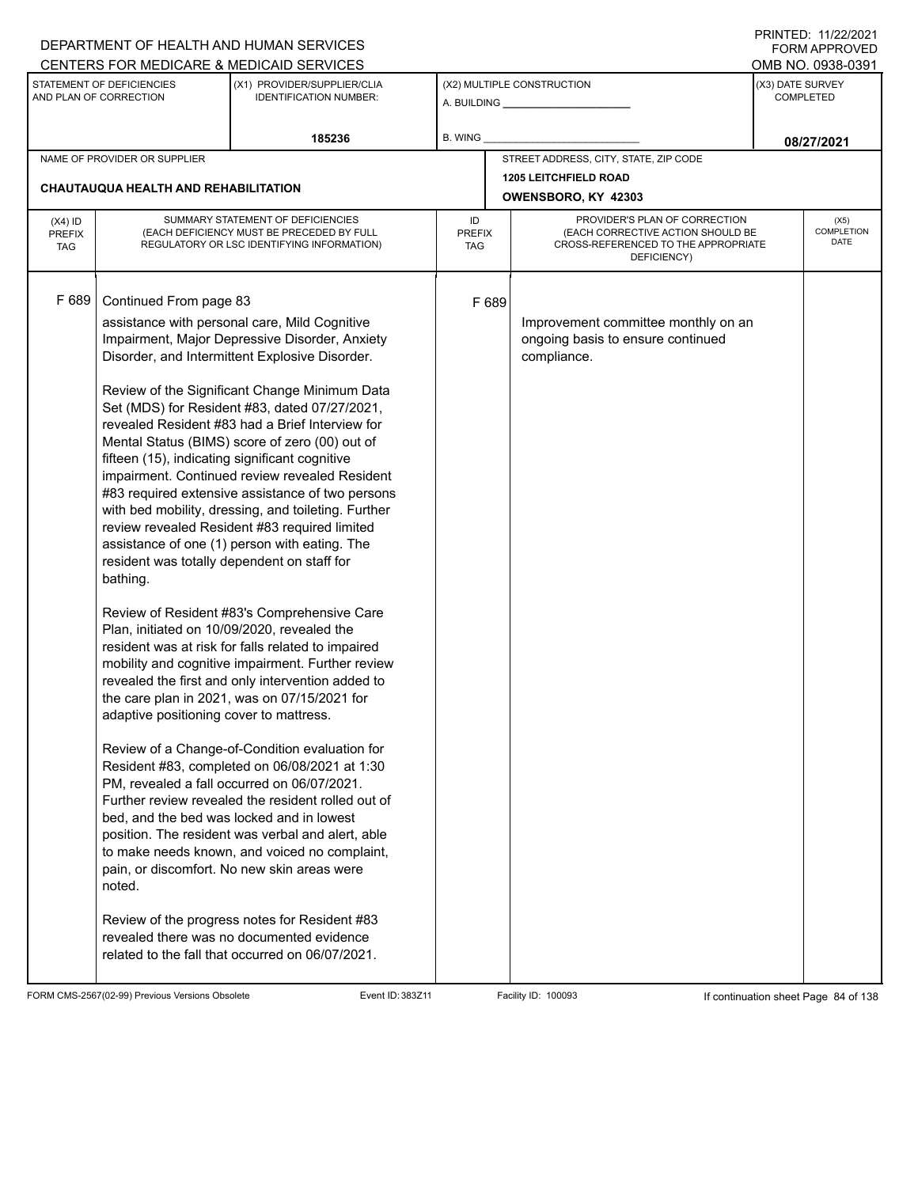DEPARTMENT OF HEALTH AND HUMAN SERVICES
CENTERS FOR MEDICARE & MEDICAID SERVICES

PRINTED: 11/22/2021
FORM APPROVED
OMB NO. 0938-0391

| STATEMENT OF DEFICIENCIES AND PLAN OF CORRECTION | (X1) PROVIDER/SUPPLIER/CLIA IDENTIFICATION NUMBER: | (X2) MULTIPLE CONSTRUCTION | (X3) DATE SURVEY COMPLETED |
|---|---|---|---|
| | 185236 | A. BUILDING ______ B. WING ______ | 08/27/2021 |

| NAME OF PROVIDER OR SUPPLIER | STREET ADDRESS, CITY, STATE, ZIP CODE |
|---|---|
| CHAUTAUQUA HEALTH AND REHABILITATION | 1205 LEITCHFIELD ROAD OWENSBORO, KY 42303 |

| (X4) ID PREFIX TAG | SUMMARY STATEMENT OF DEFICIENCIES (EACH DEFICIENCY MUST BE PRECEDED BY FULL REGULATORY OR LSC IDENTIFYING INFORMATION) | ID PREFIX TAG | PROVIDER'S PLAN OF CORRECTION (EACH CORRECTIVE ACTION SHOULD BE CROSS-REFERENCED TO THE APPROPRIATE DEFICIENCY) | (X5) COMPLETION DATE |
|---|---|---|---|---|
| F 689 | Continued From page 83<br><br>assistance with personal care, Mild Cognitive Impairment, Major Depressive Disorder, Anxiety Disorder, and Intermittent Explosive Disorder.<br><br>Review of the Significant Change Minimum Data Set (MDS) for Resident #83, dated 07/27/2021, revealed Resident #83 had a Brief Interview for Mental Status (BIMS) score of zero (00) out of fifteen (15), indicating significant cognitive impairment. Continued review revealed Resident #83 required extensive assistance of two persons with bed mobility, dressing, and toileting. Further review revealed Resident #83 required limited assistance of one (1) person with eating. The resident was totally dependent on staff for bathing.<br><br>Review of Resident #83's Comprehensive Care Plan, initiated on 10/09/2020, revealed the resident was at risk for falls related to impaired mobility and cognitive impairment. Further review revealed the first and only intervention added to the care plan in 2021, was on 07/15/2021 for adaptive positioning cover to mattress.<br><br>Review of a Change-of-Condition evaluation for Resident #83, completed on 06/08/2021 at 1:30 PM, revealed a fall occurred on 06/07/2021. Further review revealed the resident rolled out of bed, and the bed was locked and in lowest position. The resident was verbal and alert, able to make needs known, and voiced no complaint, pain, or discomfort. No new skin areas were noted.<br><br>Review of the progress notes for Resident #83 revealed there was no documented evidence related to the fall that occurred on 06/07/2021. | F 689 | Improvement committee monthly on an ongoing basis to ensure continued compliance. | |

FORM CMS-2567(02-99) Previous Versions Obsolete Event ID: 383Z11 Facility ID: 100093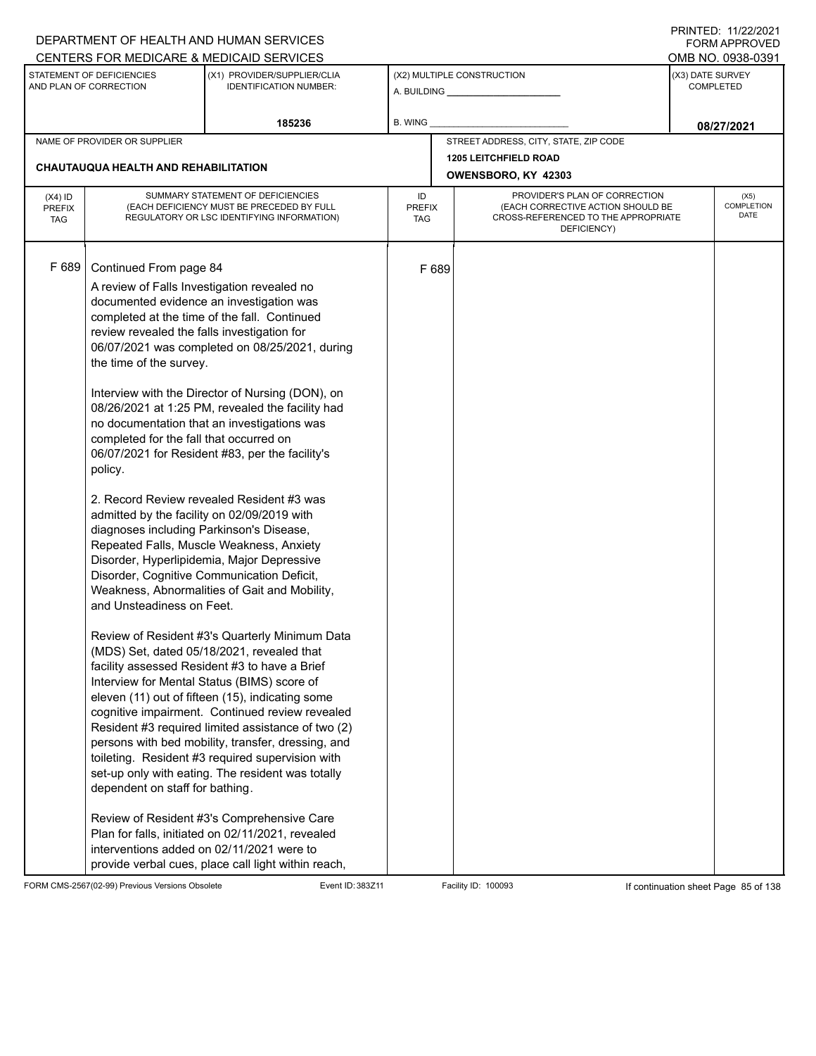DEPARTMENT OF HEALTH AND HUMAN SERVICES
CENTERS FOR MEDICARE & MEDICAID SERVICES

PRINTED: 11/22/2021
FORM APPROVED
OMB NO. 0938-0391

| STATEMENT OF DEFICIENCIES AND PLAN OF CORRECTION | (X1) PROVIDER/SUPPLIER/CLIA IDENTIFICATION NUMBER: | (X2) MULTIPLE CONSTRUCTION | (X3) DATE SURVEY COMPLETED |
|---|---|---|---|
| | 185236 | A. BUILDING ___ B. WING ___ | 08/27/2021 |

| NAME OF PROVIDER OR SUPPLIER | STREET ADDRESS, CITY, STATE, ZIP CODE |
|---|---|
| CHAUTAUQUA HEALTH AND REHABILITATION | 1205 LEITCHFIELD ROAD OWENSBORO, KY 42303 |

| (X4) ID PREFIX TAG | SUMMARY STATEMENT OF DEFICIENCIES (EACH DEFICIENCY MUST BE PRECEDED BY FULL REGULATORY OR LSC IDENTIFYING INFORMATION) | ID PREFIX TAG | PROVIDER'S PLAN OF CORRECTION (EACH CORRECTIVE ACTION SHOULD BE CROSS-REFERENCED TO THE APPROPRIATE DEFICIENCY) | (X5) COMPLETION DATE |
|---|---|---|---|---|
| F 689 | Continued From page 84 | F 689 | | |

A review of Falls Investigation revealed no documented evidence an investigation was completed at the time of the fall. Continued review revealed the falls investigation for 06/07/2021 was completed on 08/25/2021, during the time of the survey.

Interview with the Director of Nursing (DON), on 08/26/2021 at 1:25 PM, revealed the facility had no documentation that an investigations was completed for the fall that occurred on 06/07/2021 for Resident #83, per the facility's policy.

2. Record Review revealed Resident #3 was admitted by the facility on 02/09/2019 with diagnoses including Parkinson's Disease, Repeated Falls, Muscle Weakness, Anxiety Disorder, Hyperlipidemia, Major Depressive Disorder, Cognitive Communication Deficit, Weakness, Abnormalities of Gait and Mobility, and Unsteadiness on Feet.

Review of Resident #3's Quarterly Minimum Data (MDS) Set, dated 05/18/2021, revealed that facility assessed Resident #3 to have a Brief Interview for Mental Status (BIMS) score of eleven (11) out of fifteen (15), indicating some cognitive impairment. Continued review revealed Resident #3 required limited assistance of two (2) persons with bed mobility, transfer, dressing, and toileting. Resident #3 required supervision with set-up only with eating. The resident was totally dependent on staff for bathing.

Review of Resident #3's Comprehensive Care Plan for falls, initiated on 02/11/2021, revealed interventions added on 02/11/2021 were to provide verbal cues, place call light within reach,

FORM CMS-2567(02-99) Previous Versions Obsolete Event ID: 383Z11 Facility ID: 100093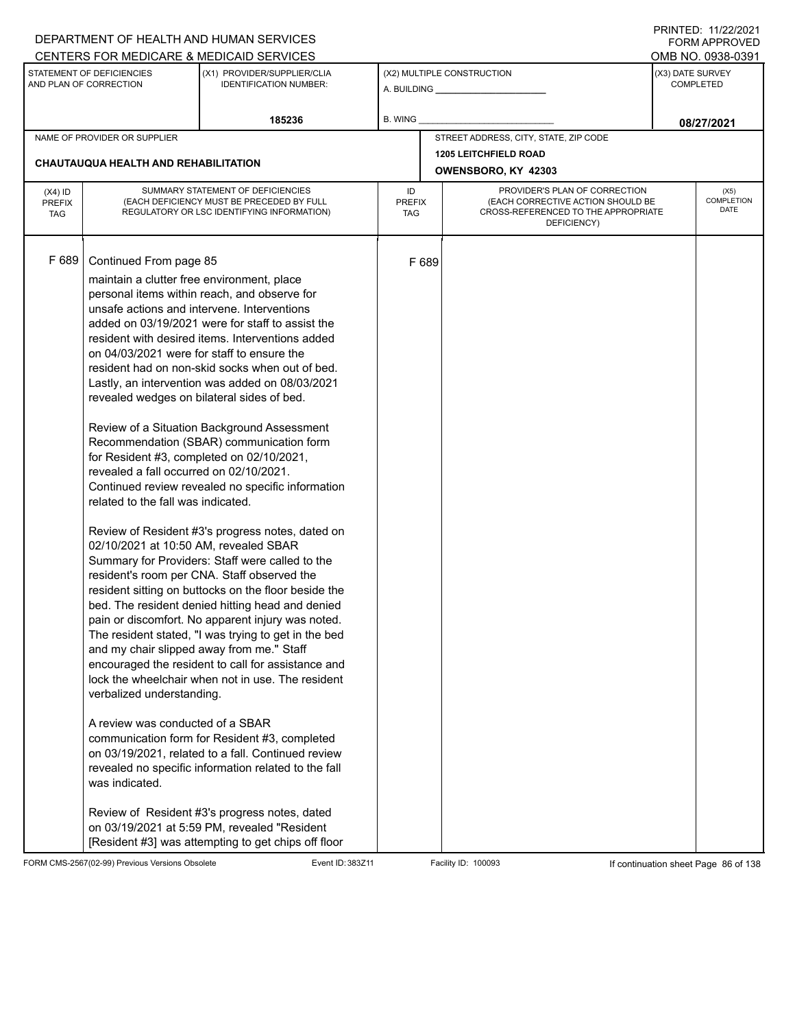F 689 Continued From page 85

maintain a clutter free environment, place personal items within reach, and observe for unsafe actions and intervene. Interventions added on 03/19/2021 were for staff to assist the resident with desired items. Interventions added on 04/03/2021 were for staff to ensure the resident had on non-skid socks when out of bed. Lastly, an intervention was added on 08/03/2021 revealed wedges on bilateral sides of bed.

Review of a Situation Background Assessment Recommendation (SBAR) communication form for Resident #3, completed on 02/10/2021, revealed a fall occurred on 02/10/2021. Continued review revealed no specific information related to the fall was indicated.

Review of Resident #3's progress notes, dated on 02/10/2021 at 10:50 AM, revealed SBAR Summary for Providers: Staff were called to the resident's room per CNA. Staff observed the resident sitting on buttocks on the floor beside the bed. The resident denied hitting head and denied pain or discomfort. No apparent injury was noted. The resident stated, "I was trying to get in the bed and my chair slipped away from me." Staff encouraged the resident to call for assistance and lock the wheelchair when not in use. The resident verbalized understanding.

A review was conducted of a SBAR communication form for Resident #3, completed on 03/19/2021, related to a fall. Continued review revealed no specific information related to the fall was indicated.

Review of Resident #3's progress notes, dated on 03/19/2021 at 5:59 PM, revealed "Resident [Resident #3] was attempting to get chips off floor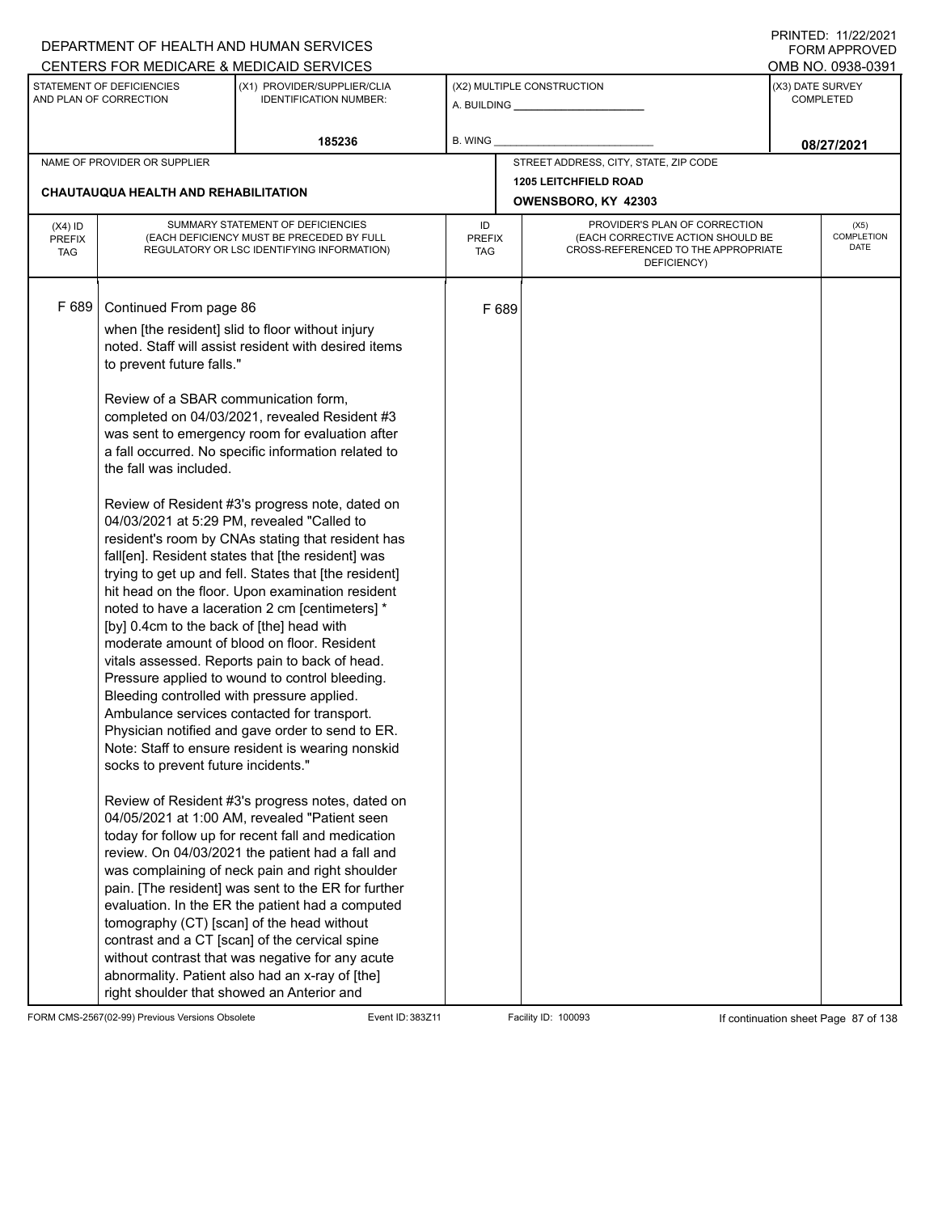DEPARTMENT OF HEALTH AND HUMAN SERVICES
CENTERS FOR MEDICARE & MEDICAID SERVICES

PRINTED: 11/22/2021
FORM APPROVED
OMB NO. 0938-0391

| STATEMENT OF DEFICIENCIES AND PLAN OF CORRECTION | (X1) PROVIDER/SUPPLIER/CLIA IDENTIFICATION NUMBER: | (X2) MULTIPLE CONSTRUCTION | (X3) DATE SURVEY COMPLETED |
|---|---|---|---|
| | 185236 | A. BUILDING ______ B. WING ______ | 08/27/2021 |

| NAME OF PROVIDER OR SUPPLIER | STREET ADDRESS, CITY, STATE, ZIP CODE |
|---|---|
| CHAUTAUQUA HEALTH AND REHABILITATION | 1205 LEITCHFIELD ROAD OWENSBORO, KY 42303 |

| (X4) ID PREFIX TAG | SUMMARY STATEMENT OF DEFICIENCIES (EACH DEFICIENCY MUST BE PRECEDED BY FULL REGULATORY OR LSC IDENTIFYING INFORMATION) | ID PREFIX TAG | PROVIDER'S PLAN OF CORRECTION (EACH CORRECTIVE ACTION SHOULD BE CROSS-REFERENCED TO THE APPROPRIATE DEFICIENCY) | (X5) COMPLETION DATE |
|---|---|---|---|---|
| F 689 | Continued From page 86 | F 689 | | |

when [the resident] slid to floor without injury noted. Staff will assist resident with desired items to prevent future falls."

Review of a SBAR communication form, completed on 04/03/2021, revealed Resident #3 was sent to emergency room for evaluation after a fall occurred. No specific information related to the fall was included.

Review of Resident #3's progress note, dated on 04/03/2021 at 5:29 PM, revealed "Called to resident's room by CNAs stating that resident has fall[en]. Resident states that [the resident] was trying to get up and fell. States that [the resident] hit head on the floor. Upon examination resident noted to have a laceration 2 cm [centimeters] * [by] 0.4cm to the back of [the] head with moderate amount of blood on floor. Resident vitals assessed. Reports pain to back of head. Pressure applied to wound to control bleeding. Bleeding controlled with pressure applied. Ambulance services contacted for transport. Physician notified and gave order to send to ER. Note: Staff to ensure resident is wearing nonskid socks to prevent future incidents."

Review of Resident #3's progress notes, dated on 04/05/2021 at 1:00 AM, revealed "Patient seen today for follow up for recent fall and medication review. On 04/03/2021 the patient had a fall and was complaining of neck pain and right shoulder pain. [The resident] was sent to the ER for further evaluation. In the ER the patient had a computed tomography (CT) [scan] of the head without contrast and a CT [scan] of the cervical spine without contrast that was negative for any acute abnormality. Patient also had an x-ray of [the] right shoulder that showed an Anterior and

FORM CMS-2567(02-99) Previous Versions Obsolete Event ID: 383Z11 Facility ID: 100093 If continuation sheet Page 87 of 138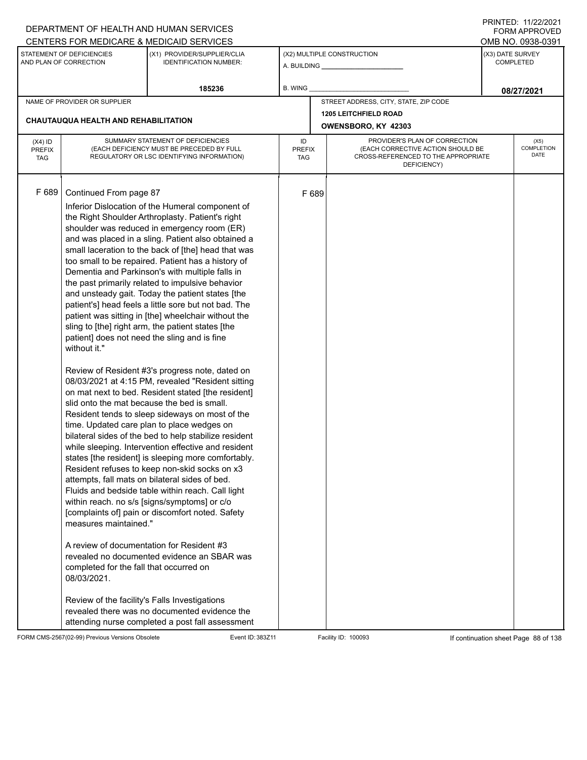DEPARTMENT OF HEALTH AND HUMAN SERVICES
CENTERS FOR MEDICARE & MEDICAID SERVICES

PRINTED: 11/22/2021
FORM APPROVED
OMB NO. 0938-0391

| STATEMENT OF DEFICIENCIES AND PLAN OF CORRECTION | (X1) PROVIDER/SUPPLIER/CLIA IDENTIFICATION NUMBER: | (X2) MULTIPLE CONSTRUCTION | (X3) DATE SURVEY COMPLETED |
|---|---|---|---|
| | 185236 | A. BUILDING ___ B. WING ___ | 08/27/2021 |

| NAME OF PROVIDER OR SUPPLIER | STREET ADDRESS, CITY, STATE, ZIP CODE |
|---|---|
| CHAUTAUQUA HEALTH AND REHABILITATION | 1205 LEITCHFIELD ROAD OWENSBORO, KY 42303 |

| (X4) ID PREFIX TAG | SUMMARY STATEMENT OF DEFICIENCIES (EACH DEFICIENCY MUST BE PRECEDED BY FULL REGULATORY OR LSC IDENTIFYING INFORMATION) | ID PREFIX TAG | PROVIDER'S PLAN OF CORRECTION (EACH CORRECTIVE ACTION SHOULD BE CROSS-REFERENCED TO THE APPROPRIATE DEFICIENCY) | (X5) COMPLETION DATE |
|---|---|---|---|---|
| F 689 | Continued From page 87 | F 689 | | |

Inferior Dislocation of the Humeral component of the Right Shoulder Arthroplasty. Patient's right shoulder was reduced in emergency room (ER) and was placed in a sling. Patient also obtained a small laceration to the back of [the] head that was too small to be repaired. Patient has a history of Dementia and Parkinson's with multiple falls in the past primarily related to impulsive behavior and unsteady gait. Today the patient states [the patient's] head feels a little sore but not bad. The patient was sitting in [the] wheelchair without the sling to [the] right arm, the patient states [the patient] does not need the sling and is fine without it."

Review of Resident #3's progress note, dated on 08/03/2021 at 4:15 PM, revealed "Resident sitting on mat next to bed. Resident stated [the resident] slid onto the mat because the bed is small. Resident tends to sleep sideways on most of the time. Updated care plan to place wedges on bilateral sides of the bed to help stabilize resident while sleeping. Intervention effective and resident states [the resident] is sleeping more comfortably. Resident refuses to keep non-skid socks on x3 attempts, fall mats on bilateral sides of bed. Fluids and bedside table within reach. Call light within reach. no s/s [signs/symptoms] or c/o [complaints of] pain or discomfort noted. Safety measures maintained."

A review of documentation for Resident #3 revealed no documented evidence an SBAR was completed for the fall that occurred on 08/03/2021.

Review of the facility's Falls Investigations revealed there was no documented evidence the attending nurse completed a post fall assessment

FORM CMS-2567(02-99) Previous Versions Obsolete Event ID: 383Z11 Facility ID: 100093 If continuation sheet Page 88 of 138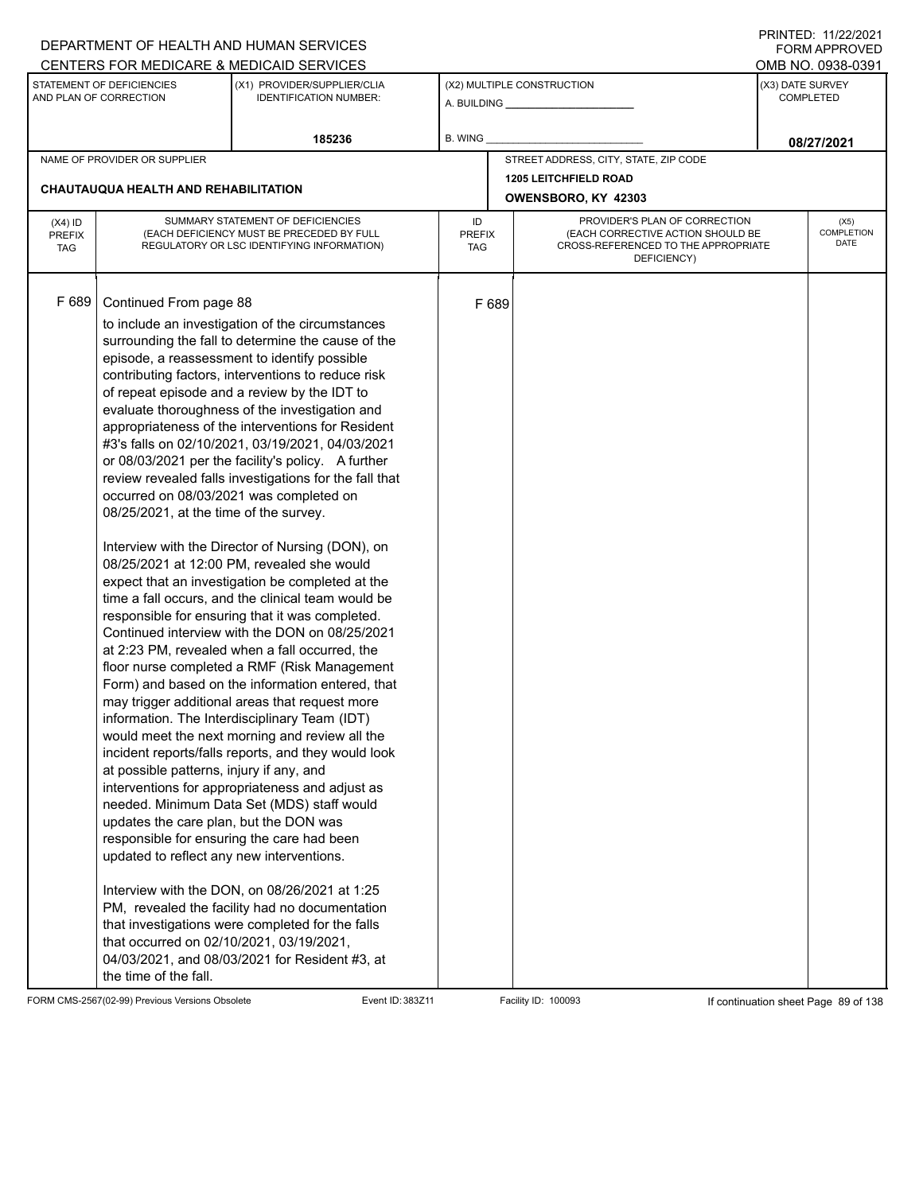DEPARTMENT OF HEALTH AND HUMAN SERVICES
CENTERS FOR MEDICARE & MEDICAID SERVICES

PRINTED: 11/22/2021
FORM APPROVED
OMB NO. 0938-0391

| STATEMENT OF DEFICIENCIES AND PLAN OF CORRECTION | (X1) PROVIDER/SUPPLIER/CLIA IDENTIFICATION NUMBER: | (X2) MULTIPLE CONSTRUCTION | (X3) DATE SURVEY COMPLETED |
|---|---|---|---|
| | 185236 | A. BUILDING ______ B. WING ______ | 08/27/2021 |

| NAME OF PROVIDER OR SUPPLIER | STREET ADDRESS, CITY, STATE, ZIP CODE |
|---|---|
| CHAUTAUQUA HEALTH AND REHABILITATION | 1205 LEITCHFIELD ROAD OWENSBORO, KY 42303 |

| (X4) ID PREFIX TAG | SUMMARY STATEMENT OF DEFICIENCIES (EACH DEFICIENCY MUST BE PRECEDED BY FULL REGULATORY OR LSC IDENTIFYING INFORMATION) | ID PREFIX TAG | PROVIDER'S PLAN OF CORRECTION (EACH CORRECTIVE ACTION SHOULD BE CROSS-REFERENCED TO THE APPROPRIATE DEFICIENCY) | (X5) COMPLETION DATE |
|---|---|---|---|---|
| F 689 | Continued From page 88<br>to include an investigation of the circumstances surrounding the fall to determine the cause of the episode, a reassessment to identify possible contributing factors, interventions to reduce risk of repeat episode and a review by the IDT to evaluate thoroughness of the investigation and appropriateness of the interventions for Resident #3's falls on 02/10/2021, 03/19/2021, 04/03/2021 or 08/03/2021 per the facility's policy. A further review revealed falls investigations for the fall that occurred on 08/03/2021 was completed on 08/25/2021, at the time of the survey.<br><br>Interview with the Director of Nursing (DON), on 08/25/2021 at 12:00 PM, revealed she would expect that an investigation be completed at the time a fall occurs, and the clinical team would be responsible for ensuring that it was completed. Continued interview with the DON on 08/25/2021 at 2:23 PM, revealed when a fall occurred, the floor nurse completed a RMF (Risk Management Form) and based on the information entered, that may trigger additional areas that request more information. The Interdisciplinary Team (IDT) would meet the next morning and review all the incident reports/falls reports, and they would look at possible patterns, injury if any, and interventions for appropriateness and adjust as needed. Minimum Data Set (MDS) staff would updates the care plan, but the DON was responsible for ensuring the care had been updated to reflect any new interventions.<br><br>Interview with the DON, on 08/26/2021 at 1:25 PM, revealed the facility had no documentation that investigations were completed for the falls that occurred on 02/10/2021, 03/19/2021, 04/03/2021, and 08/03/2021 for Resident #3, at the time of the fall. | F 689 | | |

FORM CMS-2567(02-99) Previous Versions Obsolete Event ID: 383Z11 Facility ID: 100093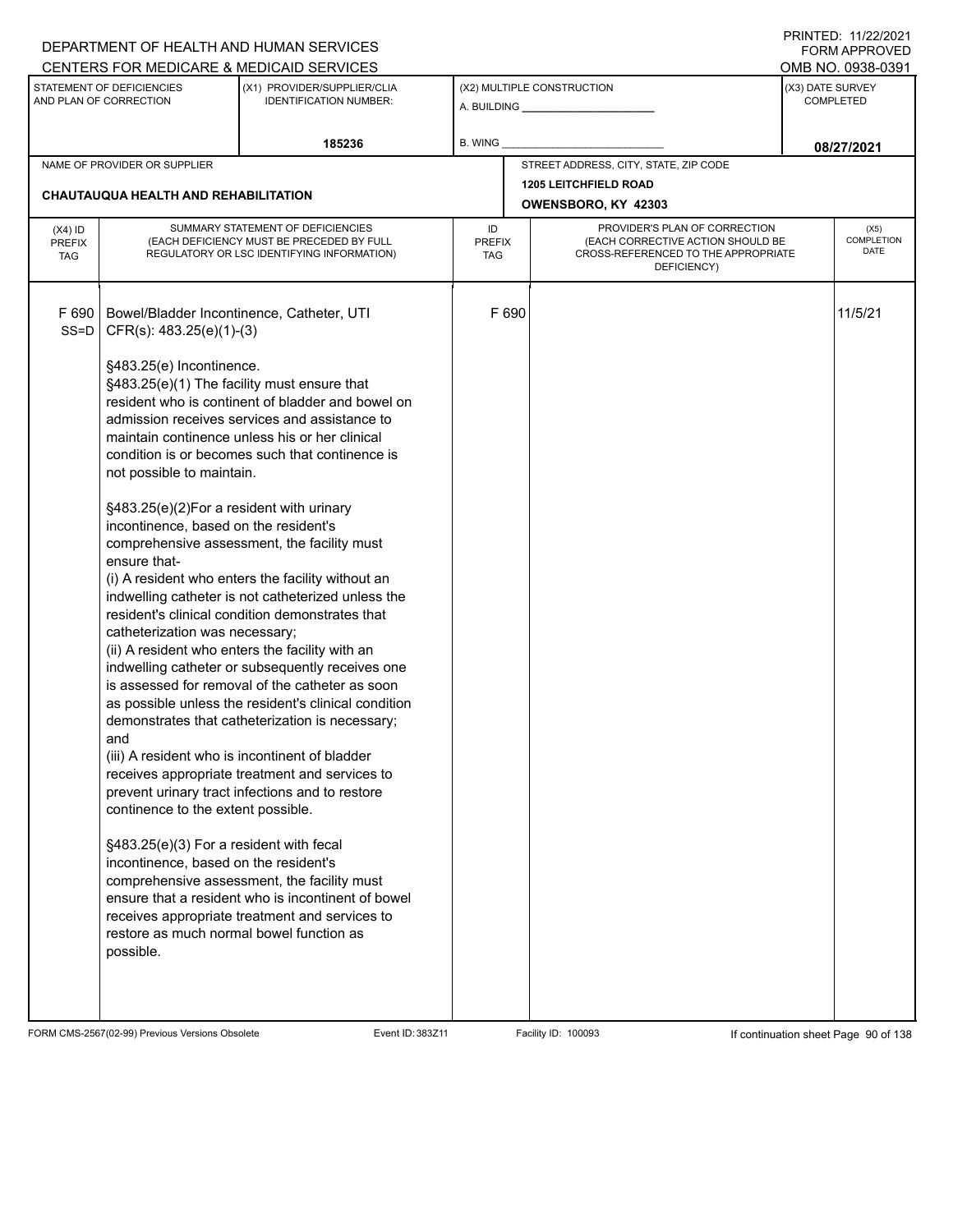DEPARTMENT OF HEALTH AND HUMAN SERVICES
CENTERS FOR MEDICARE & MEDICAID SERVICES

PRINTED: 11/22/2021
FORM APPROVED
OMB NO. 0938-0391

| STATEMENT OF DEFICIENCIES AND PLAN OF CORRECTION | (X1) PROVIDER/SUPPLIER/CLIA IDENTIFICATION NUMBER: | (X2) MULTIPLE CONSTRUCTION | (X3) DATE SURVEY COMPLETED |
|---|---|---|---|
| | 185236 | A. BUILDING ___ B. WING ___ | 08/27/2021 |

NAME OF PROVIDER OR SUPPLIER: CHAUTAUQUA HEALTH AND REHABILITATION

STREET ADDRESS, CITY, STATE, ZIP CODE: 1205 LEITCHFIELD ROAD, OWENSBORO, KY 42303

| (X4) ID PREFIX TAG | SUMMARY STATEMENT OF DEFICIENCIES (EACH DEFICIENCY MUST BE PRECEDED BY FULL REGULATORY OR LSC IDENTIFYING INFORMATION) | ID PREFIX TAG | PROVIDER'S PLAN OF CORRECTION (EACH CORRECTIVE ACTION SHOULD BE CROSS-REFERENCED TO THE APPROPRIATE DEFICIENCY) | (X5) COMPLETION DATE |
|---|---|---|---|---|
| F 690 SS=D | Bowel/Bladder Incontinence, Catheter, UTI CFR(s): 483.25(e)(1)-(3)<br><br>§483.25(e) Incontinence.<br>§483.25(e)(1) The facility must ensure that resident who is continent of bladder and bowel on admission receives services and assistance to maintain continence unless his or her clinical condition is or becomes such that continence is not possible to maintain.<br><br>§483.25(e)(2)For a resident with urinary incontinence, based on the resident's comprehensive assessment, the facility must ensure that-<br>(i) A resident who enters the facility without an indwelling catheter is not catheterized unless the resident's clinical condition demonstrates that catheterization was necessary;<br>(ii) A resident who enters the facility with an indwelling catheter or subsequently receives one is assessed for removal of the catheter as soon as possible unless the resident's clinical condition demonstrates that catheterization is necessary; and<br>(iii) A resident who is incontinent of bladder receives appropriate treatment and services to prevent urinary tract infections and to restore continence to the extent possible.<br><br>§483.25(e)(3) For a resident with fecal incontinence, based on the resident's comprehensive assessment, the facility must ensure that a resident who is incontinent of bowel receives appropriate treatment and services to restore as much normal bowel function as possible. | F 690 | | 11/5/21 |

FORM CMS-2567(02-99) Previous Versions Obsolete | Event ID: 383Z11 | Facility ID: 100093 | If continuation sheet Page 90 of 138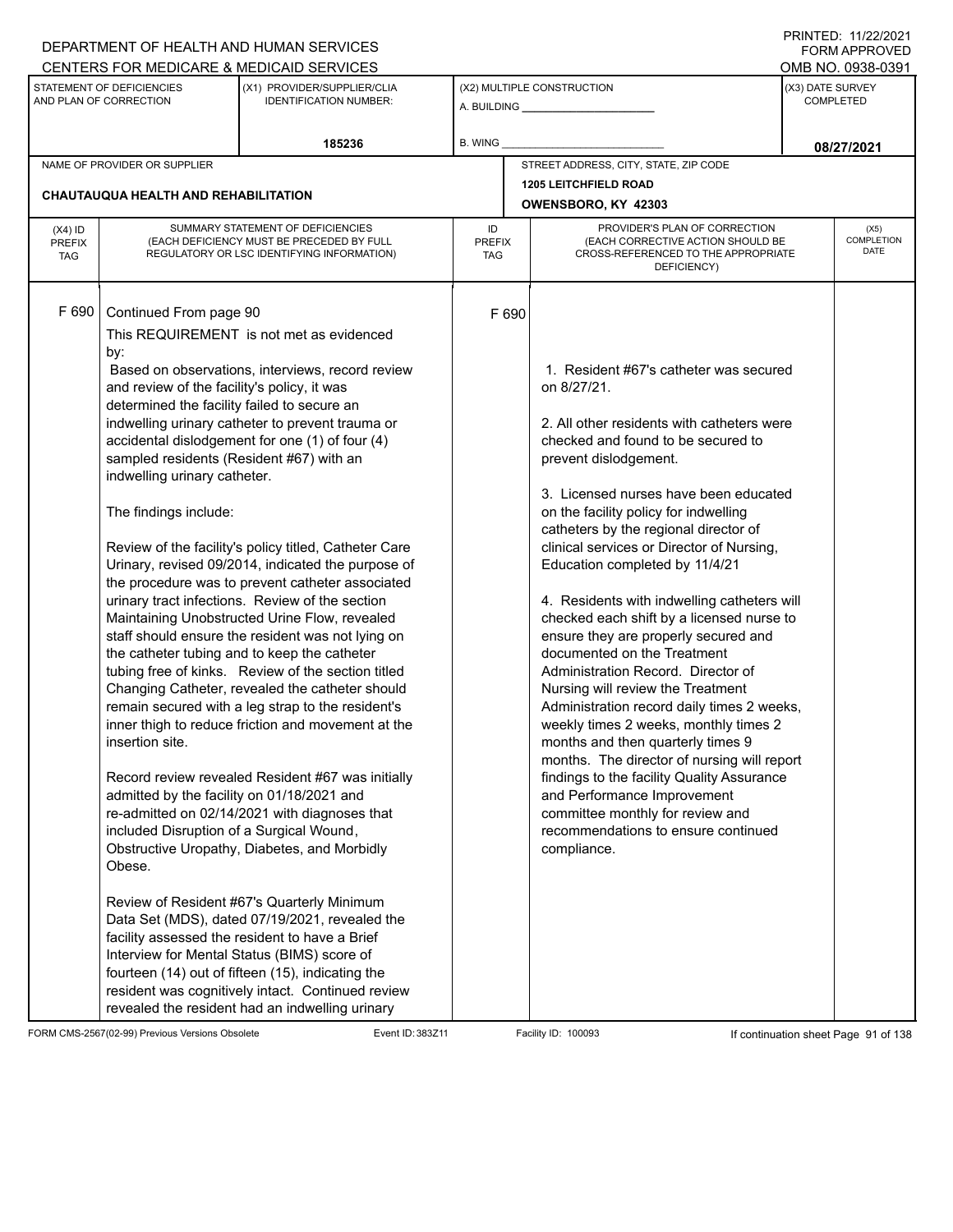DEPARTMENT OF HEALTH AND HUMAN SERVICES
CENTERS FOR MEDICARE & MEDICAID SERVICES

PRINTED: 11/22/2021
FORM APPROVED
OMB NO. 0938-0391

| STATEMENT OF DEFICIENCIES AND PLAN OF CORRECTION | (X1) PROVIDER/SUPPLIER/CLIA IDENTIFICATION NUMBER: | (X2) MULTIPLE CONSTRUCTION | (X3) DATE SURVEY COMPLETED |
|---|---|---|---|
| | 185236 | A. BUILDING ______ B. WING ______ | 08/27/2021 |

| NAME OF PROVIDER OR SUPPLIER | STREET ADDRESS, CITY, STATE, ZIP CODE |
|---|---|
| CHAUTAUQUA HEALTH AND REHABILITATION | 1205 LEITCHFIELD ROAD OWENSBORO, KY 42303 |

| (X4) ID PREFIX TAG | SUMMARY STATEMENT OF DEFICIENCIES (EACH DEFICIENCY MUST BE PRECEDED BY FULL REGULATORY OR LSC IDENTIFYING INFORMATION) | ID PREFIX TAG | PROVIDER'S PLAN OF CORRECTION (EACH CORRECTIVE ACTION SHOULD BE CROSS-REFERENCED TO THE APPROPRIATE DEFICIENCY) | (X5) COMPLETION DATE |
|---|---|---|---|---|
| F 690 | Continued From page 90<br><br>This REQUIREMENT is not met as evidenced by:<br>Based on observations, interviews, record review and review of the facility's policy, it was determined the facility failed to secure an indwelling urinary catheter to prevent trauma or accidental dislodgement for one (1) of four (4) sampled residents (Resident #67) with an indwelling urinary catheter.<br><br>The findings include:<br><br>Review of the facility's policy titled, Catheter Care Urinary, revised 09/2014, indicated the purpose of the procedure was to prevent catheter associated urinary tract infections. Review of the section Maintaining Unobstructed Urine Flow, revealed staff should ensure the resident was not lying on the catheter tubing and to keep the catheter tubing free of kinks. Review of the section titled Changing Catheter, revealed the catheter should remain secured with a leg strap to the resident's inner thigh to reduce friction and movement at the insertion site.<br><br>Record review revealed Resident #67 was initially admitted by the facility on 01/18/2021 and re-admitted on 02/14/2021 with diagnoses that included Disruption of a Surgical Wound, Obstructive Uropathy, Diabetes, and Morbidly Obese.<br><br>Review of Resident #67's Quarterly Minimum Data Set (MDS), dated 07/19/2021, revealed the facility assessed the resident to have a Brief Interview for Mental Status (BIMS) score of fourteen (14) out of fifteen (15), indicating the resident was cognitively intact. Continued review revealed the resident had an indwelling urinary | F 690 | 1. Resident #67's catheter was secured on 8/27/21.<br><br>2. All other residents with catheters were checked and found to be secured to prevent dislodgement.<br><br>3. Licensed nurses have been educated on the facility policy for indwelling catheters by the regional director of clinical services or Director of Nursing, Education completed by 11/4/21<br><br>4. Residents with indwelling catheters will checked each shift by a licensed nurse to ensure they are properly secured and documented on the Treatment Administration Record. Director of Nursing will review the Treatment Administration record daily times 2 weeks, weekly times 2 weeks, monthly times 2 months and then quarterly times 9 months. The director of nursing will report findings to the facility Quality Assurance and Performance Improvement committee monthly for review and recommendations to ensure continued compliance. | |

FORM CMS-2567(02-99) Previous Versions Obsolete Event ID: 383Z11 Facility ID: 100093 If continuation sheet Page 91 of 138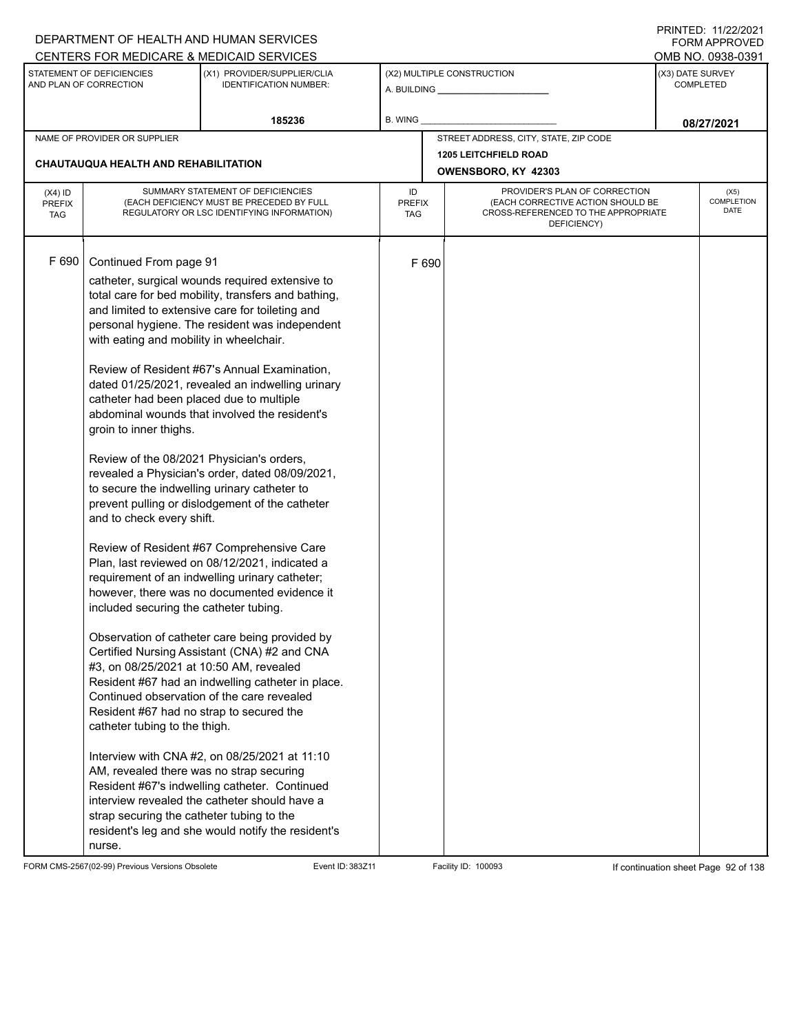DEPARTMENT OF HEALTH AND HUMAN SERVICES
CENTERS FOR MEDICARE & MEDICAID SERVICES

PRINTED: 11/22/2021
FORM APPROVED
OMB NO. 0938-0391

| STATEMENT OF DEFICIENCIES AND PLAN OF CORRECTION | (X1) PROVIDER/SUPPLIER/CLIA IDENTIFICATION NUMBER: | (X2) MULTIPLE CONSTRUCTION | (X3) DATE SURVEY COMPLETED |
|---|---|---|---|
| | 185236 | A. BUILDING ______ B. WING ______ | 08/27/2021 |

| NAME OF PROVIDER OR SUPPLIER | STREET ADDRESS, CITY, STATE, ZIP CODE |
|---|---|
| CHAUTAUQUA HEALTH AND REHABILITATION | 1205 LEITCHFIELD ROAD OWENSBORO, KY 42303 |

| (X4) ID PREFIX TAG | SUMMARY STATEMENT OF DEFICIENCIES (EACH DEFICIENCY MUST BE PRECEDED BY FULL REGULATORY OR LSC IDENTIFYING INFORMATION) | ID PREFIX TAG | PROVIDER'S PLAN OF CORRECTION (EACH CORRECTIVE ACTION SHOULD BE CROSS-REFERENCED TO THE APPROPRIATE DEFICIENCY) | (X5) COMPLETION DATE |
|---|---|---|---|---|
| F 690 | Continued From page 91 | F 690 | | |

catheter, surgical wounds required extensive to total care for bed mobility, transfers and bathing, and limited to extensive care for toileting and personal hygiene. The resident was independent with eating and mobility in wheelchair.

Review of Resident #67's Annual Examination, dated 01/25/2021, revealed an indwelling urinary catheter had been placed due to multiple abdominal wounds that involved the resident's groin to inner thighs.

Review of the 08/2021 Physician's orders, revealed a Physician's order, dated 08/09/2021, to secure the indwelling urinary catheter to prevent pulling or dislodgement of the catheter and to check every shift.

Review of Resident #67 Comprehensive Care Plan, last reviewed on 08/12/2021, indicated a requirement of an indwelling urinary catheter; however, there was no documented evidence it included securing the catheter tubing.

Observation of catheter care being provided by Certified Nursing Assistant (CNA) #2 and CNA #3, on 08/25/2021 at 10:50 AM, revealed Resident #67 had an indwelling catheter in place. Continued observation of the care revealed Resident #67 had no strap to secured the catheter tubing to the thigh.

Interview with CNA #2, on 08/25/2021 at 11:10 AM, revealed there was no strap securing Resident #67's indwelling catheter. Continued interview revealed the catheter should have a strap securing the catheter tubing to the resident's leg and she would notify the resident's nurse.

FORM CMS-2567(02-99) Previous Versions Obsolete | Event ID: 383Z11 | Facility ID: 100093 | If continuation sheet Page 92 of 138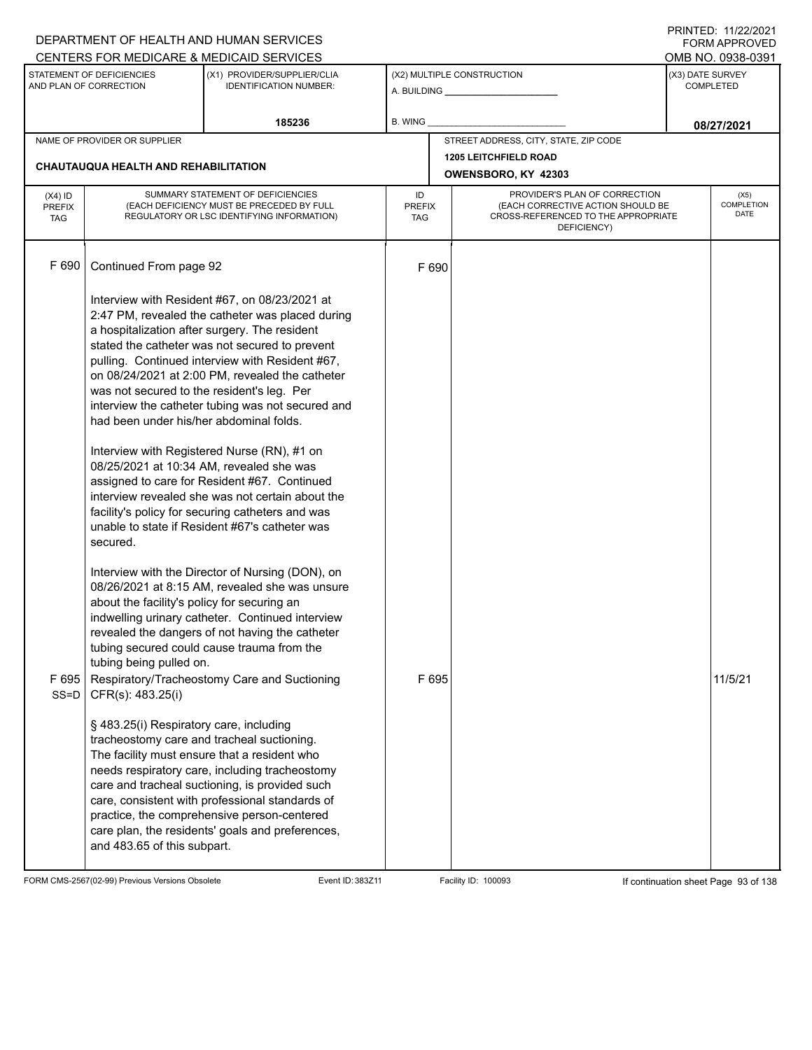DEPARTMENT OF HEALTH AND HUMAN SERVICES
CENTERS FOR MEDICARE & MEDICAID SERVICES

PRINTED: 11/22/2021
FORM APPROVED
OMB NO. 0938-0391

| STATEMENT OF DEFICIENCIES AND PLAN OF CORRECTION | (X1) PROVIDER/SUPPLIER/CLIA IDENTIFICATION NUMBER: | (X2) MULTIPLE CONSTRUCTION | (X3) DATE SURVEY COMPLETED |
|---|---|---|---|
| | 185236 | A. BUILDING ___ B. WING ___ | 08/27/2021 |

NAME OF PROVIDER OR SUPPLIER: CHAUTAUQUA HEALTH AND REHABILITATION

STREET ADDRESS, CITY, STATE, ZIP CODE: 1205 LEITCHFIELD ROAD, OWENSBORO, KY 42303

| (X4) ID PREFIX TAG | SUMMARY STATEMENT OF DEFICIENCIES (EACH DEFICIENCY MUST BE PRECEDED BY FULL REGULATORY OR LSC IDENTIFYING INFORMATION) | ID PREFIX TAG | PROVIDER'S PLAN OF CORRECTION (EACH CORRECTIVE ACTION SHOULD BE CROSS-REFERENCED TO THE APPROPRIATE DEFICIENCY) | (X5) COMPLETION DATE |
|---|---|---|---|---|
| F 690 | Continued From page 92<br><br>Interview with Resident #67, on 08/23/2021 at 2:47 PM, revealed the catheter was placed during a hospitalization after surgery. The resident stated the catheter was not secured to prevent pulling. Continued interview with Resident #67, on 08/24/2021 at 2:00 PM, revealed the catheter was not secured to the resident's leg. Per interview the catheter tubing was not secured and had been under his/her abdominal folds.<br><br>Interview with Registered Nurse (RN), #1 on 08/25/2021 at 10:34 AM, revealed she was assigned to care for Resident #67. Continued interview revealed she was not certain about the facility's policy for securing catheters and was unable to state if Resident #67's catheter was secured.<br><br>Interview with the Director of Nursing (DON), on 08/26/2021 at 8:15 AM, revealed she was unsure about the facility's policy for securing an indwelling urinary catheter. Continued interview revealed the dangers of not having the catheter tubing secured could cause trauma from the tubing being pulled on. | F 690 | | |
| F 695 SS=D | Respiratory/Tracheostomy Care and Suctioning CFR(s): 483.25(i)<br><br>§ 483.25(i) Respiratory care, including tracheostomy care and tracheal suctioning. The facility must ensure that a resident who needs respiratory care, including tracheostomy care and tracheal suctioning, is provided such care, consistent with professional standards of practice, the comprehensive person-centered care plan, the residents' goals and preferences, and 483.65 of this subpart. | F 695 | | 11/5/21 |

FORM CMS-2567(02-99) Previous Versions Obsolete | Event ID: 383Z11 | Facility ID: 100093 | If continuation sheet Page 93 of 138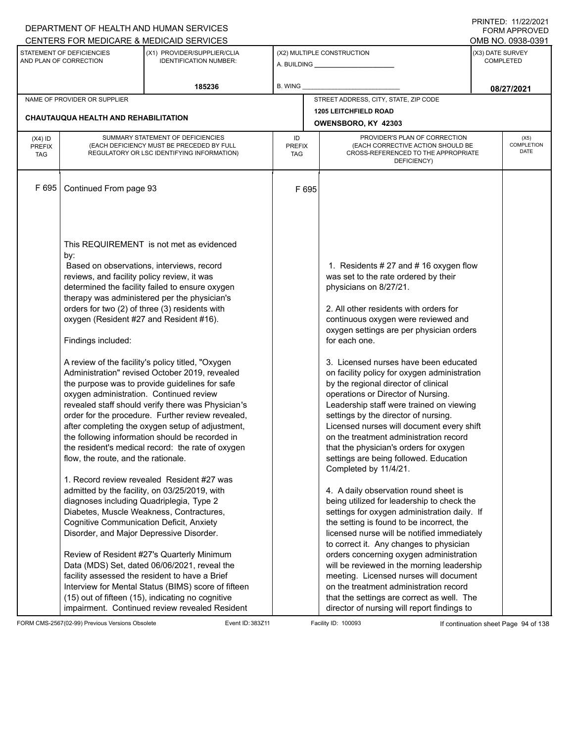DEPARTMENT OF HEALTH AND HUMAN SERVICES
CENTERS FOR MEDICARE & MEDICAID SERVICES

PRINTED: 11/22/2021
FORM APPROVED
OMB NO. 0938-0391

| STATEMENT OF DEFICIENCIES AND PLAN OF CORRECTION | (X1) PROVIDER/SUPPLIER/CLIA IDENTIFICATION NUMBER: | (X2) MULTIPLE CONSTRUCTION | (X3) DATE SURVEY COMPLETED |
|---|---|---|---|
| | 185236 | A. BUILDING ______ B. WING ______ | 08/27/2021 |

| NAME OF PROVIDER OR SUPPLIER | STREET ADDRESS, CITY, STATE, ZIP CODE |
|---|---|
| CHAUTAUQUA HEALTH AND REHABILITATION | 1205 LEITCHFIELD ROAD OWENSBORO, KY 42303 |

| (X4) ID PREFIX TAG | SUMMARY STATEMENT OF DEFICIENCIES (EACH DEFICIENCY MUST BE PRECEDED BY FULL REGULATORY OR LSC IDENTIFYING INFORMATION) | ID PREFIX TAG | PROVIDER'S PLAN OF CORRECTION (EACH CORRECTIVE ACTION SHOULD BE CROSS-REFERENCED TO THE APPROPRIATE DEFICIENCY) | (X5) COMPLETION DATE |
|---|---|---|---|---|
| F 695 | Continued From page 93<br><br>This REQUIREMENT is not met as evidenced by:<br>Based on observations, interviews, record reviews, and facility policy review, it was determined the facility failed to ensure oxygen therapy was administered per the physician's orders for two (2) of three (3) residents with oxygen (Resident #27 and Resident #16).<br><br>Findings included:<br><br>A review of the facility's policy titled, "Oxygen Administration" revised October 2019, revealed the purpose was to provide guidelines for safe oxygen administration. Continued review revealed staff should verify there was Physician's order for the procedure. Further review revealed, after completing the oxygen setup of adjustment, the following information should be recorded in the resident's medical record: the rate of oxygen flow, the route, and the rationale.<br><br>1. Record review revealed Resident #27 was admitted by the facility, on 03/25/2019, with diagnoses including Quadriplegia, Type 2 Diabetes, Muscle Weakness, Contractures, Cognitive Communication Deficit, Anxiety Disorder, and Major Depressive Disorder.<br><br>Review of Resident #27's Quarterly Minimum Data (MDS) Set, dated 06/06/2021, reveal the facility assessed the resident to have a Brief Interview for Mental Status (BIMS) score of fifteen (15) out of fifteen (15), indicating no cognitive impairment. Continued review revealed Resident | F 695 | 1. Residents # 27 and # 16 oxygen flow was set to the rate ordered by their physicians on 8/27/21.<br><br>2. All other residents with orders for continuous oxygen were reviewed and oxygen settings are per physician orders for each one.<br><br>3. Licensed nurses have been educated on facility policy for oxygen administration by the regional director of clinical operations or Director of Nursing. Leadership staff were trained on viewing settings by the director of nursing. Licensed nurses will document every shift on the treatment administration record that the physician's orders for oxygen settings are being followed. Education Completed by 11/4/21.<br><br>4. A daily observation round sheet is being utilized for leadership to check the settings for oxygen administration daily. If the setting is found to be incorrect, the licensed nurse will be notified immediately to correct it. Any changes to physician orders concerning oxygen administration will be reviewed in the morning leadership meeting. Licensed nurses will document on the treatment administration record that the settings are correct as well. The director of nursing will report findings to | |

FORM CMS-2567(02-99) Previous Versions Obsolete Event ID: 383Z11 Facility ID: 100093 If continuation sheet Page 94 of 138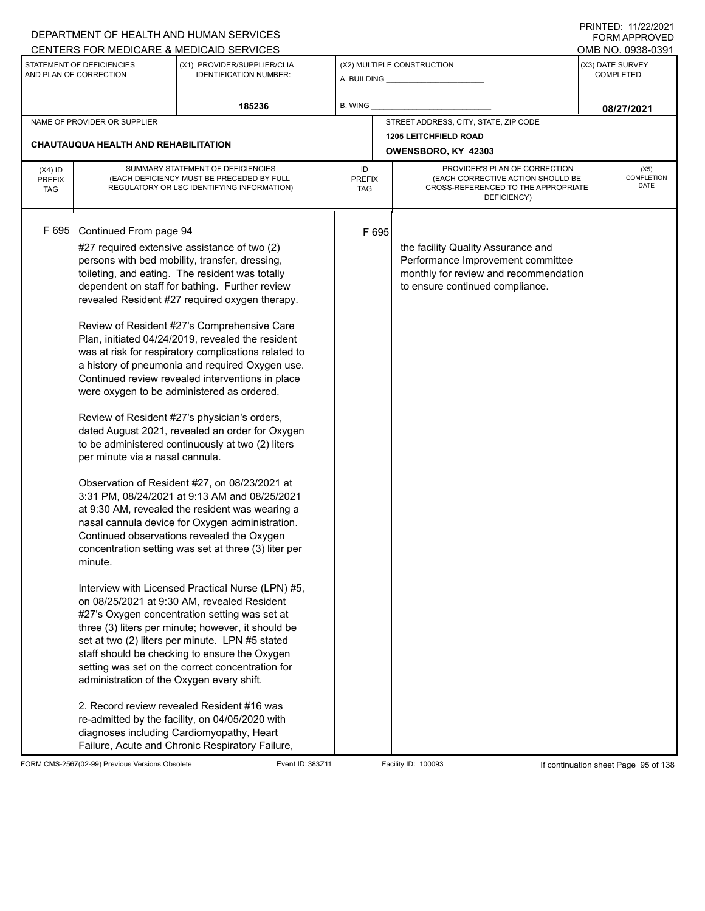DEPARTMENT OF HEALTH AND HUMAN SERVICES
CENTERS FOR MEDICARE & MEDICAID SERVICES

PRINTED: 11/22/2021
FORM APPROVED
OMB NO. 0938-0391

| STATEMENT OF DEFICIENCIES AND PLAN OF CORRECTION | (X1) PROVIDER/SUPPLIER/CLIA IDENTIFICATION NUMBER: | (X2) MULTIPLE CONSTRUCTION | (X3) DATE SURVEY COMPLETED |
|---|---|---|---|
| | 185236 | A. BUILDING ______ B. WING ______ | 08/27/2021 |

NAME OF PROVIDER OR SUPPLIER: CHAUTAUQUA HEALTH AND REHABILITATION

STREET ADDRESS, CITY, STATE, ZIP CODE: 1205 LEITCHFIELD ROAD, OWENSBORO, KY 42303

| (X4) ID PREFIX TAG | SUMMARY STATEMENT OF DEFICIENCIES (EACH DEFICIENCY MUST BE PRECEDED BY FULL REGULATORY OR LSC IDENTIFYING INFORMATION) | ID PREFIX TAG | PROVIDER'S PLAN OF CORRECTION (EACH CORRECTIVE ACTION SHOULD BE CROSS-REFERENCED TO THE APPROPRIATE DEFICIENCY) | (X5) COMPLETION DATE |
|---|---|---|---|---|
| F 695 | Continued From page 94<br><br>#27 required extensive assistance of two (2) persons with bed mobility, transfer, dressing, toileting, and eating. The resident was totally dependent on staff for bathing. Further review revealed Resident #27 required oxygen therapy.<br><br>Review of Resident #27's Comprehensive Care Plan, initiated 04/24/2019, revealed the resident was at risk for respiratory complications related to a history of pneumonia and required Oxygen use. Continued review revealed interventions in place were oxygen to be administered as ordered.<br><br>Review of Resident #27's physician's orders, dated August 2021, revealed an order for Oxygen to be administered continuously at two (2) liters per minute via a nasal cannula.<br><br>Observation of Resident #27, on 08/23/2021 at 3:31 PM, 08/24/2021 at 9:13 AM and 08/25/2021 at 9:30 AM, revealed the resident was wearing a nasal cannula device for Oxygen administration. Continued observations revealed the Oxygen concentration setting was set at three (3) liter per minute.<br><br>Interview with Licensed Practical Nurse (LPN) #5, on 08/25/2021 at 9:30 AM, revealed Resident #27's Oxygen concentration setting was set at three (3) liters per minute; however, it should be set at two (2) liters per minute. LPN #5 stated staff should be checking to ensure the Oxygen setting was set on the correct concentration for administration of the Oxygen every shift.<br><br>2. Record review revealed Resident #16 was re-admitted by the facility, on 04/05/2020 with diagnoses including Cardiomyopathy, Heart Failure, Acute and Chronic Respiratory Failure, | F 695 | the facility Quality Assurance and Performance Improvement committee monthly for review and recommendation to ensure continued compliance. | |

FORM CMS-2567(02-99) Previous Versions Obsolete Event ID: 383Z11 Facility ID: 100093 If continuation sheet Page 95 of 138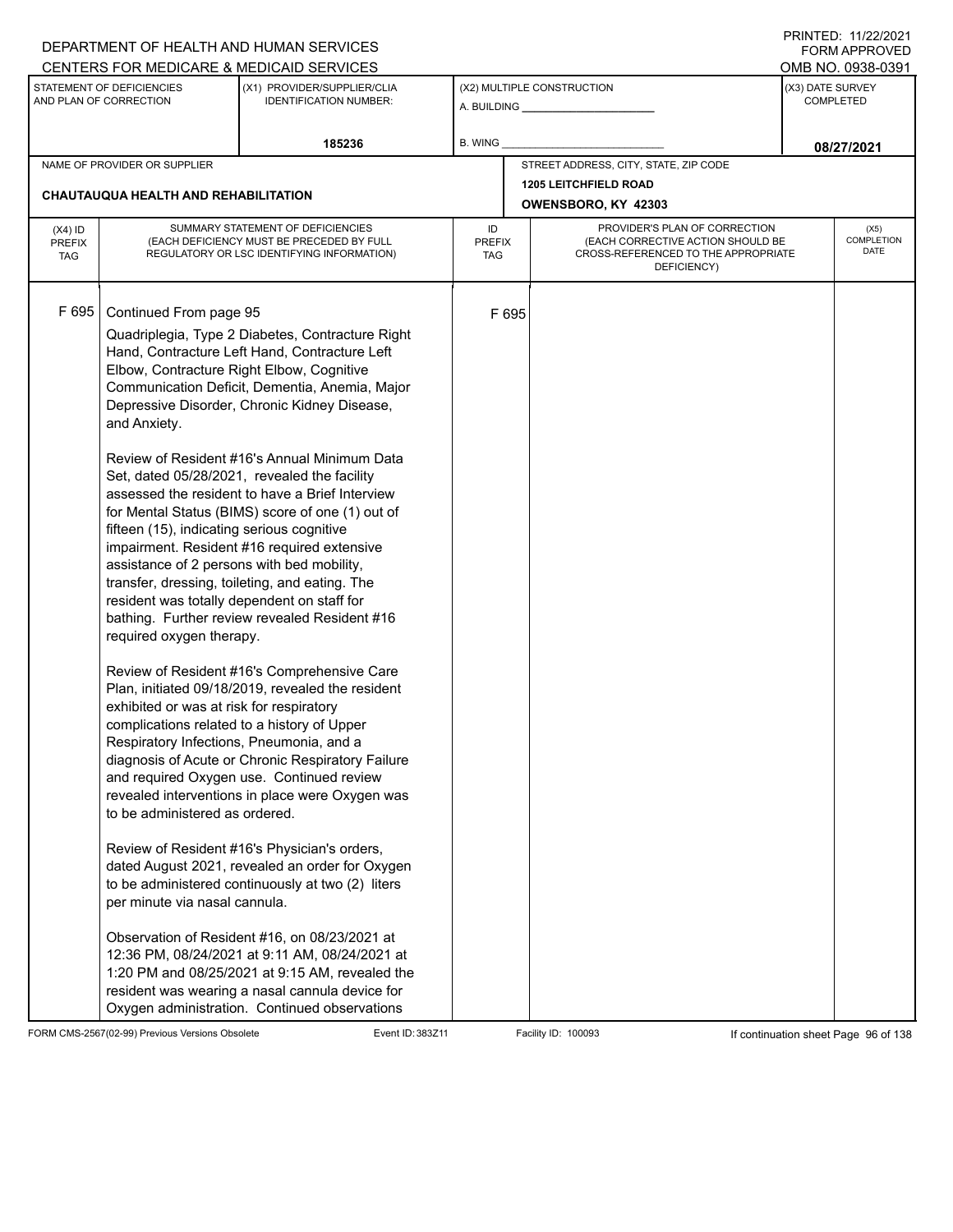DEPARTMENT OF HEALTH AND HUMAN SERVICES
CENTERS FOR MEDICARE & MEDICAID SERVICES

PRINTED: 11/22/2021
FORM APPROVED
OMB NO. 0938-0391

| STATEMENT OF DEFICIENCIES AND PLAN OF CORRECTION | (X1) PROVIDER/SUPPLIER/CLIA IDENTIFICATION NUMBER: | (X2) MULTIPLE CONSTRUCTION | (X3) DATE SURVEY COMPLETED |
|---|---|---|---|
| | 185236 | A. BUILDING ______ B. WING ______ | 08/27/2021 |

| NAME OF PROVIDER OR SUPPLIER | STREET ADDRESS, CITY, STATE, ZIP CODE |
|---|---|
| CHAUTAUQUA HEALTH AND REHABILITATION | 1205 LEITCHFIELD ROAD OWENSBORO, KY 42303 |

| (X4) ID PREFIX TAG | SUMMARY STATEMENT OF DEFICIENCIES (EACH DEFICIENCY MUST BE PRECEDED BY FULL REGULATORY OR LSC IDENTIFYING INFORMATION) | ID PREFIX TAG | PROVIDER'S PLAN OF CORRECTION (EACH CORRECTIVE ACTION SHOULD BE CROSS-REFERENCED TO THE APPROPRIATE DEFICIENCY) | (X5) COMPLETION DATE |
|---|---|---|---|---|
| F 695 | Continued From page 95 | F 695 | | |

Quadriplegia, Type 2 Diabetes, Contracture Right Hand, Contracture Left Hand, Contracture Left Elbow, Contracture Right Elbow, Cognitive Communication Deficit, Dementia, Anemia, Major Depressive Disorder, Chronic Kidney Disease, and Anxiety.

Review of Resident #16's Annual Minimum Data Set, dated 05/28/2021, revealed the facility assessed the resident to have a Brief Interview for Mental Status (BIMS) score of one (1) out of fifteen (15), indicating serious cognitive impairment. Resident #16 required extensive assistance of 2 persons with bed mobility, transfer, dressing, toileting, and eating. The resident was totally dependent on staff for bathing. Further review revealed Resident #16 required oxygen therapy.

Review of Resident #16's Comprehensive Care Plan, initiated 09/18/2019, revealed the resident exhibited or was at risk for respiratory complications related to a history of Upper Respiratory Infections, Pneumonia, and a diagnosis of Acute or Chronic Respiratory Failure and required Oxygen use. Continued review revealed interventions in place were Oxygen was to be administered as ordered.

Review of Resident #16's Physician's orders, dated August 2021, revealed an order for Oxygen to be administered continuously at two (2) liters per minute via nasal cannula.

Observation of Resident #16, on 08/23/2021 at 12:36 PM, 08/24/2021 at 9:11 AM, 08/24/2021 at 1:20 PM and 08/25/2021 at 9:15 AM, revealed the resident was wearing a nasal cannula device for Oxygen administration. Continued observations

FORM CMS-2567(02-99) Previous Versions Obsolete Event ID: 383Z11 Facility ID: 100093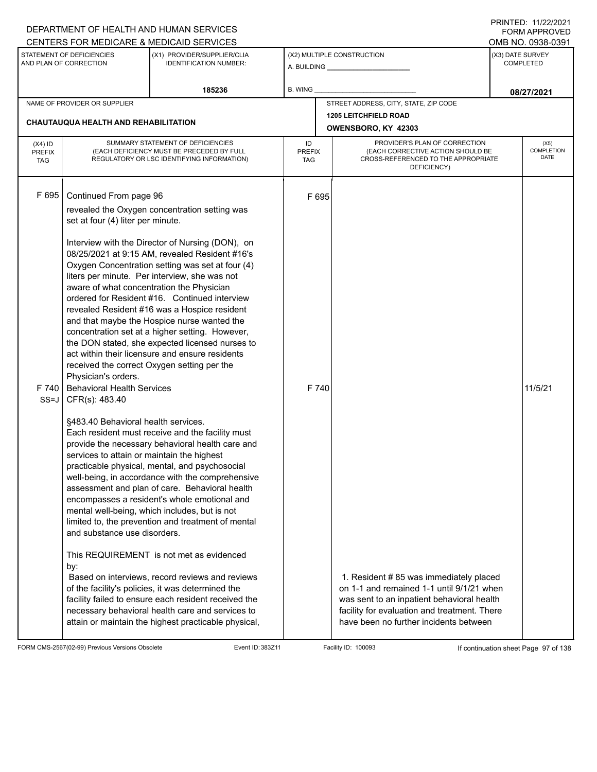DEPARTMENT OF HEALTH AND HUMAN SERVICES
CENTERS FOR MEDICARE & MEDICAID SERVICES

PRINTED: 11/22/2021
FORM APPROVED
OMB NO. 0938-0391

| STATEMENT OF DEFICIENCIES AND PLAN OF CORRECTION | (X1) PROVIDER/SUPPLIER/CLIA IDENTIFICATION NUMBER: | (X2) MULTIPLE CONSTRUCTION | (X3) DATE SURVEY COMPLETED |
|---|---|---|---|
| | 185236 | A. BUILDING ______ B. WING ______ | 08/27/2021 |

| NAME OF PROVIDER OR SUPPLIER | STREET ADDRESS, CITY, STATE, ZIP CODE |
|---|---|
| CHAUTAUQUA HEALTH AND REHABILITATION | 1205 LEITCHFIELD ROAD OWENSBORO, KY 42303 |

| (X4) ID PREFIX TAG | SUMMARY STATEMENT OF DEFICIENCIES (EACH DEFICIENCY MUST BE PRECEDED BY FULL REGULATORY OR LSC IDENTIFYING INFORMATION) | ID PREFIX TAG | PROVIDER'S PLAN OF CORRECTION (EACH CORRECTIVE ACTION SHOULD BE CROSS-REFERENCED TO THE APPROPRIATE DEFICIENCY) | (X5) COMPLETION DATE |
|---|---|---|---|---|
| F 695 | Continued From page 96<br>revealed the Oxygen concentration setting was set at four (4) liter per minute.<br><br>Interview with the Director of Nursing (DON), on 08/25/2021 at 9:15 AM, revealed Resident #16's Oxygen Concentration setting was set at four (4) liters per minute. Per interview, she was not aware of what concentration the Physician ordered for Resident #16. Continued interview revealed Resident #16 was a Hospice resident and that maybe the Hospice nurse wanted the concentration set at a higher setting. However, the DON stated, she expected licensed nurses to act within their licensure and ensure residents received the correct Oxygen setting per the Physician's orders. | F 695 | | |
| F 740<br>SS=J | Behavioral Health Services<br>CFR(s): 483.40<br><br>§483.40 Behavioral health services.<br>Each resident must receive and the facility must provide the necessary behavioral health care and services to attain or maintain the highest practicable physical, mental, and psychosocial well-being, in accordance with the comprehensive assessment and plan of care. Behavioral health encompasses a resident's whole emotional and mental well-being, which includes, but is not limited to, the prevention and treatment of mental and substance use disorders.<br><br>This REQUIREMENT is not met as evidenced by:<br>Based on interviews, record reviews and reviews of the facility's policies, it was determined the facility failed to ensure each resident received the necessary behavioral health care and services to attain or maintain the highest practicable physical, | F 740 | 1. Resident # 85 was immediately placed on 1-1 and remained 1-1 until 9/1/21 when was sent to an inpatient behavioral health facility for evaluation and treatment. There have been no further incidents between | 11/5/21 |

FORM CMS-2567(02-99) Previous Versions Obsolete | Event ID: 383Z11 | Facility ID: 100093 | If continuation sheet Page 97 of 138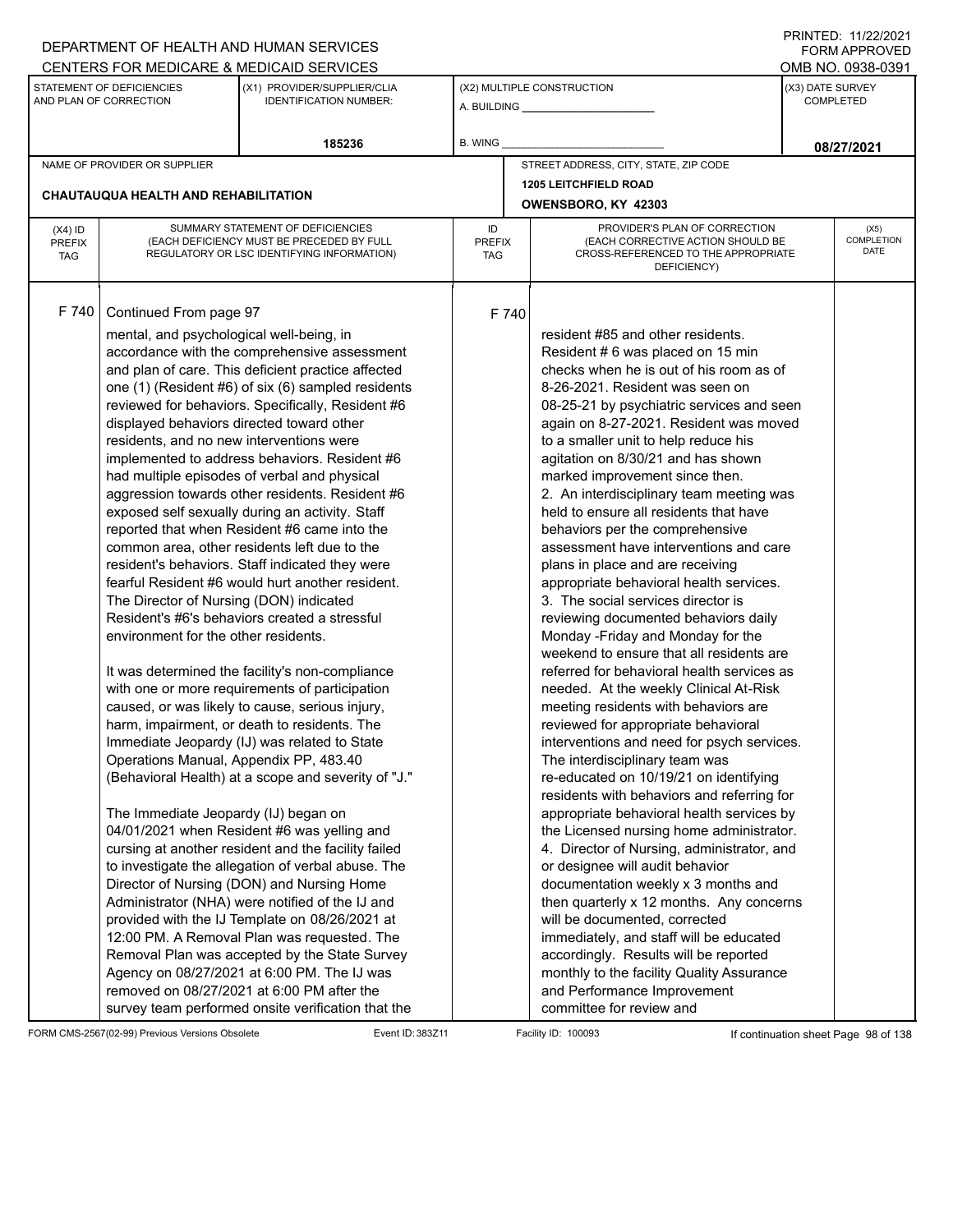DEPARTMENT OF HEALTH AND HUMAN SERVICES
CENTERS FOR MEDICARE & MEDICAID SERVICES

PRINTED: 11/22/2021
FORM APPROVED
OMB NO. 0938-0391

| STATEMENT OF DEFICIENCIES AND PLAN OF CORRECTION | (X1) PROVIDER/SUPPLIER/CLIA IDENTIFICATION NUMBER: | (X2) MULTIPLE CONSTRUCTION | (X3) DATE SURVEY COMPLETED |
|---|---|---|---|
| | 185236 | A. BUILDING ______ B. WING ______ | 08/27/2021 |

| NAME OF PROVIDER OR SUPPLIER | STREET ADDRESS, CITY, STATE, ZIP CODE |
|---|---|
| CHAUTAUQUA HEALTH AND REHABILITATION | 1205 LEITCHFIELD ROAD OWENSBORO, KY 42303 |

| (X4) ID PREFIX TAG | SUMMARY STATEMENT OF DEFICIENCIES (EACH DEFICIENCY MUST BE PRECEDED BY FULL REGULATORY OR LSC IDENTIFYING INFORMATION) | ID PREFIX TAG | PROVIDER'S PLAN OF CORRECTION (EACH CORRECTIVE ACTION SHOULD BE CROSS-REFERENCED TO THE APPROPRIATE DEFICIENCY) | (X5) COMPLETION DATE |
|---|---|---|---|---|
| F 740 | Continued From page 97<br>mental, and psychological well-being, in accordance with the comprehensive assessment and plan of care. This deficient practice affected one (1) (Resident #6) of six (6) sampled residents reviewed for behaviors. Specifically, Resident #6 displayed behaviors directed toward other residents, and no new interventions were implemented to address behaviors. Resident #6 had multiple episodes of verbal and physical aggression towards other residents. Resident #6 exposed self sexually during an activity. Staff reported that when Resident #6 came into the common area, other residents left due to the resident's behaviors. Staff indicated they were fearful Resident #6 would hurt another resident. The Director of Nursing (DON) indicated Resident's #6's behaviors created a stressful environment for the other residents.<br><br>It was determined the facility's non-compliance with one or more requirements of participation caused, or was likely to cause, serious injury, harm, impairment, or death to residents. The Immediate Jeopardy (IJ) was related to State Operations Manual, Appendix PP, 483.40 (Behavioral Health) at a scope and severity of "J."<br><br>The Immediate Jeopardy (IJ) began on 04/01/2021 when Resident #6 was yelling and cursing at another resident and the facility failed to investigate the allegation of verbal abuse. The Director of Nursing (DON) and Nursing Home Administrator (NHA) were notified of the IJ and provided with the IJ Template on 08/26/2021 at 12:00 PM. A Removal Plan was requested. The Removal Plan was accepted by the State Survey Agency on 08/27/2021 at 6:00 PM. The IJ was removed on 08/27/2021 at 6:00 PM after the survey team performed onsite verification that the | F 740 | resident #85 and other residents.<br>Resident # 6 was placed on 15 min checks when he is out of his room as of 8-26-2021. Resident was seen on 08-25-21 by psychiatric services and seen again on 8-27-2021. Resident was moved to a smaller unit to help reduce his agitation on 8/30/21 and has shown marked improvement since then.<br>2. An interdisciplinary team meeting was held to ensure all residents that have behaviors per the comprehensive assessment have interventions and care plans in place and are receiving appropriate behavioral health services.<br>3. The social services director is reviewing documented behaviors daily Monday -Friday and Monday for the weekend to ensure that all residents are referred for behavioral health services as needed. At the weekly Clinical At-Risk meeting residents with behaviors are reviewed for appropriate behavioral interventions and need for psych services. The interdisciplinary team was re-educated on 10/19/21 on identifying residents with behaviors and referring for appropriate behavioral health services by the Licensed nursing home administrator.<br>4. Director of Nursing, administrator, and or designee will audit behavior documentation weekly x 3 months and then quarterly x 12 months. Any concerns will be documented, corrected immediately, and staff will be educated accordingly. Results will be reported monthly to the facility Quality Assurance and Performance Improvement committee for review and | |

FORM CMS-2567(02-99) Previous Versions Obsolete Event ID: 383Z11 Facility ID: 100093 If continuation sheet Page 98 of 138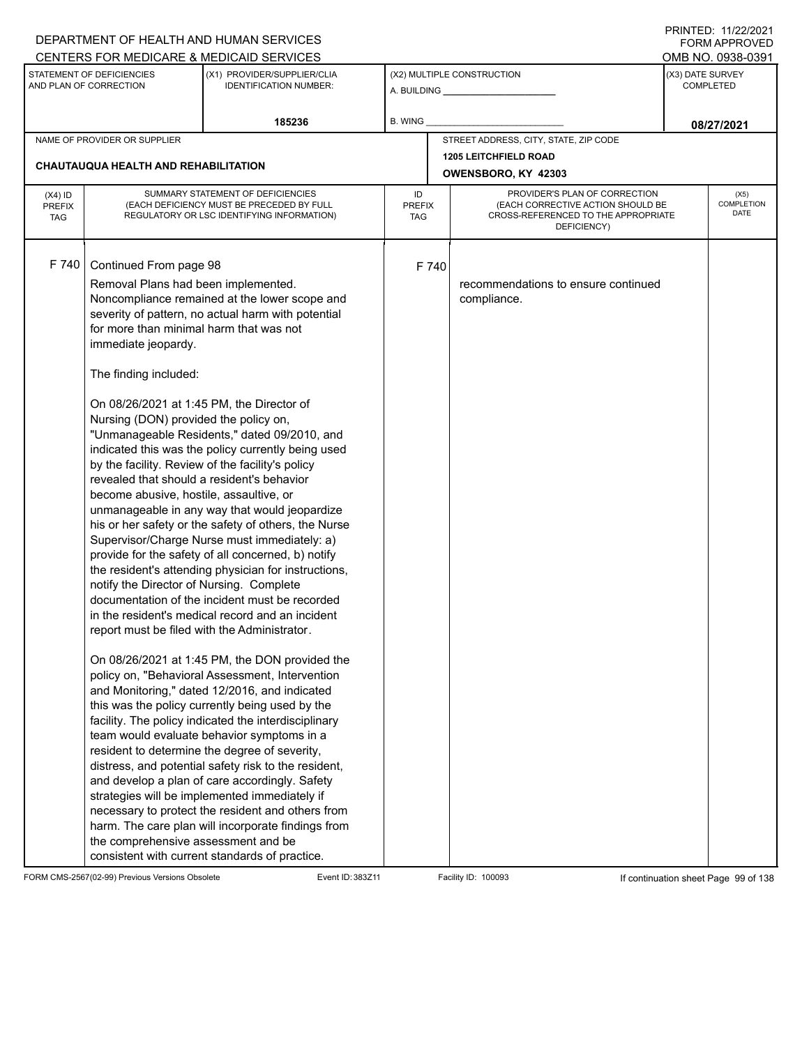DEPARTMENT OF HEALTH AND HUMAN SERVICES
CENTERS FOR MEDICARE & MEDICAID SERVICES

PRINTED: 11/22/2021
FORM APPROVED
OMB NO. 0938-0391

| STATEMENT OF DEFICIENCIES AND PLAN OF CORRECTION | (X1) PROVIDER/SUPPLIER/CLIA IDENTIFICATION NUMBER: | (X2) MULTIPLE CONSTRUCTION | (X3) DATE SURVEY COMPLETED |
|---|---|---|---|
| | 185236 | A. BUILDING ______ B. WING ______ | 08/27/2021 |

NAME OF PROVIDER OR SUPPLIER: CHAUTAUQUA HEALTH AND REHABILITATION

STREET ADDRESS, CITY, STATE, ZIP CODE: 1205 LEITCHFIELD ROAD, OWENSBORO, KY 42303

| (X4) ID PREFIX TAG | SUMMARY STATEMENT OF DEFICIENCIES (EACH DEFICIENCY MUST BE PRECEDED BY FULL REGULATORY OR LSC IDENTIFYING INFORMATION) | ID PREFIX TAG | PROVIDER'S PLAN OF CORRECTION (EACH CORRECTIVE ACTION SHOULD BE CROSS-REFERENCED TO THE APPROPRIATE DEFICIENCY) | (X5) COMPLETION DATE |
|---|---|---|---|---|
| F 740 | Continued From page 98<br>Removal Plans had been implemented. Noncompliance remained at the lower scope and severity of pattern, no actual harm with potential for more than minimal harm that was not immediate jeopardy.<br><br>The finding included:<br><br>On 08/26/2021 at 1:45 PM, the Director of Nursing (DON) provided the policy on, "Unmanageable Residents," dated 09/2010, and indicated this was the policy currently being used by the facility. Review of the facility's policy revealed that should a resident's behavior become abusive, hostile, assaultive, or unmanageable in any way that would jeopardize his or her safety or the safety of others, the Nurse Supervisor/Charge Nurse must immediately: a) provide for the safety of all concerned, b) notify the resident's attending physician for instructions, notify the Director of Nursing. Complete documentation of the incident must be recorded in the resident's medical record and an incident report must be filed with the Administrator.<br><br>On 08/26/2021 at 1:45 PM, the DON provided the policy on, "Behavioral Assessment, Intervention and Monitoring," dated 12/2016, and indicated this was the policy currently being used by the facility. The policy indicated the interdisciplinary team would evaluate behavior symptoms in a resident to determine the degree of severity, distress, and potential safety risk to the resident, and develop a plan of care accordingly. Safety strategies will be implemented immediately if necessary to protect the resident and others from harm. The care plan will incorporate findings from the comprehensive assessment and be consistent with current standards of practice. | F 740 | recommendations to ensure continued compliance. | |

FORM CMS-2567(02-99) Previous Versions Obsolete Event ID: 383Z11 Facility ID: 100093 If continuation sheet Page 99 of 138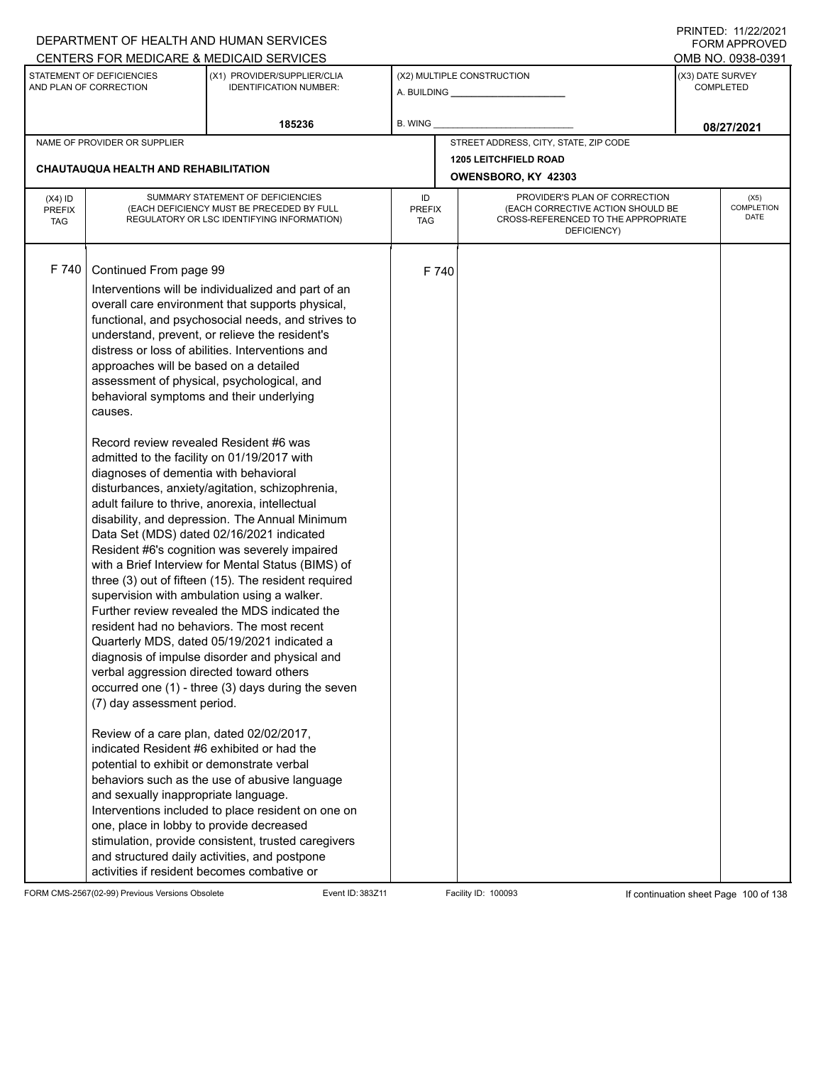DEPARTMENT OF HEALTH AND HUMAN SERVICES
CENTERS FOR MEDICARE & MEDICAID SERVICES

PRINTED: 11/22/2021
FORM APPROVED
OMB NO. 0938-0391

| STATEMENT OF DEFICIENCIES AND PLAN OF CORRECTION | (X1) PROVIDER/SUPPLIER/CLIA IDENTIFICATION NUMBER: | (X2) MULTIPLE CONSTRUCTION | (X3) DATE SURVEY COMPLETED |
|---|---|---|---|
| | 185236 | A. BUILDING ___ B. WING ___ | 08/27/2021 |

| NAME OF PROVIDER OR SUPPLIER | STREET ADDRESS, CITY, STATE, ZIP CODE |
|---|---|
| CHAUTAUQUA HEALTH AND REHABILITATION | 1205 LEITCHFIELD ROAD OWENSBORO, KY 42303 |

| (X4) ID PREFIX TAG | SUMMARY STATEMENT OF DEFICIENCIES (EACH DEFICIENCY MUST BE PRECEDED BY FULL REGULATORY OR LSC IDENTIFYING INFORMATION) | ID PREFIX TAG | PROVIDER'S PLAN OF CORRECTION (EACH CORRECTIVE ACTION SHOULD BE CROSS-REFERENCED TO THE APPROPRIATE DEFICIENCY) | (X5) COMPLETION DATE |
|---|---|---|---|---|
| F 740 | Continued From page 99 | F 740 | | |

Interventions will be individualized and part of an overall care environment that supports physical, functional, and psychosocial needs, and strives to understand, prevent, or relieve the resident's distress or loss of abilities. Interventions and approaches will be based on a detailed assessment of physical, psychological, and behavioral symptoms and their underlying causes.

Record review revealed Resident #6 was admitted to the facility on 01/19/2017 with diagnoses of dementia with behavioral disturbances, anxiety/agitation, schizophrenia, adult failure to thrive, anorexia, intellectual disability, and depression. The Annual Minimum Data Set (MDS) dated 02/16/2021 indicated Resident #6's cognition was severely impaired with a Brief Interview for Mental Status (BIMS) of three (3) out of fifteen (15). The resident required supervision with ambulation using a walker. Further review revealed the MDS indicated the resident had no behaviors. The most recent Quarterly MDS, dated 05/19/2021 indicated a diagnosis of impulse disorder and physical and verbal aggression directed toward others occurred one (1) - three (3) days during the seven (7) day assessment period.

Review of a care plan, dated 02/02/2017, indicated Resident #6 exhibited or had the potential to exhibit or demonstrate verbal behaviors such as the use of abusive language and sexually inappropriate language. Interventions included to place resident on one on one, place in lobby to provide decreased stimulation, provide consistent, trusted caregivers and structured daily activities, and postpone activities if resident becomes combative or

FORM CMS-2567(02-99) Previous Versions Obsolete Event ID: 383Z11 Facility ID: 100093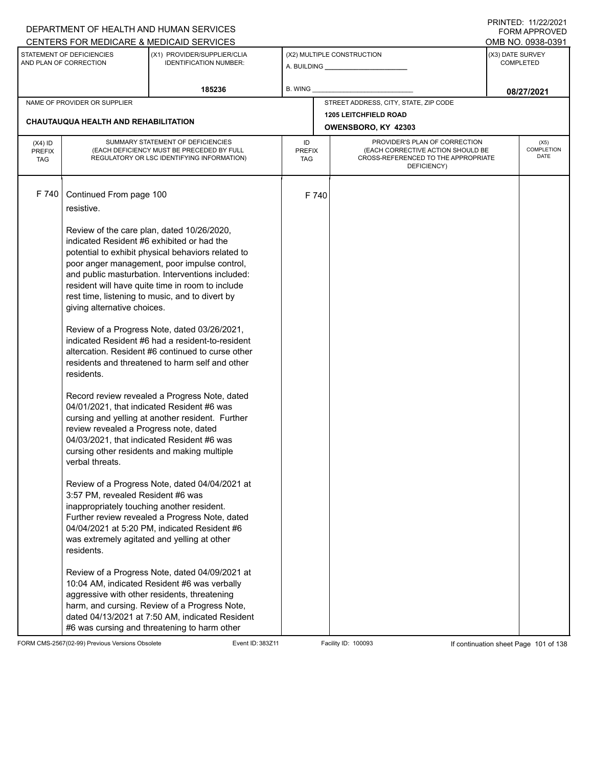DEPARTMENT OF HEALTH AND HUMAN SERVICES
CENTERS FOR MEDICARE & MEDICAID SERVICES

PRINTED: 11/22/2021
FORM APPROVED
OMB NO. 0938-0391

| STATEMENT OF DEFICIENCIES AND PLAN OF CORRECTION | (X1) PROVIDER/SUPPLIER/CLIA IDENTIFICATION NUMBER: | (X2) MULTIPLE CONSTRUCTION | (X3) DATE SURVEY COMPLETED |
|---|---|---|---|
| | 185236 | A. BUILDING ______ B. WING ______ | 08/27/2021 |

| NAME OF PROVIDER OR SUPPLIER | STREET ADDRESS, CITY, STATE, ZIP CODE |
|---|---|
| CHAUTAUQUA HEALTH AND REHABILITATION | 1205 LEITCHFIELD ROAD OWENSBORO, KY 42303 |

| (X4) ID PREFIX TAG | SUMMARY STATEMENT OF DEFICIENCIES (EACH DEFICIENCY MUST BE PRECEDED BY FULL REGULATORY OR LSC IDENTIFYING INFORMATION) | ID PREFIX TAG | PROVIDER'S PLAN OF CORRECTION (EACH CORRECTIVE ACTION SHOULD BE CROSS-REFERENCED TO THE APPROPRIATE DEFICIENCY) | (X5) COMPLETION DATE |
|---|---|---|---|---|
| F 740 | Continued From page 100 | F 740 | | |

resistive.

Review of the care plan, dated 10/26/2020, indicated Resident #6 exhibited or had the potential to exhibit physical behaviors related to poor anger management, poor impulse control, and public masturbation. Interventions included: resident will have quite time in room to include rest time, listening to music, and to divert by giving alternative choices.

Review of a Progress Note, dated 03/26/2021, indicated Resident #6 had a resident-to-resident altercation. Resident #6 continued to curse other residents and threatened to harm self and other residents.

Record review revealed a Progress Note, dated 04/01/2021, that indicated Resident #6 was cursing and yelling at another resident. Further review revealed a Progress note, dated 04/03/2021, that indicated Resident #6 was cursing other residents and making multiple verbal threats.

Review of a Progress Note, dated 04/04/2021 at 3:57 PM, revealed Resident #6 was inappropriately touching another resident. Further review revealed a Progress Note, dated 04/04/2021 at 5:20 PM, indicated Resident #6 was extremely agitated and yelling at other residents.

Review of a Progress Note, dated 04/09/2021 at 10:04 AM, indicated Resident #6 was verbally aggressive with other residents, threatening harm, and cursing. Review of a Progress Note, dated 04/13/2021 at 7:50 AM, indicated Resident #6 was cursing and threatening to harm other

FORM CMS-2567(02-99) Previous Versions Obsolete Event ID: 383Z11 Facility ID: 100093 If continuation sheet Page 101 of 138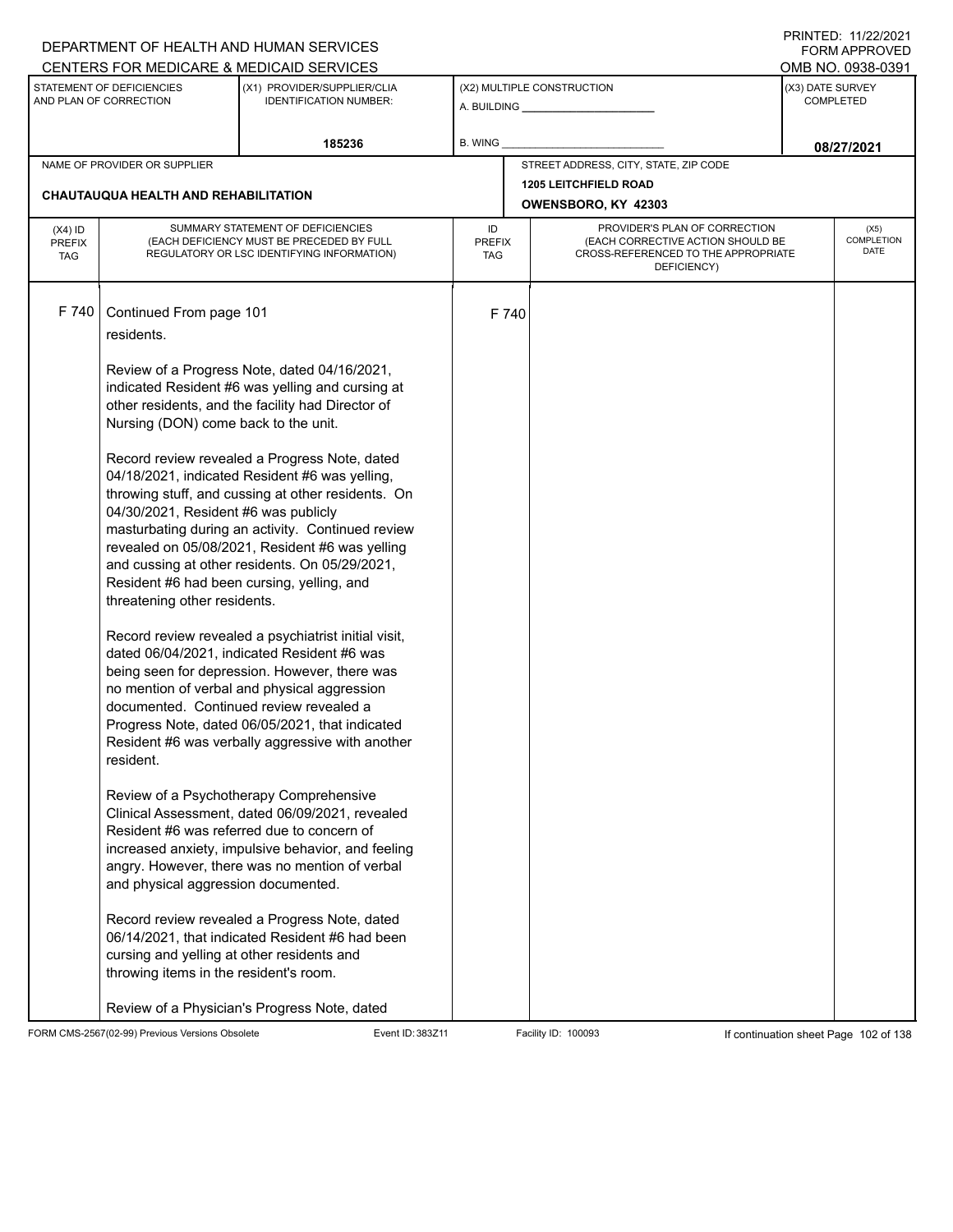DEPARTMENT OF HEALTH AND HUMAN SERVICES
CENTERS FOR MEDICARE & MEDICAID SERVICES

PRINTED: 11/22/2021
FORM APPROVED
OMB NO. 0938-0391

| STATEMENT OF DEFICIENCIES AND PLAN OF CORRECTION | (X1) PROVIDER/SUPPLIER/CLIA IDENTIFICATION NUMBER: | (X2) MULTIPLE CONSTRUCTION | (X3) DATE SURVEY COMPLETED |
|---|---|---|---|
| | 185236 | A. BUILDING ______ B. WING ______ | 08/27/2021 |

| NAME OF PROVIDER OR SUPPLIER | STREET ADDRESS, CITY, STATE, ZIP CODE |
|---|---|
| CHAUTAUQUA HEALTH AND REHABILITATION | 1205 LEITCHFIELD ROAD OWENSBORO, KY 42303 |

| (X4) ID PREFIX TAG | SUMMARY STATEMENT OF DEFICIENCIES (EACH DEFICIENCY MUST BE PRECEDED BY FULL REGULATORY OR LSC IDENTIFYING INFORMATION) | ID PREFIX TAG | PROVIDER'S PLAN OF CORRECTION (EACH CORRECTIVE ACTION SHOULD BE CROSS-REFERENCED TO THE APPROPRIATE DEFICIENCY) | (X5) COMPLETION DATE |
|---|---|---|---|---|
| F 740 | Continued From page 101 | F 740 | | |

residents.

Review of a Progress Note, dated 04/16/2021, indicated Resident #6 was yelling and cursing at other residents, and the facility had Director of Nursing (DON) come back to the unit.

Record review revealed a Progress Note, dated 04/18/2021, indicated Resident #6 was yelling, throwing stuff, and cussing at other residents. On 04/30/2021, Resident #6 was publicly masturbating during an activity. Continued review revealed on 05/08/2021, Resident #6 was yelling and cussing at other residents. On 05/29/2021, Resident #6 had been cursing, yelling, and threatening other residents.

Record review revealed a psychiatrist initial visit, dated 06/04/2021, indicated Resident #6 was being seen for depression. However, there was no mention of verbal and physical aggression documented. Continued review revealed a Progress Note, dated 06/05/2021, that indicated Resident #6 was verbally aggressive with another resident.

Review of a Psychotherapy Comprehensive Clinical Assessment, dated 06/09/2021, revealed Resident #6 was referred due to concern of increased anxiety, impulsive behavior, and feeling angry. However, there was no mention of verbal and physical aggression documented.

Record review revealed a Progress Note, dated 06/14/2021, that indicated Resident #6 had been cursing and yelling at other residents and throwing items in the resident's room.

Review of a Physician's Progress Note, dated

FORM CMS-2567(02-99) Previous Versions Obsolete Event ID: 383Z11 Facility ID: 100093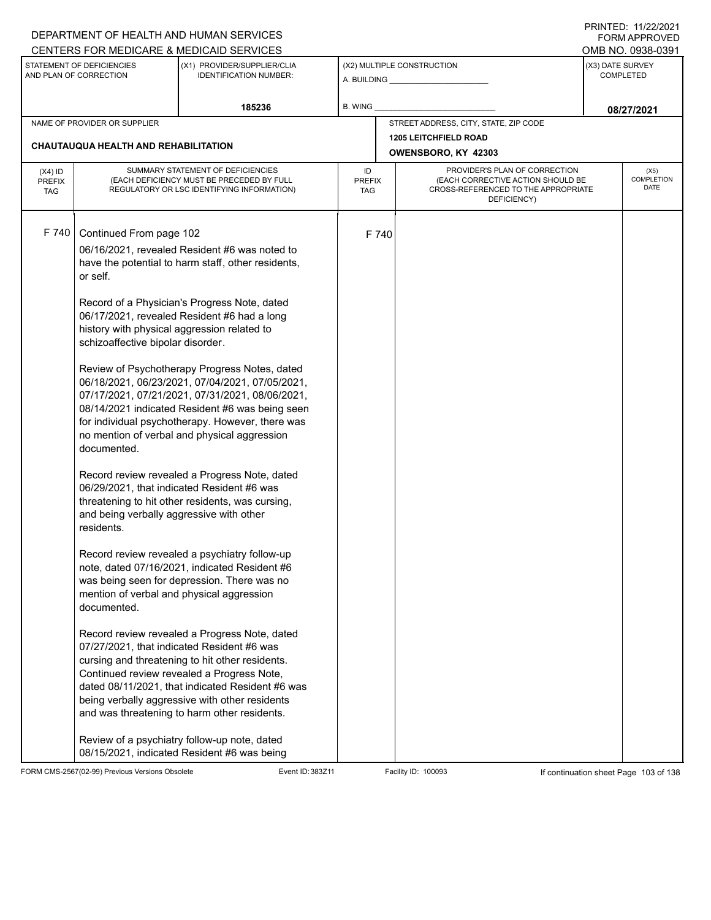DEPARTMENT OF HEALTH AND HUMAN SERVICES
CENTERS FOR MEDICARE & MEDICAID SERVICES

PRINTED: 11/22/2021
FORM APPROVED
OMB NO. 0938-0391

| STATEMENT OF DEFICIENCIES AND PLAN OF CORRECTION | (X1) PROVIDER/SUPPLIER/CLIA IDENTIFICATION NUMBER: | (X2) MULTIPLE CONSTRUCTION | (X3) DATE SURVEY COMPLETED |
|---|---|---|---|
| | 185236 | A. BUILDING ______ B. WING ______ | 08/27/2021 |

| NAME OF PROVIDER OR SUPPLIER | STREET ADDRESS, CITY, STATE, ZIP CODE |
|---|---|
| CHAUTAUQUA HEALTH AND REHABILITATION | 1205 LEITCHFIELD ROAD OWENSBORO, KY 42303 |

| (X4) ID PREFIX TAG | SUMMARY STATEMENT OF DEFICIENCIES (EACH DEFICIENCY MUST BE PRECEDED BY FULL REGULATORY OR LSC IDENTIFYING INFORMATION) | ID PREFIX TAG | PROVIDER'S PLAN OF CORRECTION (EACH CORRECTIVE ACTION SHOULD BE CROSS-REFERENCED TO THE APPROPRIATE DEFICIENCY) | (X5) COMPLETION DATE |
|---|---|---|---|---|
| F 740 | Continued From page 102 | F 740 | | |

06/16/2021, revealed Resident #6 was noted to have the potential to harm staff, other residents, or self.

Record of a Physician's Progress Note, dated 06/17/2021, revealed Resident #6 had a long history with physical aggression related to schizoaffective bipolar disorder.

Review of Psychotherapy Progress Notes, dated 06/18/2021, 06/23/2021, 07/04/2021, 07/05/2021, 07/17/2021, 07/21/2021, 07/31/2021, 08/06/2021, 08/14/2021 indicated Resident #6 was being seen for individual psychotherapy. However, there was no mention of verbal and physical aggression documented.

Record review revealed a Progress Note, dated 06/29/2021, that indicated Resident #6 was threatening to hit other residents, was cursing, and being verbally aggressive with other residents.

Record review revealed a psychiatry follow-up note, dated 07/16/2021, indicated Resident #6 was being seen for depression. There was no mention of verbal and physical aggression documented.

Record review revealed a Progress Note, dated 07/27/2021, that indicated Resident #6 was cursing and threatening to hit other residents. Continued review revealed a Progress Note, dated 08/11/2021, that indicated Resident #6 was being verbally aggressive with other residents and was threatening to harm other residents.

Review of a psychiatry follow-up note, dated 08/15/2021, indicated Resident #6 was being

FORM CMS-2567(02-99) Previous Versions Obsolete Event ID: 383Z11 Facility ID: 100093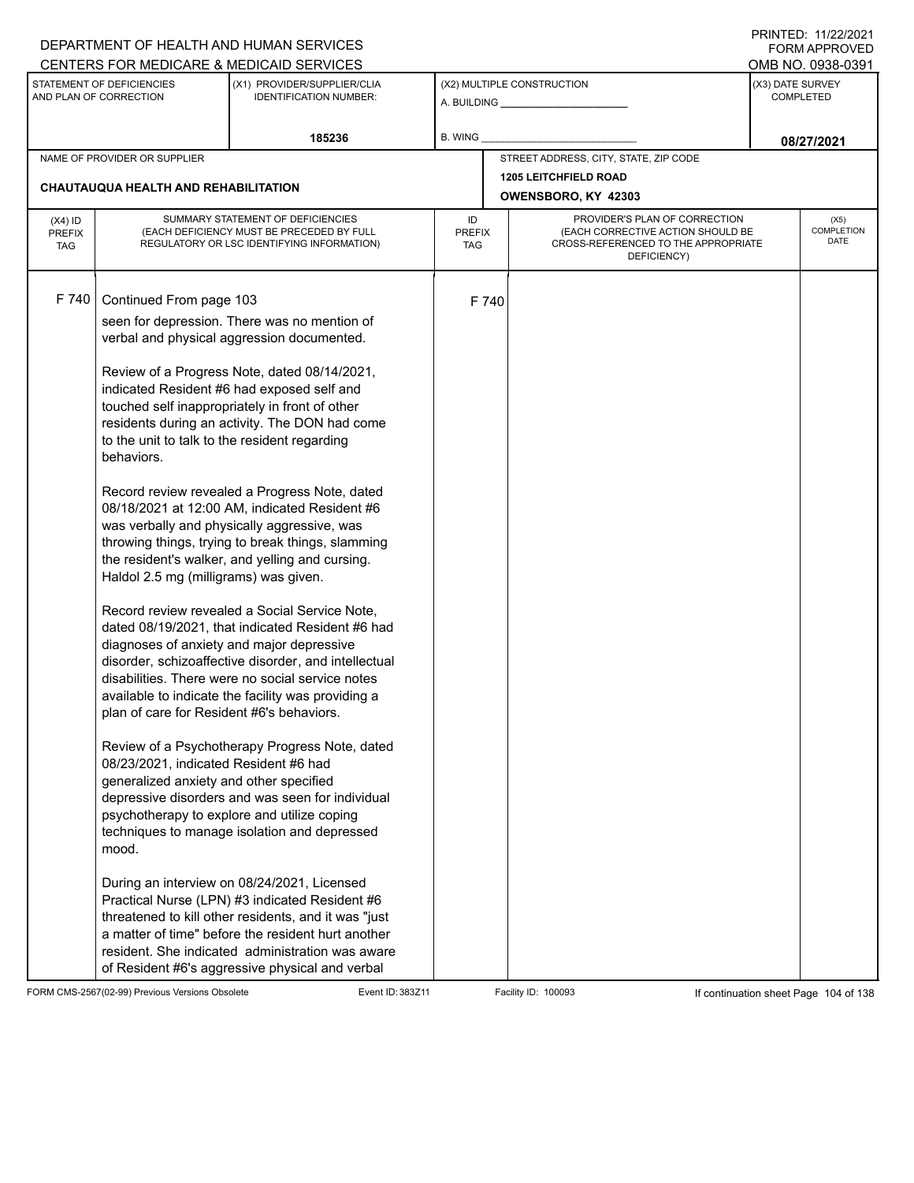DEPARTMENT OF HEALTH AND HUMAN SERVICES
CENTERS FOR MEDICARE & MEDICAID SERVICES

PRINTED: 11/22/2021
FORM APPROVED
OMB NO. 0938-0391

| STATEMENT OF DEFICIENCIES AND PLAN OF CORRECTION | (X1) PROVIDER/SUPPLIER/CLIA IDENTIFICATION NUMBER: | (X2) MULTIPLE CONSTRUCTION | (X3) DATE SURVEY COMPLETED |
|---|---|---|---|
| | 185236 | A. BUILDING ___ B. WING ___ | 08/27/2021 |

| NAME OF PROVIDER OR SUPPLIER | STREET ADDRESS, CITY, STATE, ZIP CODE |
|---|---|
| CHAUTAUQUA HEALTH AND REHABILITATION | 1205 LEITCHFIELD ROAD OWENSBORO, KY 42303 |

| (X4) ID PREFIX TAG | SUMMARY STATEMENT OF DEFICIENCIES (EACH DEFICIENCY MUST BE PRECEDED BY FULL REGULATORY OR LSC IDENTIFYING INFORMATION) | ID PREFIX TAG | PROVIDER'S PLAN OF CORRECTION (EACH CORRECTIVE ACTION SHOULD BE CROSS-REFERENCED TO THE APPROPRIATE DEFICIENCY) | (X5) COMPLETION DATE |
|---|---|---|---|---|
| F 740 | Continued From page 103 | F 740 | | |

seen for depression. There was no mention of verbal and physical aggression documented.

Review of a Progress Note, dated 08/14/2021, indicated Resident #6 had exposed self and touched self inappropriately in front of other residents during an activity. The DON had come to the unit to talk to the resident regarding behaviors.

Record review revealed a Progress Note, dated 08/18/2021 at 12:00 AM, indicated Resident #6 was verbally and physically aggressive, was throwing things, trying to break things, slamming the resident's walker, and yelling and cursing. Haldol 2.5 mg (milligrams) was given.

Record review revealed a Social Service Note, dated 08/19/2021, that indicated Resident #6 had diagnoses of anxiety and major depressive disorder, schizoaffective disorder, and intellectual disabilities. There were no social service notes available to indicate the facility was providing a plan of care for Resident #6's behaviors.

Review of a Psychotherapy Progress Note, dated 08/23/2021, indicated Resident #6 had generalized anxiety and other specified depressive disorders and was seen for individual psychotherapy to explore and utilize coping techniques to manage isolation and depressed mood.

During an interview on 08/24/2021, Licensed Practical Nurse (LPN) #3 indicated Resident #6 threatened to kill other residents, and it was "just a matter of time" before the resident hurt another resident. She indicated administration was aware of Resident #6's aggressive physical and verbal

FORM CMS-2567(02-99) Previous Versions Obsolete | Event ID: 383Z11 | Facility ID: 100093 | If continuation sheet Page 104 of 138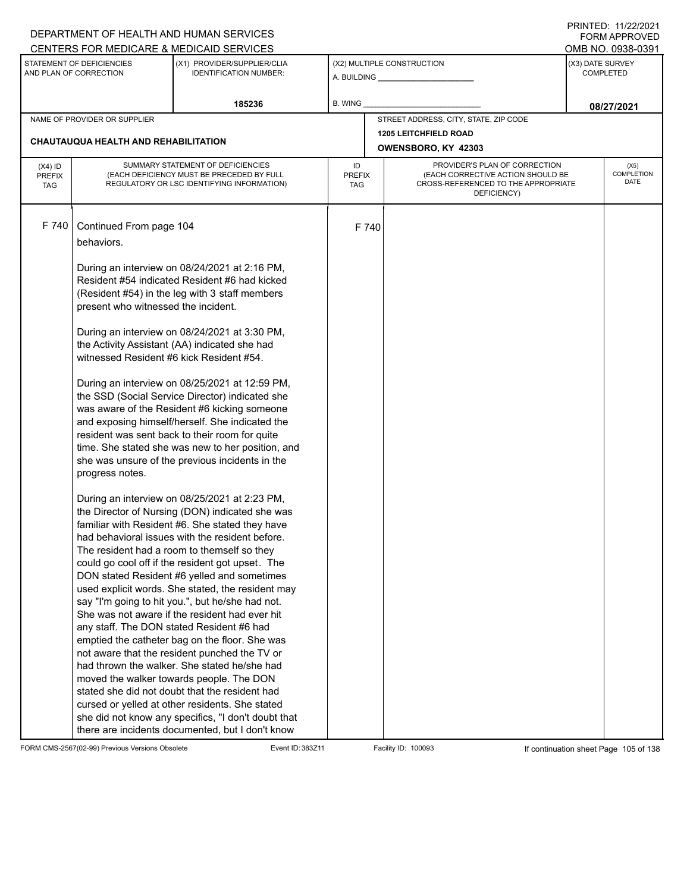| (X4) ID PREFIX TAG | SUMMARY STATEMENT OF DEFICIENCIES (EACH DEFICIENCY MUST BE PRECEDED BY FULL REGULATORY OR LSC IDENTIFYING INFORMATION) | ID PREFIX TAG | PROVIDER'S PLAN OF CORRECTION (EACH CORRECTIVE ACTION SHOULD BE CROSS-REFERENCED TO THE APPROPRIATE DEFICIENCY) | (X5) COMPLETION DATE |
|---|---|---|---|---|
| F 740 | Continued From page 104 | F 740 | | |

behaviors.

During an interview on 08/24/2021 at 2:16 PM, Resident #54 indicated Resident #6 had kicked (Resident #54) in the leg with 3 staff members present who witnessed the incident.

During an interview on 08/24/2021 at 3:30 PM, the Activity Assistant (AA) indicated she had witnessed Resident #6 kick Resident #54.

During an interview on 08/25/2021 at 12:59 PM, the SSD (Social Service Director) indicated she was aware of the Resident #6 kicking someone and exposing himself/herself. She indicated the resident was sent back to their room for quite time. She stated she was new to her position, and she was unsure of the previous incidents in the progress notes.

During an interview on 08/25/2021 at 2:23 PM, the Director of Nursing (DON) indicated she was familiar with Resident #6. She stated they have had behavioral issues with the resident before. The resident had a room to themself so they could go cool off if the resident got upset. The DON stated Resident #6 yelled and sometimes used explicit words. She stated, the resident may say "I'm going to hit you.", but he/she had not. She was not aware if the resident had ever hit any staff. The DON stated Resident #6 had emptied the catheter bag on the floor. She was not aware that the resident punched the TV or had thrown the walker. She stated he/she had moved the walker towards people. The DON stated she did not doubt that the resident had cursed or yelled at other residents. She stated she did not know any specifics, "I don't doubt that there are incidents documented, but I don't know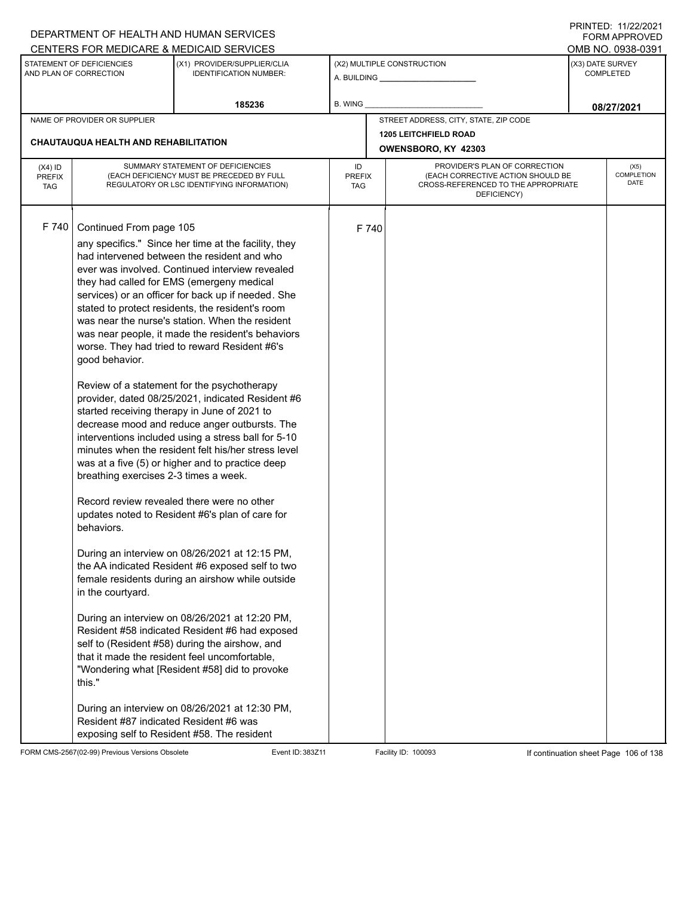DEPARTMENT OF HEALTH AND HUMAN SERVICES
CENTERS FOR MEDICARE & MEDICAID SERVICES

PRINTED: 11/22/2021
FORM APPROVED
OMB NO. 0938-0391

| STATEMENT OF DEFICIENCIES AND PLAN OF CORRECTION | (X1) PROVIDER/SUPPLIER/CLIA IDENTIFICATION NUMBER: | (X2) MULTIPLE CONSTRUCTION | (X3) DATE SURVEY COMPLETED |
|---|---|---|---|
| | 185236 | A. BUILDING ______ B. WING ______ | 08/27/2021 |

| NAME OF PROVIDER OR SUPPLIER | STREET ADDRESS, CITY, STATE, ZIP CODE |
|---|---|
| CHAUTAUQUA HEALTH AND REHABILITATION | 1205 LEITCHFIELD ROAD OWENSBORO, KY 42303 |

| (X4) ID PREFIX TAG | SUMMARY STATEMENT OF DEFICIENCIES (EACH DEFICIENCY MUST BE PRECEDED BY FULL REGULATORY OR LSC IDENTIFYING INFORMATION) | ID PREFIX TAG | PROVIDER'S PLAN OF CORRECTION (EACH CORRECTIVE ACTION SHOULD BE CROSS-REFERENCED TO THE APPROPRIATE DEFICIENCY) | (X5) COMPLETION DATE |
|---|---|---|---|---|
| F 740 | Continued From page 105 | F 740 | | |

any specifics." Since her time at the facility, they had intervened between the resident and who ever was involved. Continued interview revealed they had called for EMS (emergeny medical services) or an officer for back up if needed. She stated to protect residents, the resident's room was near the nurse's station. When the resident was near people, it made the resident's behaviors worse. They had tried to reward Resident #6's good behavior.

Review of a statement for the psychotherapy provider, dated 08/25/2021, indicated Resident #6 started receiving therapy in June of 2021 to decrease mood and reduce anger outbursts. The interventions included using a stress ball for 5-10 minutes when the resident felt his/her stress level was at a five (5) or higher and to practice deep breathing exercises 2-3 times a week.

Record review revealed there were no other updates noted to Resident #6's plan of care for behaviors.

During an interview on 08/26/2021 at 12:15 PM, the AA indicated Resident #6 exposed self to two female residents during an airshow while outside in the courtyard.

During an interview on 08/26/2021 at 12:20 PM, Resident #58 indicated Resident #6 had exposed self to (Resident #58) during the airshow, and that it made the resident feel uncomfortable, "Wondering what [Resident #58] did to provoke this."

During an interview on 08/26/2021 at 12:30 PM, Resident #87 indicated Resident #6 was exposing self to Resident #58. The resident

FORM CMS-2567(02-99) Previous Versions Obsolete Event ID: 383Z11 Facility ID: 100093 If continuation sheet Page 106 of 138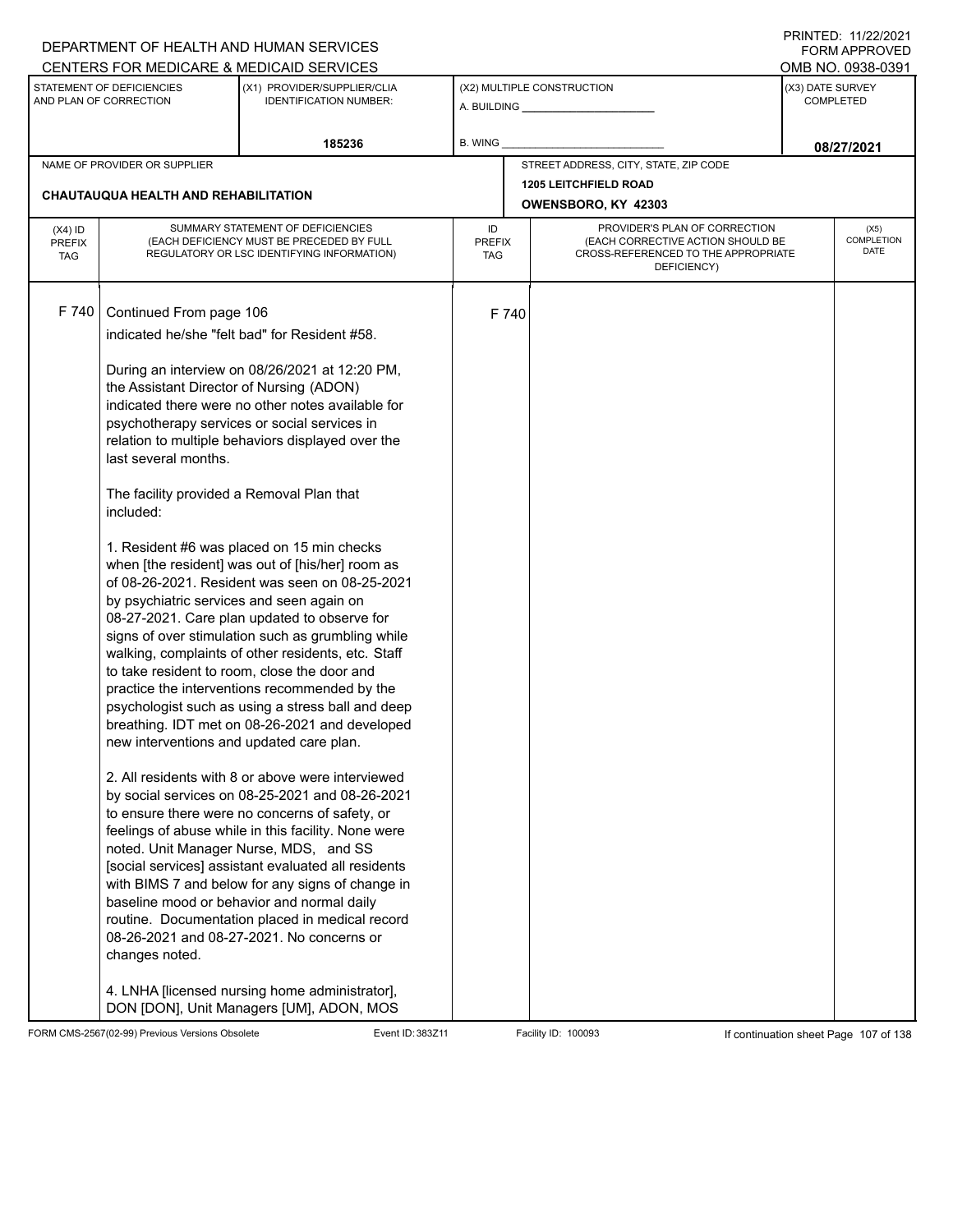DEPARTMENT OF HEALTH AND HUMAN SERVICES
CENTERS FOR MEDICARE & MEDICAID SERVICES

PRINTED: 11/22/2021
FORM APPROVED
OMB NO. 0938-0391

| STATEMENT OF DEFICIENCIES AND PLAN OF CORRECTION | (X1) PROVIDER/SUPPLIER/CLIA IDENTIFICATION NUMBER: | (X2) MULTIPLE CONSTRUCTION | (X3) DATE SURVEY COMPLETED |
|---|---|---|---|
| | 185236 | A. BUILDING ______ B. WING ______ | 08/27/2021 |

| NAME OF PROVIDER OR SUPPLIER | STREET ADDRESS, CITY, STATE, ZIP CODE |
|---|---|
| CHAUTAUQUA HEALTH AND REHABILITATION | 1205 LEITCHFIELD ROAD OWENSBORO, KY 42303 |

| (X4) ID PREFIX TAG | SUMMARY STATEMENT OF DEFICIENCIES (EACH DEFICIENCY MUST BE PRECEDED BY FULL REGULATORY OR LSC IDENTIFYING INFORMATION) | ID PREFIX TAG | PROVIDER'S PLAN OF CORRECTION (EACH CORRECTIVE ACTION SHOULD BE CROSS-REFERENCED TO THE APPROPRIATE DEFICIENCY) | (X5) COMPLETION DATE |
|---|---|---|---|---|
| F 740 | Continued From page 106 | F 740 | | |

indicated he/she "felt bad" for Resident #58.

During an interview on 08/26/2021 at 12:20 PM, the Assistant Director of Nursing (ADON) indicated there were no other notes available for psychotherapy services or social services in relation to multiple behaviors displayed over the last several months.

The facility provided a Removal Plan that included:

1. Resident #6 was placed on 15 min checks when [the resident] was out of [his/her] room as of 08-26-2021. Resident was seen on 08-25-2021 by psychiatric services and seen again on 08-27-2021. Care plan updated to observe for signs of over stimulation such as grumbling while walking, complaints of other residents, etc. Staff to take resident to room, close the door and practice the interventions recommended by the psychologist such as using a stress ball and deep breathing. IDT met on 08-26-2021 and developed new interventions and updated care plan.

2. All residents with 8 or above were interviewed by social services on 08-25-2021 and 08-26-2021 to ensure there were no concerns of safety, or feelings of abuse while in this facility. None were noted. Unit Manager Nurse, MDS, and SS [social services] assistant evaluated all residents with BIMS 7 and below for any signs of change in baseline mood or behavior and normal daily routine. Documentation placed in medical record 08-26-2021 and 08-27-2021. No concerns or changes noted.

4. LNHA [licensed nursing home administrator], DON [DON], Unit Managers [UM], ADON, MOS

FORM CMS-2567(02-99) Previous Versions Obsolete Event ID: 383Z11 Facility ID: 100093 If continuation sheet Page 107 of 138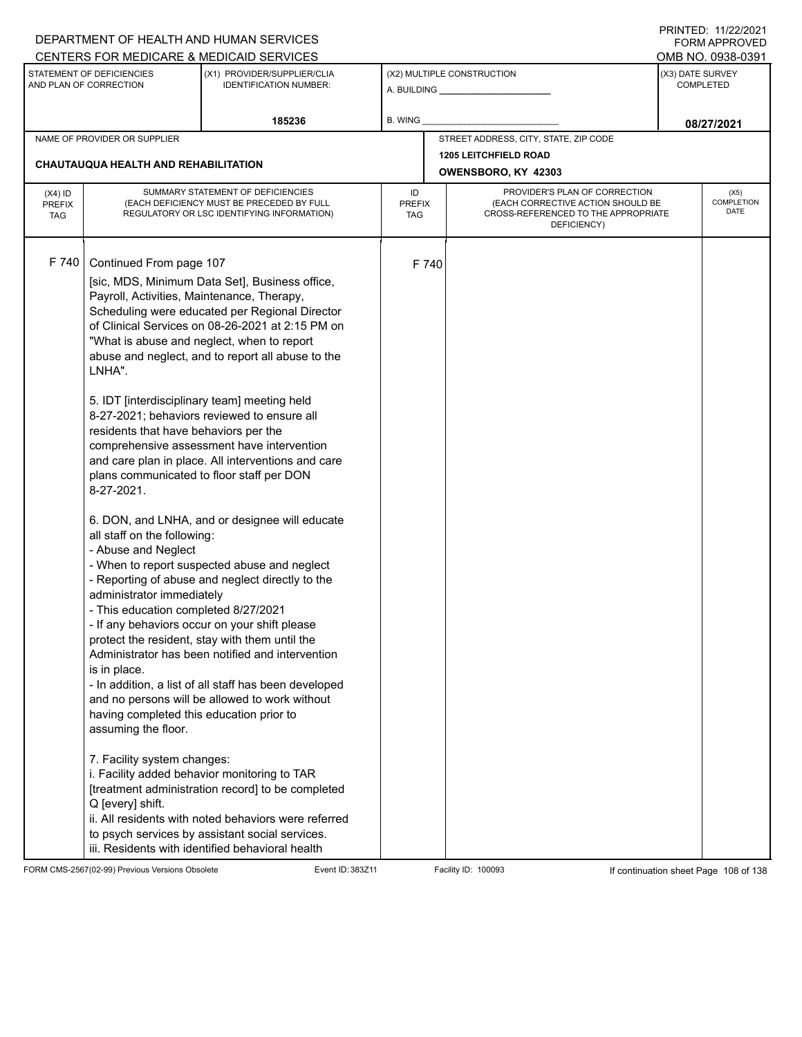DEPARTMENT OF HEALTH AND HUMAN SERVICES
CENTERS FOR MEDICARE & MEDICAID SERVICES

PRINTED: 11/22/2021
FORM APPROVED
OMB NO. 0938-0391

| STATEMENT OF DEFICIENCIES AND PLAN OF CORRECTION | (X1) PROVIDER/SUPPLIER/CLIA IDENTIFICATION NUMBER: | (X2) MULTIPLE CONSTRUCTION A. BUILDING B. WING | (X3) DATE SURVEY COMPLETED |
|---|---|---|---|
| | 185236 | | 08/27/2021 |

| NAME OF PROVIDER OR SUPPLIER | STREET ADDRESS, CITY, STATE, ZIP CODE |
|---|---|
| CHAUTAUQUA HEALTH AND REHABILITATION | 1205 LEITCHFIELD ROAD OWENSBORO, KY 42303 |

| (X4) ID PREFIX TAG | SUMMARY STATEMENT OF DEFICIENCIES (EACH DEFICIENCY MUST BE PRECEDED BY FULL REGULATORY OR LSC IDENTIFYING INFORMATION) | ID PREFIX TAG | PROVIDER'S PLAN OF CORRECTION (EACH CORRECTIVE ACTION SHOULD BE CROSS-REFERENCED TO THE APPROPRIATE DEFICIENCY) | (X5) COMPLETION DATE |
|---|---|---|---|---|
| F 740 | Continued From page 107 | F 740 | | |

[sic, MDS, Minimum Data Set], Business office, Payroll, Activities, Maintenance, Therapy, Scheduling were educated per Regional Director of Clinical Services on 08-26-2021 at 2:15 PM on "What is abuse and neglect, when to report abuse and neglect, and to report all abuse to the LNHA".

5. IDT [interdisciplinary team] meeting held 8-27-2021; behaviors reviewed to ensure all residents that have behaviors per the comprehensive assessment have intervention and care plan in place. All interventions and care plans communicated to floor staff per DON 8-27-2021.

6. DON, and LNHA, and or designee will educate all staff on the following:
- Abuse and Neglect
- When to report suspected abuse and neglect
- Reporting of abuse and neglect directly to the administrator immediately
- This education completed 8/27/2021
- If any behaviors occur on your shift please protect the resident, stay with them until the Administrator has been notified and intervention is in place.
- In addition, a list of all staff has been developed and no persons will be allowed to work without having completed this education prior to assuming the floor.

7. Facility system changes:
i. Facility added behavior monitoring to TAR [treatment administration record] to be completed Q [every] shift.
ii. All residents with noted behaviors were referred to psych services by assistant social services.
iii. Residents with identified behavioral health

FORM CMS-2567(02-99) Previous Versions Obsolete Event ID: 383Z11 Facility ID: 100093 If continuation sheet Page 108 of 138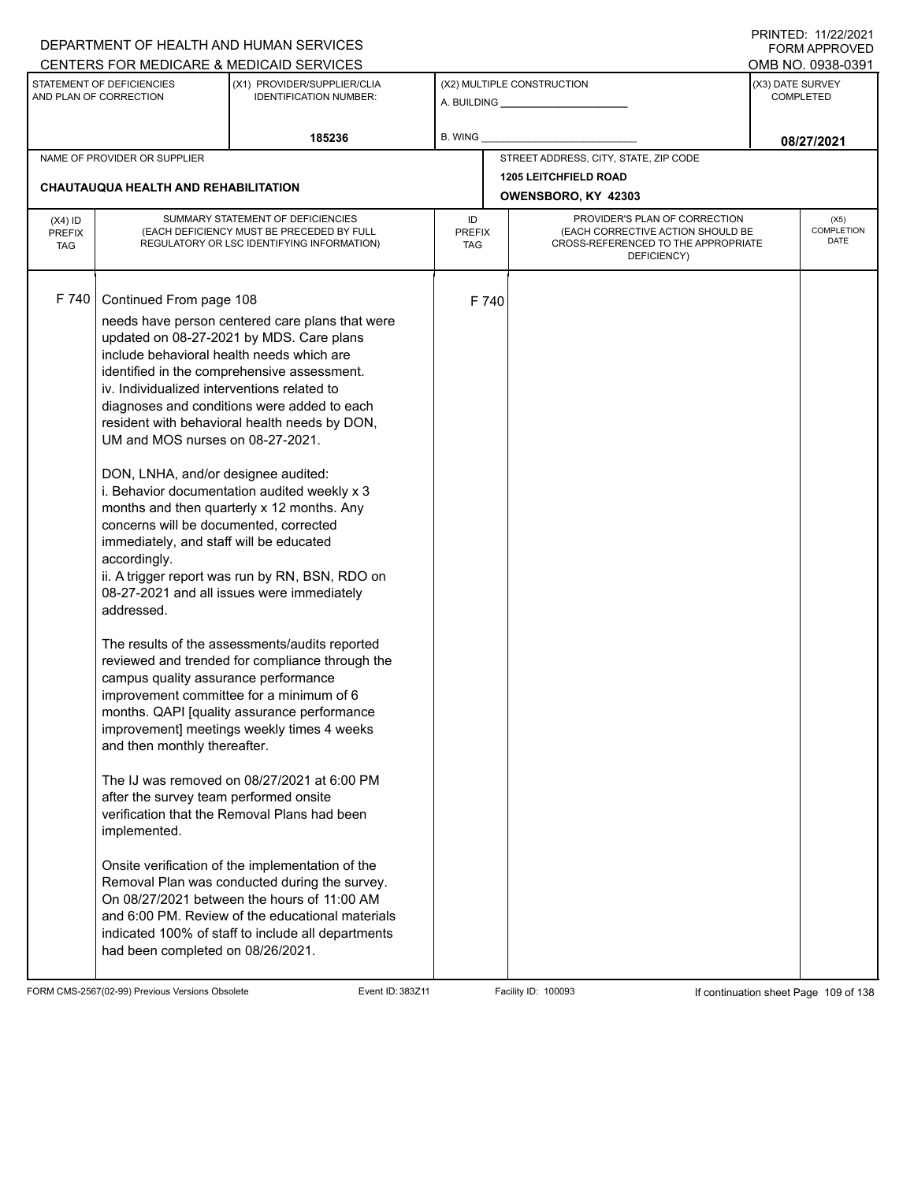DEPARTMENT OF HEALTH AND HUMAN SERVICES
CENTERS FOR MEDICARE & MEDICAID SERVICES

PRINTED: 11/22/2021
FORM APPROVED
OMB NO. 0938-0391

| STATEMENT OF DEFICIENCIES AND PLAN OF CORRECTION | (X1) PROVIDER/SUPPLIER/CLIA IDENTIFICATION NUMBER: | (X2) MULTIPLE CONSTRUCTION | (X3) DATE SURVEY COMPLETED |
|---|---|---|---|
| | 185236 | A. BUILDING ______ B. WING ______ | 08/27/2021 |

| NAME OF PROVIDER OR SUPPLIER | STREET ADDRESS, CITY, STATE, ZIP CODE |
|---|---|
| CHAUTAUQUA HEALTH AND REHABILITATION | 1205 LEITCHFIELD ROAD, OWENSBORO, KY 42303 |

| (X4) ID PREFIX TAG | SUMMARY STATEMENT OF DEFICIENCIES (EACH DEFICIENCY MUST BE PRECEDED BY FULL REGULATORY OR LSC IDENTIFYING INFORMATION) | ID PREFIX TAG | PROVIDER'S PLAN OF CORRECTION (EACH CORRECTIVE ACTION SHOULD BE CROSS-REFERENCED TO THE APPROPRIATE DEFICIENCY) | (X5) COMPLETION DATE |
|---|---|---|---|---|
| F 740 | Continued From page 108 | F 740 | | |

needs have person centered care plans that were updated on 08-27-2021 by MDS. Care plans include behavioral health needs which are identified in the comprehensive assessment.
iv. Individualized interventions related to diagnoses and conditions were added to each resident with behavioral health needs by DON, UM and MOS nurses on 08-27-2021.

DON, LNHA, and/or designee audited:
i. Behavior documentation audited weekly x 3 months and then quarterly x 12 months. Any concerns will be documented, corrected immediately, and staff will be educated accordingly.
ii. A trigger report was run by RN, BSN, RDO on 08-27-2021 and all issues were immediately addressed.

The results of the assessments/audits reported reviewed and trended for compliance through the campus quality assurance performance improvement committee for a minimum of 6 months. QAPI [quality assurance performance improvement] meetings weekly times 4 weeks and then monthly thereafter.

The IJ was removed on 08/27/2021 at 6:00 PM after the survey team performed onsite verification that the Removal Plans had been implemented.

Onsite verification of the implementation of the Removal Plan was conducted during the survey. On 08/27/2021 between the hours of 11:00 AM and 6:00 PM. Review of the educational materials indicated 100% of staff to include all departments had been completed on 08/26/2021.

FORM CMS-2567(02-99) Previous Versions Obsolete | Event ID: 383Z11 | Facility ID: 100093 | If continuation sheet Page 109 of 138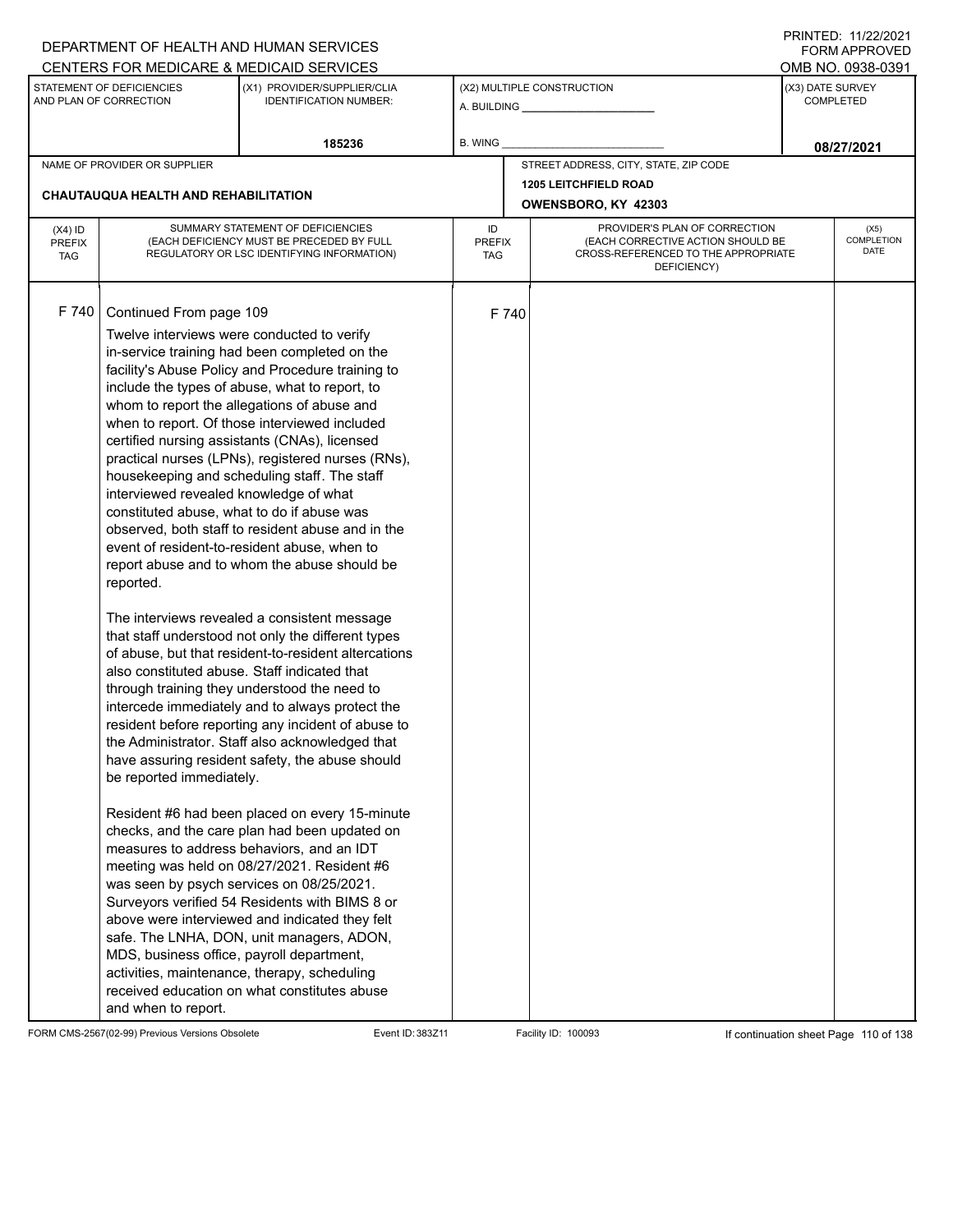DEPARTMENT OF HEALTH AND HUMAN SERVICES
CENTERS FOR MEDICARE & MEDICAID SERVICES

PRINTED: 11/22/2021
FORM APPROVED
OMB NO. 0938-0391

| STATEMENT OF DEFICIENCIES AND PLAN OF CORRECTION | (X1) PROVIDER/SUPPLIER/CLIA IDENTIFICATION NUMBER: | (X2) MULTIPLE CONSTRUCTION | (X3) DATE SURVEY COMPLETED |
|---|---|---|---|
| | 185236 | A. BUILDING ______ B. WING ______ | 08/27/2021 |

NAME OF PROVIDER OR SUPPLIER: CHAUTAUQUA HEALTH AND REHABILITATION

STREET ADDRESS, CITY, STATE, ZIP CODE: 1205 LEITCHFIELD ROAD, OWENSBORO, KY 42303

| (X4) ID PREFIX TAG | SUMMARY STATEMENT OF DEFICIENCIES (EACH DEFICIENCY MUST BE PRECEDED BY FULL REGULATORY OR LSC IDENTIFYING INFORMATION) | ID PREFIX TAG | PROVIDER'S PLAN OF CORRECTION (EACH CORRECTIVE ACTION SHOULD BE CROSS-REFERENCED TO THE APPROPRIATE DEFICIENCY) | (X5) COMPLETION DATE |
|---|---|---|---|---|
| F 740 | Continued From page 109 | F 740 | | |

Twelve interviews were conducted to verify in-service training had been completed on the facility's Abuse Policy and Procedure training to include the types of abuse, what to report, to whom to report the allegations of abuse and when to report. Of those interviewed included certified nursing assistants (CNAs), licensed practical nurses (LPNs), registered nurses (RNs), housekeeping and scheduling staff. The staff interviewed revealed knowledge of what constituted abuse, what to do if abuse was observed, both staff to resident abuse and in the event of resident-to-resident abuse, when to report abuse and to whom the abuse should be reported.

The interviews revealed a consistent message that staff understood not only the different types of abuse, but that resident-to-resident altercations also constituted abuse. Staff indicated that through training they understood the need to intercede immediately and to always protect the resident before reporting any incident of abuse to the Administrator. Staff also acknowledged that have assuring resident safety, the abuse should be reported immediately.

Resident #6 had been placed on every 15-minute checks, and the care plan had been updated on measures to address behaviors, and an IDT meeting was held on 08/27/2021. Resident #6 was seen by psych services on 08/25/2021. Surveyors verified 54 Residents with BIMS 8 or above were interviewed and indicated they felt safe. The LNHA, DON, unit managers, ADON, MDS, business office, payroll department, activities, maintenance, therapy, scheduling received education on what constitutes abuse and when to report.

FORM CMS-2567(02-99) Previous Versions Obsolete | Event ID: 383Z11 | Facility ID: 100093 | If continuation sheet Page 110 of 138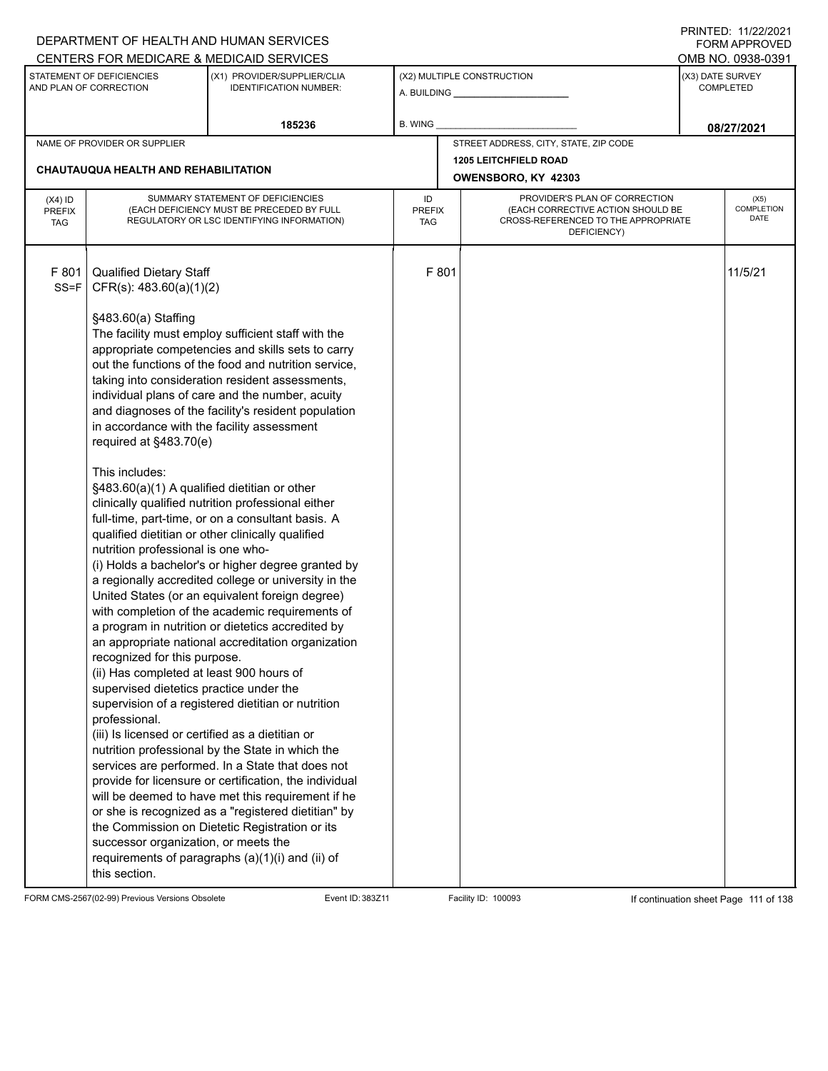DEPARTMENT OF HEALTH AND HUMAN SERVICES
CENTERS FOR MEDICARE & MEDICAID SERVICES

PRINTED: 11/22/2021
FORM APPROVED
OMB NO. 0938-0391

| STATEMENT OF DEFICIENCIES AND PLAN OF CORRECTION | (X1) PROVIDER/SUPPLIER/CLIA IDENTIFICATION NUMBER: | (X2) MULTIPLE CONSTRUCTION | (X3) DATE SURVEY COMPLETED |
|---|---|---|---|
| | 185236 | A. BUILDING ______ B. WING ______ | 08/27/2021 |

| NAME OF PROVIDER OR SUPPLIER | STREET ADDRESS, CITY, STATE, ZIP CODE |
|---|---|
| CHAUTAUQUA HEALTH AND REHABILITATION | 1205 LEITCHFIELD ROAD OWENSBORO, KY 42303 |

| (X4) ID PREFIX TAG | SUMMARY STATEMENT OF DEFICIENCIES (EACH DEFICIENCY MUST BE PRECEDED BY FULL REGULATORY OR LSC IDENTIFYING INFORMATION) | ID PREFIX TAG | PROVIDER'S PLAN OF CORRECTION (EACH CORRECTIVE ACTION SHOULD BE CROSS-REFERENCED TO THE APPROPRIATE DEFICIENCY) | (X5) COMPLETION DATE |
|---|---|---|---|---|
| F 801 SS=F | Qualified Dietary Staff<br>CFR(s): 483.60(a)(1)(2)<br><br>§483.60(a) Staffing<br>The facility must employ sufficient staff with the appropriate competencies and skills sets to carry out the functions of the food and nutrition service, taking into consideration resident assessments, individual plans of care and the number, acuity and diagnoses of the facility's resident population in accordance with the facility assessment required at §483.70(e)<br><br>This includes:<br>§483.60(a)(1) A qualified dietitian or other clinically qualified nutrition professional either full-time, part-time, or on a consultant basis. A qualified dietitian or other clinically qualified nutrition professional is one who-<br>(i) Holds a bachelor's or higher degree granted by a regionally accredited college or university in the United States (or an equivalent foreign degree) with completion of the academic requirements of a program in nutrition or dietetics accredited by an appropriate national accreditation organization recognized for this purpose.<br>(ii) Has completed at least 900 hours of supervised dietetics practice under the supervision of a registered dietitian or nutrition professional.<br>(iii) Is licensed or certified as a dietitian or nutrition professional by the State in which the services are performed. In a State that does not provide for licensure or certification, the individual will be deemed to have met this requirement if he or she is recognized as a "registered dietitian" by the Commission on Dietetic Registration or its successor organization, or meets the requirements of paragraphs (a)(1)(i) and (ii) of this section. | F 801 | | 11/5/21 |

FORM CMS-2567(02-99) Previous Versions Obsolete Event ID: 383Z11 Facility ID: 100093 If continuation sheet Page 111 of 138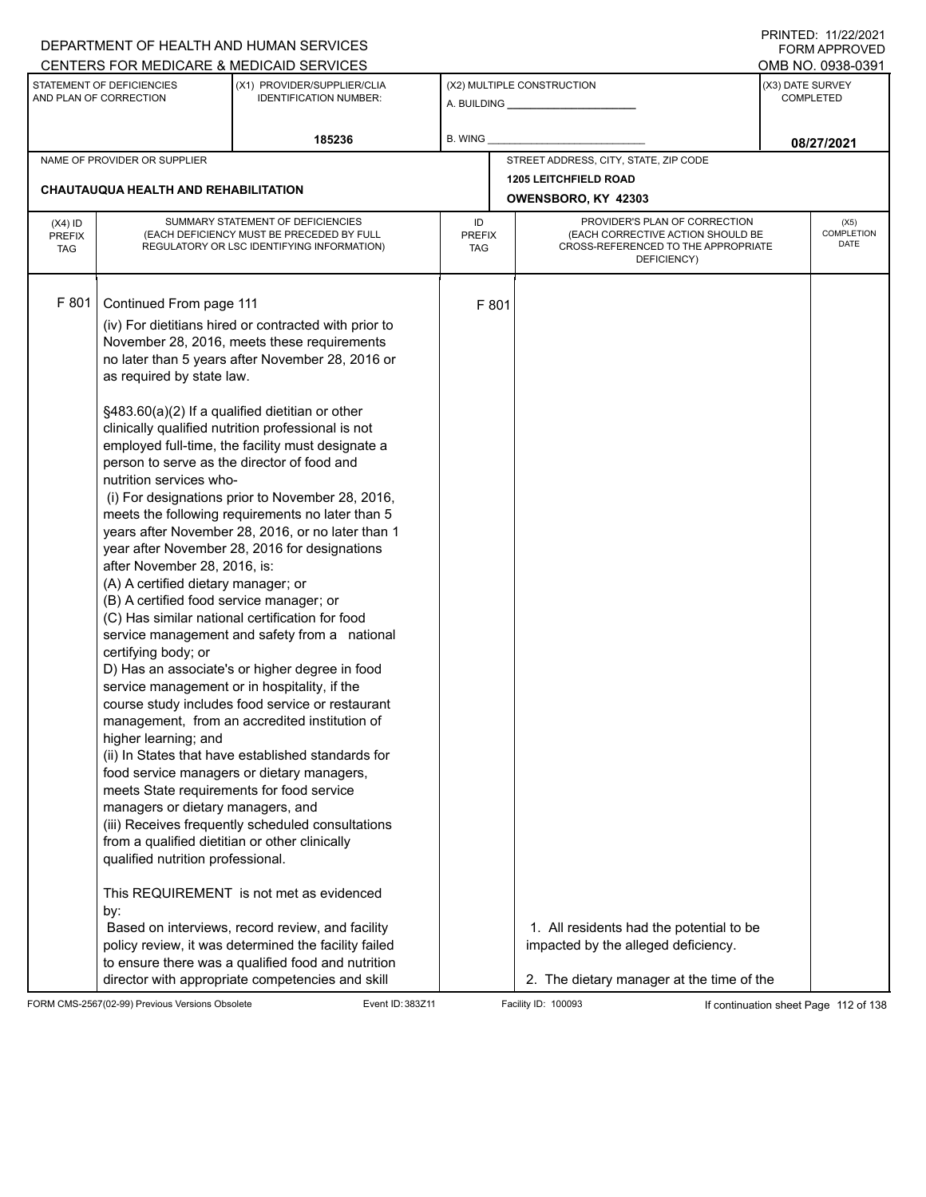DEPARTMENT OF HEALTH AND HUMAN SERVICES
CENTERS FOR MEDICARE & MEDICAID SERVICES

PRINTED: 11/22/2021
FORM APPROVED
OMB NO. 0938-0391

| STATEMENT OF DEFICIENCIES AND PLAN OF CORRECTION | (X1) PROVIDER/SUPPLIER/CLIA IDENTIFICATION NUMBER: | (X2) MULTIPLE CONSTRUCTION | (X3) DATE SURVEY COMPLETED |
|---|---|---|---|
| | 185236 | A. BUILDING ______ B. WING ______ | 08/27/2021 |

| NAME OF PROVIDER OR SUPPLIER | STREET ADDRESS, CITY, STATE, ZIP CODE |
|---|---|
| CHAUTAUQUA HEALTH AND REHABILITATION | 1205 LEITCHFIELD ROAD OWENSBORO, KY 42303 |

| (X4) ID PREFIX TAG | SUMMARY STATEMENT OF DEFICIENCIES (EACH DEFICIENCY MUST BE PRECEDED BY FULL REGULATORY OR LSC IDENTIFYING INFORMATION) | ID PREFIX TAG | PROVIDER'S PLAN OF CORRECTION (EACH CORRECTIVE ACTION SHOULD BE CROSS-REFERENCED TO THE APPROPRIATE DEFICIENCY) | (X5) COMPLETION DATE |
|---|---|---|---|---|
| F 801 | Continued From page 111<br>(iv) For dietitians hired or contracted with prior to November 28, 2016, meets these requirements no later than 5 years after November 28, 2016 or as required by state law.<br><br>§483.60(a)(2) If a qualified dietitian or other clinically qualified nutrition professional is not employed full-time, the facility must designate a person to serve as the director of food and nutrition services who-<br>(i) For designations prior to November 28, 2016, meets the following requirements no later than 5 years after November 28, 2016, or no later than 1 year after November 28, 2016 for designations after November 28, 2016, is:<br>(A) A certified dietary manager; or<br>(B) A certified food service manager; or<br>(C) Has similar national certification for food service management and safety from a national certifying body; or<br>D) Has an associate's or higher degree in food service management or in hospitality, if the course study includes food service or restaurant management, from an accredited institution of higher learning; and<br>(ii) In States that have established standards for food service managers or dietary managers, meets State requirements for food service managers or dietary managers, and<br>(iii) Receives frequently scheduled consultations from a qualified dietitian or other clinically qualified nutrition professional.<br><br>This REQUIREMENT is not met as evidenced by:<br>Based on interviews, record review, and facility policy review, it was determined the facility failed to ensure there was a qualified food and nutrition director with appropriate competencies and skill | F 801 | 1. All residents had the potential to be impacted by the alleged deficiency.<br><br>2. The dietary manager at the time of the | |

FORM CMS-2567(02-99) Previous Versions Obsolete | Event ID: 383Z11 | Facility ID: 100093 | If continuation sheet Page 112 of 138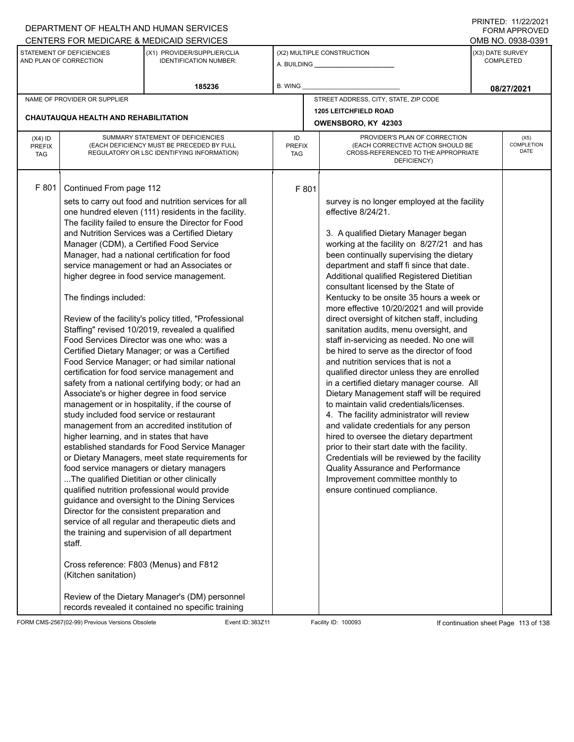DEPARTMENT OF HEALTH AND HUMAN SERVICES
CENTERS FOR MEDICARE & MEDICAID SERVICES

PRINTED: 11/22/2021
FORM APPROVED
OMB NO. 0938-0391

| STATEMENT OF DEFICIENCIES AND PLAN OF CORRECTION | (X1) PROVIDER/SUPPLIER/CLIA IDENTIFICATION NUMBER: | (X2) MULTIPLE CONSTRUCTION | (X3) DATE SURVEY COMPLETED |
|---|---|---|---|
| | 185236 | A. BUILDING ______ B. WING ______ | 08/27/2021 |

NAME OF PROVIDER OR SUPPLIER: CHAUTAUQUA HEALTH AND REHABILITATION

STREET ADDRESS, CITY, STATE, ZIP CODE: 1205 LEITCHFIELD ROAD, OWENSBORO, KY 42303

| (X4) ID PREFIX TAG | SUMMARY STATEMENT OF DEFICIENCIES (EACH DEFICIENCY MUST BE PRECEDED BY FULL REGULATORY OR LSC IDENTIFYING INFORMATION) | ID PREFIX TAG | PROVIDER'S PLAN OF CORRECTION (EACH CORRECTIVE ACTION SHOULD BE CROSS-REFERENCED TO THE APPROPRIATE DEFICIENCY) | (X5) COMPLETION DATE |
|---|---|---|---|---|
| F 801 | Continued From page 112<br>sets to carry out food and nutrition services for all one hundred eleven (111) residents in the facility. The facility failed to ensure the Director for Food and Nutrition Services was a Certified Dietary Manager (CDM), a Certified Food Service Manager, had a national certification for food service management or had an Associates or higher degree in food service management.<br><br>The findings included:<br><br>Review of the facility's policy titled, "Professional Staffing" revised 10/2019, revealed a qualified Food Services Director was one who: was a Certified Dietary Manager; or was a Certified Food Service Manager; or had similar national certification for food service management and safety from a national certifying body; or had an Associate's or higher degree in food service management or in hospitality, if the course of study included food service or restaurant management from an accredited institution of higher learning, and in states that have established standards for Food Service Manager or Dietary Managers, meet state requirements for food service managers or dietary managers ...The qualified Dietitian or other clinically qualified nutrition professional would provide guidance and oversight to the Dining Services Director for the consistent preparation and service of all regular and therapeutic diets and the training and supervision of all department staff.<br><br>Cross reference: F803 (Menus) and F812 (Kitchen sanitation)<br><br>Review of the Dietary Manager's (DM) personnel records revealed it contained no specific training | F 801 | survey is no longer employed at the facility effective 8/24/21.<br><br>3. A qualified Dietary Manager began working at the facility on 8/27/21 and has been continually supervising the dietary department and staff fi since that date. Additional qualified Registered Dietitian consultant licensed by the State of Kentucky to be onsite 35 hours a week or more effective 10/20/2021 and will provide direct oversight of kitchen staff, including sanitation audits, menu oversight, and staff in-servicing as needed. No one will be hired to serve as the director of food and nutrition services that is not a qualified director unless they are enrolled in a certified dietary manager course. All Dietary Management staff will be required to maintain valid credentials/licenses.<br>4. The facility administrator will review and validate credentials for any person hired to oversee the dietary department prior to their start date with the facility. Credentials will be reviewed by the facility Quality Assurance and Performance Improvement committee monthly to ensure continued compliance. | |

FORM CMS-2567(02-99) Previous Versions Obsolete | Event ID: 383Z11 | Facility ID: 100093 | If continuation sheet Page 113 of 138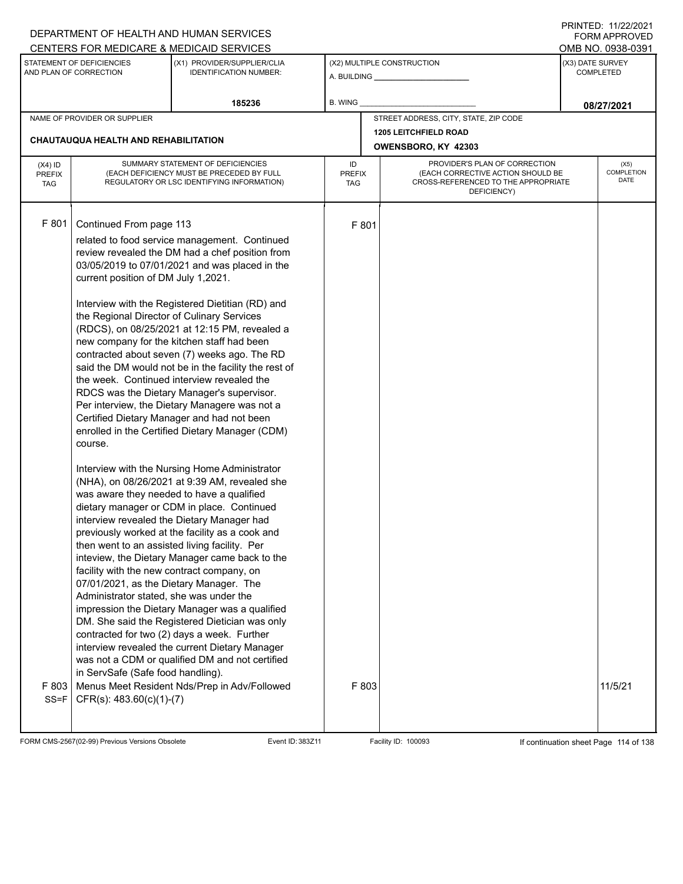DEPARTMENT OF HEALTH AND HUMAN SERVICES
CENTERS FOR MEDICARE & MEDICAID SERVICES

PRINTED: 11/22/2021
FORM APPROVED
OMB NO. 0938-0391

| STATEMENT OF DEFICIENCIES AND PLAN OF CORRECTION | (X1) PROVIDER/SUPPLIER/CLIA IDENTIFICATION NUMBER: | (X2) MULTIPLE CONSTRUCTION | (X3) DATE SURVEY COMPLETED |
|---|---|---|---|
| | 185236 | A. BUILDING ______ B. WING ______ | 08/27/2021 |

| NAME OF PROVIDER OR SUPPLIER | STREET ADDRESS, CITY, STATE, ZIP CODE |
|---|---|
| CHAUTAUQUA HEALTH AND REHABILITATION | 1205 LEITCHFIELD ROAD OWENSBORO, KY 42303 |

| (X4) ID PREFIX TAG | SUMMARY STATEMENT OF DEFICIENCIES (EACH DEFICIENCY MUST BE PRECEDED BY FULL REGULATORY OR LSC IDENTIFYING INFORMATION) | ID PREFIX TAG | PROVIDER'S PLAN OF CORRECTION (EACH CORRECTIVE ACTION SHOULD BE CROSS-REFERENCED TO THE APPROPRIATE DEFICIENCY) | (X5) COMPLETION DATE |
|---|---|---|---|---|
| F 801 | Continued From page 113<br>related to food service management. Continued review revealed the DM had a chef position from 03/05/2019 to 07/01/2021 and was placed in the current position of DM July 1,2021.<br><br>Interview with the Registered Dietitian (RD) and the Regional Director of Culinary Services (RDCS), on 08/25/2021 at 12:15 PM, revealed a new company for the kitchen staff had been contracted about seven (7) weeks ago. The RD said the DM would not be in the facility the rest of the week. Continued interview revealed the RDCS was the Dietary Manager's supervisor. Per interview, the Dietary Managere was not a Certified Dietary Manager and had not been enrolled in the Certified Dietary Manager (CDM) course.<br><br>Interview with the Nursing Home Administrator (NHA), on 08/26/2021 at 9:39 AM, revealed she was aware they needed to have a qualified dietary manager or CDM in place. Continued interview revealed the Dietary Manager had previously worked at the facility as a cook and then went to an assisted living facility. Per inteview, the Dietary Manager came back to the facility with the new contract company, on 07/01/2021, as the Dietary Manager. The Administrator stated, she was under the impression the Dietary Manager was a qualified DM. She said the Registered Dietician was only contracted for two (2) days a week. Further interview revealed the current Dietary Manager was not a CDM or qualified DM and not certified in ServSafe (Safe food handling). | F 801 | | |
| F 803<br>SS=F | Menus Meet Resident Nds/Prep in Adv/Followed<br>CFR(s): 483.60(c)(1)-(7) | F 803 | | 11/5/21 |

FORM CMS-2567(02-99) Previous Versions Obsolete Event ID: 383Z11 Facility ID: 100093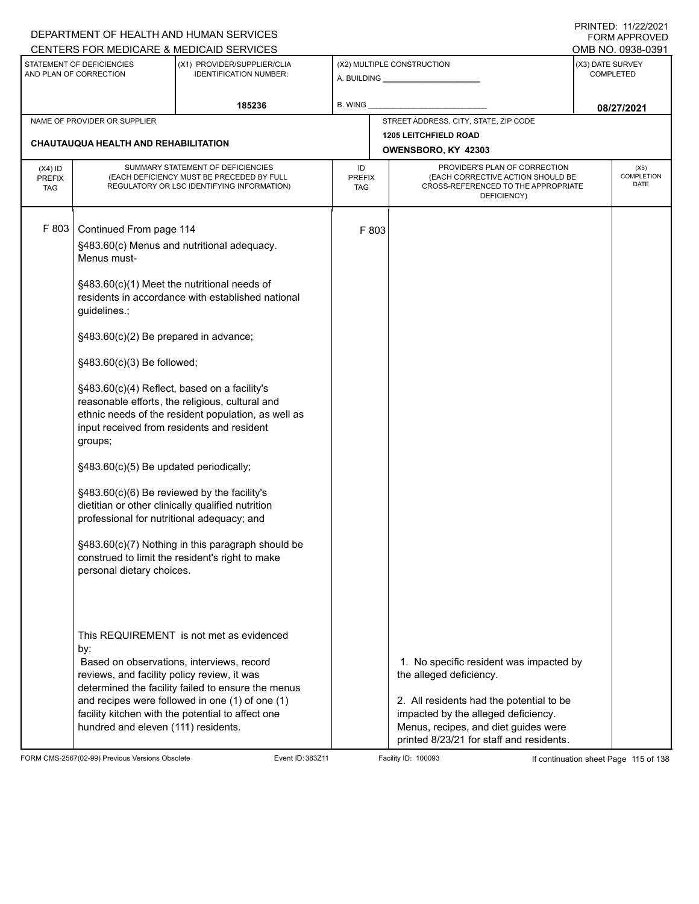DEPARTMENT OF HEALTH AND HUMAN SERVICES
CENTERS FOR MEDICARE & MEDICAID SERVICES

PRINTED: 11/22/2021
FORM APPROVED
OMB NO. 0938-0391

| STATEMENT OF DEFICIENCIES AND PLAN OF CORRECTION | (X1) PROVIDER/SUPPLIER/CLIA IDENTIFICATION NUMBER: | (X2) MULTIPLE CONSTRUCTION | (X3) DATE SURVEY COMPLETED |
|---|---|---|---|
| | 185236 | A. BUILDING _____ B. WING _____ | 08/27/2021 |

| NAME OF PROVIDER OR SUPPLIER | STREET ADDRESS, CITY, STATE, ZIP CODE |
|---|---|
| CHAUTAUQUA HEALTH AND REHABILITATION | 1205 LEITCHFIELD ROAD OWENSBORO, KY 42303 |

| (X4) ID PREFIX TAG | SUMMARY STATEMENT OF DEFICIENCIES (EACH DEFICIENCY MUST BE PRECEDED BY FULL REGULATORY OR LSC IDENTIFYING INFORMATION) | ID PREFIX TAG | PROVIDER'S PLAN OF CORRECTION (EACH CORRECTIVE ACTION SHOULD BE CROSS-REFERENCED TO THE APPROPRIATE DEFICIENCY) | (X5) COMPLETION DATE |
|---|---|---|---|---|
| F 803 | Continued From page 114<br><br>§483.60(c) Menus and nutritional adequacy. Menus must-<br><br>§483.60(c)(1) Meet the nutritional needs of residents in accordance with established national guidelines.;<br><br>§483.60(c)(2) Be prepared in advance;<br><br>§483.60(c)(3) Be followed;<br><br>§483.60(c)(4) Reflect, based on a facility's reasonable efforts, the religious, cultural and ethnic needs of the resident population, as well as input received from residents and resident groups;<br><br>§483.60(c)(5) Be updated periodically;<br><br>§483.60(c)(6) Be reviewed by the facility's dietitian or other clinically qualified nutrition professional for nutritional adequacy; and<br><br>§483.60(c)(7) Nothing in this paragraph should be construed to limit the resident's right to make personal dietary choices.<br><br>This REQUIREMENT is not met as evidenced by:<br>Based on observations, interviews, record reviews, and facility policy review, it was determined the facility failed to ensure the menus and recipes were followed in one (1) of one (1) facility kitchen with the potential to affect one hundred and eleven (111) residents. | F 803 | 1. No specific resident was impacted by the alleged deficiency.<br><br>2. All residents had the potential to be impacted by the alleged deficiency. Menus, recipes, and diet guides were printed 8/23/21 for staff and residents. | |

FORM CMS-2567(02-99) Previous Versions Obsolete Event ID: 383Z11 Facility ID: 100093 If continuation sheet Page 115 of 138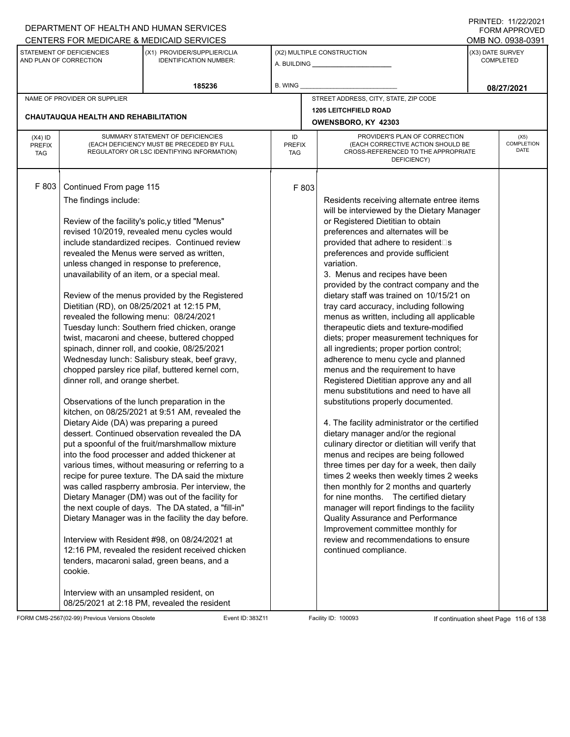DEPARTMENT OF HEALTH AND HUMAN SERVICES
CENTERS FOR MEDICARE & MEDICAID SERVICES

PRINTED: 11/22/2021
FORM APPROVED
OMB NO. 0938-0391

| STATEMENT OF DEFICIENCIES AND PLAN OF CORRECTION | (X1) PROVIDER/SUPPLIER/CLIA IDENTIFICATION NUMBER: | (X2) MULTIPLE CONSTRUCTION | (X3) DATE SURVEY COMPLETED |
|---|---|---|---|
| | 185236 | A. BUILDING ___ B. WING ___ | 08/27/2021 |

| NAME OF PROVIDER OR SUPPLIER | STREET ADDRESS, CITY, STATE, ZIP CODE |
|---|---|
| CHAUTAUQUA HEALTH AND REHABILITATION | 1205 LEITCHFIELD ROAD OWENSBORO, KY 42303 |

| (X4) ID PREFIX TAG | SUMMARY STATEMENT OF DEFICIENCIES (EACH DEFICIENCY MUST BE PRECEDED BY FULL REGULATORY OR LSC IDENTIFYING INFORMATION) | ID PREFIX TAG | PROVIDER'S PLAN OF CORRECTION (EACH CORRECTIVE ACTION SHOULD BE CROSS-REFERENCED TO THE APPROPRIATE DEFICIENCY) | (X5) COMPLETION DATE |
|---|---|---|---|---|
| F 803 | Continued From page 115<br><br>The findings include:<br><br>Review of the facility's polic,y titled "Menus" revised 10/2019, revealed menu cycles would include standardized recipes. Continued review revealed the Menus were served as written, unless changed in response to preference, unavailability of an item, or a special meal.<br><br>Review of the menus provided by the Registered Dietitian (RD), on 08/25/2021 at 12:15 PM, revealed the following menu: 08/24/2021 Tuesday lunch: Southern fried chicken, orange twist, macaroni and cheese, buttered chopped spinach, dinner roll, and cookie, 08/25/2021 Wednesday lunch: Salisbury steak, beef gravy, chopped parsley rice pilaf, buttered kernel corn, dinner roll, and orange sherbet.<br><br>Observations of the lunch preparation in the kitchen, on 08/25/2021 at 9:51 AM, revealed the Dietary Aide (DA) was preparing a pureed dessert. Continued observation revealed the DA put a spoonful of the fruit/marshmallow mixture into the food processer and added thickener at various times, without measuring or referring to a recipe for puree texture. The DA said the mixture was called raspberry ambrosia. Per interview, the Dietary Manager (DM) was out of the facility for the next couple of days. The DA stated, a "fill-in" Dietary Manager was in the facility the day before.<br><br>Interview with Resident #98, on 08/24/2021 at 12:16 PM, revealed the resident received chicken tenders, macaroni salad, green beans, and a cookie.<br><br>Interview with an unsampled resident, on 08/25/2021 at 2:18 PM, revealed the resident | F 803 | Residents receiving alternate entree items will be interviewed by the Dietary Manager or Registered Dietitian to obtain preferences and alternates will be provided that adhere to resident's preferences and provide sufficient variation.<br>3. Menus and recipes have been provided by the contract company and the dietary staff was trained on 10/15/21 on tray card accuracy, including following menus as written, including all applicable therapeutic diets and texture-modified diets; proper measurement techniques for all ingredients; proper portion control; adherence to menu cycle and planned menus and the requirement to have Registered Dietitian approve any and all menu substitutions and need to have all substitutions properly documented.<br><br>4. The facility administrator or the certified dietary manager and/or the regional culinary director or dietitian will verify that menus and recipes are being followed three times per day for a week, then daily times 2 weeks then weekly times 2 weeks then monthly for 2 months and quarterly for nine months. The certified dietary manager will report findings to the facility Quality Assurance and Performance Improvement committee monthly for review and recommendations to ensure continued compliance. | |

FORM CMS-2567(02-99) Previous Versions Obsolete Event ID: 383Z11 Facility ID: 100093 If continuation sheet Page 116 of 138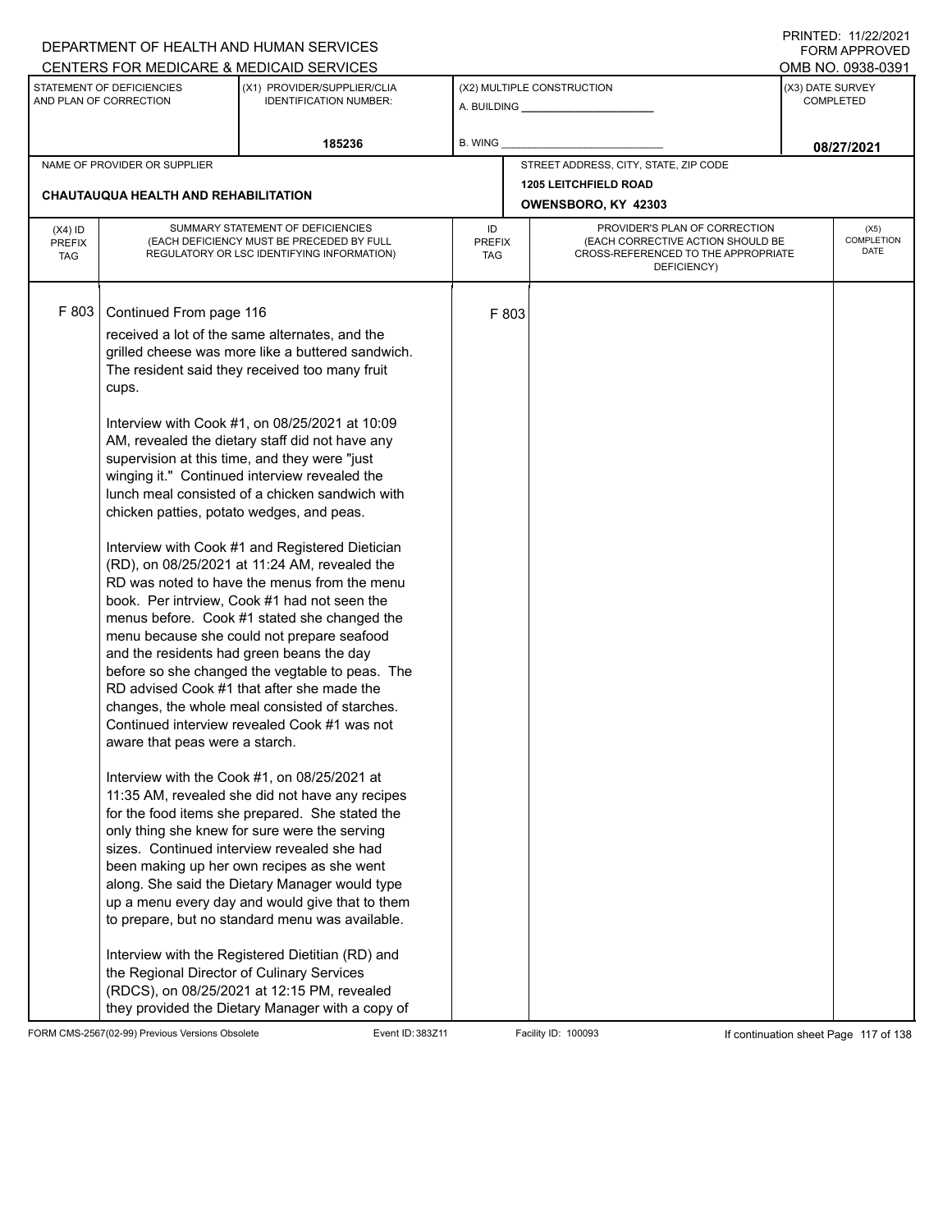DEPARTMENT OF HEALTH AND HUMAN SERVICES
CENTERS FOR MEDICARE & MEDICAID SERVICES

PRINTED: 11/22/2021
FORM APPROVED
OMB NO. 0938-0391

| STATEMENT OF DEFICIENCIES AND PLAN OF CORRECTION | (X1) PROVIDER/SUPPLIER/CLIA IDENTIFICATION NUMBER: | (X2) MULTIPLE CONSTRUCTION | (X3) DATE SURVEY COMPLETED |
|---|---|---|---|
| | 185236 | A. BUILDING ______ B. WING ______ | 08/27/2021 |

| NAME OF PROVIDER OR SUPPLIER | STREET ADDRESS, CITY, STATE, ZIP CODE |
|---|---|
| CHAUTAUQUA HEALTH AND REHABILITATION | 1205 LEITCHFIELD ROAD OWENSBORO, KY 42303 |

| (X4) ID PREFIX TAG | SUMMARY STATEMENT OF DEFICIENCIES (EACH DEFICIENCY MUST BE PRECEDED BY FULL REGULATORY OR LSC IDENTIFYING INFORMATION) | ID PREFIX TAG | PROVIDER'S PLAN OF CORRECTION (EACH CORRECTIVE ACTION SHOULD BE CROSS-REFERENCED TO THE APPROPRIATE DEFICIENCY) | (X5) COMPLETION DATE |
|---|---|---|---|---|
| F 803 | Continued From page 116 | F 803 | | |

received a lot of the same alternates, and the grilled cheese was more like a buttered sandwich. The resident said they received too many fruit cups.

Interview with Cook #1, on 08/25/2021 at 10:09 AM, revealed the dietary staff did not have any supervision at this time, and they were "just winging it." Continued interview revealed the lunch meal consisted of a chicken sandwich with chicken patties, potato wedges, and peas.

Interview with Cook #1 and Registered Dietician (RD), on 08/25/2021 at 11:24 AM, revealed the RD was noted to have the menus from the menu book. Per intrview, Cook #1 had not seen the menus before. Cook #1 stated she changed the menu because she could not prepare seafood and the residents had green beans the day before so she changed the vegtable to peas. The RD advised Cook #1 that after she made the changes, the whole meal consisted of starches. Continued interview revealed Cook #1 was not aware that peas were a starch.

Interview with the Cook #1, on 08/25/2021 at 11:35 AM, revealed she did not have any recipes for the food items she prepared. She stated the only thing she knew for sure were the serving sizes. Continued interview revealed she had been making up her own recipes as she went along. She said the Dietary Manager would type up a menu every day and would give that to them to prepare, but no standard menu was available.

Interview with the Registered Dietitian (RD) and the Regional Director of Culinary Services (RDCS), on 08/25/2021 at 12:15 PM, revealed they provided the Dietary Manager with a copy of

FORM CMS-2567(02-99) Previous Versions Obsolete Event ID: 383Z11 Facility ID: 100093 If continuation sheet Page 117 of 138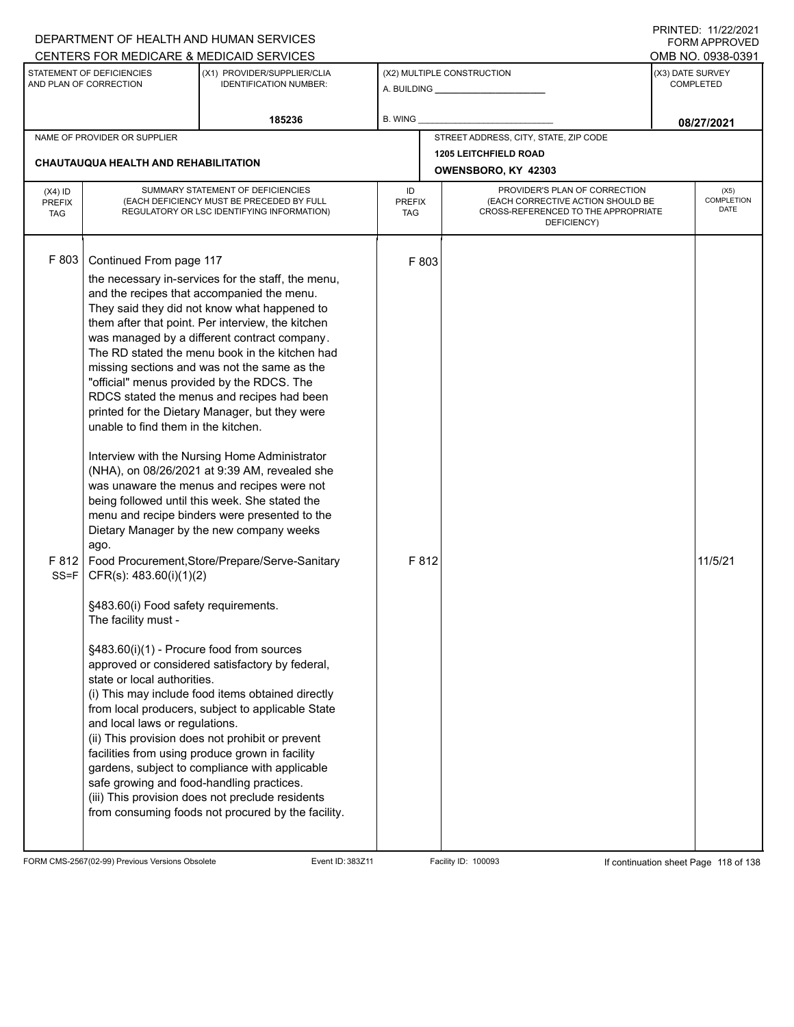DEPARTMENT OF HEALTH AND HUMAN SERVICES
CENTERS FOR MEDICARE & MEDICAID SERVICES

PRINTED: 11/22/2021
FORM APPROVED
OMB NO. 0938-0391

| STATEMENT OF DEFICIENCIES AND PLAN OF CORRECTION | (X1) PROVIDER/SUPPLIER/CLIA IDENTIFICATION NUMBER: | (X2) MULTIPLE CONSTRUCTION | (X3) DATE SURVEY COMPLETED |
|---|---|---|---|
| | 185236 | A. BUILDING ______ B. WING ______ | 08/27/2021 |

| NAME OF PROVIDER OR SUPPLIER | STREET ADDRESS, CITY, STATE, ZIP CODE |
|---|---|
| CHAUTAUQUA HEALTH AND REHABILITATION | 1205 LEITCHFIELD ROAD OWENSBORO, KY 42303 |

| (X4) ID PREFIX TAG | SUMMARY STATEMENT OF DEFICIENCIES (EACH DEFICIENCY MUST BE PRECEDED BY FULL REGULATORY OR LSC IDENTIFYING INFORMATION) | ID PREFIX TAG | PROVIDER'S PLAN OF CORRECTION (EACH CORRECTIVE ACTION SHOULD BE CROSS-REFERENCED TO THE APPROPRIATE DEFICIENCY) | (X5) COMPLETION DATE |
|---|---|---|---|---|
| F 803 | Continued From page 117<br>the necessary in-services for the staff, the menu, and the recipes that accompanied the menu. They said they did not know what happened to them after that point. Per interview, the kitchen was managed by a different contract company. The RD stated the menu book in the kitchen had missing sections and was not the same as the "official" menus provided by the RDCS. The RDCS stated the menus and recipes had been printed for the Dietary Manager, but they were unable to find them in the kitchen.<br><br>Interview with the Nursing Home Administrator (NHA), on 08/26/2021 at 9:39 AM, revealed she was unaware the menus and recipes were not being followed until this week. She stated the menu and recipe binders were presented to the Dietary Manager by the new company weeks ago. | F 803 | | |
| F 812 SS=F | Food Procurement,Store/Prepare/Serve-Sanitary CFR(s): 483.60(i)(1)(2)<br><br>§483.60(i) Food safety requirements.<br>The facility must -<br><br>§483.60(i)(1) - Procure food from sources approved or considered satisfactory by federal, state or local authorities.<br>(i) This may include food items obtained directly from local producers, subject to applicable State and local laws or regulations.<br>(ii) This provision does not prohibit or prevent facilities from using produce grown in facility gardens, subject to compliance with applicable safe growing and food-handling practices.<br>(iii) This provision does not preclude residents from consuming foods not procured by the facility. | F 812 | | 11/5/21 |

FORM CMS-2567(02-99) Previous Versions Obsolete Event ID: 383Z11 Facility ID: 100093 If continuation sheet Page 118 of 138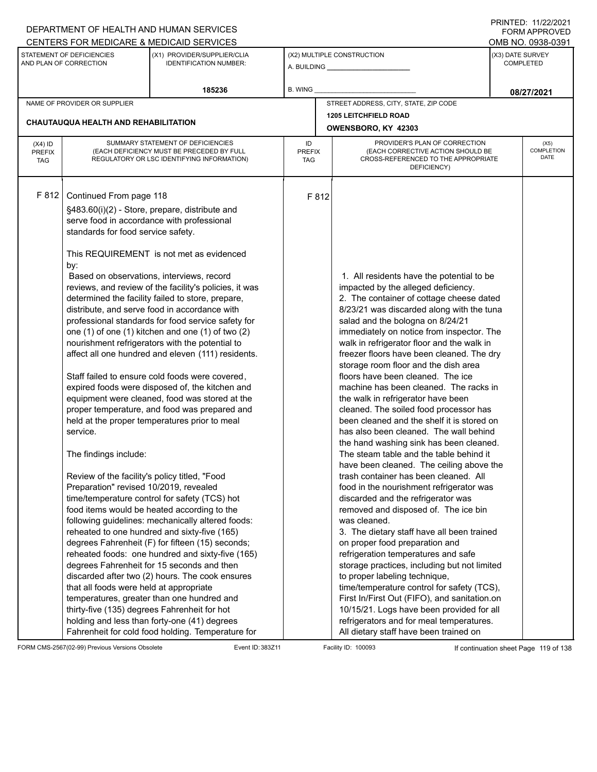DEPARTMENT OF HEALTH AND HUMAN SERVICES
CENTERS FOR MEDICARE & MEDICAID SERVICES

PRINTED: 11/22/2021
FORM APPROVED
OMB NO. 0938-0391

| STATEMENT OF DEFICIENCIES AND PLAN OF CORRECTION | (X1) PROVIDER/SUPPLIER/CLIA IDENTIFICATION NUMBER: | (X2) MULTIPLE CONSTRUCTION | (X3) DATE SURVEY COMPLETED |
|---|---|---|---|
| | 185236 | A. BUILDING ______ B. WING ______ | 08/27/2021 |

| NAME OF PROVIDER OR SUPPLIER | STREET ADDRESS, CITY, STATE, ZIP CODE |
|---|---|
| CHAUTAUQUA HEALTH AND REHABILITATION | 1205 LEITCHFIELD ROAD OWENSBORO, KY 42303 |

| (X4) ID PREFIX TAG | SUMMARY STATEMENT OF DEFICIENCIES (EACH DEFICIENCY MUST BE PRECEDED BY FULL REGULATORY OR LSC IDENTIFYING INFORMATION) | ID PREFIX TAG | PROVIDER'S PLAN OF CORRECTION (EACH CORRECTIVE ACTION SHOULD BE CROSS-REFERENCED TO THE APPROPRIATE DEFICIENCY) | (X5) COMPLETION DATE |
|---|---|---|---|---|
| F 812 | Continued From page 118<br><br>§483.60(i)(2) - Store, prepare, distribute and serve food in accordance with professional standards for food service safety.<br><br>This REQUIREMENT is not met as evidenced by:<br>Based on observations, interviews, record reviews, and review of the facility's policies, it was determined the facility failed to store, prepare, distribute, and serve food in accordance with professional standards for food service safety for one (1) of one (1) kitchen and one (1) of two (2) nourishment refrigerators with the potential to affect all one hundred and eleven (111) residents.<br><br>Staff failed to ensure cold foods were covered, expired foods were disposed of, the kitchen and equipment were cleaned, food was stored at the proper temperature, and food was prepared and held at the proper temperatures prior to meal service.<br><br>The findings include:<br><br>Review of the facility's policy titled, "Food Preparation" revised 10/2019, revealed time/temperature control for safety (TCS) hot food items would be heated according to the following guidelines: mechanically altered foods: reheated to one hundred and sixty-five (165) degrees Fahrenheit (F) for fifteen (15) seconds; reheated foods: one hundred and sixty-five (165) degrees Fahrenheit for 15 seconds and then discarded after two (2) hours. The cook ensures that all foods were held at appropriate temperatures, greater than one hundred and thirty-five (135) degrees Fahrenheit for hot holding and less than forty-one (41) degrees Fahrenheit for cold food holding. Temperature for | F 812 | 1. All residents have the potential to be impacted by the alleged deficiency.<br>2. The container of cottage cheese dated 8/23/21 was discarded along with the tuna salad and the bologna on 8/24/21 immediately on notice from inspector. The walk in refrigerator floor and the walk in freezer floors have been cleaned. The dry storage room floor and the dish area floors have been cleaned. The ice machine has been cleaned. The racks in the walk in refrigerator have been cleaned. The soiled food processor has been cleaned and the shelf it is stored on has also been cleaned. The wall behind the hand washing sink has been cleaned. The steam table and the table behind it have been cleaned. The ceiling above the trash container has been cleaned. All food in the nourishment refrigerator was discarded and the refrigerator was removed and disposed of. The ice bin was cleaned.<br>3. The dietary staff have all been trained on proper food preparation and refrigeration temperatures and safe storage practices, including but not limited to proper labeling technique, time/temperature control for safety (TCS), First In/First Out (FIFO), and sanitation.on 10/15/21. Logs have been provided for all refrigerators and for meal temperatures. All dietary staff have been trained on | |

FORM CMS-2567(02-99) Previous Versions Obsolete Event ID: 383Z11 Facility ID: 100093 If continuation sheet Page 119 of 138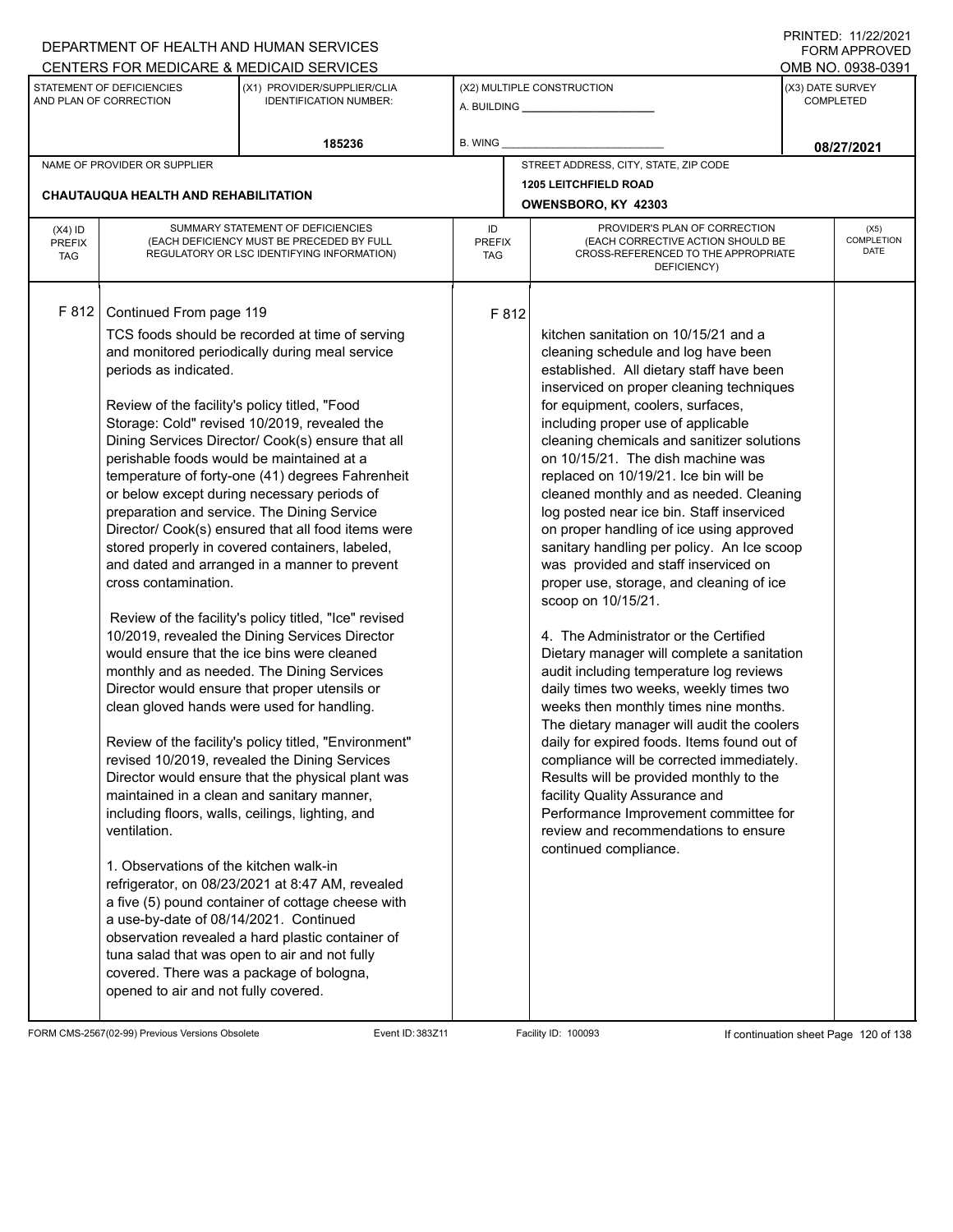| (X4) ID PREFIX TAG | SUMMARY STATEMENT OF DEFICIENCIES (EACH DEFICIENCY MUST BE PRECEDED BY FULL REGULATORY OR LSC IDENTIFYING INFORMATION) | ID PREFIX TAG | PROVIDER'S PLAN OF CORRECTION (EACH CORRECTIVE ACTION SHOULD BE CROSS-REFERENCED TO THE APPROPRIATE DEFICIENCY) | (X5) COMPLETION DATE |
|---|---|---|---|---|
| F 812 | Continued From page 119<br><br>TCS foods should be recorded at time of serving and monitored periodically during meal service periods as indicated.<br><br>Review of the facility's policy titled, "Food Storage: Cold" revised 10/2019, revealed the Dining Services Director/ Cook(s) ensure that all perishable foods would be maintained at a temperature of forty-one (41) degrees Fahrenheit or below except during necessary periods of preparation and service. The Dining Service Director/ Cook(s) ensured that all food items were stored properly in covered containers, labeled, and dated and arranged in a manner to prevent cross contamination.<br><br>Review of the facility's policy titled, "Ice" revised 10/2019, revealed the Dining Services Director would ensure that the ice bins were cleaned monthly and as needed. The Dining Services Director would ensure that proper utensils or clean gloved hands were used for handling.<br><br>Review of the facility's policy titled, "Environment" revised 10/2019, revealed the Dining Services Director would ensure that the physical plant was maintained in a clean and sanitary manner, including floors, walls, ceilings, lighting, and ventilation.<br><br>1. Observations of the kitchen walk-in refrigerator, on 08/23/2021 at 8:47 AM, revealed a five (5) pound container of cottage cheese with a use-by-date of 08/14/2021. Continued observation revealed a hard plastic container of tuna salad that was open to air and not fully covered. There was a package of bologna, opened to air and not fully covered. | F 812 | kitchen sanitation on 10/15/21 and a cleaning schedule and log have been established. All dietary staff have been inserviced on proper cleaning techniques for equipment, coolers, surfaces, including proper use of applicable cleaning chemicals and sanitizer solutions on 10/15/21. The dish machine was replaced on 10/19/21. Ice bin will be cleaned monthly and as needed. Cleaning log posted near ice bin. Staff inserviced on proper handling of ice using approved sanitary handling per policy. An Ice scoop was provided and staff inserviced on proper use, storage, and cleaning of ice scoop on 10/15/21.<br><br>4. The Administrator or the Certified Dietary manager will complete a sanitation audit including temperature log reviews daily times two weeks, weekly times two weeks then monthly times nine months. The dietary manager will audit the coolers daily for expired foods. Items found out of compliance will be corrected immediately. Results will be provided monthly to the facility Quality Assurance and Performance Improvement committee for review and recommendations to ensure continued compliance. | |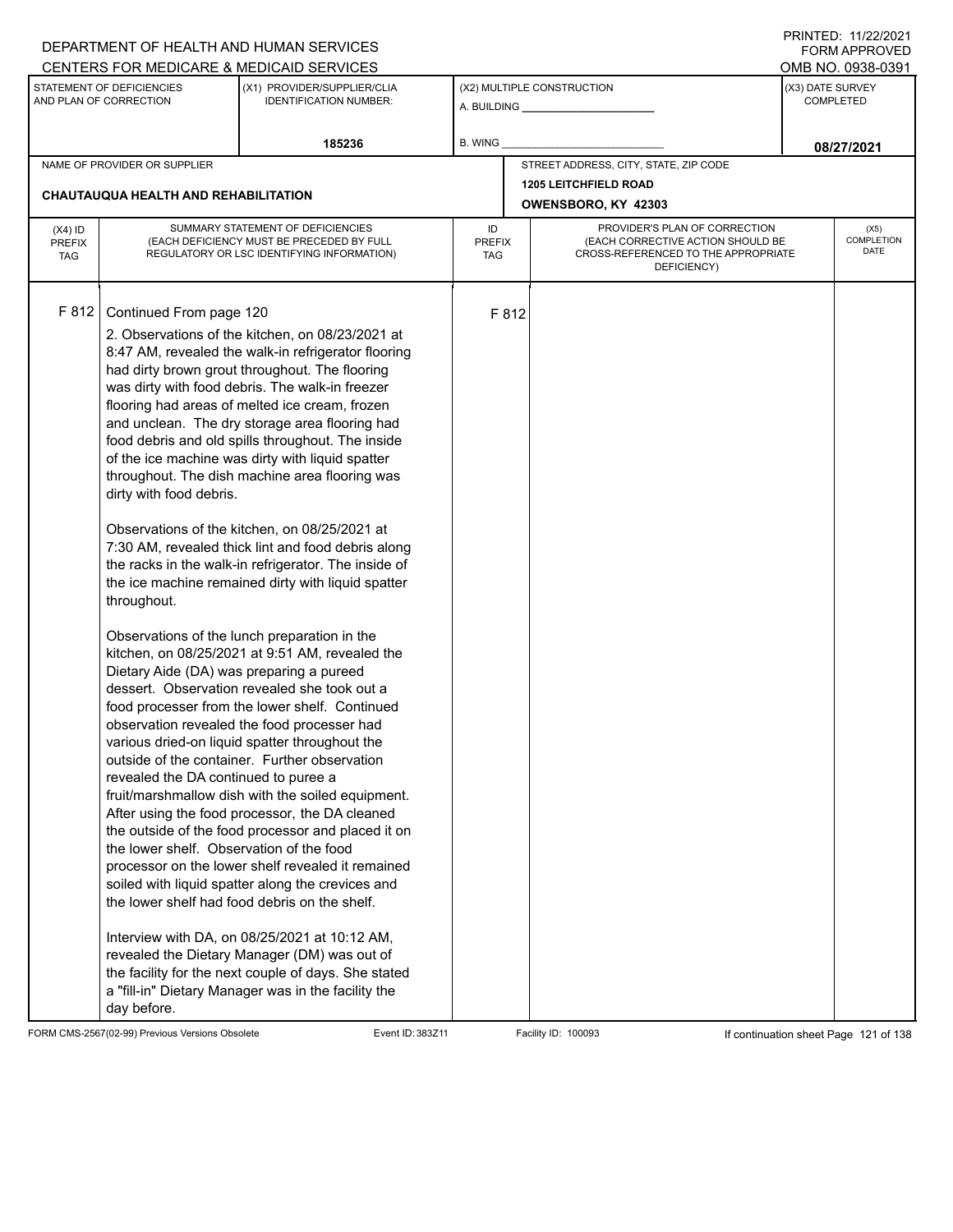DEPARTMENT OF HEALTH AND HUMAN SERVICES
CENTERS FOR MEDICARE & MEDICAID SERVICES

PRINTED: 11/22/2021
FORM APPROVED
OMB NO. 0938-0391

| STATEMENT OF DEFICIENCIES AND PLAN OF CORRECTION | (X1) PROVIDER/SUPPLIER/CLIA IDENTIFICATION NUMBER: | (X2) MULTIPLE CONSTRUCTION | (X3) DATE SURVEY COMPLETED |
|---|---|---|---|
| | 185236 | A. BUILDING _____ B. WING _____ | 08/27/2021 |

| NAME OF PROVIDER OR SUPPLIER | STREET ADDRESS, CITY, STATE, ZIP CODE |
|---|---|
| CHAUTAUQUA HEALTH AND REHABILITATION | 1205 LEITCHFIELD ROAD OWENSBORO, KY 42303 |

| (X4) ID PREFIX TAG | SUMMARY STATEMENT OF DEFICIENCIES (EACH DEFICIENCY MUST BE PRECEDED BY FULL REGULATORY OR LSC IDENTIFYING INFORMATION) | ID PREFIX TAG | PROVIDER'S PLAN OF CORRECTION (EACH CORRECTIVE ACTION SHOULD BE CROSS-REFERENCED TO THE APPROPRIATE DEFICIENCY) | (X5) COMPLETION DATE |
|---|---|---|---|---|
| F 812 | Continued From page 120 | F 812 | | |

2. Observations of the kitchen, on 08/23/2021 at 8:47 AM, revealed the walk-in refrigerator flooring had dirty brown grout throughout. The flooring was dirty with food debris. The walk-in freezer flooring had areas of melted ice cream, frozen and unclean. The dry storage area flooring had food debris and old spills throughout. The inside of the ice machine was dirty with liquid spatter throughout. The dish machine area flooring was dirty with food debris.

Observations of the kitchen, on 08/25/2021 at 7:30 AM, revealed thick lint and food debris along the racks in the walk-in refrigerator. The inside of the ice machine remained dirty with liquid spatter throughout.

Observations of the lunch preparation in the kitchen, on 08/25/2021 at 9:51 AM, revealed the Dietary Aide (DA) was preparing a pureed dessert. Observation revealed she took out a food processer from the lower shelf. Continued observation revealed the food processer had various dried-on liquid spatter throughout the outside of the container. Further observation revealed the DA continued to puree a fruit/marshmallow dish with the soiled equipment. After using the food processor, the DA cleaned the outside of the food processor and placed it on the lower shelf. Observation of the food processor on the lower shelf revealed it remained soiled with liquid spatter along the crevices and the lower shelf had food debris on the shelf.

Interview with DA, on 08/25/2021 at 10:12 AM, revealed the Dietary Manager (DM) was out of the facility for the next couple of days. She stated a "fill-in" Dietary Manager was in the facility the day before.

FORM CMS-2567(02-99) Previous Versions Obsolete Event ID: 383Z11 Facility ID: 100093 If continuation sheet Page 121 of 138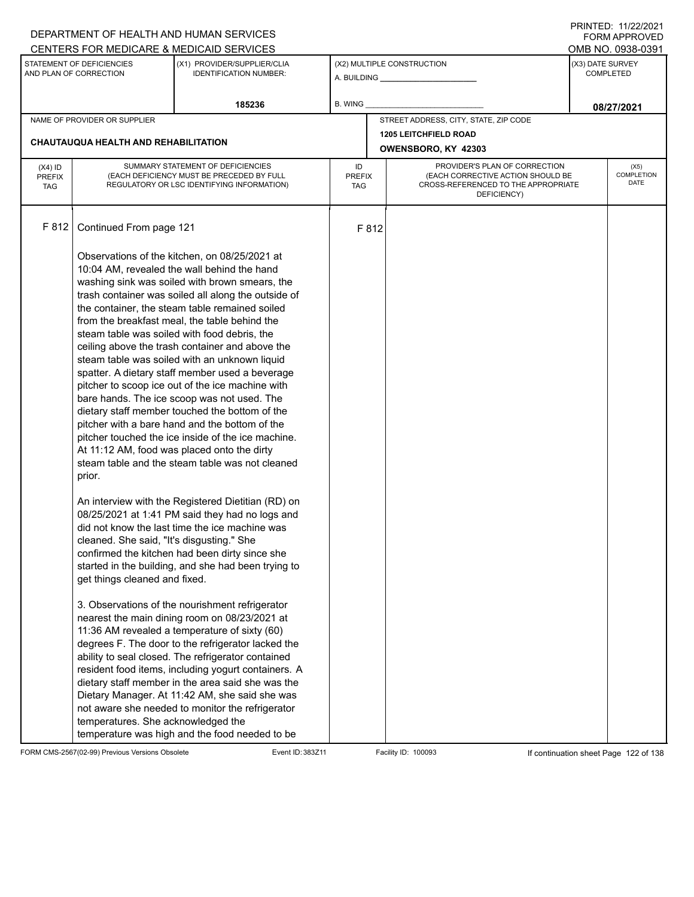DEPARTMENT OF HEALTH AND HUMAN SERVICES
CENTERS FOR MEDICARE & MEDICAID SERVICES

PRINTED: 11/22/2021
FORM APPROVED
OMB NO. 0938-0391

| STATEMENT OF DEFICIENCIES AND PLAN OF CORRECTION | (X1) PROVIDER/SUPPLIER/CLIA IDENTIFICATION NUMBER: | (X2) MULTIPLE CONSTRUCTION | (X3) DATE SURVEY COMPLETED |
|---|---|---|---|
| | 185236 | A. BUILDING ______ B. WING ______ | 08/27/2021 |

| NAME OF PROVIDER OR SUPPLIER | STREET ADDRESS, CITY, STATE, ZIP CODE |
|---|---|
| CHAUTAUQUA HEALTH AND REHABILITATION | 1205 LEITCHFIELD ROAD OWENSBORO, KY 42303 |

| (X4) ID PREFIX TAG | SUMMARY STATEMENT OF DEFICIENCIES (EACH DEFICIENCY MUST BE PRECEDED BY FULL REGULATORY OR LSC IDENTIFYING INFORMATION) | ID PREFIX TAG | PROVIDER'S PLAN OF CORRECTION (EACH CORRECTIVE ACTION SHOULD BE CROSS-REFERENCED TO THE APPROPRIATE DEFICIENCY) | (X5) COMPLETION DATE |
|---|---|---|---|---|
| F 812 | Continued From page 121 | F 812 | | |

Observations of the kitchen, on 08/25/2021 at 10:04 AM, revealed the wall behind the hand washing sink was soiled with brown smears, the trash container was soiled all along the outside of the container, the steam table remained soiled from the breakfast meal, the table behind the steam table was soiled with food debris, the ceiling above the trash container and above the steam table was soiled with an unknown liquid spatter. A dietary staff member used a beverage pitcher to scoop ice out of the ice machine with bare hands. The ice scoop was not used. The dietary staff member touched the bottom of the pitcher with a bare hand and the bottom of the pitcher touched the ice inside of the ice machine. At 11:12 AM, food was placed onto the dirty steam table and the steam table was not cleaned prior.

An interview with the Registered Dietitian (RD) on 08/25/2021 at 1:41 PM said they had no logs and did not know the last time the ice machine was cleaned. She said, "It's disgusting." She confirmed the kitchen had been dirty since she started in the building, and she had been trying to get things cleaned and fixed.

3. Observations of the nourishment refrigerator nearest the main dining room on 08/23/2021 at 11:36 AM revealed a temperature of sixty (60) degrees F. The door to the refrigerator lacked the ability to seal closed. The refrigerator contained resident food items, including yogurt containers. A dietary staff member in the area said she was the Dietary Manager. At 11:42 AM, she said she was not aware she needed to monitor the refrigerator temperatures. She acknowledged the temperature was high and the food needed to be

FORM CMS-2567(02-99) Previous Versions Obsolete Event ID: 383Z11 Facility ID: 100093 If continuation sheet Page 122 of 138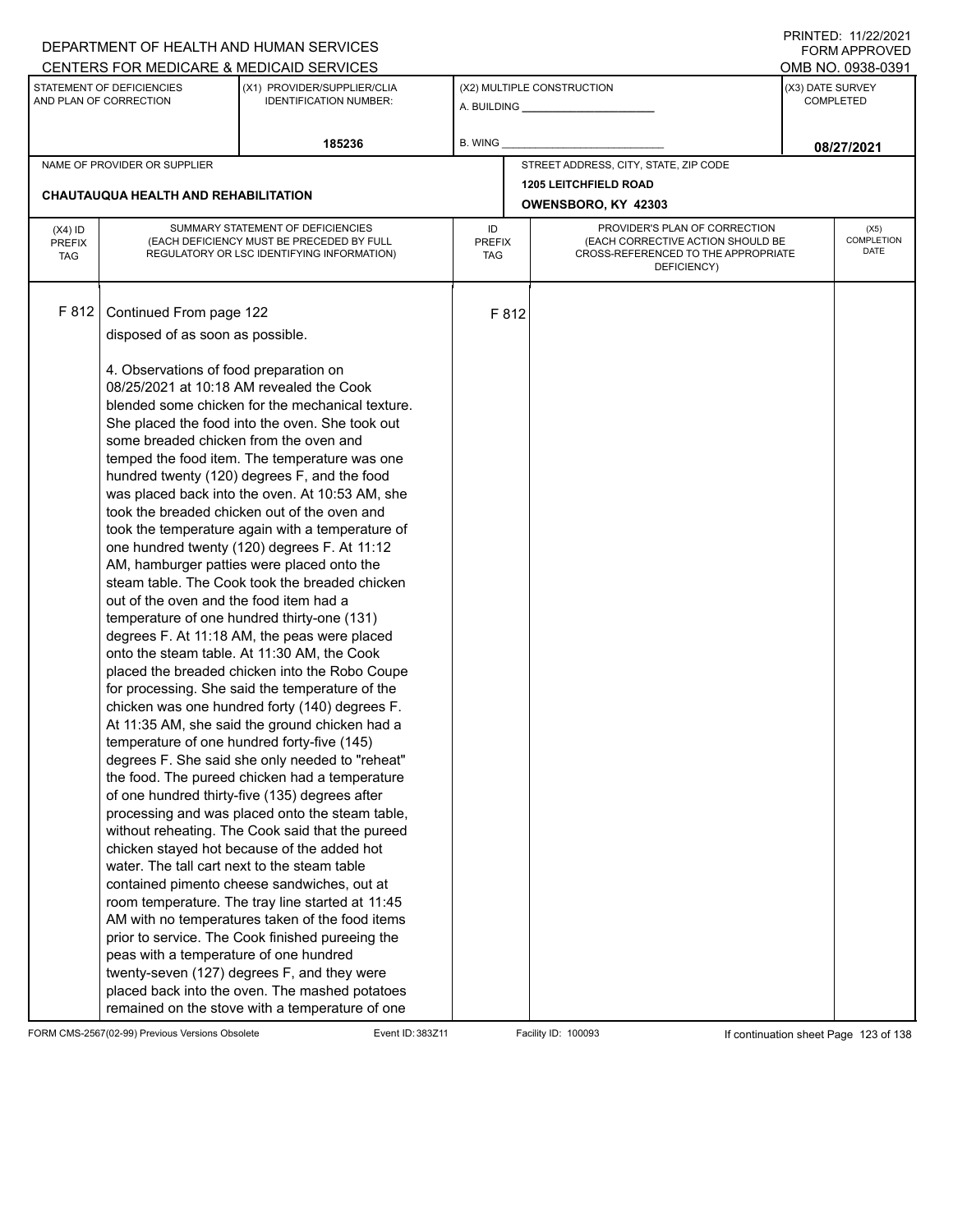F 812 Continued From page 122

disposed of as soon as possible.

4. Observations of food preparation on 08/25/2021 at 10:18 AM revealed the Cook blended some chicken for the mechanical texture. She placed the food into the oven. She took out some breaded chicken from the oven and temped the food item. The temperature was one hundred twenty (120) degrees F, and the food was placed back into the oven. At 10:53 AM, she took the breaded chicken out of the oven and took the temperature again with a temperature of one hundred twenty (120) degrees F. At 11:12 AM, hamburger patties were placed onto the steam table. The Cook took the breaded chicken out of the oven and the food item had a temperature of one hundred thirty-one (131) degrees F. At 11:18 AM, the peas were placed onto the steam table. At 11:30 AM, the Cook placed the breaded chicken into the Robo Coupe for processing. She said the temperature of the chicken was one hundred forty (140) degrees F. At 11:35 AM, she said the ground chicken had a temperature of one hundred forty-five (145) degrees F. She said she only needed to "reheat" the food. The pureed chicken had a temperature of one hundred thirty-five (135) degrees after processing and was placed onto the steam table, without reheating. The Cook said that the pureed chicken stayed hot because of the added hot water. The tall cart next to the steam table contained pimento cheese sandwiches, out at room temperature. The tray line started at 11:45 AM with no temperatures taken of the food items prior to service. The Cook finished pureeing the peas with a temperature of one hundred twenty-seven (127) degrees F, and they were placed back into the oven. The mashed potatoes remained on the stove with a temperature of one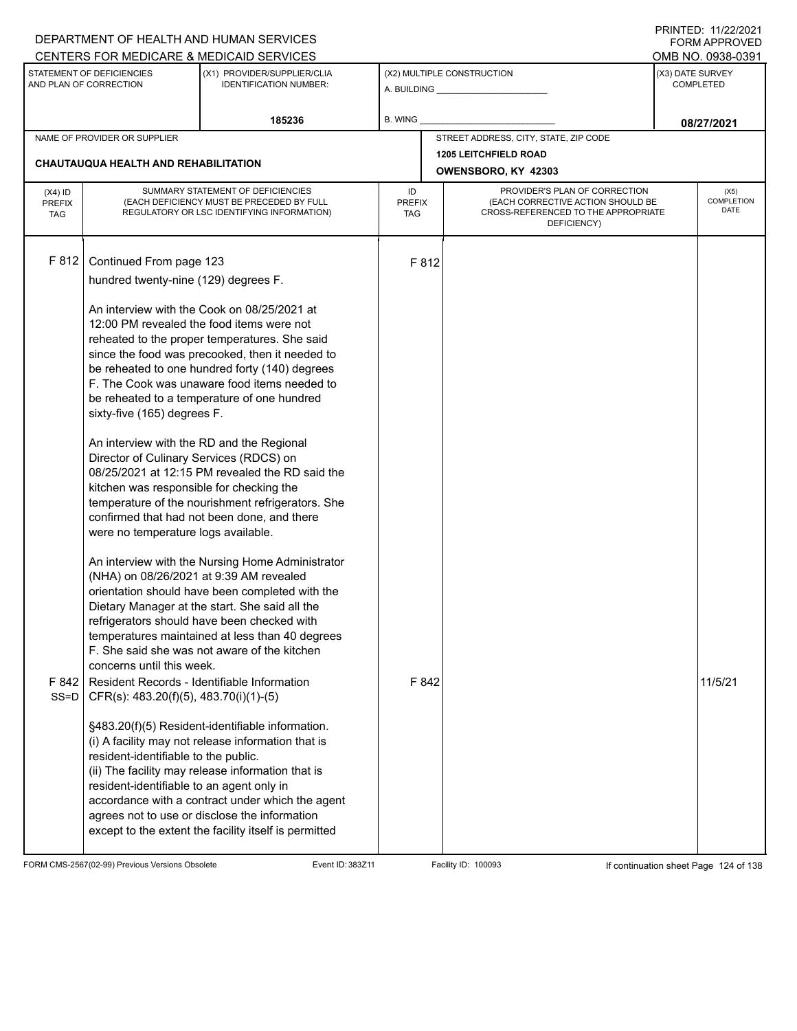DEPARTMENT OF HEALTH AND HUMAN SERVICES
CENTERS FOR MEDICARE & MEDICAID SERVICES

PRINTED: 11/22/2021
FORM APPROVED
OMB NO. 0938-0391

| STATEMENT OF DEFICIENCIES AND PLAN OF CORRECTION | (X1) PROVIDER/SUPPLIER/CLIA IDENTIFICATION NUMBER: | (X2) MULTIPLE CONSTRUCTION | (X3) DATE SURVEY COMPLETED |
|---|---|---|---|
| | 185236 | A. BUILDING ______ B. WING ______ | 08/27/2021 |

| NAME OF PROVIDER OR SUPPLIER | STREET ADDRESS, CITY, STATE, ZIP CODE |
|---|---|
| CHAUTAUQUA HEALTH AND REHABILITATION | 1205 LEITCHFIELD ROAD OWENSBORO, KY 42303 |

| (X4) ID PREFIX TAG | SUMMARY STATEMENT OF DEFICIENCIES (EACH DEFICIENCY MUST BE PRECEDED BY FULL REGULATORY OR LSC IDENTIFYING INFORMATION) | ID PREFIX TAG | PROVIDER'S PLAN OF CORRECTION (EACH CORRECTIVE ACTION SHOULD BE CROSS-REFERENCED TO THE APPROPRIATE DEFICIENCY) | (X5) COMPLETION DATE |
|---|---|---|---|---|
| F 812 | Continued From page 123<br>hundred twenty-nine (129) degrees F.<br><br>An interview with the Cook on 08/25/2021 at 12:00 PM revealed the food items were not reheated to the proper temperatures. She said since the food was precooked, then it needed to be reheated to one hundred forty (140) degrees F. The Cook was unaware food items needed to be reheated to a temperature of one hundred sixty-five (165) degrees F.<br><br>An interview with the RD and the Regional Director of Culinary Services (RDCS) on 08/25/2021 at 12:15 PM revealed the RD said the kitchen was responsible for checking the temperature of the nourishment refrigerators. She confirmed that had not been done, and there were no temperature logs available.<br><br>An interview with the Nursing Home Administrator (NHA) on 08/26/2021 at 9:39 AM revealed orientation should have been completed with the Dietary Manager at the start. She said all the refrigerators should have been checked with temperatures maintained at less than 40 degrees F. She said she was not aware of the kitchen concerns until this week. | F 812 | | |
| F 842 SS=D | Resident Records - Identifiable Information<br>CFR(s): 483.20(f)(5), 483.70(i)(1)-(5)<br><br>§483.20(f)(5) Resident-identifiable information.<br>(i) A facility may not release information that is resident-identifiable to the public.<br>(ii) The facility may release information that is resident-identifiable to an agent only in accordance with a contract under which the agent agrees not to use or disclose the information except to the extent the facility itself is permitted | F 842 | | 11/5/21 |

FORM CMS-2567(02-99) Previous Versions Obsolete Event ID: 383Z11 Facility ID: 100093 If continuation sheet Page 124 of 138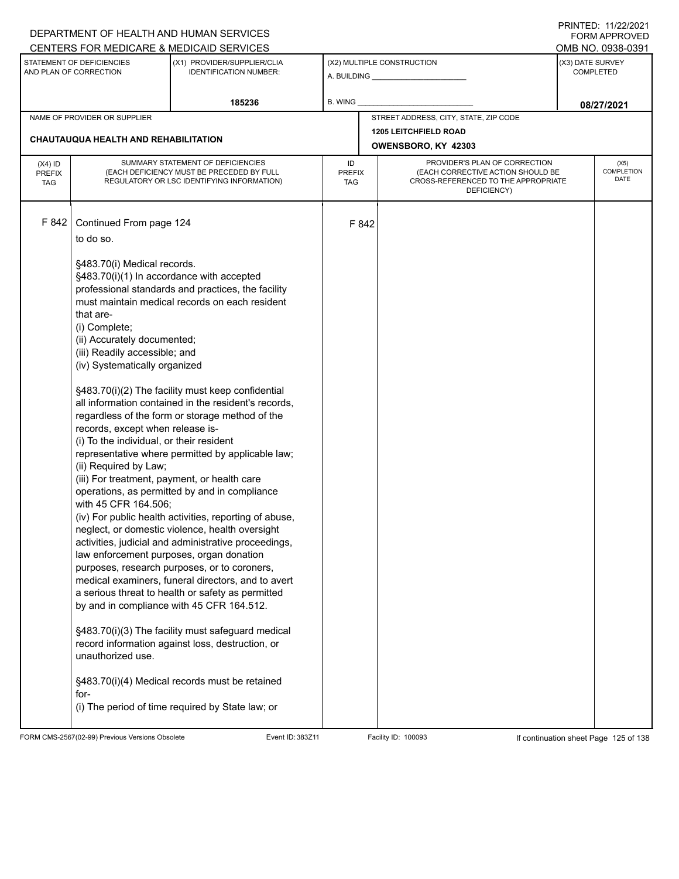DEPARTMENT OF HEALTH AND HUMAN SERVICES
CENTERS FOR MEDICARE & MEDICAID SERVICES

PRINTED: 11/22/2021
FORM APPROVED
OMB NO. 0938-0391

| STATEMENT OF DEFICIENCIES AND PLAN OF CORRECTION | (X1) PROVIDER/SUPPLIER/CLIA IDENTIFICATION NUMBER: | (X2) MULTIPLE CONSTRUCTION | (X3) DATE SURVEY COMPLETED |
|---|---|---|---|
| | 185236 | A. BUILDING ___ B. WING ___ | 08/27/2021 |

| NAME OF PROVIDER OR SUPPLIER | STREET ADDRESS, CITY, STATE, ZIP CODE |
|---|---|
| CHAUTAUQUA HEALTH AND REHABILITATION | 1205 LEITCHFIELD ROAD OWENSBORO, KY 42303 |

| (X4) ID PREFIX TAG | SUMMARY STATEMENT OF DEFICIENCIES (EACH DEFICIENCY MUST BE PRECEDED BY FULL REGULATORY OR LSC IDENTIFYING INFORMATION) | ID PREFIX TAG | PROVIDER'S PLAN OF CORRECTION (EACH CORRECTIVE ACTION SHOULD BE CROSS-REFERENCED TO THE APPROPRIATE DEFICIENCY) | (X5) COMPLETION DATE |
|---|---|---|---|---|
| F 842 | Continued From page 124<br>to do so.<br><br>§483.70(i) Medical records.<br>§483.70(i)(1) In accordance with accepted professional standards and practices, the facility must maintain medical records on each resident that are-<br>(i) Complete;<br>(ii) Accurately documented;<br>(iii) Readily accessible; and<br>(iv) Systematically organized<br><br>§483.70(i)(2) The facility must keep confidential all information contained in the resident's records, regardless of the form or storage method of the records, except when release is-<br>(i) To the individual, or their resident representative where permitted by applicable law;<br>(ii) Required by Law;<br>(iii) For treatment, payment, or health care operations, as permitted by and in compliance with 45 CFR 164.506;<br>(iv) For public health activities, reporting of abuse, neglect, or domestic violence, health oversight activities, judicial and administrative proceedings, law enforcement purposes, organ donation purposes, research purposes, or to coroners, medical examiners, funeral directors, and to avert a serious threat to health or safety as permitted by and in compliance with 45 CFR 164.512.<br><br>§483.70(i)(3) The facility must safeguard medical record information against loss, destruction, or unauthorized use.<br><br>§483.70(i)(4) Medical records must be retained for-<br>(i) The period of time required by State law; or | F 842 | | |

FORM CMS-2567(02-99) Previous Versions Obsolete Event ID: 383Z11 Facility ID: 100093 If continuation sheet Page 125 of 138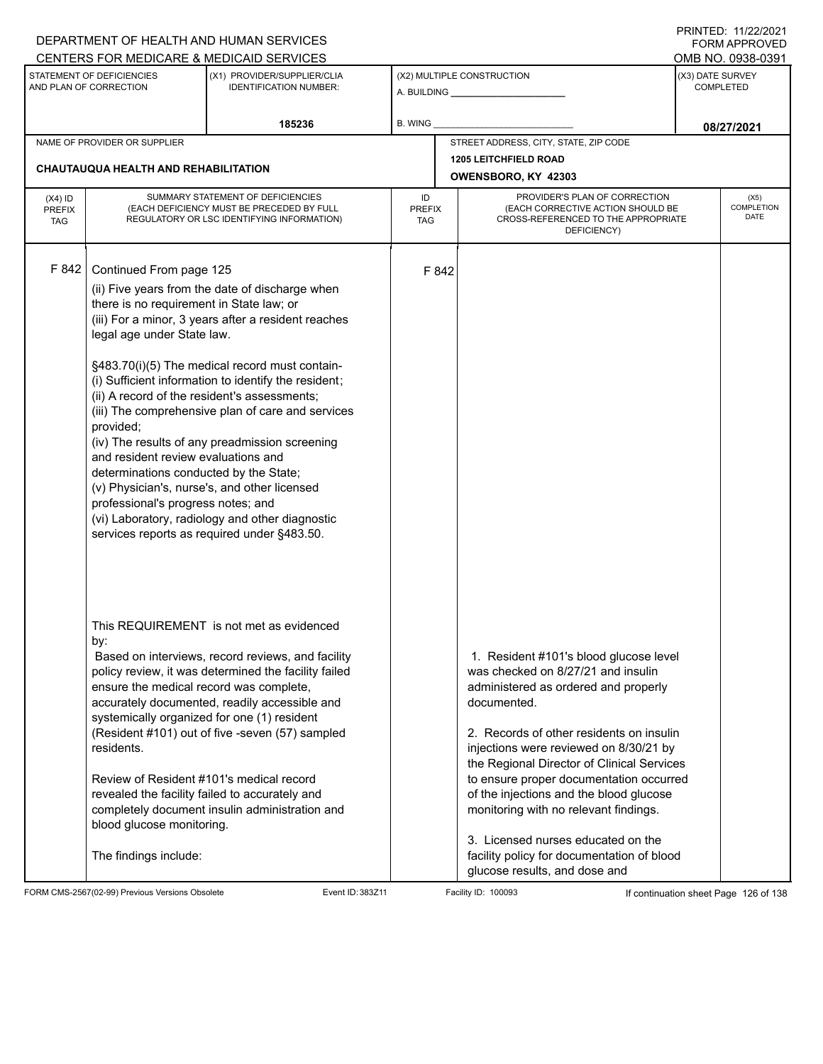DEPARTMENT OF HEALTH AND HUMAN SERVICES
CENTERS FOR MEDICARE & MEDICAID SERVICES

PRINTED: 11/22/2021
FORM APPROVED
OMB NO. 0938-0391

| STATEMENT OF DEFICIENCIES AND PLAN OF CORRECTION | (X1) PROVIDER/SUPPLIER/CLIA IDENTIFICATION NUMBER: | (X2) MULTIPLE CONSTRUCTION | (X3) DATE SURVEY COMPLETED |
|---|---|---|---|
| | 185236 | A. BUILDING ______ B. WING ______ | 08/27/2021 |

| NAME OF PROVIDER OR SUPPLIER | STREET ADDRESS, CITY, STATE, ZIP CODE |
|---|---|
| CHAUTAUQUA HEALTH AND REHABILITATION | 1205 LEITCHFIELD ROAD OWENSBORO, KY 42303 |

| (X4) ID PREFIX TAG | SUMMARY STATEMENT OF DEFICIENCIES (EACH DEFICIENCY MUST BE PRECEDED BY FULL REGULATORY OR LSC IDENTIFYING INFORMATION) | ID PREFIX TAG | PROVIDER'S PLAN OF CORRECTION (EACH CORRECTIVE ACTION SHOULD BE CROSS-REFERENCED TO THE APPROPRIATE DEFICIENCY) | (X5) COMPLETION DATE |
|---|---|---|---|---|
| F 842 | Continued From page 125<br>(ii) Five years from the date of discharge when there is no requirement in State law; or<br>(iii) For a minor, 3 years after a resident reaches legal age under State law.<br><br>§483.70(i)(5) The medical record must contain-<br>(i) Sufficient information to identify the resident;<br>(ii) A record of the resident's assessments;<br>(iii) The comprehensive plan of care and services provided;<br>(iv) The results of any preadmission screening and resident review evaluations and determinations conducted by the State;<br>(v) Physician's, nurse's, and other licensed professional's progress notes; and<br>(vi) Laboratory, radiology and other diagnostic services reports as required under §483.50.<br><br>This REQUIREMENT is not met as evidenced by:<br>Based on interviews, record reviews, and facility policy review, it was determined the facility failed ensure the medical record was complete, accurately documented, readily accessible and systemically organized for one (1) resident (Resident #101) out of five -seven (57) sampled residents.<br><br>Review of Resident #101's medical record revealed the facility failed to accurately and completely document insulin administration and blood glucose monitoring.<br><br>The findings include: | F 842 | 1. Resident #101's blood glucose level was checked on 8/27/21 and insulin administered as ordered and properly documented.<br><br>2. Records of other residents on insulin injections were reviewed on 8/30/21 by the Regional Director of Clinical Services to ensure proper documentation occurred of the injections and the blood glucose monitoring with no relevant findings.<br><br>3. Licensed nurses educated on the facility policy for documentation of blood glucose results, and dose and | |

FORM CMS-2567(02-99) Previous Versions Obsolete Event ID: 383Z11 Facility ID: 100093 If continuation sheet Page 126 of 138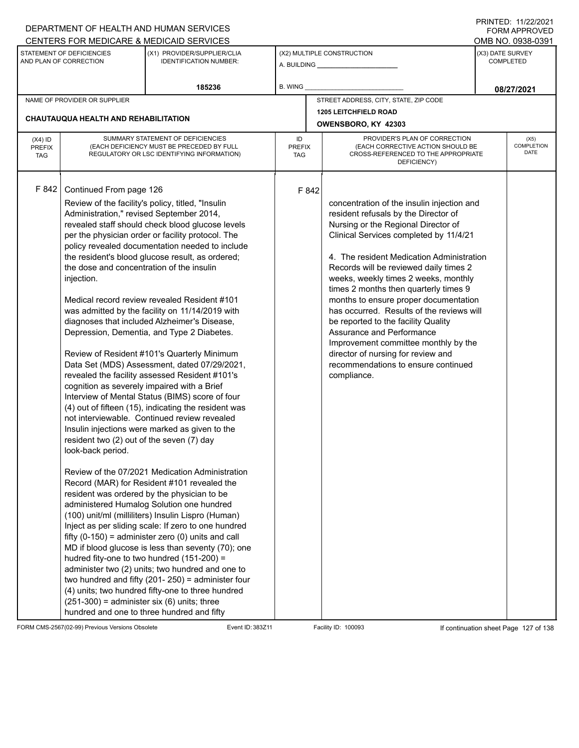DEPARTMENT OF HEALTH AND HUMAN SERVICES
CENTERS FOR MEDICARE & MEDICAID SERVICES

PRINTED: 11/22/2021
FORM APPROVED
OMB NO. 0938-0391

| STATEMENT OF DEFICIENCIES AND PLAN OF CORRECTION | (X1) PROVIDER/SUPPLIER/CLIA IDENTIFICATION NUMBER: | (X2) MULTIPLE CONSTRUCTION | (X3) DATE SURVEY COMPLETED |
|---|---|---|---|
| | 185236 | A. BUILDING ______ B. WING ______ | 08/27/2021 |

| NAME OF PROVIDER OR SUPPLIER | STREET ADDRESS, CITY, STATE, ZIP CODE |
|---|---|
| CHAUTAUQUA HEALTH AND REHABILITATION | 1205 LEITCHFIELD ROAD OWENSBORO, KY 42303 |

| (X4) ID PREFIX TAG | SUMMARY STATEMENT OF DEFICIENCIES (EACH DEFICIENCY MUST BE PRECEDED BY FULL REGULATORY OR LSC IDENTIFYING INFORMATION) | ID PREFIX TAG | PROVIDER'S PLAN OF CORRECTION (EACH CORRECTIVE ACTION SHOULD BE CROSS-REFERENCED TO THE APPROPRIATE DEFICIENCY) | (X5) COMPLETION DATE |
|---|---|---|---|---|
| F 842 | Continued From page 126<br><br>Review of the facility's policy, titled, "Insulin Administration," revised September 2014, revealed staff should check blood glucose levels per the physician order or facility protocol. The policy revealed documentation needed to include the resident's blood glucose result, as ordered; the dose and concentration of the insulin injection.<br><br>Medical record review revealed Resident #101 was admitted by the facility on 11/14/2019 with diagnoses that included Alzheimer's Disease, Depression, Dementia, and Type 2 Diabetes.<br><br>Review of Resident #101's Quarterly Minimum Data Set (MDS) Assessment, dated 07/29/2021, revealed the facility assessed Resident #101's cognition as severely impaired with a Brief Interview of Mental Status (BIMS) score of four (4) out of fifteen (15), indicating the resident was not interviewable. Continued review revealed Insulin injections were marked as given to the resident two (2) out of the seven (7) day look-back period.<br><br>Review of the 07/2021 Medication Administration Record (MAR) for Resident #101 revealed the resident was ordered by the physician to be administered Humalog Solution one hundred (100) unit/ml (milliliters) Insulin Lispro (Human) Inject as per sliding scale: If zero to one hundred fifty (0-150) = administer zero (0) units and call MD if blood glucose is less than seventy (70); one hudred fity-one to two hundred (151-200) = administer two (2) units; two hundred and one to two hundred and fifty (201- 250) = administer four (4) units; two hundred fifty-one to three hundred (251-300) = administer six (6) units; three hundred and one to three hundred and fifty | F 842 | concentration of the insulin injection and resident refusals by the Director of Nursing or the Regional Director of Clinical Services completed by 11/4/21<br><br>4. The resident Medication Administration Records will be reviewed daily times 2 weeks, weekly times 2 weeks, monthly times 2 months then quarterly times 9 months to ensure proper documentation has occurred. Results of the reviews will be reported to the facility Quality Assurance and Performance Improvement committee monthly by the director of nursing for review and recommendations to ensure continued compliance. | |

FORM CMS-2567(02-99) Previous Versions Obsolete Event ID: 383Z11 Facility ID: 100093 If continuation sheet Page 127 of 138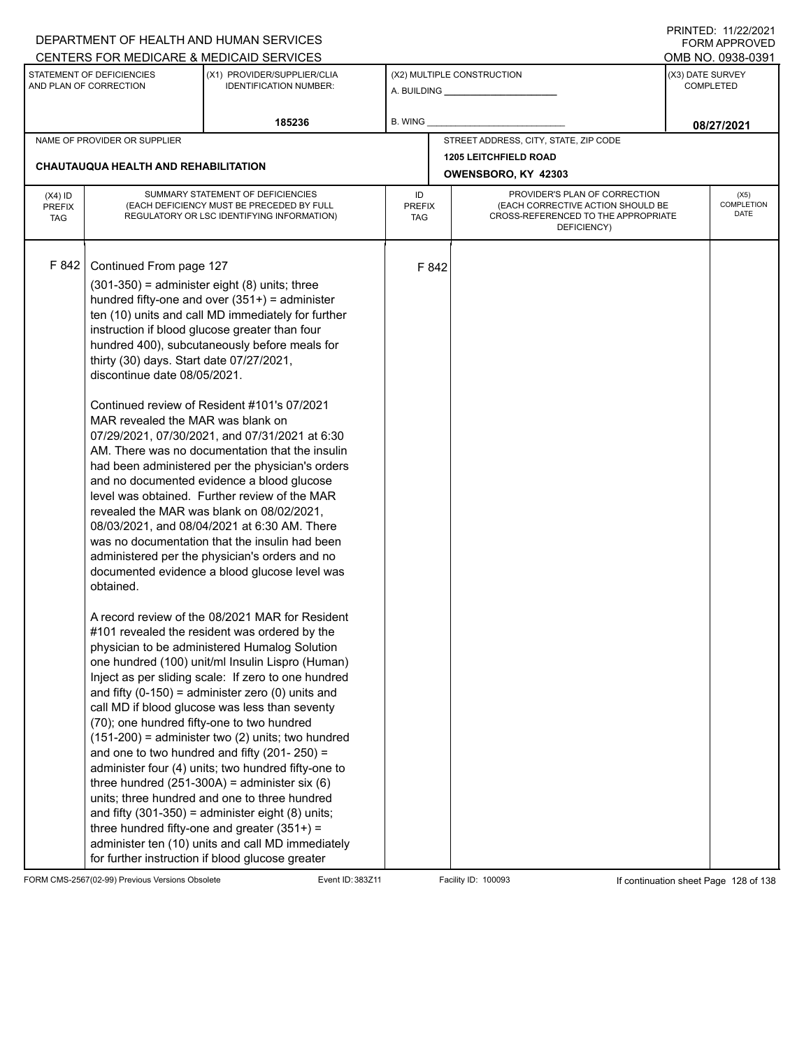DEPARTMENT OF HEALTH AND HUMAN SERVICES
CENTERS FOR MEDICARE & MEDICAID SERVICES

PRINTED: 11/22/2021
FORM APPROVED
OMB NO. 0938-0391

| STATEMENT OF DEFICIENCIES AND PLAN OF CORRECTION | (X1) PROVIDER/SUPPLIER/CLIA IDENTIFICATION NUMBER: | (X2) MULTIPLE CONSTRUCTION | (X3) DATE SURVEY COMPLETED |
|---|---|---|---|
| | 185236 | A. BUILDING ______ B. WING ______ | 08/27/2021 |

| NAME OF PROVIDER OR SUPPLIER | STREET ADDRESS, CITY, STATE, ZIP CODE |
|---|---|
| CHAUTAUQUA HEALTH AND REHABILITATION | 1205 LEITCHFIELD ROAD OWENSBORO, KY 42303 |

| (X4) ID PREFIX TAG | SUMMARY STATEMENT OF DEFICIENCIES (EACH DEFICIENCY MUST BE PRECEDED BY FULL REGULATORY OR LSC IDENTIFYING INFORMATION) | ID PREFIX TAG | PROVIDER'S PLAN OF CORRECTION (EACH CORRECTIVE ACTION SHOULD BE CROSS-REFERENCED TO THE APPROPRIATE DEFICIENCY) | (X5) COMPLETION DATE |
|---|---|---|---|---|
| F 842 | Continued From page 127<br>(301-350) = administer eight (8) units; three hundred fifty-one and over (351+) = administer ten (10) units and call MD immediately for further instruction if blood glucose greater than four hundred 400), subcutaneously before meals for thirty (30) days. Start date 07/27/2021, discontinue date 08/05/2021.<br><br>Continued review of Resident #101's 07/2021 MAR revealed the MAR was blank on 07/29/2021, 07/30/2021, and 07/31/2021 at 6:30 AM. There was no documentation that the insulin had been administered per the physician's orders and no documented evidence a blood glucose level was obtained. Further review of the MAR revealed the MAR was blank on 08/02/2021, 08/03/2021, and 08/04/2021 at 6:30 AM. There was no documentation that the insulin had been administered per the physician's orders and no documented evidence a blood glucose level was obtained.<br><br>A record review of the 08/2021 MAR for Resident #101 revealed the resident was ordered by the physician to be administered Humalog Solution one hundred (100) unit/ml Insulin Lispro (Human) Inject as per sliding scale: If zero to one hundred and fifty (0-150) = administer zero (0) units and call MD if blood glucose was less than seventy (70); one hundred fifty-one to two hundred (151-200) = administer two (2) units; two hundred and one to two hundred and fifty (201- 250) = administer four (4) units; two hundred fifty-one to three hundred (251-300A) = administer six (6) units; three hundred and one to three hundred and fifty (301-350) = administer eight (8) units; three hundred fifty-one and greater (351+) = administer ten (10) units and call MD immediately for further instruction if blood glucose greater | F 842 | | |

FORM CMS-2567(02-99) Previous Versions Obsolete Event ID: 383Z11 Facility ID: 100093 If continuation sheet Page 128 of 138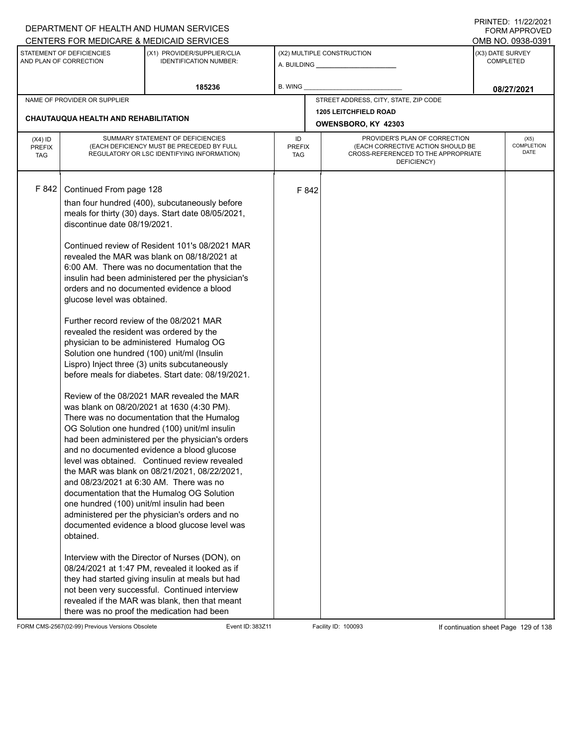DEPARTMENT OF HEALTH AND HUMAN SERVICES
CENTERS FOR MEDICARE & MEDICAID SERVICES

PRINTED: 11/22/2021
FORM APPROVED
OMB NO. 0938-0391

| STATEMENT OF DEFICIENCIES AND PLAN OF CORRECTION | (X1) PROVIDER/SUPPLIER/CLIA IDENTIFICATION NUMBER: | (X2) MULTIPLE CONSTRUCTION | (X3) DATE SURVEY COMPLETED |
|---|---|---|---|
| | 185236 | A. BUILDING ___ B. WING ___ | 08/27/2021 |

| NAME OF PROVIDER OR SUPPLIER | STREET ADDRESS, CITY, STATE, ZIP CODE |
|---|---|
| CHAUTAUQUA HEALTH AND REHABILITATION | 1205 LEITCHFIELD ROAD OWENSBORO, KY 42303 |

| (X4) ID PREFIX TAG | SUMMARY STATEMENT OF DEFICIENCIES (EACH DEFICIENCY MUST BE PRECEDED BY FULL REGULATORY OR LSC IDENTIFYING INFORMATION) | ID PREFIX TAG | PROVIDER'S PLAN OF CORRECTION (EACH CORRECTIVE ACTION SHOULD BE CROSS-REFERENCED TO THE APPROPRIATE DEFICIENCY) | (X5) COMPLETION DATE |
|---|---|---|---|---|
| F 842 | Continued From page 128 | F 842 | | |

than four hundred (400), subcutaneously before meals for thirty (30) days. Start date 08/05/2021, discontinue date 08/19/2021.

Continued review of Resident 101's 08/2021 MAR revealed the MAR was blank on 08/18/2021 at 6:00 AM. There was no documentation that the insulin had been administered per the physician's orders and no documented evidence a blood glucose level was obtained.

Further record review of the 08/2021 MAR revealed the resident was ordered by the physician to be administered Humalog OG Solution one hundred (100) unit/ml (Insulin Lispro) Inject three (3) units subcutaneously before meals for diabetes. Start date: 08/19/2021.

Review of the 08/2021 MAR revealed the MAR was blank on 08/20/2021 at 1630 (4:30 PM). There was no documentation that the Humalog OG Solution one hundred (100) unit/ml insulin had been administered per the physician's orders and no documented evidence a blood glucose level was obtained. Continued review revealed the MAR was blank on 08/21/2021, 08/22/2021, and 08/23/2021 at 6:30 AM. There was no documentation that the Humalog OG Solution one hundred (100) unit/ml insulin had been administered per the physician's orders and no documented evidence a blood glucose level was obtained.

Interview with the Director of Nurses (DON), on 08/24/2021 at 1:47 PM, revealed it looked as if they had started giving insulin at meals but had not been very successful. Continued interview revealed if the MAR was blank, then that meant there was no proof the medication had been

FORM CMS-2567(02-99) Previous Versions Obsolete Event ID: 383Z11 Facility ID: 100093 If continuation sheet Page 129 of 138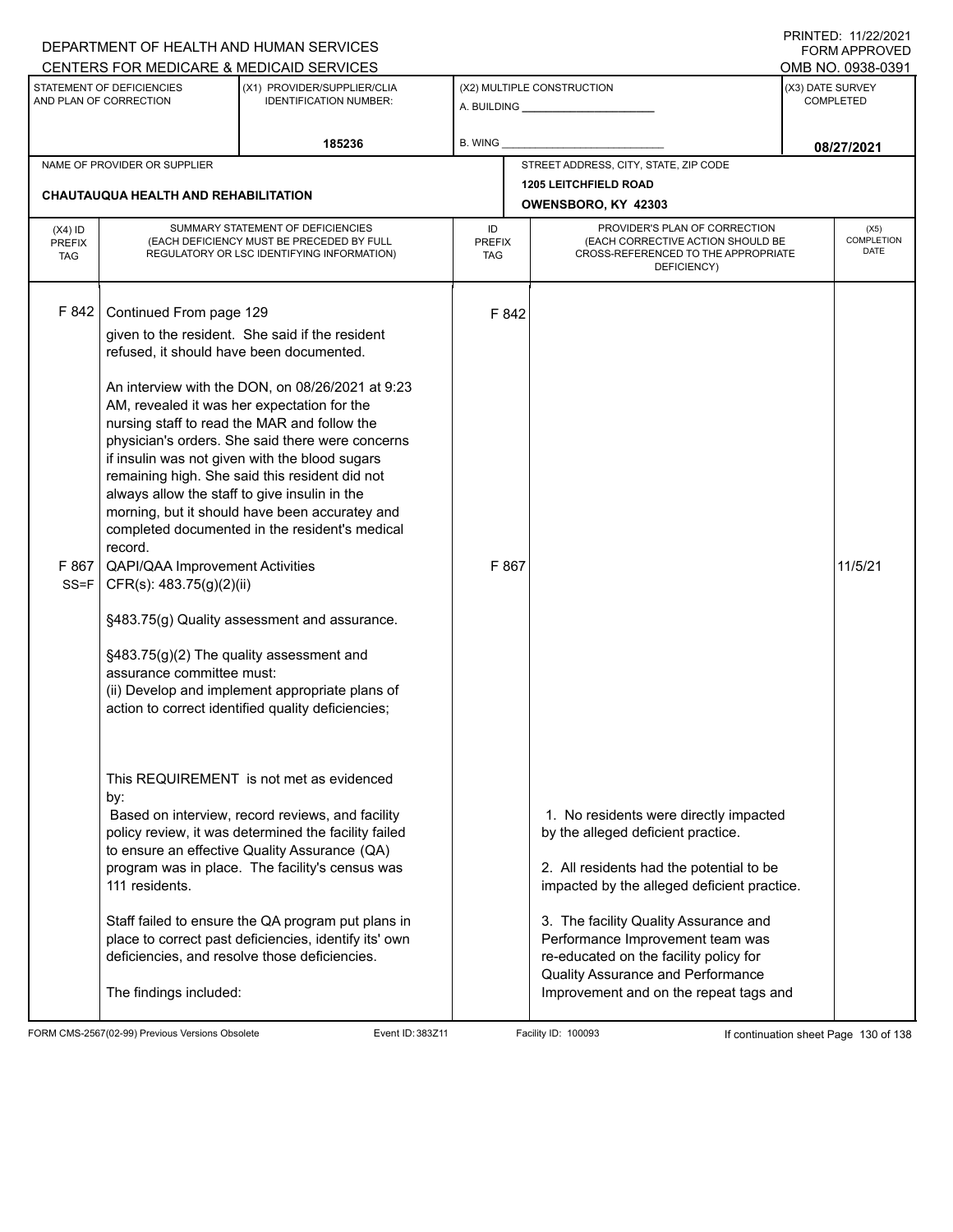DEPARTMENT OF HEALTH AND HUMAN SERVICES
CENTERS FOR MEDICARE & MEDICAID SERVICES

PRINTED: 11/22/2021
FORM APPROVED
OMB NO. 0938-0391

| STATEMENT OF DEFICIENCIES AND PLAN OF CORRECTION | (X1) PROVIDER/SUPPLIER/CLIA IDENTIFICATION NUMBER: | (X2) MULTIPLE CONSTRUCTION | (X3) DATE SURVEY COMPLETED |
|---|---|---|---|
| | 185236 | A. BUILDING ______ B. WING ______ | 08/27/2021 |

| NAME OF PROVIDER OR SUPPLIER | STREET ADDRESS, CITY, STATE, ZIP CODE |
|---|---|
| CHAUTAUQUA HEALTH AND REHABILITATION | 1205 LEITCHFIELD ROAD OWENSBORO, KY 42303 |

| (X4) ID PREFIX TAG | SUMMARY STATEMENT OF DEFICIENCIES (EACH DEFICIENCY MUST BE PRECEDED BY FULL REGULATORY OR LSC IDENTIFYING INFORMATION) | ID PREFIX TAG | PROVIDER'S PLAN OF CORRECTION (EACH CORRECTIVE ACTION SHOULD BE CROSS-REFERENCED TO THE APPROPRIATE DEFICIENCY) | (X5) COMPLETION DATE |
|---|---|---|---|---|
| F 842 | Continued From page 129<br><br>given to the resident. She said if the resident refused, it should have been documented.<br><br>An interview with the DON, on 08/26/2021 at 9:23 AM, revealed it was her expectation for the nursing staff to read the MAR and follow the physician's orders. She said there were concerns if insulin was not given with the blood sugars remaining high. She said this resident did not always allow the staff to give insulin in the morning, but it should have been accuratey and completed documented in the resident's medical record. | F 842 | | |
| F 867 SS=F | QAPI/QAA Improvement Activities<br>CFR(s): 483.75(g)(2)(ii)<br><br>§483.75(g) Quality assessment and assurance.<br><br>§483.75(g)(2) The quality assessment and assurance committee must:<br>(ii) Develop and implement appropriate plans of action to correct identified quality deficiencies;<br><br>This REQUIREMENT is not met as evidenced by:<br>Based on interview, record reviews, and facility policy review, it was determined the facility failed to ensure an effective Quality Assurance (QA) program was in place. The facility's census was 111 residents.<br><br>Staff failed to ensure the QA program put plans in place to correct past deficiencies, identify its' own deficiencies, and resolve those deficiencies.<br><br>The findings included: | F 867 | 1. No residents were directly impacted by the alleged deficient practice.<br><br>2. All residents had the potential to be impacted by the alleged deficient practice.<br><br>3. The facility Quality Assurance and Performance Improvement team was re-educated on the facility policy for Quality Assurance and Performance Improvement and on the repeat tags and | 11/5/21 |

FORM CMS-2567(02-99) Previous Versions Obsolete Event ID: 383Z11 Facility ID: 100093 If continuation sheet Page 130 of 138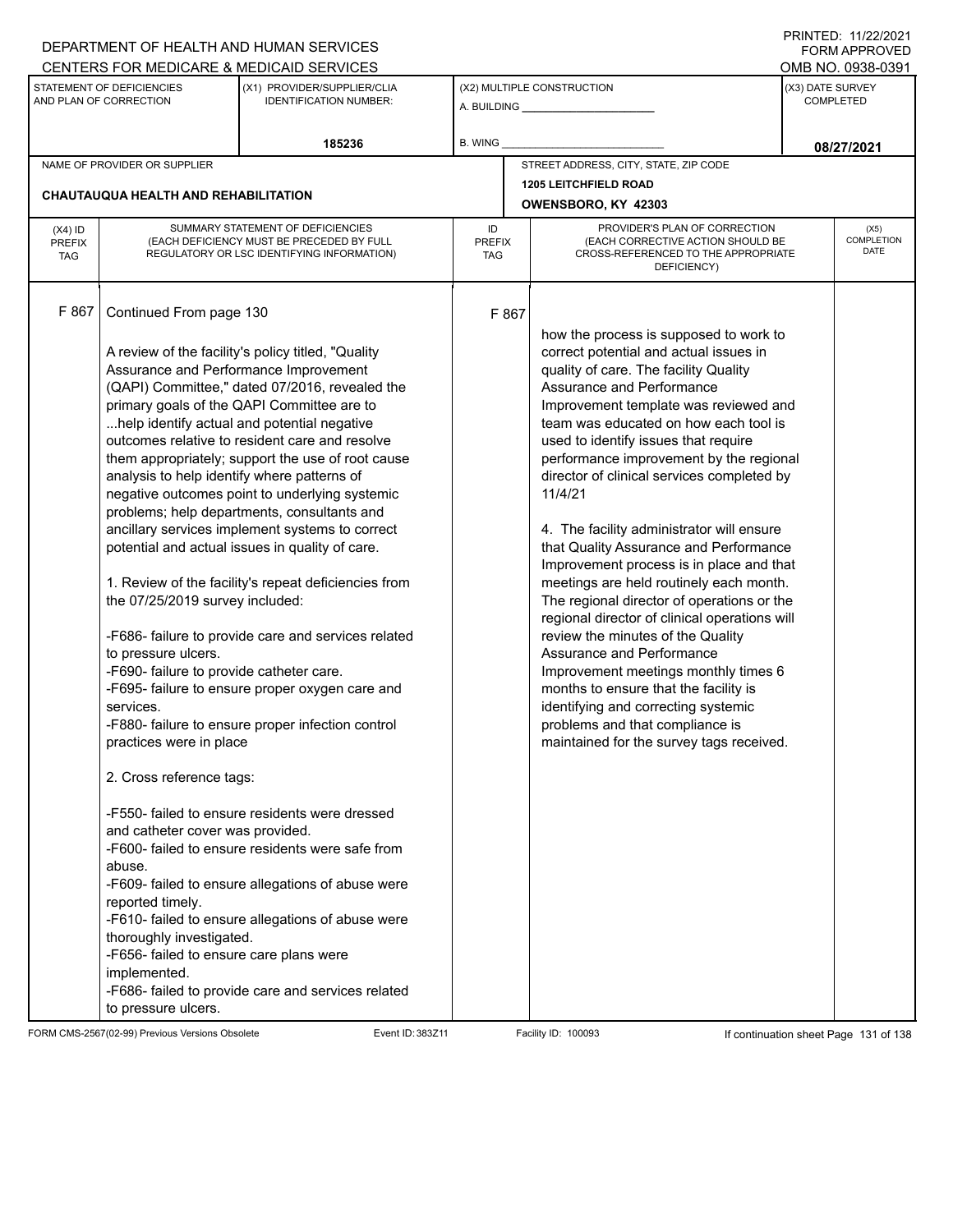DEPARTMENT OF HEALTH AND HUMAN SERVICES
CENTERS FOR MEDICARE & MEDICAID SERVICES

PRINTED: 11/22/2021
FORM APPROVED
OMB NO. 0938-0391

| STATEMENT OF DEFICIENCIES AND PLAN OF CORRECTION | (X1) PROVIDER/SUPPLIER/CLIA IDENTIFICATION NUMBER: | (X2) MULTIPLE CONSTRUCTION | (X3) DATE SURVEY COMPLETED |
|---|---|---|---|
| | 185236 | A. BUILDING ______ B. WING ______ | 08/27/2021 |

| NAME OF PROVIDER OR SUPPLIER | STREET ADDRESS, CITY, STATE, ZIP CODE |
|---|---|
| CHAUTAUQUA HEALTH AND REHABILITATION | 1205 LEITCHFIELD ROAD OWENSBORO, KY 42303 |

| (X4) ID PREFIX TAG | SUMMARY STATEMENT OF DEFICIENCIES (EACH DEFICIENCY MUST BE PRECEDED BY FULL REGULATORY OR LSC IDENTIFYING INFORMATION) | ID PREFIX TAG | PROVIDER'S PLAN OF CORRECTION (EACH CORRECTIVE ACTION SHOULD BE CROSS-REFERENCED TO THE APPROPRIATE DEFICIENCY) | (X5) COMPLETION DATE |
|---|---|---|---|---|
| F 867 | Continued From page 130 | F 867 | | |

**F 867 — Summary Statement of Deficiencies (continued):**

A review of the facility's policy titled, "Quality Assurance and Performance Improvement (QAPI) Committee," dated 07/2016, revealed the primary goals of the QAPI Committee are to ...help identify actual and potential negative outcomes relative to resident care and resolve them appropriately; support the use of root cause analysis to help identify where patterns of negative outcomes point to underlying systemic problems; help departments, consultants and ancillary services implement systems to correct potential and actual issues in quality of care.

1. Review of the facility's repeat deficiencies from the 07/25/2019 survey included:

-F686- failure to provide care and services related to pressure ulcers.
-F690- failure to provide catheter care.
-F695- failure to ensure proper oxygen care and services.
-F880- failure to ensure proper infection control practices were in place

2. Cross reference tags:

-F550- failed to ensure residents were dressed and catheter cover was provided.
-F600- failed to ensure residents were safe from abuse.
-F609- failed to ensure allegations of abuse were reported timely.
-F610- failed to ensure allegations of abuse were thoroughly investigated.
-F656- failed to ensure care plans were implemented.
-F686- failed to provide care and services related to pressure ulcers.

**F 867 — Provider's Plan of Correction (continued):**

how the process is supposed to work to correct potential and actual issues in quality of care. The facility Quality Assurance and Performance Improvement template was reviewed and team was educated on how each tool is used to identify issues that require performance improvement by the regional director of clinical services completed by 11/4/21

4. The facility administrator will ensure that Quality Assurance and Performance Improvement process is in place and that meetings are held routinely each month. The regional director of operations or the regional director of clinical operations will review the minutes of the Quality Assurance and Performance Improvement meetings monthly times 6 months to ensure that the facility is identifying and correcting systemic problems and that compliance is maintained for the survey tags received.

FORM CMS-2567(02-99) Previous Versions Obsolete Event ID: 383Z11 Facility ID: 100093 If continuation sheet Page 131 of 138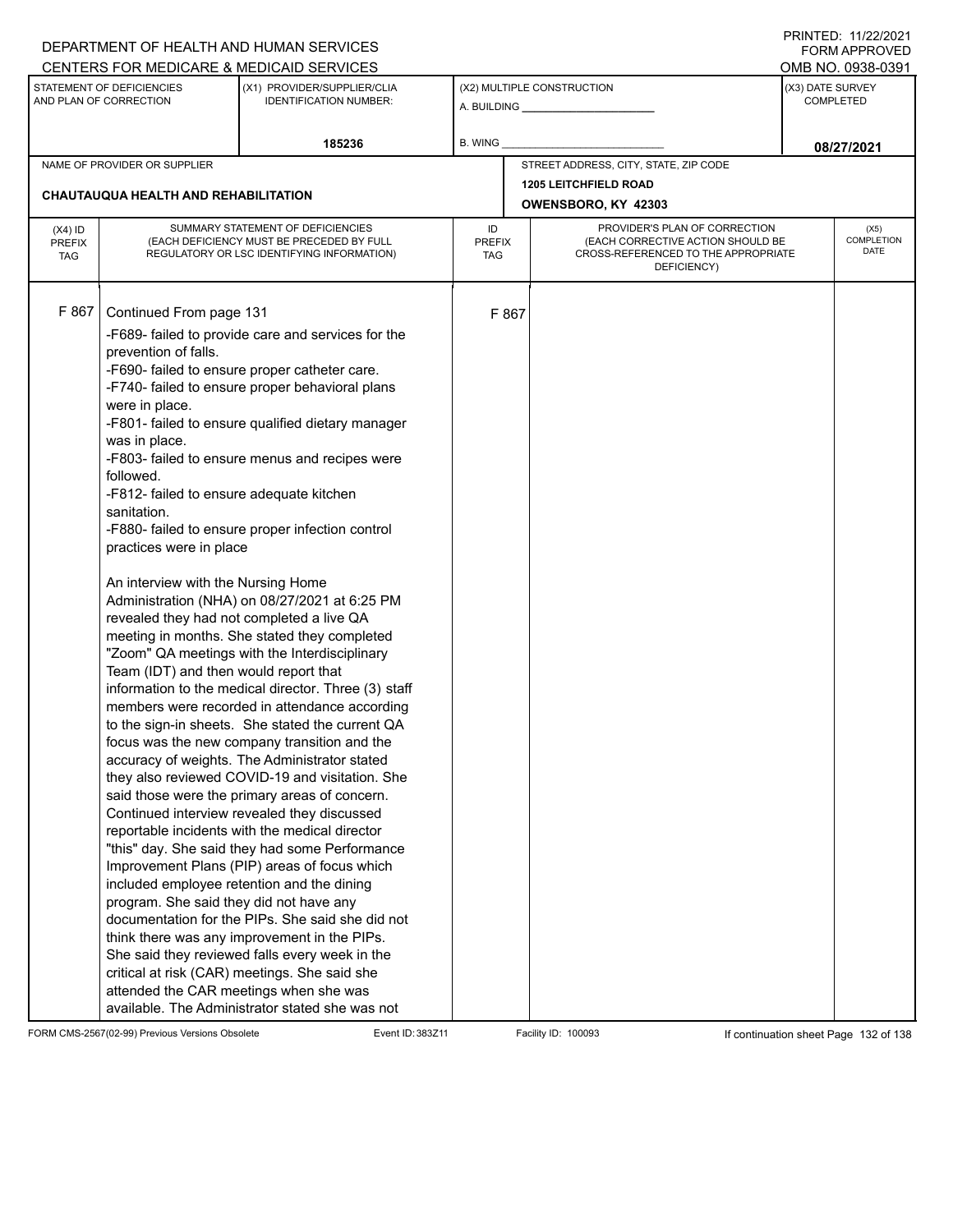DEPARTMENT OF HEALTH AND HUMAN SERVICES
CENTERS FOR MEDICARE & MEDICAID SERVICES

PRINTED: 11/22/2021
FORM APPROVED
OMB NO. 0938-0391

| STATEMENT OF DEFICIENCIES AND PLAN OF CORRECTION | (X1) PROVIDER/SUPPLIER/CLIA IDENTIFICATION NUMBER: | (X2) MULTIPLE CONSTRUCTION | (X3) DATE SURVEY COMPLETED |
|---|---|---|---|
| | 185236 | A. BUILDING ______ B. WING ______ | 08/27/2021 |

| NAME OF PROVIDER OR SUPPLIER | STREET ADDRESS, CITY, STATE, ZIP CODE |
|---|---|
| CHAUTAUQUA HEALTH AND REHABILITATION | 1205 LEITCHFIELD ROAD OWENSBORO, KY 42303 |

| (X4) ID PREFIX TAG | SUMMARY STATEMENT OF DEFICIENCIES (EACH DEFICIENCY MUST BE PRECEDED BY FULL REGULATORY OR LSC IDENTIFYING INFORMATION) | ID PREFIX TAG | PROVIDER'S PLAN OF CORRECTION (EACH CORRECTIVE ACTION SHOULD BE CROSS-REFERENCED TO THE APPROPRIATE DEFICIENCY) | (X5) COMPLETION DATE |
|---|---|---|---|---|
| F 867 | Continued From page 131<br>-F689- failed to provide care and services for the prevention of falls.<br>-F690- failed to ensure proper catheter care.<br>-F740- failed to ensure proper behavioral plans were in place.<br>-F801- failed to ensure qualified dietary manager was in place.<br>-F803- failed to ensure menus and recipes were followed.<br>-F812- failed to ensure adequate kitchen sanitation.<br>-F880- failed to ensure proper infection control practices were in place<br><br>An interview with the Nursing Home Administration (NHA) on 08/27/2021 at 6:25 PM revealed they had not completed a live QA meeting in months. She stated they completed "Zoom" QA meetings with the Interdisciplinary Team (IDT) and then would report that information to the medical director. Three (3) staff members were recorded in attendance according to the sign-in sheets. She stated the current QA focus was the new company transition and the accuracy of weights. The Administrator stated they also reviewed COVID-19 and visitation. She said those were the primary areas of concern. Continued interview revealed they discussed reportable incidents with the medical director "this" day. She said they had some Performance Improvement Plans (PIP) areas of focus which included employee retention and the dining program. She said they did not have any documentation for the PIPs. She said she did not think there was any improvement in the PIPs. She said they reviewed falls every week in the critical at risk (CAR) meetings. She said she attended the CAR meetings when she was available. The Administrator stated she was not | F 867 | | |

FORM CMS-2567(02-99) Previous Versions Obsolete Event ID: 383Z11 Facility ID: 100093 If continuation sheet Page 132 of 138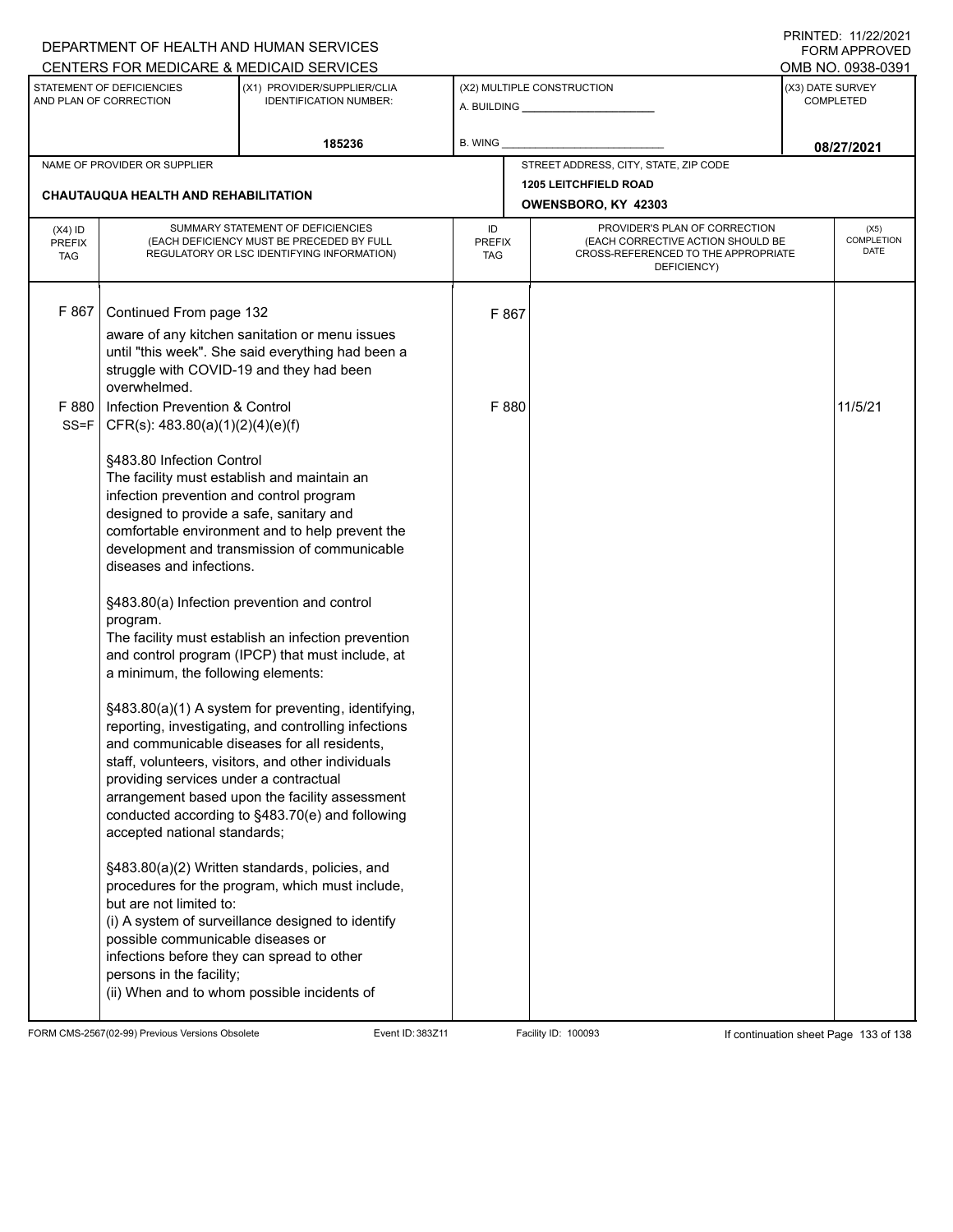DEPARTMENT OF HEALTH AND HUMAN SERVICES
CENTERS FOR MEDICARE & MEDICAID SERVICES

PRINTED: 11/22/2021
FORM APPROVED
OMB NO. 0938-0391

| STATEMENT OF DEFICIENCIES AND PLAN OF CORRECTION | (X1) PROVIDER/SUPPLIER/CLIA IDENTIFICATION NUMBER: | (X2) MULTIPLE CONSTRUCTION | (X3) DATE SURVEY COMPLETED |
|---|---|---|---|
| | 185236 | A. BUILDING ______ B. WING ______ | 08/27/2021 |

| NAME OF PROVIDER OR SUPPLIER | STREET ADDRESS, CITY, STATE, ZIP CODE |
|---|---|
| CHAUTAUQUA HEALTH AND REHABILITATION | 1205 LEITCHFIELD ROAD OWENSBORO, KY 42303 |

| (X4) ID PREFIX TAG | SUMMARY STATEMENT OF DEFICIENCIES (EACH DEFICIENCY MUST BE PRECEDED BY FULL REGULATORY OR LSC IDENTIFYING INFORMATION) | ID PREFIX TAG | PROVIDER'S PLAN OF CORRECTION (EACH CORRECTIVE ACTION SHOULD BE CROSS-REFERENCED TO THE APPROPRIATE DEFICIENCY) | (X5) COMPLETION DATE |
|---|---|---|---|---|
| F 867 | Continued From page 132<br>aware of any kitchen sanitation or menu issues until "this week". She said everything had been a struggle with COVID-19 and they had been overwhelmed. | F 867 | | |
| F 880 SS=F | Infection Prevention & Control<br>CFR(s): 483.80(a)(1)(2)(4)(e)(f)<br><br>§483.80 Infection Control<br>The facility must establish and maintain an infection prevention and control program designed to provide a safe, sanitary and comfortable environment and to help prevent the development and transmission of communicable diseases and infections.<br><br>§483.80(a) Infection prevention and control program.<br>The facility must establish an infection prevention and control program (IPCP) that must include, at a minimum, the following elements:<br><br>§483.80(a)(1) A system for preventing, identifying, reporting, investigating, and controlling infections and communicable diseases for all residents, staff, volunteers, visitors, and other individuals providing services under a contractual arrangement based upon the facility assessment conducted according to §483.70(e) and following accepted national standards;<br><br>§483.80(a)(2) Written standards, policies, and procedures for the program, which must include, but are not limited to:<br>(i) A system of surveillance designed to identify possible communicable diseases or infections before they can spread to other persons in the facility;<br>(ii) When and to whom possible incidents of | F 880 | | 11/5/21 |

FORM CMS-2567(02-99) Previous Versions Obsolete Event ID: 383Z11 Facility ID: 100093 If continuation sheet Page 133 of 138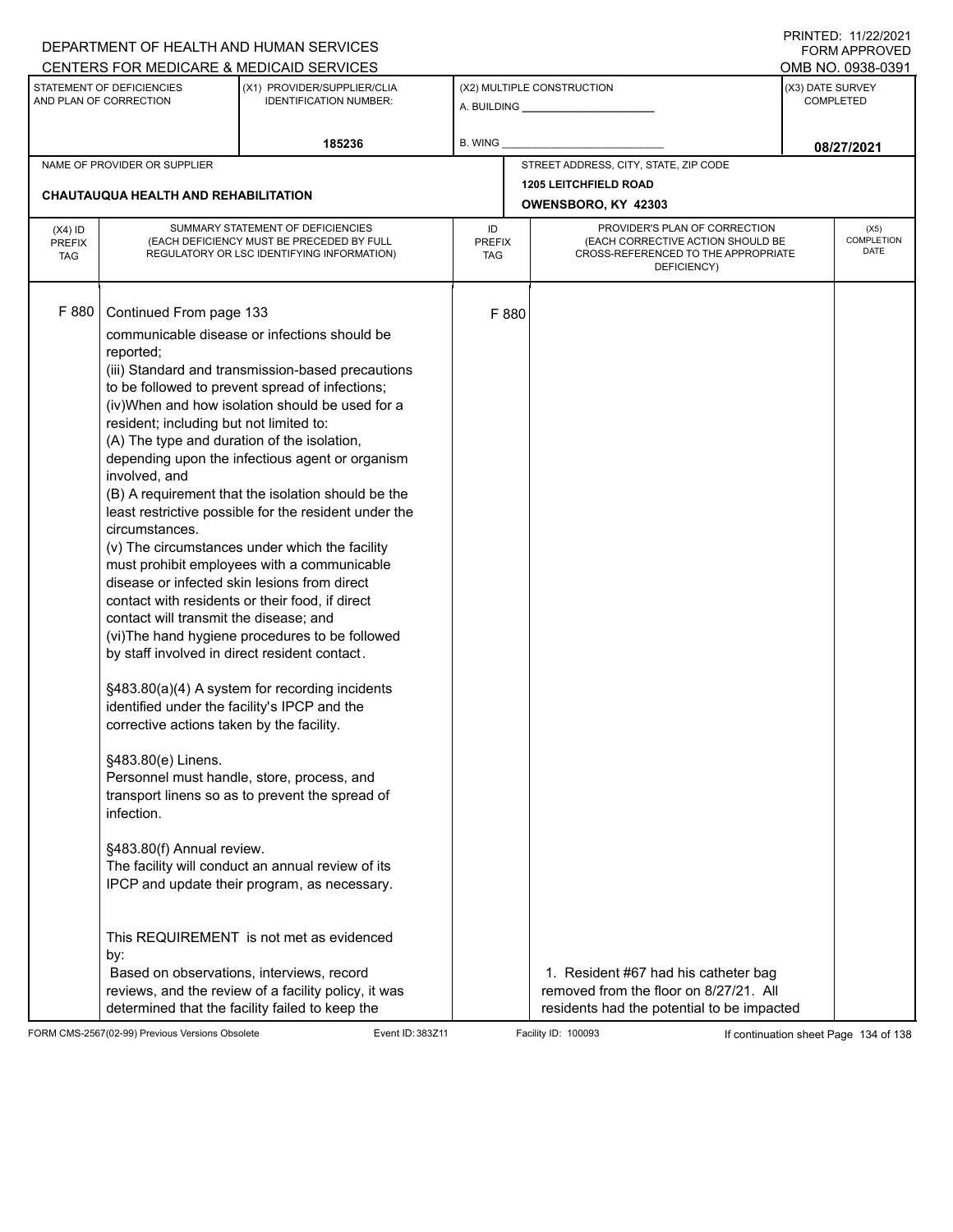| (X4) ID PREFIX TAG | SUMMARY STATEMENT OF DEFICIENCIES (EACH DEFICIENCY MUST BE PRECEDED BY FULL REGULATORY OR LSC IDENTIFYING INFORMATION) | ID PREFIX TAG | PROVIDER'S PLAN OF CORRECTION (EACH CORRECTIVE ACTION SHOULD BE CROSS-REFERENCED TO THE APPROPRIATE DEFICIENCY) | (X5) COMPLETION DATE |
|---|---|---|---|---|
| F 880 | Continued From page 133 | F 880 | | |

communicable disease or infections should be reported;
(iii) Standard and transmission-based precautions to be followed to prevent spread of infections;
(iv)When and how isolation should be used for a resident; including but not limited to:
(A) The type and duration of the isolation, depending upon the infectious agent or organism involved, and
(B) A requirement that the isolation should be the least restrictive possible for the resident under the circumstances.
(v) The circumstances under which the facility must prohibit employees with a communicable disease or infected skin lesions from direct contact with residents or their food, if direct contact will transmit the disease; and
(vi)The hand hygiene procedures to be followed by staff involved in direct resident contact.

§483.80(a)(4) A system for recording incidents identified under the facility's IPCP and the corrective actions taken by the facility.

§483.80(e) Linens.
Personnel must handle, store, process, and transport linens so as to prevent the spread of infection.

§483.80(f) Annual review.
The facility will conduct an annual review of its IPCP and update their program, as necessary.

This REQUIREMENT is not met as evidenced by:
Based on observations, interviews, record reviews, and the review of a facility policy, it was determined that the facility failed to keep the

1. Resident #67 had his catheter bag removed from the floor on 8/27/21. All residents had the potential to be impacted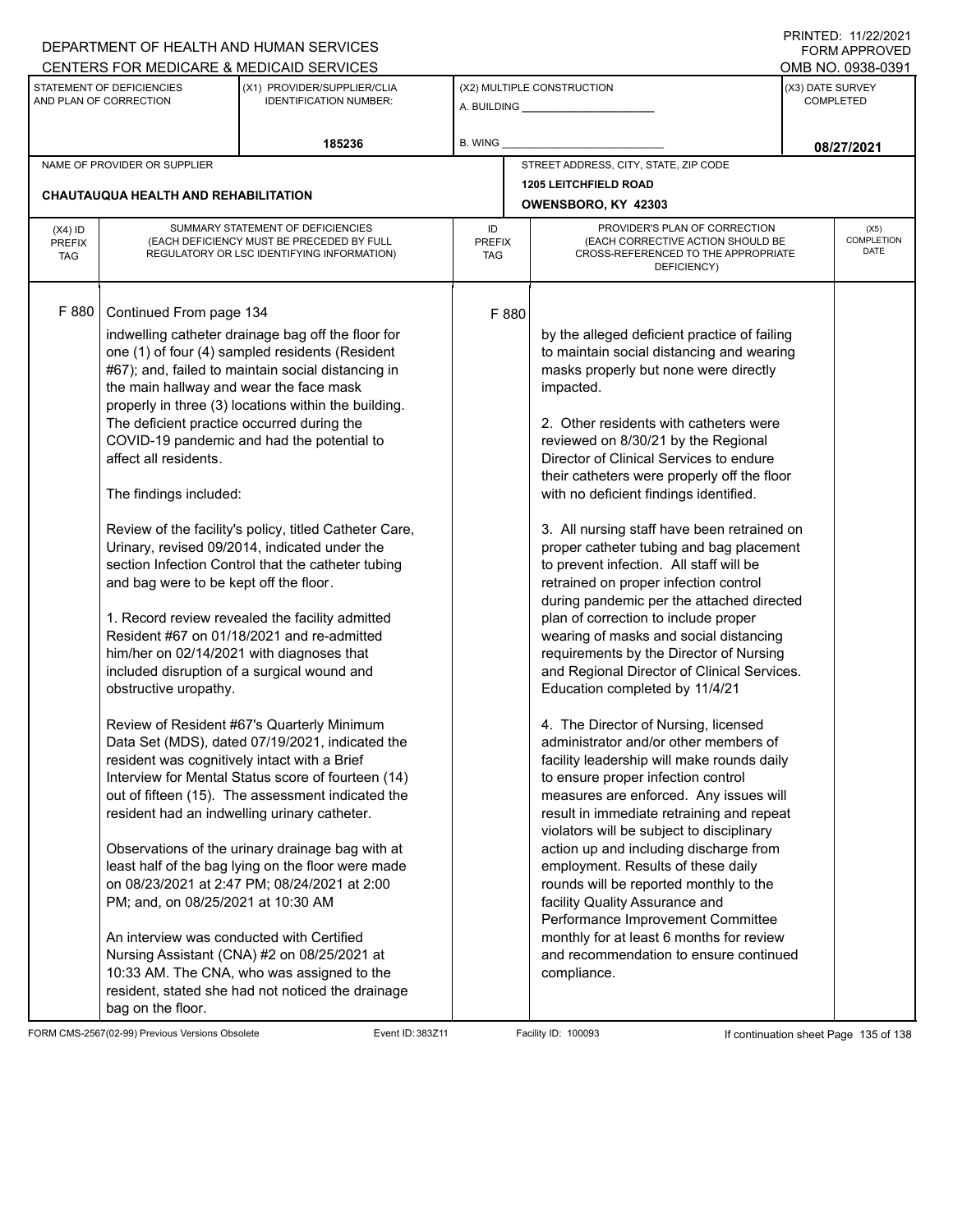DEPARTMENT OF HEALTH AND HUMAN SERVICES
CENTERS FOR MEDICARE & MEDICAID SERVICES

PRINTED: 11/22/2021
FORM APPROVED
OMB NO. 0938-0391

| STATEMENT OF DEFICIENCIES AND PLAN OF CORRECTION | (X1) PROVIDER/SUPPLIER/CLIA IDENTIFICATION NUMBER: | (X2) MULTIPLE CONSTRUCTION | (X3) DATE SURVEY COMPLETED |
|---|---|---|---|
| | 185236 | A. BUILDING ___ B. WING ___ | 08/27/2021 |

| NAME OF PROVIDER OR SUPPLIER | STREET ADDRESS, CITY, STATE, ZIP CODE |
|---|---|
| CHAUTAUQUA HEALTH AND REHABILITATION | 1205 LEITCHFIELD ROAD OWENSBORO, KY 42303 |

| (X4) ID PREFIX TAG | SUMMARY STATEMENT OF DEFICIENCIES (EACH DEFICIENCY MUST BE PRECEDED BY FULL REGULATORY OR LSC IDENTIFYING INFORMATION) | ID PREFIX TAG | PROVIDER'S PLAN OF CORRECTION (EACH CORRECTIVE ACTION SHOULD BE CROSS-REFERENCED TO THE APPROPRIATE DEFICIENCY) | (X5) COMPLETION DATE |
|---|---|---|---|---|
| F 880 | Continued From page 134<br><br>indwelling catheter drainage bag off the floor for one (1) of four (4) sampled residents (Resident #67); and, failed to maintain social distancing in the main hallway and wear the face mask properly in three (3) locations within the building. The deficient practice occurred during the COVID-19 pandemic and had the potential to affect all residents.<br><br>The findings included:<br><br>Review of the facility's policy, titled Catheter Care, Urinary, revised 09/2014, indicated under the section Infection Control that the catheter tubing and bag were to be kept off the floor.<br><br>1. Record review revealed the facility admitted Resident #67 on 01/18/2021 and re-admitted him/her on 02/14/2021 with diagnoses that included disruption of a surgical wound and obstructive uropathy.<br><br>Review of Resident #67's Quarterly Minimum Data Set (MDS), dated 07/19/2021, indicated the resident was cognitively intact with a Brief Interview for Mental Status score of fourteen (14) out of fifteen (15). The assessment indicated the resident had an indwelling urinary catheter.<br><br>Observations of the urinary drainage bag with at least half of the bag lying on the floor were made on 08/23/2021 at 2:47 PM; 08/24/2021 at 2:00 PM; and, on 08/25/2021 at 10:30 AM<br><br>An interview was conducted with Certified Nursing Assistant (CNA) #2 on 08/25/2021 at 10:33 AM. The CNA, who was assigned to the resident, stated she had not noticed the drainage bag on the floor. | F 880 | by the alleged deficient practice of failing to maintain social distancing and wearing masks properly but none were directly impacted.<br><br>2. Other residents with catheters were reviewed on 8/30/21 by the Regional Director of Clinical Services to endure their catheters were properly off the floor with no deficient findings identified.<br><br>3. All nursing staff have been retrained on proper catheter tubing and bag placement to prevent infection. All staff will be retrained on proper infection control during pandemic per the attached directed plan of correction to include proper wearing of masks and social distancing requirements by the Director of Nursing and Regional Director of Clinical Services. Education completed by 11/4/21<br><br>4. The Director of Nursing, licensed administrator and/or other members of facility leadership will make rounds daily to ensure proper infection control measures are enforced. Any issues will result in immediate retraining and repeat violators will be subject to disciplinary action up and including discharge from employment. Results of these daily rounds will be reported monthly to the facility Quality Assurance and Performance Improvement Committee monthly for at least 6 months for review and recommendation to ensure continued compliance. | |

FORM CMS-2567(02-99) Previous Versions Obsolete | Event ID: 383Z11 | Facility ID: 100093 | If continuation sheet Page 135 of 138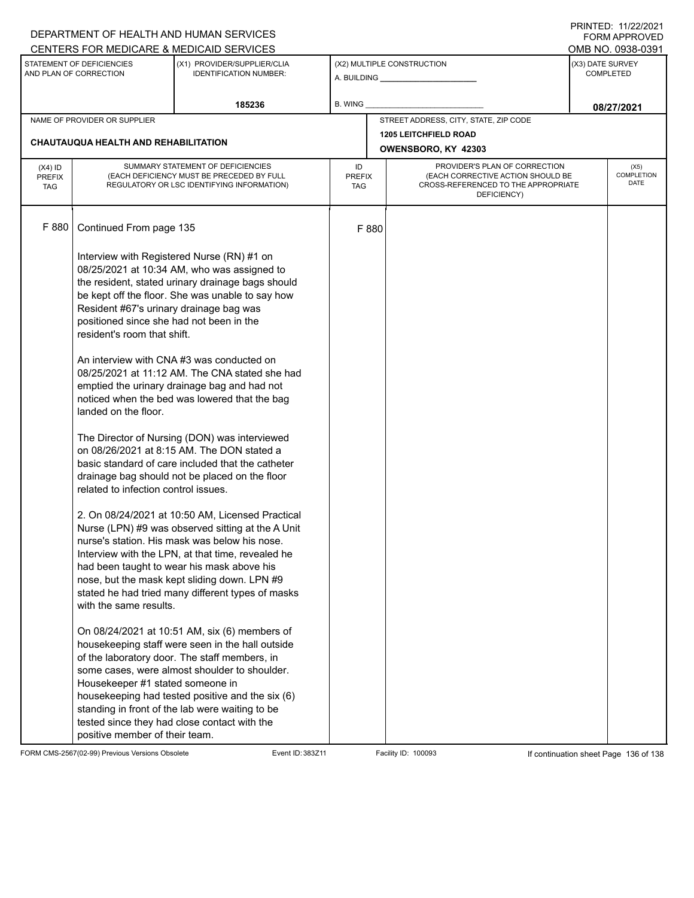DEPARTMENT OF HEALTH AND HUMAN SERVICES
CENTERS FOR MEDICARE & MEDICAID SERVICES

PRINTED: 11/22/2021
FORM APPROVED
OMB NO. 0938-0391

| STATEMENT OF DEFICIENCIES AND PLAN OF CORRECTION | (X1) PROVIDER/SUPPLIER/CLIA IDENTIFICATION NUMBER: | (X2) MULTIPLE CONSTRUCTION | (X3) DATE SURVEY COMPLETED |
|---|---|---|---|
| | 185236 | A. BUILDING ______ B. WING ______ | 08/27/2021 |

| NAME OF PROVIDER OR SUPPLIER | STREET ADDRESS, CITY, STATE, ZIP CODE |
|---|---|
| CHAUTAUQUA HEALTH AND REHABILITATION | 1205 LEITCHFIELD ROAD OWENSBORO, KY 42303 |

| (X4) ID PREFIX TAG | SUMMARY STATEMENT OF DEFICIENCIES (EACH DEFICIENCY MUST BE PRECEDED BY FULL REGULATORY OR LSC IDENTIFYING INFORMATION) | ID PREFIX TAG | PROVIDER'S PLAN OF CORRECTION (EACH CORRECTIVE ACTION SHOULD BE CROSS-REFERENCED TO THE APPROPRIATE DEFICIENCY) | (X5) COMPLETION DATE |
|---|---|---|---|---|
| F 880 | Continued From page 135 | F 880 | | |

Interview with Registered Nurse (RN) #1 on 08/25/2021 at 10:34 AM, who was assigned to the resident, stated urinary drainage bags should be kept off the floor. She was unable to say how Resident #67's urinary drainage bag was positioned since she had not been in the resident's room that shift.

An interview with CNA #3 was conducted on 08/25/2021 at 11:12 AM. The CNA stated she had emptied the urinary drainage bag and had not noticed when the bed was lowered that the bag landed on the floor.

The Director of Nursing (DON) was interviewed on 08/26/2021 at 8:15 AM. The DON stated a basic standard of care included that the catheter drainage bag should not be placed on the floor related to infection control issues.

2. On 08/24/2021 at 10:50 AM, Licensed Practical Nurse (LPN) #9 was observed sitting at the A Unit nurse's station. His mask was below his nose. Interview with the LPN, at that time, revealed he had been taught to wear his mask above his nose, but the mask kept sliding down. LPN #9 stated he had tried many different types of masks with the same results.

On 08/24/2021 at 10:51 AM, six (6) members of housekeeping staff were seen in the hall outside of the laboratory door. The staff members, in some cases, were almost shoulder to shoulder. Housekeeper #1 stated someone in housekeeping had tested positive and the six (6) standing in front of the lab were waiting to be tested since they had close contact with the positive member of their team.

FORM CMS-2567(02-99) Previous Versions Obsolete | Event ID: 383Z11 | Facility ID: 100093 | If continuation sheet Page 136 of 138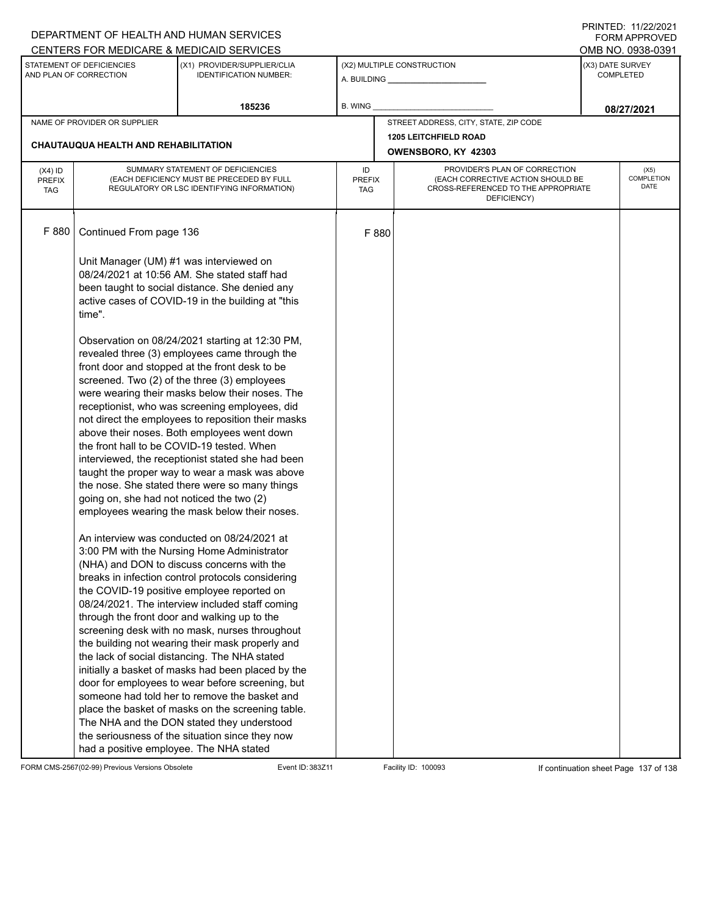DEPARTMENT OF HEALTH AND HUMAN SERVICES
CENTERS FOR MEDICARE & MEDICAID SERVICES

PRINTED: 11/22/2021
FORM APPROVED
OMB NO. 0938-0391

| STATEMENT OF DEFICIENCIES AND PLAN OF CORRECTION | (X1) PROVIDER/SUPPLIER/CLIA IDENTIFICATION NUMBER: | (X2) MULTIPLE CONSTRUCTION | (X3) DATE SURVEY COMPLETED |
|---|---|---|---|
| | 185236 | A. BUILDING ______ B. WING ______ | 08/27/2021 |

| NAME OF PROVIDER OR SUPPLIER | STREET ADDRESS, CITY, STATE, ZIP CODE |
|---|---|
| CHAUTAUQUA HEALTH AND REHABILITATION | 1205 LEITCHFIELD ROAD OWENSBORO, KY 42303 |

| (X4) ID PREFIX TAG | SUMMARY STATEMENT OF DEFICIENCIES (EACH DEFICIENCY MUST BE PRECEDED BY FULL REGULATORY OR LSC IDENTIFYING INFORMATION) | ID PREFIX TAG | PROVIDER'S PLAN OF CORRECTION (EACH CORRECTIVE ACTION SHOULD BE CROSS-REFERENCED TO THE APPROPRIATE DEFICIENCY) | (X5) COMPLETION DATE |
|---|---|---|---|---|
| F 880 | Continued From page 136 | F 880 | | |

Unit Manager (UM) #1 was interviewed on 08/24/2021 at 10:56 AM. She stated staff had been taught to social distance. She denied any active cases of COVID-19 in the building at "this time".

Observation on 08/24/2021 starting at 12:30 PM, revealed three (3) employees came through the front door and stopped at the front desk to be screened. Two (2) of the three (3) employees were wearing their masks below their noses. The receptionist, who was screening employees, did not direct the employees to reposition their masks above their noses. Both employees went down the front hall to be COVID-19 tested. When interviewed, the receptionist stated she had been taught the proper way to wear a mask was above the nose. She stated there were so many things going on, she had not noticed the two (2) employees wearing the mask below their noses.

An interview was conducted on 08/24/2021 at 3:00 PM with the Nursing Home Administrator (NHA) and DON to discuss concerns with the breaks in infection control protocols considering the COVID-19 positive employee reported on 08/24/2021. The interview included staff coming through the front door and walking up to the screening desk with no mask, nurses throughout the building not wearing their mask properly and the lack of social distancing. The NHA stated initially a basket of masks had been placed by the door for employees to wear before screening, but someone had told her to remove the basket and place the basket of masks on the screening table. The NHA and the DON stated they understood the seriousness of the situation since they now had a positive employee. The NHA stated

FORM CMS-2567(02-99) Previous Versions Obsolete Event ID: 383Z11 Facility ID: 100093 If continuation sheet Page 137 of 138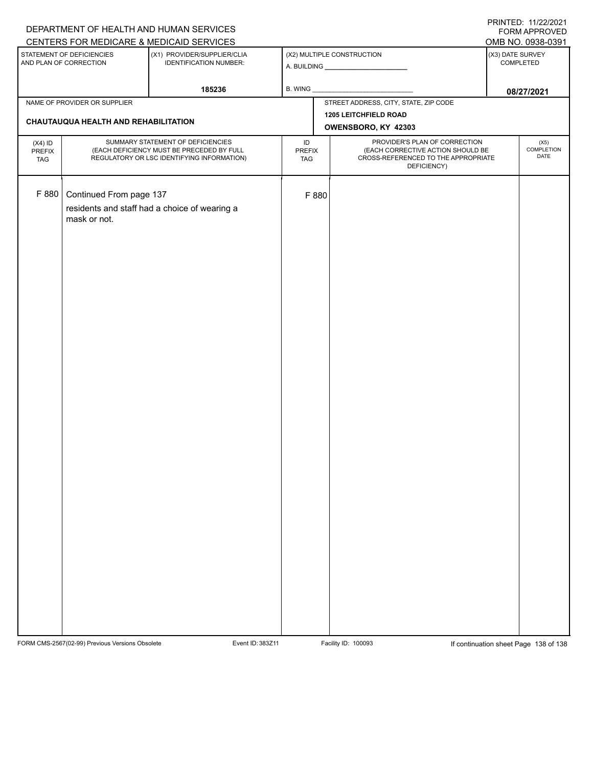DEPARTMENT OF HEALTH AND HUMAN SERVICES
CENTERS FOR MEDICARE & MEDICAID SERVICES

PRINTED: 11/22/2021
FORM APPROVED
OMB NO. 0938-0391

| STATEMENT OF DEFICIENCIES AND PLAN OF CORRECTION | (X1) PROVIDER/SUPPLIER/CLIA IDENTIFICATION NUMBER: | (X2) MULTIPLE CONSTRUCTION | (X3) DATE SURVEY COMPLETED |
|---|---|---|---|
| | 185236 | A. BUILDING ______ B. WING ______ | 08/27/2021 |

| NAME OF PROVIDER OR SUPPLIER | STREET ADDRESS, CITY, STATE, ZIP CODE |
|---|---|
| CHAUTAUQUA HEALTH AND REHABILITATION | 1205 LEITCHFIELD ROAD OWENSBORO, KY 42303 |

| (X4) ID PREFIX TAG | SUMMARY STATEMENT OF DEFICIENCIES (EACH DEFICIENCY MUST BE PRECEDED BY FULL REGULATORY OR LSC IDENTIFYING INFORMATION) | ID PREFIX TAG | PROVIDER'S PLAN OF CORRECTION (EACH CORRECTIVE ACTION SHOULD BE CROSS-REFERENCED TO THE APPROPRIATE DEFICIENCY) | (X5) COMPLETION DATE |
|---|---|---|---|---|
| F 880 | Continued From page 137<br>residents and staff had a choice of wearing a mask or not. | F 880 | | |

FORM CMS-2567(02-99) Previous Versions Obsolete Event ID: 383Z11 Facility ID: 100093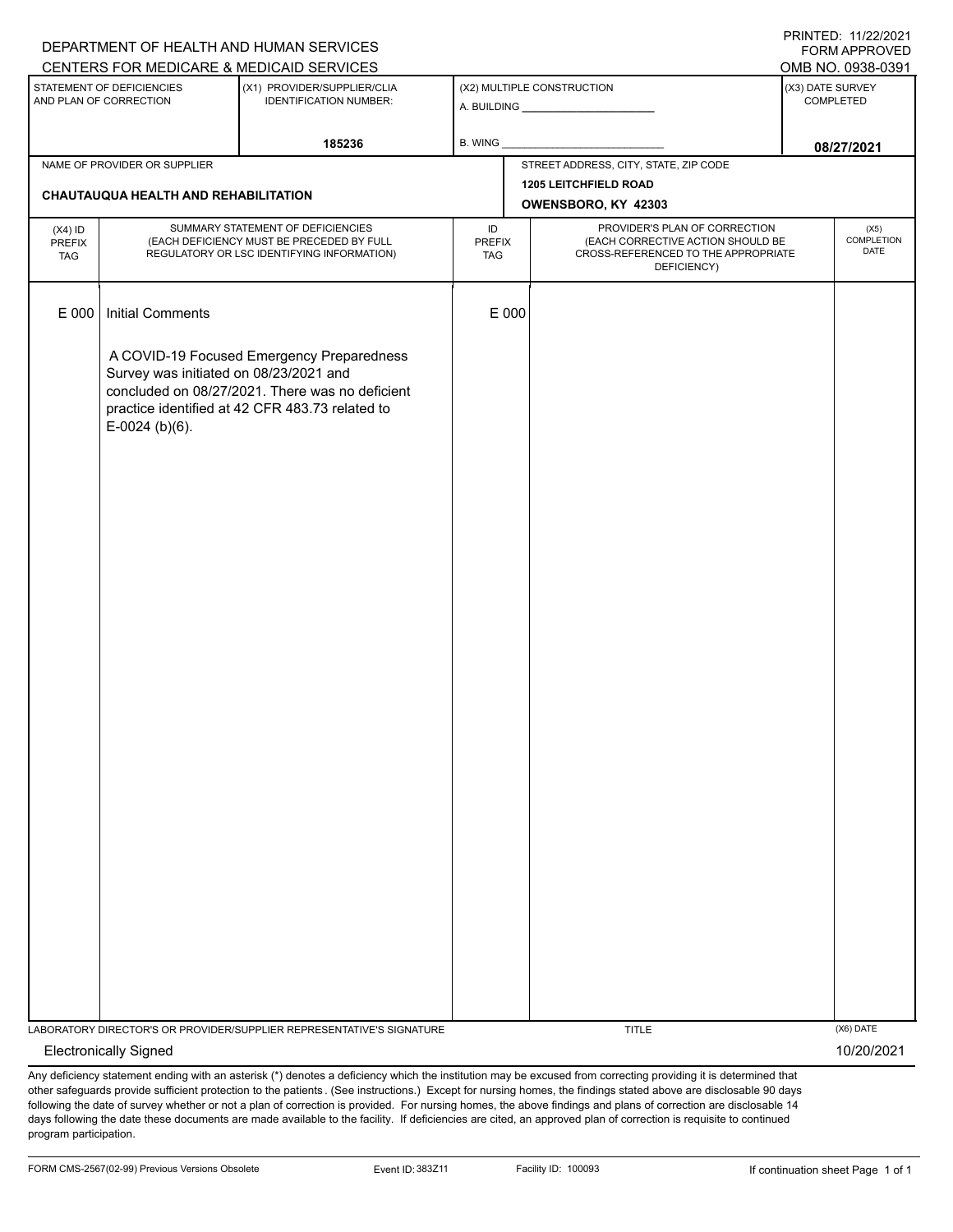DEPARTMENT OF HEALTH AND HUMAN SERVICES
CENTERS FOR MEDICARE & MEDICAID SERVICES

PRINTED: 11/22/2021
FORM APPROVED
OMB NO. 0938-0391

| STATEMENT OF DEFICIENCIES AND PLAN OF CORRECTION | (X1) PROVIDER/SUPPLIER/CLIA IDENTIFICATION NUMBER: | (X2) MULTIPLE CONSTRUCTION | (X3) DATE SURVEY COMPLETED |
|---|---|---|---|
| | 185236 | A. BUILDING ______ B. WING ______ | 08/27/2021 |

| NAME OF PROVIDER OR SUPPLIER | STREET ADDRESS, CITY, STATE, ZIP CODE |
|---|---|
| CHAUTAUQUA HEALTH AND REHABILITATION | 1205 LEITCHFIELD ROAD OWENSBORO, KY 42303 |

| (X4) ID PREFIX TAG | SUMMARY STATEMENT OF DEFICIENCIES (EACH DEFICIENCY MUST BE PRECEDED BY FULL REGULATORY OR LSC IDENTIFYING INFORMATION) | ID PREFIX TAG | PROVIDER'S PLAN OF CORRECTION (EACH CORRECTIVE ACTION SHOULD BE CROSS-REFERENCED TO THE APPROPRIATE DEFICIENCY) | (X5) COMPLETION DATE |
|---|---|---|---|---|
| E 000 | Initial Comments<br><br>A COVID-19 Focused Emergency Preparedness Survey was initiated on 08/23/2021 and concluded on 08/27/2021. There was no deficient practice identified at 42 CFR 483.73 related to E-0024 (b)(6). | E 000 | | |

| LABORATORY DIRECTOR'S OR PROVIDER/SUPPLIER REPRESENTATIVE'S SIGNATURE | TITLE | (X6) DATE |
|---|---|---|
| Electronically Signed | | 10/20/2021 |

Any deficiency statement ending with an asterisk (*) denotes a deficiency which the institution may be excused from correcting providing it is determined that other safeguards provide sufficient protection to the patients . (See instructions.) Except for nursing homes, the findings stated above are disclosable 90 days following the date of survey whether or not a plan of correction is provided. For nursing homes, the above findings and plans of correction are disclosable 14 days following the date these documents are made available to the facility. If deficiencies are cited, an approved plan of correction is requisite to continued program participation.

FORM CMS-2567(02-99) Previous Versions Obsolete | Event ID: 383Z11 | Facility ID: 100093 | If continuation sheet Page 1 of 1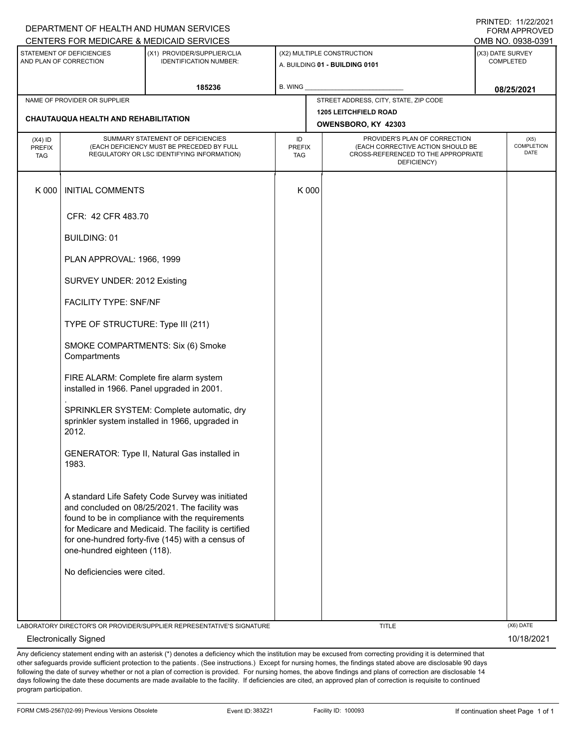DEPARTMENT OF HEALTH AND HUMAN SERVICES
CENTERS FOR MEDICARE & MEDICAID SERVICES

PRINTED: 11/22/2021
FORM APPROVED
OMB NO. 0938-0391

| STATEMENT OF DEFICIENCIES AND PLAN OF CORRECTION | (X1) PROVIDER/SUPPLIER/CLIA IDENTIFICATION NUMBER: | (X2) MULTIPLE CONSTRUCTION | (X3) DATE SURVEY COMPLETED |
|---|---|---|---|
| | 185236 | A. BUILDING 01 - BUILDING 0101<br>B. WING | 08/25/2021 |

| NAME OF PROVIDER OR SUPPLIER | STREET ADDRESS, CITY, STATE, ZIP CODE |
|---|---|
| CHAUTAUQUA HEALTH AND REHABILITATION | 1205 LEITCHFIELD ROAD<br>OWENSBORO, KY 42303 |

| (X4) ID PREFIX TAG | SUMMARY STATEMENT OF DEFICIENCIES (EACH DEFICIENCY MUST BE PRECEDED BY FULL REGULATORY OR LSC IDENTIFYING INFORMATION) | ID PREFIX TAG | PROVIDER'S PLAN OF CORRECTION (EACH CORRECTIVE ACTION SHOULD BE CROSS-REFERENCED TO THE APPROPRIATE DEFICIENCY) | (X5) COMPLETION DATE |
|---|---|---|---|---|
| K 000 | INITIAL COMMENTS<br><br>CFR: 42 CFR 483.70<br><br>BUILDING: 01<br><br>PLAN APPROVAL: 1966, 1999<br><br>SURVEY UNDER: 2012 Existing<br><br>FACILITY TYPE: SNF/NF<br><br>TYPE OF STRUCTURE: Type III (211)<br><br>SMOKE COMPARTMENTS: Six (6) Smoke Compartments<br><br>FIRE ALARM: Complete fire alarm system installed in 1966. Panel upgraded in 2001.<br><br>SPRINKLER SYSTEM: Complete automatic, dry sprinkler system installed in 1966, upgraded in 2012.<br><br>GENERATOR: Type II, Natural Gas installed in 1983.<br><br>A standard Life Safety Code Survey was initiated and concluded on 08/25/2021. The facility was found to be in compliance with the requirements for Medicare and Medicaid. The facility is certified for one-hundred forty-five (145) with a census of one-hundred eighteen (118).<br><br>No deficiencies were cited. | K 000 | | |

LABORATORY DIRECTOR'S OR PROVIDER/SUPPLIER REPRESENTATIVE'S SIGNATURE: Electronically Signed
TITLE:
(X6) DATE: 10/18/2021

Any deficiency statement ending with an asterisk (*) denotes a deficiency which the institution may be excused from correcting providing it is determined that other safeguards provide sufficient protection to the patients. (See instructions.) Except for nursing homes, the findings stated above are disclosable 90 days following the date of survey whether or not a plan of correction is provided. For nursing homes, the above findings and plans of correction are disclosable 14 days following the date these documents are made available to the facility. If deficiencies are cited, an approved plan of correction is requisite to continued program participation.

FORM CMS-2567(02-99) Previous Versions Obsolete | Event ID: 383Z21 | Facility ID: 100093 | If continuation sheet Page 1 of 1